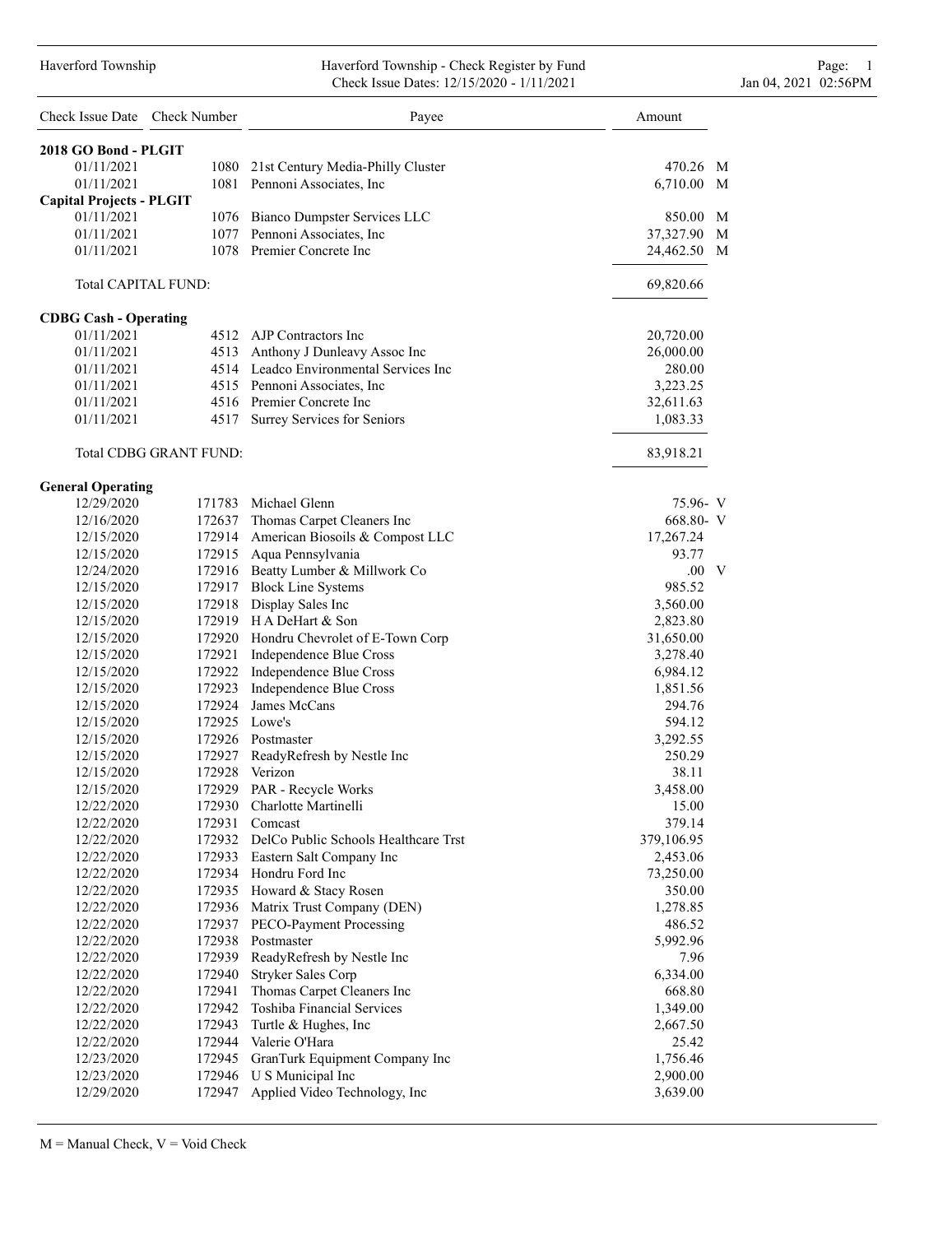# Haverford Township - Check Register by Fund

Check Issue Dates: 12/15/2020 - 1/11/2021

| Check Issue Date | Check Number | Payee | Amount | |
|---|---|---|---|---|
| **2018 GO Bond - PLGIT** | | | | |
| 01/11/2021 | 1080 | 21st Century Media-Philly Cluster | 470.26 | M |
| 01/11/2021 | 1081 | Pennoni Associates, Inc | 6,710.00 | M |
| **Capital Projects - PLGIT** | | | | |
| 01/11/2021 | 1076 | Bianco Dumpster Services LLC | 850.00 | M |
| 01/11/2021 | 1077 | Pennoni Associates, Inc | 37,327.90 | M |
| 01/11/2021 | 1078 | Premier Concrete Inc | 24,462.50 | M |
| Total CAPITAL FUND: | | | 69,820.66 | |
| **CDBG Cash - Operating** | | | | |
| 01/11/2021 | 4512 | AJP Contractors Inc | 20,720.00 | |
| 01/11/2021 | 4513 | Anthony J Dunleavy Assoc Inc | 26,000.00 | |
| 01/11/2021 | 4514 | Leadco Environmental Services Inc | 280.00 | |
| 01/11/2021 | 4515 | Pennoni Associates, Inc | 3,223.25 | |
| 01/11/2021 | 4516 | Premier Concrete Inc | 32,611.63 | |
| 01/11/2021 | 4517 | Surrey Services for Seniors | 1,083.33 | |
| Total CDBG GRANT FUND: | | | 83,918.21 | |
| **General Operating** | | | | |
| 12/29/2020 | 171783 | Michael Glenn | 75.96- | V |
| 12/16/2020 | 172637 | Thomas Carpet Cleaners Inc | 668.80- | V |
| 12/15/2020 | 172914 | American Biosoils & Compost LLC | 17,267.24 | |
| 12/15/2020 | 172915 | Aqua Pennsylvania | 93.77 | |
| 12/24/2020 | 172916 | Beatty Lumber & Millwork Co | .00 | V |
| 12/15/2020 | 172917 | Block Line Systems | 985.52 | |
| 12/15/2020 | 172918 | Display Sales Inc | 3,560.00 | |
| 12/15/2020 | 172919 | H A DeHart & Son | 2,823.80 | |
| 12/15/2020 | 172920 | Hondru Chevrolet of E-Town Corp | 31,650.00 | |
| 12/15/2020 | 172921 | Independence Blue Cross | 3,278.40 | |
| 12/15/2020 | 172922 | Independence Blue Cross | 6,984.12 | |
| 12/15/2020 | 172923 | Independence Blue Cross | 1,851.56 | |
| 12/15/2020 | 172924 | James McCans | 294.76 | |
| 12/15/2020 | 172925 | Lowe's | 594.12 | |
| 12/15/2020 | 172926 | Postmaster | 3,292.55 | |
| 12/15/2020 | 172927 | ReadyRefresh by Nestle Inc | 250.29 | |
| 12/15/2020 | 172928 | Verizon | 38.11 | |
| 12/15/2020 | 172929 | PAR - Recycle Works | 3,458.00 | |
| 12/22/2020 | 172930 | Charlotte Martinelli | 15.00 | |
| 12/22/2020 | 172931 | Comcast | 379.14 | |
| 12/22/2020 | 172932 | DelCo Public Schools Healthcare Trst | 379,106.95 | |
| 12/22/2020 | 172933 | Eastern Salt Company Inc | 2,453.06 | |
| 12/22/2020 | 172934 | Hondru Ford Inc | 73,250.00 | |
| 12/22/2020 | 172935 | Howard & Stacy Rosen | 350.00 | |
| 12/22/2020 | 172936 | Matrix Trust Company (DEN) | 1,278.85 | |
| 12/22/2020 | 172937 | PECO-Payment Processing | 486.52 | |
| 12/22/2020 | 172938 | Postmaster | 5,992.96 | |
| 12/22/2020 | 172939 | ReadyRefresh by Nestle Inc | 7.96 | |
| 12/22/2020 | 172940 | Stryker Sales Corp | 6,334.00 | |
| 12/22/2020 | 172941 | Thomas Carpet Cleaners Inc | 668.80 | |
| 12/22/2020 | 172942 | Toshiba Financial Services | 1,349.00 | |
| 12/22/2020 | 172943 | Turtle & Hughes, Inc | 2,667.50 | |
| 12/22/2020 | 172944 | Valerie O'Hara | 25.42 | |
| 12/23/2020 | 172945 | GranTurk Equipment Company Inc | 1,756.46 | |
| 12/23/2020 | 172946 | U S Municipal Inc | 2,900.00 | |
| 12/29/2020 | 172947 | Applied Video Technology, Inc | 3,639.00 | |

M = Manual Check, V = Void Check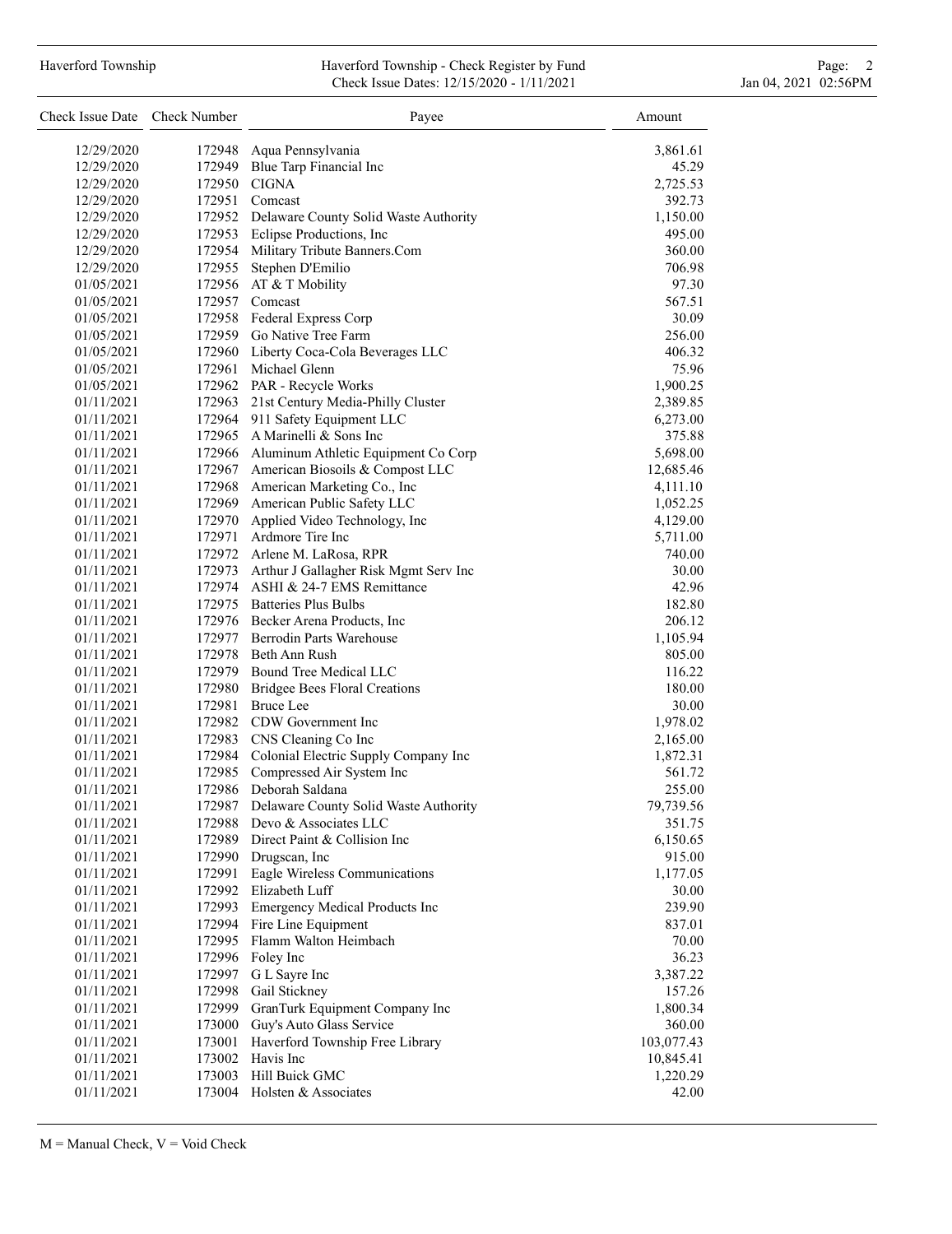| Check Issue Date | Check Number | Payee | Amount |
|---|---|---|---|
| 12/29/2020 | 172948 | Aqua Pennsylvania | 3,861.61 |
| 12/29/2020 | 172949 | Blue Tarp Financial Inc | 45.29 |
| 12/29/2020 | 172950 | CIGNA | 2,725.53 |
| 12/29/2020 | 172951 | Comcast | 392.73 |
| 12/29/2020 | 172952 | Delaware County Solid Waste Authority | 1,150.00 |
| 12/29/2020 | 172953 | Eclipse Productions, Inc | 495.00 |
| 12/29/2020 | 172954 | Military Tribute Banners.Com | 360.00 |
| 12/29/2020 | 172955 | Stephen D'Emilio | 706.98 |
| 01/05/2021 | 172956 | AT & T Mobility | 97.30 |
| 01/05/2021 | 172957 | Comcast | 567.51 |
| 01/05/2021 | 172958 | Federal Express Corp | 30.09 |
| 01/05/2021 | 172959 | Go Native Tree Farm | 256.00 |
| 01/05/2021 | 172960 | Liberty Coca-Cola Beverages LLC | 406.32 |
| 01/05/2021 | 172961 | Michael Glenn | 75.96 |
| 01/05/2021 | 172962 | PAR - Recycle Works | 1,900.25 |
| 01/11/2021 | 172963 | 21st Century Media-Philly Cluster | 2,389.85 |
| 01/11/2021 | 172964 | 911 Safety Equipment LLC | 6,273.00 |
| 01/11/2021 | 172965 | A Marinelli & Sons Inc | 375.88 |
| 01/11/2021 | 172966 | Aluminum Athletic Equipment Co Corp | 5,698.00 |
| 01/11/2021 | 172967 | American Biosoils & Compost LLC | 12,685.46 |
| 01/11/2021 | 172968 | American Marketing Co., Inc | 4,111.10 |
| 01/11/2021 | 172969 | American Public Safety LLC | 1,052.25 |
| 01/11/2021 | 172970 | Applied Video Technology, Inc | 4,129.00 |
| 01/11/2021 | 172971 | Ardmore Tire Inc | 5,711.00 |
| 01/11/2021 | 172972 | Arlene M. LaRosa, RPR | 740.00 |
| 01/11/2021 | 172973 | Arthur J Gallagher Risk Mgmt Serv Inc | 30.00 |
| 01/11/2021 | 172974 | ASHI & 24-7 EMS Remittance | 42.96 |
| 01/11/2021 | 172975 | Batteries Plus Bulbs | 182.80 |
| 01/11/2021 | 172976 | Becker Arena Products, Inc | 206.12 |
| 01/11/2021 | 172977 | Berrodin Parts Warehouse | 1,105.94 |
| 01/11/2021 | 172978 | Beth Ann Rush | 805.00 |
| 01/11/2021 | 172979 | Bound Tree Medical LLC | 116.22 |
| 01/11/2021 | 172980 | Bridgee Bees Floral Creations | 180.00 |
| 01/11/2021 | 172981 | Bruce Lee | 30.00 |
| 01/11/2021 | 172982 | CDW Government Inc | 1,978.02 |
| 01/11/2021 | 172983 | CNS Cleaning Co Inc | 2,165.00 |
| 01/11/2021 | 172984 | Colonial Electric Supply Company Inc | 1,872.31 |
| 01/11/2021 | 172985 | Compressed Air System Inc | 561.72 |
| 01/11/2021 | 172986 | Deborah Saldana | 255.00 |
| 01/11/2021 | 172987 | Delaware County Solid Waste Authority | 79,739.56 |
| 01/11/2021 | 172988 | Devo & Associates LLC | 351.75 |
| 01/11/2021 | 172989 | Direct Paint & Collision Inc | 6,150.65 |
| 01/11/2021 | 172990 | Drugscan, Inc | 915.00 |
| 01/11/2021 | 172991 | Eagle Wireless Communications | 1,177.05 |
| 01/11/2021 | 172992 | Elizabeth Luff | 30.00 |
| 01/11/2021 | 172993 | Emergency Medical Products Inc | 239.90 |
| 01/11/2021 | 172994 | Fire Line Equipment | 837.01 |
| 01/11/2021 | 172995 | Flamm Walton Heimbach | 70.00 |
| 01/11/2021 | 172996 | Foley Inc | 36.23 |
| 01/11/2021 | 172997 | G L Sayre Inc | 3,387.22 |
| 01/11/2021 | 172998 | Gail Stickney | 157.26 |
| 01/11/2021 | 172999 | GranTurk Equipment Company Inc | 1,800.34 |
| 01/11/2021 | 173000 | Guy's Auto Glass Service | 360.00 |
| 01/11/2021 | 173001 | Haverford Township Free Library | 103,077.43 |
| 01/11/2021 | 173002 | Havis Inc | 10,845.41 |
| 01/11/2021 | 173003 | Hill Buick GMC | 1,220.29 |
| 01/11/2021 | 173004 | Holsten & Associates | 42.00 |

M = Manual Check, V = Void Check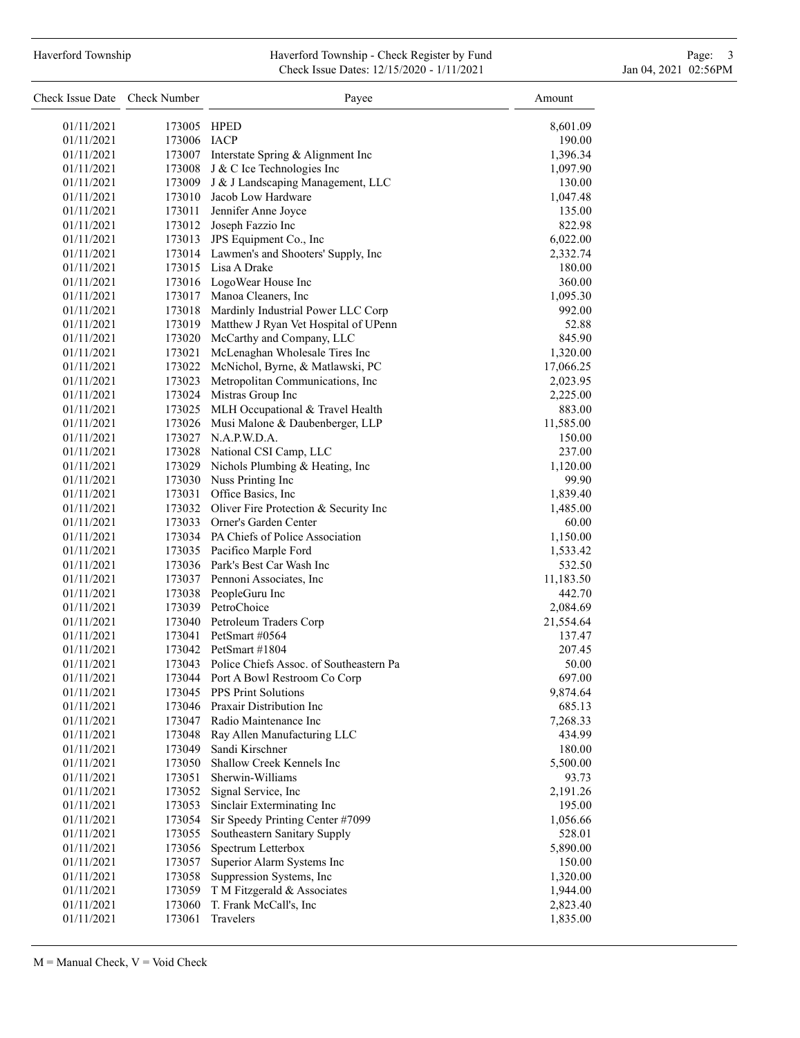| Check Issue Date | Check Number | Payee | Amount |
|---|---|---|---|
| 01/11/2021 | 173005 | HPED | 8,601.09 |
| 01/11/2021 | 173006 | IACP | 190.00 |
| 01/11/2021 | 173007 | Interstate Spring & Alignment Inc | 1,396.34 |
| 01/11/2021 | 173008 | J & C Ice Technologies Inc | 1,097.90 |
| 01/11/2021 | 173009 | J & J Landscaping Management, LLC | 130.00 |
| 01/11/2021 | 173010 | Jacob Low Hardware | 1,047.48 |
| 01/11/2021 | 173011 | Jennifer Anne Joyce | 135.00 |
| 01/11/2021 | 173012 | Joseph Fazzio Inc | 822.98 |
| 01/11/2021 | 173013 | JPS Equipment Co., Inc | 6,022.00 |
| 01/11/2021 | 173014 | Lawmen's and Shooters' Supply, Inc | 2,332.74 |
| 01/11/2021 | 173015 | Lisa A Drake | 180.00 |
| 01/11/2021 | 173016 | LogoWear House Inc | 360.00 |
| 01/11/2021 | 173017 | Manoa Cleaners, Inc | 1,095.30 |
| 01/11/2021 | 173018 | Mardinly Industrial Power LLC Corp | 992.00 |
| 01/11/2021 | 173019 | Matthew J Ryan Vet Hospital of UPenn | 52.88 |
| 01/11/2021 | 173020 | McCarthy and Company, LLC | 845.90 |
| 01/11/2021 | 173021 | McLenaghan Wholesale Tires Inc | 1,320.00 |
| 01/11/2021 | 173022 | McNichol, Byrne, & Matlawski, PC | 17,066.25 |
| 01/11/2021 | 173023 | Metropolitan Communications, Inc | 2,023.95 |
| 01/11/2021 | 173024 | Mistras Group Inc | 2,225.00 |
| 01/11/2021 | 173025 | MLH Occupational & Travel Health | 883.00 |
| 01/11/2021 | 173026 | Musi Malone & Daubenberger, LLP | 11,585.00 |
| 01/11/2021 | 173027 | N.A.P.W.D.A. | 150.00 |
| 01/11/2021 | 173028 | National CSI Camp, LLC | 237.00 |
| 01/11/2021 | 173029 | Nichols Plumbing & Heating, Inc | 1,120.00 |
| 01/11/2021 | 173030 | Nuss Printing Inc | 99.90 |
| 01/11/2021 | 173031 | Office Basics, Inc | 1,839.40 |
| 01/11/2021 | 173032 | Oliver Fire Protection & Security Inc | 1,485.00 |
| 01/11/2021 | 173033 | Orner's Garden Center | 60.00 |
| 01/11/2021 | 173034 | PA Chiefs of Police Association | 1,150.00 |
| 01/11/2021 | 173035 | Pacifico Marple Ford | 1,533.42 |
| 01/11/2021 | 173036 | Park's Best Car Wash Inc | 532.50 |
| 01/11/2021 | 173037 | Pennoni Associates, Inc | 11,183.50 |
| 01/11/2021 | 173038 | PeopleGuru Inc | 442.70 |
| 01/11/2021 | 173039 | PetroChoice | 2,084.69 |
| 01/11/2021 | 173040 | Petroleum Traders Corp | 21,554.64 |
| 01/11/2021 | 173041 | PetSmart #0564 | 137.47 |
| 01/11/2021 | 173042 | PetSmart #1804 | 207.45 |
| 01/11/2021 | 173043 | Police Chiefs Assoc. of Southeastern Pa | 50.00 |
| 01/11/2021 | 173044 | Port A Bowl Restroom Co Corp | 697.00 |
| 01/11/2021 | 173045 | PPS Print Solutions | 9,874.64 |
| 01/11/2021 | 173046 | Praxair Distribution Inc | 685.13 |
| 01/11/2021 | 173047 | Radio Maintenance Inc | 7,268.33 |
| 01/11/2021 | 173048 | Ray Allen Manufacturing LLC | 434.99 |
| 01/11/2021 | 173049 | Sandi Kirschner | 180.00 |
| 01/11/2021 | 173050 | Shallow Creek Kennels Inc | 5,500.00 |
| 01/11/2021 | 173051 | Sherwin-Williams | 93.73 |
| 01/11/2021 | 173052 | Signal Service, Inc | 2,191.26 |
| 01/11/2021 | 173053 | Sinclair Exterminating Inc | 195.00 |
| 01/11/2021 | 173054 | Sir Speedy Printing Center #7099 | 1,056.66 |
| 01/11/2021 | 173055 | Southeastern Sanitary Supply | 528.01 |
| 01/11/2021 | 173056 | Spectrum Letterbox | 5,890.00 |
| 01/11/2021 | 173057 | Superior Alarm Systems Inc | 150.00 |
| 01/11/2021 | 173058 | Suppression Systems, Inc | 1,320.00 |
| 01/11/2021 | 173059 | T M Fitzgerald & Associates | 1,944.00 |
| 01/11/2021 | 173060 | T. Frank McCall's, Inc | 2,823.40 |
| 01/11/2021 | 173061 | Travelers | 1,835.00 |

M = Manual Check, V = Void Check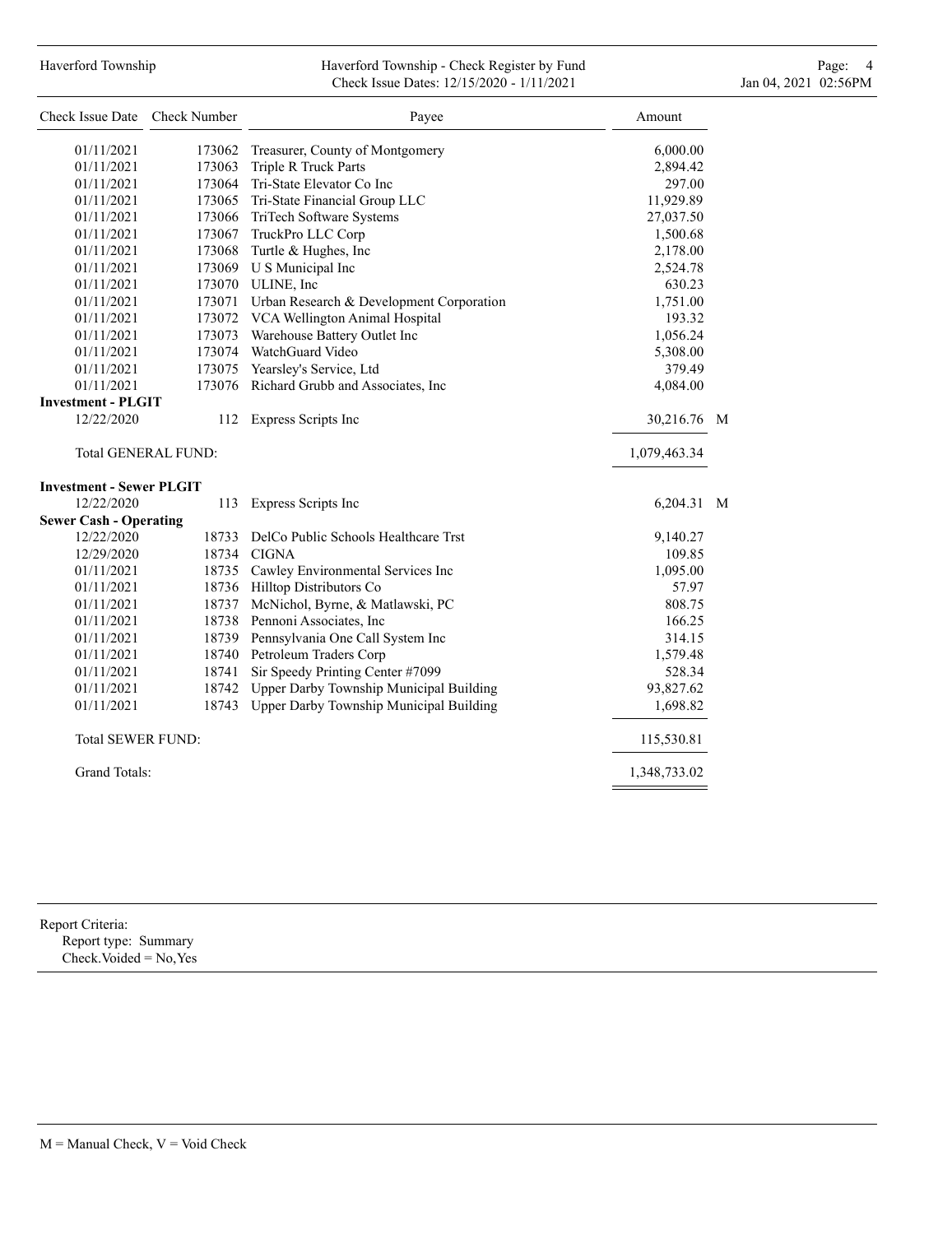| Check Issue Date | Check Number | Payee | Amount | |
|---|---|---|---|---|
| 01/11/2021 | 173062 | Treasurer, County of Montgomery | 6,000.00 | |
| 01/11/2021 | 173063 | Triple R Truck Parts | 2,894.42 | |
| 01/11/2021 | 173064 | Tri-State Elevator Co Inc | 297.00 | |
| 01/11/2021 | 173065 | Tri-State Financial Group LLC | 11,929.89 | |
| 01/11/2021 | 173066 | TriTech Software Systems | 27,037.50 | |
| 01/11/2021 | 173067 | TruckPro LLC Corp | 1,500.68 | |
| 01/11/2021 | 173068 | Turtle & Hughes, Inc | 2,178.00 | |
| 01/11/2021 | 173069 | U S Municipal Inc | 2,524.78 | |
| 01/11/2021 | 173070 | ULINE, Inc | 630.23 | |
| 01/11/2021 | 173071 | Urban Research & Development Corporation | 1,751.00 | |
| 01/11/2021 | 173072 | VCA Wellington Animal Hospital | 193.32 | |
| 01/11/2021 | 173073 | Warehouse Battery Outlet Inc | 1,056.24 | |
| 01/11/2021 | 173074 | WatchGuard Video | 5,308.00 | |
| 01/11/2021 | 173075 | Yearsley's Service, Ltd | 379.49 | |
| 01/11/2021 | 173076 | Richard Grubb and Associates, Inc | 4,084.00 | |
| **Investment - PLGIT** | | | | |
| 12/22/2020 | 112 | Express Scripts Inc | 30,216.76 | M |
| Total GENERAL FUND: | | | 1,079,463.34 | |
| **Investment - Sewer PLGIT** | | | | |
| 12/22/2020 | 113 | Express Scripts Inc | 6,204.31 | M |
| **Sewer Cash - Operating** | | | | |
| 12/22/2020 | 18733 | DelCo Public Schools Healthcare Trst | 9,140.27 | |
| 12/29/2020 | 18734 | CIGNA | 109.85 | |
| 01/11/2021 | 18735 | Cawley Environmental Services Inc | 1,095.00 | |
| 01/11/2021 | 18736 | Hilltop Distributors Co | 57.97 | |
| 01/11/2021 | 18737 | McNichol, Byrne, & Matlawski, PC | 808.75 | |
| 01/11/2021 | 18738 | Pennoni Associates, Inc | 166.25 | |
| 01/11/2021 | 18739 | Pennsylvania One Call System Inc | 314.15 | |
| 01/11/2021 | 18740 | Petroleum Traders Corp | 1,579.48 | |
| 01/11/2021 | 18741 | Sir Speedy Printing Center #7099 | 528.34 | |
| 01/11/2021 | 18742 | Upper Darby Township Municipal Building | 93,827.62 | |
| 01/11/2021 | 18743 | Upper Darby Township Municipal Building | 1,698.82 | |
| Total SEWER FUND: | | | 115,530.81 | |
| Grand Totals: | | | 1,348,733.02 | |

Report Criteria:
Report type: Summary
Check.Voided = No,Yes

M = Manual Check, V = Void Check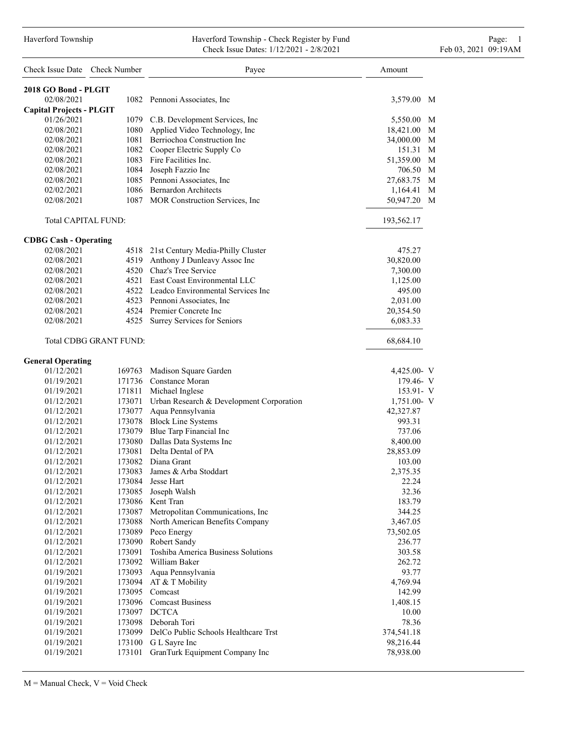Haverford Township

Haverford Township - Check Register by Fund
Check Issue Dates: 1/12/2021 - 2/8/2021

Feb 03, 2021 09:19AM

| Check Issue Date | Check Number | Payee | Amount | |
|---|---|---|---|---|
| **2018 GO Bond - PLGIT** | | | | |
| 02/08/2021 | 1082 | Pennoni Associates, Inc | 3,579.00 | M |
| **Capital Projects - PLGIT** | | | | |
| 01/26/2021 | 1079 | C.B. Development Services, Inc | 5,550.00 | M |
| 02/08/2021 | 1080 | Applied Video Technology, Inc | 18,421.00 | M |
| 02/08/2021 | 1081 | Berriochoa Construction Inc | 34,000.00 | M |
| 02/08/2021 | 1082 | Cooper Electric Supply Co | 151.31 | M |
| 02/08/2021 | 1083 | Fire Facilities Inc. | 51,359.00 | M |
| 02/08/2021 | 1084 | Joseph Fazzio Inc | 706.50 | M |
| 02/08/2021 | 1085 | Pennoni Associates, Inc | 27,683.75 | M |
| 02/02/2021 | 1086 | Bernardon Architects | 1,164.41 | M |
| 02/08/2021 | 1087 | MOR Construction Services, Inc | 50,947.20 | M |
| Total CAPITAL FUND: | | | 193,562.17 | |
| **CDBG Cash - Operating** | | | | |
| 02/08/2021 | 4518 | 21st Century Media-Philly Cluster | 475.27 | |
| 02/08/2021 | 4519 | Anthony J Dunleavy Assoc Inc | 30,820.00 | |
| 02/08/2021 | 4520 | Chaz's Tree Service | 7,300.00 | |
| 02/08/2021 | 4521 | East Coast Environmental LLC | 1,125.00 | |
| 02/08/2021 | 4522 | Leadco Environmental Services Inc | 495.00 | |
| 02/08/2021 | 4523 | Pennoni Associates, Inc | 2,031.00 | |
| 02/08/2021 | 4524 | Premier Concrete Inc | 20,354.50 | |
| 02/08/2021 | 4525 | Surrey Services for Seniors | 6,083.33 | |
| Total CDBG GRANT FUND: | | | 68,684.10 | |
| **General Operating** | | | | |
| 01/12/2021 | 169763 | Madison Square Garden | 4,425.00- | V |
| 01/19/2021 | 171736 | Constance Moran | 179.46- | V |
| 01/19/2021 | 171811 | Michael Inglese | 153.91- | V |
| 01/12/2021 | 173071 | Urban Research & Development Corporation | 1,751.00- | V |
| 01/12/2021 | 173077 | Aqua Pennsylvania | 42,327.87 | |
| 01/12/2021 | 173078 | Block Line Systems | 993.31 | |
| 01/12/2021 | 173079 | Blue Tarp Financial Inc | 737.06 | |
| 01/12/2021 | 173080 | Dallas Data Systems Inc | 8,400.00 | |
| 01/12/2021 | 173081 | Delta Dental of PA | 28,853.09 | |
| 01/12/2021 | 173082 | Diana Grant | 103.00 | |
| 01/12/2021 | 173083 | James & Arba Stoddart | 2,375.35 | |
| 01/12/2021 | 173084 | Jesse Hart | 22.24 | |
| 01/12/2021 | 173085 | Joseph Walsh | 32.36 | |
| 01/12/2021 | 173086 | Kent Tran | 183.79 | |
| 01/12/2021 | 173087 | Metropolitan Communications, Inc | 344.25 | |
| 01/12/2021 | 173088 | North American Benefits Company | 3,467.05 | |
| 01/12/2021 | 173089 | Peco Energy | 73,502.05 | |
| 01/12/2021 | 173090 | Robert Sandy | 236.77 | |
| 01/12/2021 | 173091 | Toshiba America Business Solutions | 303.58 | |
| 01/12/2021 | 173092 | William Baker | 262.72 | |
| 01/19/2021 | 173093 | Aqua Pennsylvania | 93.77 | |
| 01/19/2021 | 173094 | AT & T Mobility | 4,769.94 | |
| 01/19/2021 | 173095 | Comcast | 142.99 | |
| 01/19/2021 | 173096 | Comcast Business | 1,408.15 | |
| 01/19/2021 | 173097 | DCTCA | 10.00 | |
| 01/19/2021 | 173098 | Deborah Tori | 78.36 | |
| 01/19/2021 | 173099 | DelCo Public Schools Healthcare Trst | 374,541.18 | |
| 01/19/2021 | 173100 | G L Sayre Inc | 98,216.44 | |
| 01/19/2021 | 173101 | GranTurk Equipment Company Inc | 78,938.00 | |

M = Manual Check, V = Void Check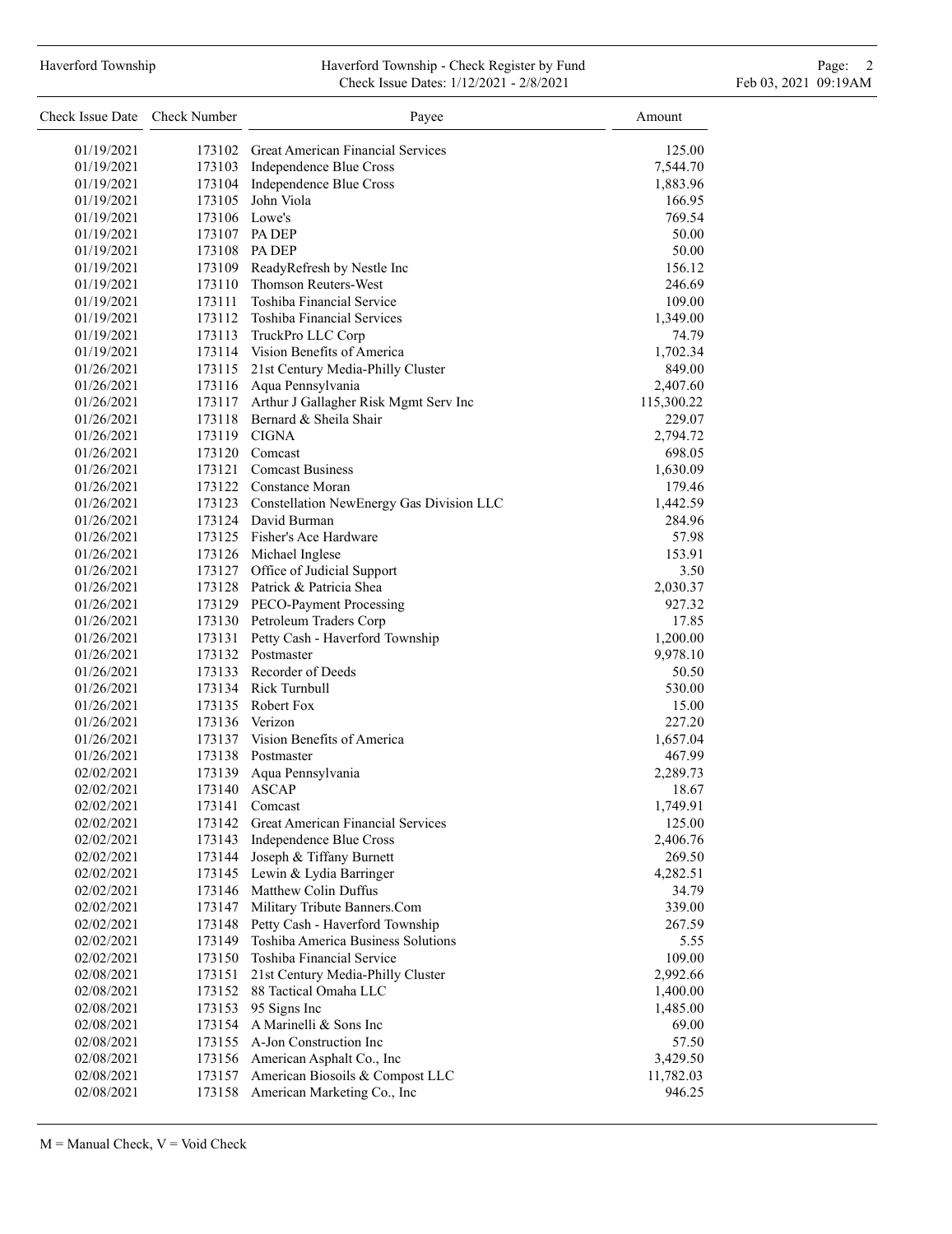| Check Issue Date | Check Number | Payee | Amount |
|---|---|---|---|
| 01/19/2021 | 173102 | Great American Financial Services | 125.00 |
| 01/19/2021 | 173103 | Independence Blue Cross | 7,544.70 |
| 01/19/2021 | 173104 | Independence Blue Cross | 1,883.96 |
| 01/19/2021 | 173105 | John Viola | 166.95 |
| 01/19/2021 | 173106 | Lowe's | 769.54 |
| 01/19/2021 | 173107 | PA DEP | 50.00 |
| 01/19/2021 | 173108 | PA DEP | 50.00 |
| 01/19/2021 | 173109 | ReadyRefresh by Nestle Inc | 156.12 |
| 01/19/2021 | 173110 | Thomson Reuters-West | 246.69 |
| 01/19/2021 | 173111 | Toshiba Financial Service | 109.00 |
| 01/19/2021 | 173112 | Toshiba Financial Services | 1,349.00 |
| 01/19/2021 | 173113 | TruckPro LLC Corp | 74.79 |
| 01/19/2021 | 173114 | Vision Benefits of America | 1,702.34 |
| 01/26/2021 | 173115 | 21st Century Media-Philly Cluster | 849.00 |
| 01/26/2021 | 173116 | Aqua Pennsylvania | 2,407.60 |
| 01/26/2021 | 173117 | Arthur J Gallagher Risk Mgmt Serv Inc | 115,300.22 |
| 01/26/2021 | 173118 | Bernard & Sheila Shair | 229.07 |
| 01/26/2021 | 173119 | CIGNA | 2,794.72 |
| 01/26/2021 | 173120 | Comcast | 698.05 |
| 01/26/2021 | 173121 | Comcast Business | 1,630.09 |
| 01/26/2021 | 173122 | Constance Moran | 179.46 |
| 01/26/2021 | 173123 | Constellation NewEnergy Gas Division LLC | 1,442.59 |
| 01/26/2021 | 173124 | David Burman | 284.96 |
| 01/26/2021 | 173125 | Fisher's Ace Hardware | 57.98 |
| 01/26/2021 | 173126 | Michael Inglese | 153.91 |
| 01/26/2021 | 173127 | Office of Judicial Support | 3.50 |
| 01/26/2021 | 173128 | Patrick & Patricia Shea | 2,030.37 |
| 01/26/2021 | 173129 | PECO-Payment Processing | 927.32 |
| 01/26/2021 | 173130 | Petroleum Traders Corp | 17.85 |
| 01/26/2021 | 173131 | Petty Cash - Haverford Township | 1,200.00 |
| 01/26/2021 | 173132 | Postmaster | 9,978.10 |
| 01/26/2021 | 173133 | Recorder of Deeds | 50.50 |
| 01/26/2021 | 173134 | Rick Turnbull | 530.00 |
| 01/26/2021 | 173135 | Robert Fox | 15.00 |
| 01/26/2021 | 173136 | Verizon | 227.20 |
| 01/26/2021 | 173137 | Vision Benefits of America | 1,657.04 |
| 01/26/2021 | 173138 | Postmaster | 467.99 |
| 02/02/2021 | 173139 | Aqua Pennsylvania | 2,289.73 |
| 02/02/2021 | 173140 | ASCAP | 18.67 |
| 02/02/2021 | 173141 | Comcast | 1,749.91 |
| 02/02/2021 | 173142 | Great American Financial Services | 125.00 |
| 02/02/2021 | 173143 | Independence Blue Cross | 2,406.76 |
| 02/02/2021 | 173144 | Joseph & Tiffany Burnett | 269.50 |
| 02/02/2021 | 173145 | Lewin & Lydia Barringer | 4,282.51 |
| 02/02/2021 | 173146 | Matthew Colin Duffus | 34.79 |
| 02/02/2021 | 173147 | Military Tribute Banners.Com | 339.00 |
| 02/02/2021 | 173148 | Petty Cash - Haverford Township | 267.59 |
| 02/02/2021 | 173149 | Toshiba America Business Solutions | 5.55 |
| 02/02/2021 | 173150 | Toshiba Financial Service | 109.00 |
| 02/08/2021 | 173151 | 21st Century Media-Philly Cluster | 2,992.66 |
| 02/08/2021 | 173152 | 88 Tactical Omaha LLC | 1,400.00 |
| 02/08/2021 | 173153 | 95 Signs Inc | 1,485.00 |
| 02/08/2021 | 173154 | A Marinelli & Sons Inc | 69.00 |
| 02/08/2021 | 173155 | A-Jon Construction Inc | 57.50 |
| 02/08/2021 | 173156 | American Asphalt Co., Inc | 3,429.50 |
| 02/08/2021 | 173157 | American Biosoils & Compost LLC | 11,782.03 |
| 02/08/2021 | 173158 | American Marketing Co., Inc | 946.25 |

M = Manual Check, V = Void Check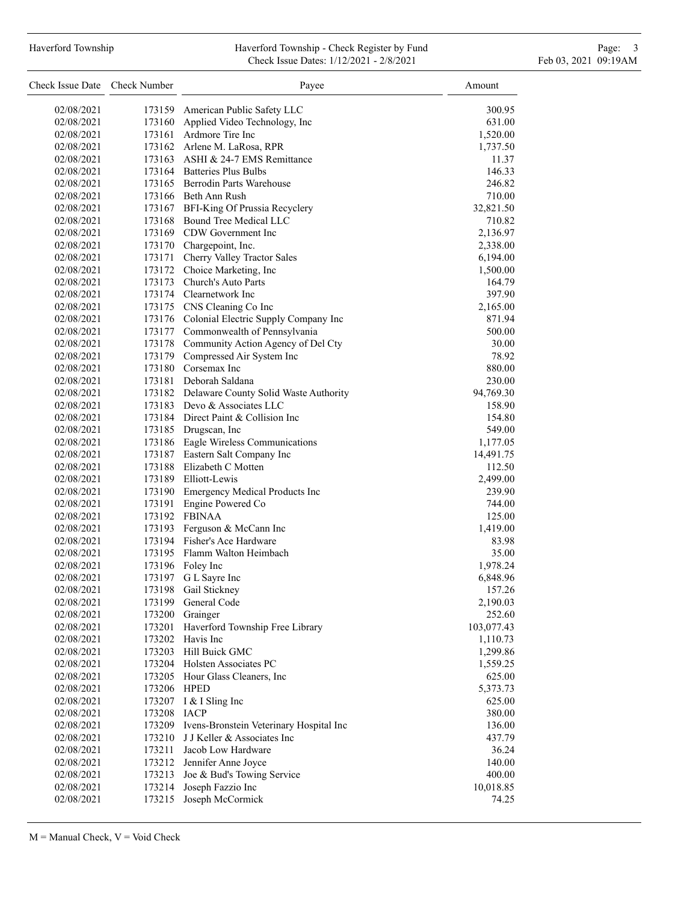| Check Issue Date | Check Number | Payee | Amount |
|---|---|---|---|
| 02/08/2021 | 173159 | American Public Safety LLC | 300.95 |
| 02/08/2021 | 173160 | Applied Video Technology, Inc | 631.00 |
| 02/08/2021 | 173161 | Ardmore Tire Inc | 1,520.00 |
| 02/08/2021 | 173162 | Arlene M. LaRosa, RPR | 1,737.50 |
| 02/08/2021 | 173163 | ASHI & 24-7 EMS Remittance | 11.37 |
| 02/08/2021 | 173164 | Batteries Plus Bulbs | 146.33 |
| 02/08/2021 | 173165 | Berrodin Parts Warehouse | 246.82 |
| 02/08/2021 | 173166 | Beth Ann Rush | 710.00 |
| 02/08/2021 | 173167 | BFI-King Of Prussia Recyclery | 32,821.50 |
| 02/08/2021 | 173168 | Bound Tree Medical LLC | 710.82 |
| 02/08/2021 | 173169 | CDW Government Inc | 2,136.97 |
| 02/08/2021 | 173170 | Chargepoint, Inc. | 2,338.00 |
| 02/08/2021 | 173171 | Cherry Valley Tractor Sales | 6,194.00 |
| 02/08/2021 | 173172 | Choice Marketing, Inc | 1,500.00 |
| 02/08/2021 | 173173 | Church's Auto Parts | 164.79 |
| 02/08/2021 | 173174 | Clearnetwork Inc | 397.90 |
| 02/08/2021 | 173175 | CNS Cleaning Co Inc | 2,165.00 |
| 02/08/2021 | 173176 | Colonial Electric Supply Company Inc | 871.94 |
| 02/08/2021 | 173177 | Commonwealth of Pennsylvania | 500.00 |
| 02/08/2021 | 173178 | Community Action Agency of Del Cty | 30.00 |
| 02/08/2021 | 173179 | Compressed Air System Inc | 78.92 |
| 02/08/2021 | 173180 | Corsemax Inc | 880.00 |
| 02/08/2021 | 173181 | Deborah Saldana | 230.00 |
| 02/08/2021 | 173182 | Delaware County Solid Waste Authority | 94,769.30 |
| 02/08/2021 | 173183 | Devo & Associates LLC | 158.90 |
| 02/08/2021 | 173184 | Direct Paint & Collision Inc | 154.80 |
| 02/08/2021 | 173185 | Drugscan, Inc | 549.00 |
| 02/08/2021 | 173186 | Eagle Wireless Communications | 1,177.05 |
| 02/08/2021 | 173187 | Eastern Salt Company Inc | 14,491.75 |
| 02/08/2021 | 173188 | Elizabeth C Motten | 112.50 |
| 02/08/2021 | 173189 | Elliott-Lewis | 2,499.00 |
| 02/08/2021 | 173190 | Emergency Medical Products Inc | 239.90 |
| 02/08/2021 | 173191 | Engine Powered Co | 744.00 |
| 02/08/2021 | 173192 | FBINAA | 125.00 |
| 02/08/2021 | 173193 | Ferguson & McCann Inc | 1,419.00 |
| 02/08/2021 | 173194 | Fisher's Ace Hardware | 83.98 |
| 02/08/2021 | 173195 | Flamm Walton Heimbach | 35.00 |
| 02/08/2021 | 173196 | Foley Inc | 1,978.24 |
| 02/08/2021 | 173197 | G L Sayre Inc | 6,848.96 |
| 02/08/2021 | 173198 | Gail Stickney | 157.26 |
| 02/08/2021 | 173199 | General Code | 2,190.03 |
| 02/08/2021 | 173200 | Grainger | 252.60 |
| 02/08/2021 | 173201 | Haverford Township Free Library | 103,077.43 |
| 02/08/2021 | 173202 | Havis Inc | 1,110.73 |
| 02/08/2021 | 173203 | Hill Buick GMC | 1,299.86 |
| 02/08/2021 | 173204 | Holsten Associates PC | 1,559.25 |
| 02/08/2021 | 173205 | Hour Glass Cleaners, Inc | 625.00 |
| 02/08/2021 | 173206 | HPED | 5,373.73 |
| 02/08/2021 | 173207 | I & I Sling Inc | 625.00 |
| 02/08/2021 | 173208 | IACP | 380.00 |
| 02/08/2021 | 173209 | Ivens-Bronstein Veterinary Hospital Inc | 136.00 |
| 02/08/2021 | 173210 | J J Keller & Associates Inc | 437.79 |
| 02/08/2021 | 173211 | Jacob Low Hardware | 36.24 |
| 02/08/2021 | 173212 | Jennifer Anne Joyce | 140.00 |
| 02/08/2021 | 173213 | Joe & Bud's Towing Service | 400.00 |
| 02/08/2021 | 173214 | Joseph Fazzio Inc | 10,018.85 |
| 02/08/2021 | 173215 | Joseph McCormick | 74.25 |

M = Manual Check, V = Void Check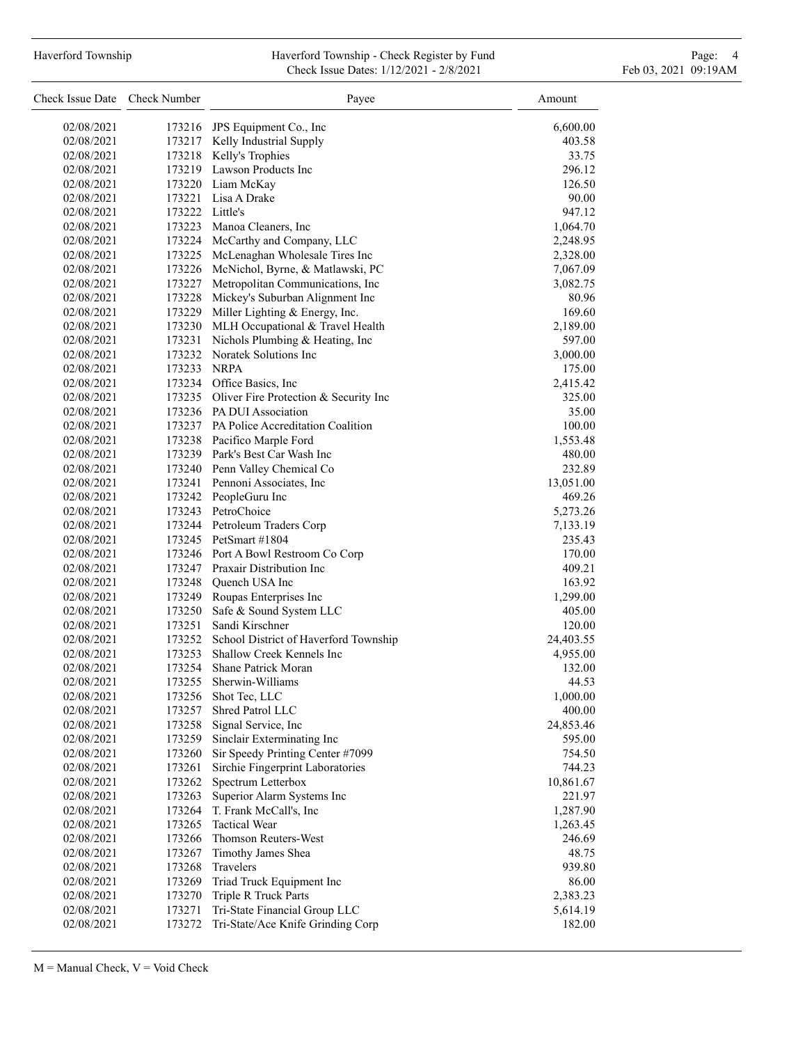| Check Issue Date | Check Number | Payee | Amount |
|---|---|---|---|
| 02/08/2021 | 173216 | JPS Equipment Co., Inc | 6,600.00 |
| 02/08/2021 | 173217 | Kelly Industrial Supply | 403.58 |
| 02/08/2021 | 173218 | Kelly's Trophies | 33.75 |
| 02/08/2021 | 173219 | Lawson Products Inc | 296.12 |
| 02/08/2021 | 173220 | Liam McKay | 126.50 |
| 02/08/2021 | 173221 | Lisa A Drake | 90.00 |
| 02/08/2021 | 173222 | Little's | 947.12 |
| 02/08/2021 | 173223 | Manoa Cleaners, Inc | 1,064.70 |
| 02/08/2021 | 173224 | McCarthy and Company, LLC | 2,248.95 |
| 02/08/2021 | 173225 | McLenaghan Wholesale Tires Inc | 2,328.00 |
| 02/08/2021 | 173226 | McNichol, Byrne, & Matlawski, PC | 7,067.09 |
| 02/08/2021 | 173227 | Metropolitan Communications, Inc | 3,082.75 |
| 02/08/2021 | 173228 | Mickey's Suburban Alignment Inc | 80.96 |
| 02/08/2021 | 173229 | Miller Lighting & Energy, Inc. | 169.60 |
| 02/08/2021 | 173230 | MLH Occupational & Travel Health | 2,189.00 |
| 02/08/2021 | 173231 | Nichols Plumbing & Heating, Inc | 597.00 |
| 02/08/2021 | 173232 | Noratek Solutions Inc | 3,000.00 |
| 02/08/2021 | 173233 | NRPA | 175.00 |
| 02/08/2021 | 173234 | Office Basics, Inc | 2,415.42 |
| 02/08/2021 | 173235 | Oliver Fire Protection & Security Inc | 325.00 |
| 02/08/2021 | 173236 | PA DUI Association | 35.00 |
| 02/08/2021 | 173237 | PA Police Accreditation Coalition | 100.00 |
| 02/08/2021 | 173238 | Pacifico Marple Ford | 1,553.48 |
| 02/08/2021 | 173239 | Park's Best Car Wash Inc | 480.00 |
| 02/08/2021 | 173240 | Penn Valley Chemical Co | 232.89 |
| 02/08/2021 | 173241 | Pennoni Associates, Inc | 13,051.00 |
| 02/08/2021 | 173242 | PeopleGuru Inc | 469.26 |
| 02/08/2021 | 173243 | PetroChoice | 5,273.26 |
| 02/08/2021 | 173244 | Petroleum Traders Corp | 7,133.19 |
| 02/08/2021 | 173245 | PetSmart #1804 | 235.43 |
| 02/08/2021 | 173246 | Port A Bowl Restroom Co Corp | 170.00 |
| 02/08/2021 | 173247 | Praxair Distribution Inc | 409.21 |
| 02/08/2021 | 173248 | Quench USA Inc | 163.92 |
| 02/08/2021 | 173249 | Roupas Enterprises Inc | 1,299.00 |
| 02/08/2021 | 173250 | Safe & Sound System LLC | 405.00 |
| 02/08/2021 | 173251 | Sandi Kirschner | 120.00 |
| 02/08/2021 | 173252 | School District of Haverford Township | 24,403.55 |
| 02/08/2021 | 173253 | Shallow Creek Kennels Inc | 4,955.00 |
| 02/08/2021 | 173254 | Shane Patrick Moran | 132.00 |
| 02/08/2021 | 173255 | Sherwin-Williams | 44.53 |
| 02/08/2021 | 173256 | Shot Tec, LLC | 1,000.00 |
| 02/08/2021 | 173257 | Shred Patrol LLC | 400.00 |
| 02/08/2021 | 173258 | Signal Service, Inc | 24,853.46 |
| 02/08/2021 | 173259 | Sinclair Exterminating Inc | 595.00 |
| 02/08/2021 | 173260 | Sir Speedy Printing Center #7099 | 754.50 |
| 02/08/2021 | 173261 | Sirchie Fingerprint Laboratories | 744.23 |
| 02/08/2021 | 173262 | Spectrum Letterbox | 10,861.67 |
| 02/08/2021 | 173263 | Superior Alarm Systems Inc | 221.97 |
| 02/08/2021 | 173264 | T. Frank McCall's, Inc | 1,287.90 |
| 02/08/2021 | 173265 | Tactical Wear | 1,263.45 |
| 02/08/2021 | 173266 | Thomson Reuters-West | 246.69 |
| 02/08/2021 | 173267 | Timothy James Shea | 48.75 |
| 02/08/2021 | 173268 | Travelers | 939.80 |
| 02/08/2021 | 173269 | Triad Truck Equipment Inc | 86.00 |
| 02/08/2021 | 173270 | Triple R Truck Parts | 2,383.23 |
| 02/08/2021 | 173271 | Tri-State Financial Group LLC | 5,614.19 |
| 02/08/2021 | 173272 | Tri-State/Ace Knife Grinding Corp | 182.00 |

M = Manual Check, V = Void Check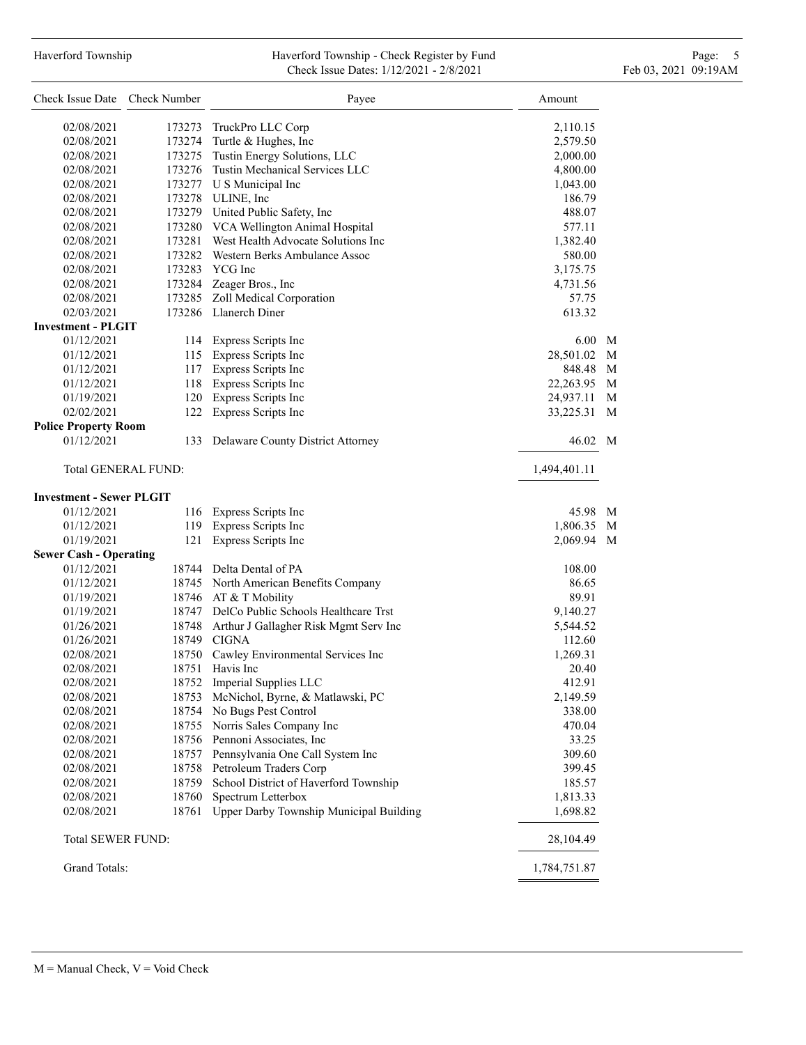| Check Issue Date | Check Number | Payee | Amount | |
|---|---|---|---|---|
| 02/08/2021 | 173273 | TruckPro LLC Corp | 2,110.15 | |
| 02/08/2021 | 173274 | Turtle & Hughes, Inc | 2,579.50 | |
| 02/08/2021 | 173275 | Tustin Energy Solutions, LLC | 2,000.00 | |
| 02/08/2021 | 173276 | Tustin Mechanical Services LLC | 4,800.00 | |
| 02/08/2021 | 173277 | U S Municipal Inc | 1,043.00 | |
| 02/08/2021 | 173278 | ULINE, Inc | 186.79 | |
| 02/08/2021 | 173279 | United Public Safety, Inc | 488.07 | |
| 02/08/2021 | 173280 | VCA Wellington Animal Hospital | 577.11 | |
| 02/08/2021 | 173281 | West Health Advocate Solutions Inc | 1,382.40 | |
| 02/08/2021 | 173282 | Western Berks Ambulance Assoc | 580.00 | |
| 02/08/2021 | 173283 | YCG Inc | 3,175.75 | |
| 02/08/2021 | 173284 | Zeager Bros., Inc | 4,731.56 | |
| 02/08/2021 | 173285 | Zoll Medical Corporation | 57.75 | |
| 02/03/2021 | 173286 | Llanerch Diner | 613.32 | |
| **Investment - PLGIT** | | | | |
| 01/12/2021 | 114 | Express Scripts Inc | 6.00 | M |
| 01/12/2021 | 115 | Express Scripts Inc | 28,501.02 | M |
| 01/12/2021 | 117 | Express Scripts Inc | 848.48 | M |
| 01/12/2021 | 118 | Express Scripts Inc | 22,263.95 | M |
| 01/19/2021 | 120 | Express Scripts Inc | 24,937.11 | M |
| 02/02/2021 | 122 | Express Scripts Inc | 33,225.31 | M |
| **Police Property Room** | | | | |
| 01/12/2021 | 133 | Delaware County District Attorney | 46.02 | M |
| Total GENERAL FUND: | | | 1,494,401.11 | |
| **Investment - Sewer PLGIT** | | | | |
| 01/12/2021 | 116 | Express Scripts Inc | 45.98 | M |
| 01/12/2021 | 119 | Express Scripts Inc | 1,806.35 | M |
| 01/19/2021 | 121 | Express Scripts Inc | 2,069.94 | M |
| **Sewer Cash - Operating** | | | | |
| 01/12/2021 | 18744 | Delta Dental of PA | 108.00 | |
| 01/12/2021 | 18745 | North American Benefits Company | 86.65 | |
| 01/19/2021 | 18746 | AT & T Mobility | 89.91 | |
| 01/19/2021 | 18747 | DelCo Public Schools Healthcare Trst | 9,140.27 | |
| 01/26/2021 | 18748 | Arthur J Gallagher Risk Mgmt Serv Inc | 5,544.52 | |
| 01/26/2021 | 18749 | CIGNA | 112.60 | |
| 02/08/2021 | 18750 | Cawley Environmental Services Inc | 1,269.31 | |
| 02/08/2021 | 18751 | Havis Inc | 20.40 | |
| 02/08/2021 | 18752 | Imperial Supplies LLC | 412.91 | |
| 02/08/2021 | 18753 | McNichol, Byrne, & Matlawski, PC | 2,149.59 | |
| 02/08/2021 | 18754 | No Bugs Pest Control | 338.00 | |
| 02/08/2021 | 18755 | Norris Sales Company Inc | 470.04 | |
| 02/08/2021 | 18756 | Pennoni Associates, Inc | 33.25 | |
| 02/08/2021 | 18757 | Pennsylvania One Call System Inc | 309.60 | |
| 02/08/2021 | 18758 | Petroleum Traders Corp | 399.45 | |
| 02/08/2021 | 18759 | School District of Haverford Township | 185.57 | |
| 02/08/2021 | 18760 | Spectrum Letterbox | 1,813.33 | |
| 02/08/2021 | 18761 | Upper Darby Township Municipal Building | 1,698.82 | |
| Total SEWER FUND: | | | 28,104.49 | |
| Grand Totals: | | | 1,784,751.87 | |

M = Manual Check, V = Void Check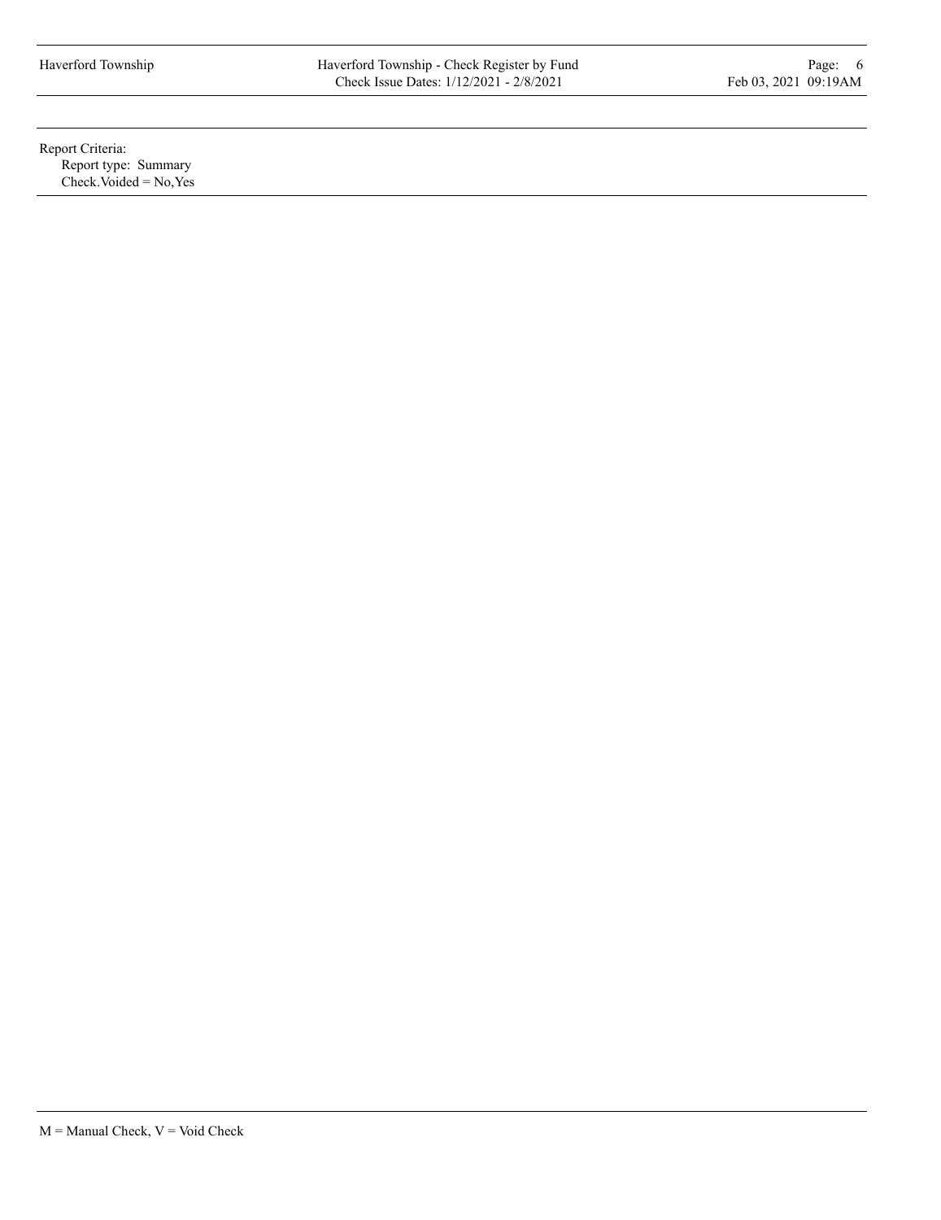Report Criteria:

Report type: Summary

Check.Voided = No,Yes

M = Manual Check, V = Void Check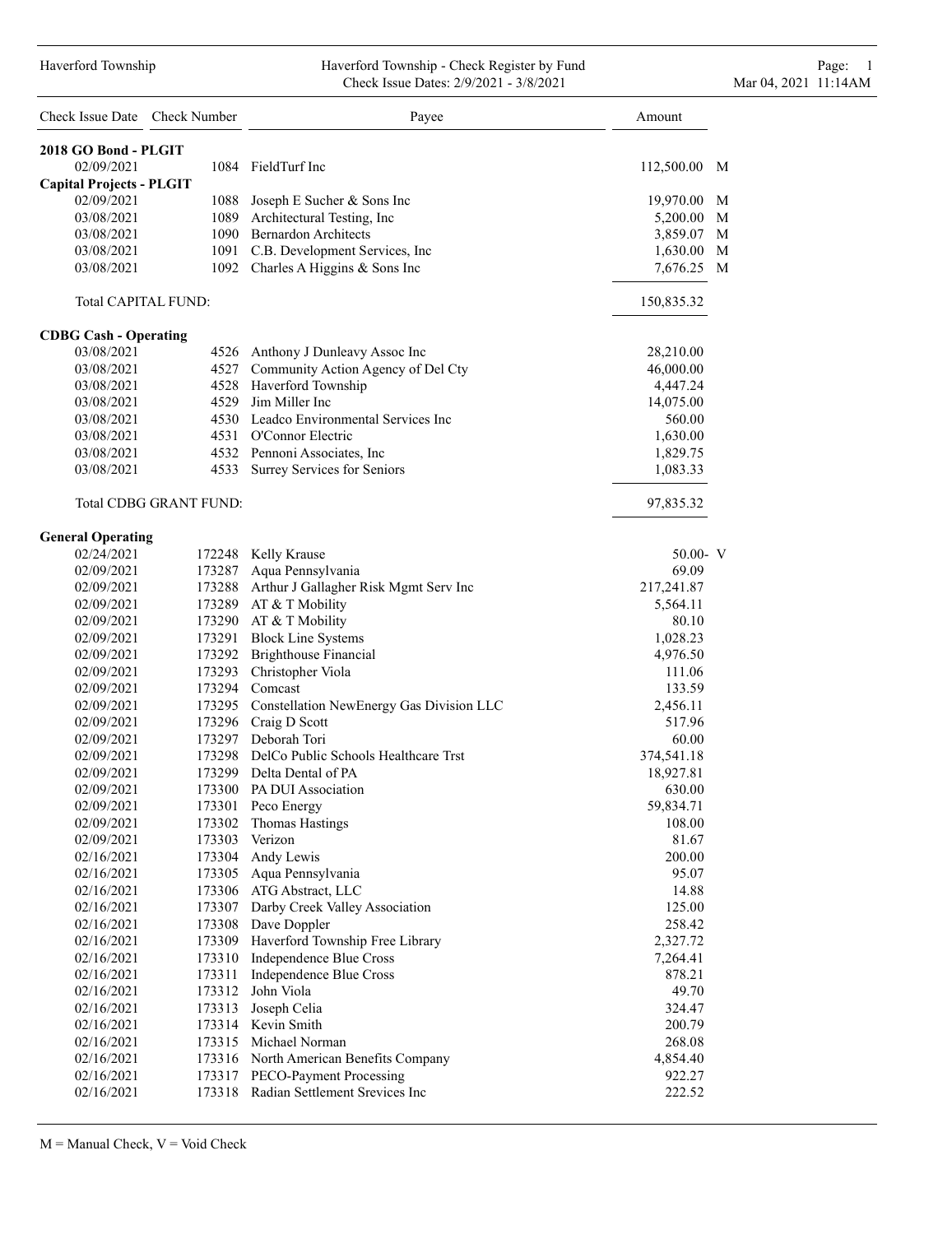# Haverford Township - Check Register by Fund

Check Issue Dates: 2/9/2021 - 3/8/2021

| Check Issue Date | Check Number | Payee | Amount | |
|---|---|---|---|---|
| **2018 GO Bond - PLGIT** | | | | |
| 02/09/2021 | 1084 | FieldTurf Inc | 112,500.00 | M |
| **Capital Projects - PLGIT** | | | | |
| 02/09/2021 | 1088 | Joseph E Sucher & Sons Inc | 19,970.00 | M |
| 03/08/2021 | 1089 | Architectural Testing, Inc | 5,200.00 | M |
| 03/08/2021 | 1090 | Bernardon Architects | 3,859.07 | M |
| 03/08/2021 | 1091 | C.B. Development Services, Inc | 1,630.00 | M |
| 03/08/2021 | 1092 | Charles A Higgins & Sons Inc | 7,676.25 | M |
| Total CAPITAL FUND: | | | 150,835.32 | |
| **CDBG Cash - Operating** | | | | |
| 03/08/2021 | 4526 | Anthony J Dunleavy Assoc Inc | 28,210.00 | |
| 03/08/2021 | 4527 | Community Action Agency of Del Cty | 46,000.00 | |
| 03/08/2021 | 4528 | Haverford Township | 4,447.24 | |
| 03/08/2021 | 4529 | Jim Miller Inc | 14,075.00 | |
| 03/08/2021 | 4530 | Leadco Environmental Services Inc | 560.00 | |
| 03/08/2021 | 4531 | O'Connor Electric | 1,630.00 | |
| 03/08/2021 | 4532 | Pennoni Associates, Inc | 1,829.75 | |
| 03/08/2021 | 4533 | Surrey Services for Seniors | 1,083.33 | |
| Total CDBG GRANT FUND: | | | 97,835.32 | |
| **General Operating** | | | | |
| 02/24/2021 | 172248 | Kelly Krause | 50.00- | V |
| 02/09/2021 | 173287 | Aqua Pennsylvania | 69.09 | |
| 02/09/2021 | 173288 | Arthur J Gallagher Risk Mgmt Serv Inc | 217,241.87 | |
| 02/09/2021 | 173289 | AT & T Mobility | 5,564.11 | |
| 02/09/2021 | 173290 | AT & T Mobility | 80.10 | |
| 02/09/2021 | 173291 | Block Line Systems | 1,028.23 | |
| 02/09/2021 | 173292 | Brighthouse Financial | 4,976.50 | |
| 02/09/2021 | 173293 | Christopher Viola | 111.06 | |
| 02/09/2021 | 173294 | Comcast | 133.59 | |
| 02/09/2021 | 173295 | Constellation NewEnergy Gas Division LLC | 2,456.11 | |
| 02/09/2021 | 173296 | Craig D Scott | 517.96 | |
| 02/09/2021 | 173297 | Deborah Tori | 60.00 | |
| 02/09/2021 | 173298 | DelCo Public Schools Healthcare Trst | 374,541.18 | |
| 02/09/2021 | 173299 | Delta Dental of PA | 18,927.81 | |
| 02/09/2021 | 173300 | PA DUI Association | 630.00 | |
| 02/09/2021 | 173301 | Peco Energy | 59,834.71 | |
| 02/09/2021 | 173302 | Thomas Hastings | 108.00 | |
| 02/09/2021 | 173303 | Verizon | 81.67 | |
| 02/16/2021 | 173304 | Andy Lewis | 200.00 | |
| 02/16/2021 | 173305 | Aqua Pennsylvania | 95.07 | |
| 02/16/2021 | 173306 | ATG Abstract, LLC | 14.88 | |
| 02/16/2021 | 173307 | Darby Creek Valley Association | 125.00 | |
| 02/16/2021 | 173308 | Dave Doppler | 258.42 | |
| 02/16/2021 | 173309 | Haverford Township Free Library | 2,327.72 | |
| 02/16/2021 | 173310 | Independence Blue Cross | 7,264.41 | |
| 02/16/2021 | 173311 | Independence Blue Cross | 878.21 | |
| 02/16/2021 | 173312 | John Viola | 49.70 | |
| 02/16/2021 | 173313 | Joseph Celia | 324.47 | |
| 02/16/2021 | 173314 | Kevin Smith | 200.79 | |
| 02/16/2021 | 173315 | Michael Norman | 268.08 | |
| 02/16/2021 | 173316 | North American Benefits Company | 4,854.40 | |
| 02/16/2021 | 173317 | PECO-Payment Processing | 922.27 | |
| 02/16/2021 | 173318 | Radian Settlement Srevices Inc | 222.52 | |

M = Manual Check, V = Void Check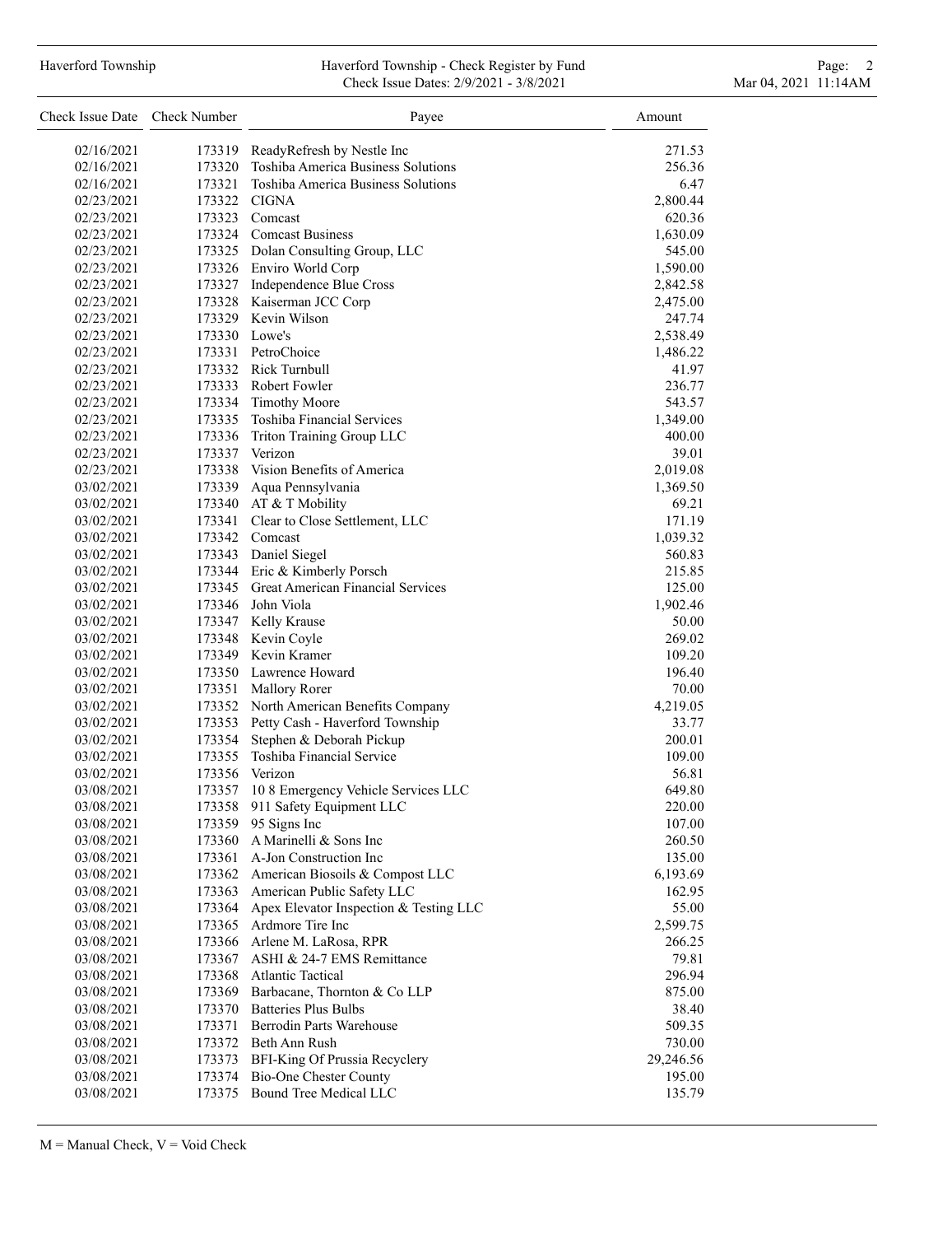| Check Issue Date | Check Number | Payee | Amount |
|---|---|---|---|
| 02/16/2021 | 173319 | ReadyRefresh by Nestle Inc | 271.53 |
| 02/16/2021 | 173320 | Toshiba America Business Solutions | 256.36 |
| 02/16/2021 | 173321 | Toshiba America Business Solutions | 6.47 |
| 02/23/2021 | 173322 | CIGNA | 2,800.44 |
| 02/23/2021 | 173323 | Comcast | 620.36 |
| 02/23/2021 | 173324 | Comcast Business | 1,630.09 |
| 02/23/2021 | 173325 | Dolan Consulting Group, LLC | 545.00 |
| 02/23/2021 | 173326 | Enviro World Corp | 1,590.00 |
| 02/23/2021 | 173327 | Independence Blue Cross | 2,842.58 |
| 02/23/2021 | 173328 | Kaiserman JCC Corp | 2,475.00 |
| 02/23/2021 | 173329 | Kevin Wilson | 247.74 |
| 02/23/2021 | 173330 | Lowe's | 2,538.49 |
| 02/23/2021 | 173331 | PetroChoice | 1,486.22 |
| 02/23/2021 | 173332 | Rick Turnbull | 41.97 |
| 02/23/2021 | 173333 | Robert Fowler | 236.77 |
| 02/23/2021 | 173334 | Timothy Moore | 543.57 |
| 02/23/2021 | 173335 | Toshiba Financial Services | 1,349.00 |
| 02/23/2021 | 173336 | Triton Training Group LLC | 400.00 |
| 02/23/2021 | 173337 | Verizon | 39.01 |
| 02/23/2021 | 173338 | Vision Benefits of America | 2,019.08 |
| 03/02/2021 | 173339 | Aqua Pennsylvania | 1,369.50 |
| 03/02/2021 | 173340 | AT & T Mobility | 69.21 |
| 03/02/2021 | 173341 | Clear to Close Settlement, LLC | 171.19 |
| 03/02/2021 | 173342 | Comcast | 1,039.32 |
| 03/02/2021 | 173343 | Daniel Siegel | 560.83 |
| 03/02/2021 | 173344 | Eric & Kimberly Porsch | 215.85 |
| 03/02/2021 | 173345 | Great American Financial Services | 125.00 |
| 03/02/2021 | 173346 | John Viola | 1,902.46 |
| 03/02/2021 | 173347 | Kelly Krause | 50.00 |
| 03/02/2021 | 173348 | Kevin Coyle | 269.02 |
| 03/02/2021 | 173349 | Kevin Kramer | 109.20 |
| 03/02/2021 | 173350 | Lawrence Howard | 196.40 |
| 03/02/2021 | 173351 | Mallory Rorer | 70.00 |
| 03/02/2021 | 173352 | North American Benefits Company | 4,219.05 |
| 03/02/2021 | 173353 | Petty Cash - Haverford Township | 33.77 |
| 03/02/2021 | 173354 | Stephen & Deborah Pickup | 200.01 |
| 03/02/2021 | 173355 | Toshiba Financial Service | 109.00 |
| 03/02/2021 | 173356 | Verizon | 56.81 |
| 03/08/2021 | 173357 | 10 8 Emergency Vehicle Services LLC | 649.80 |
| 03/08/2021 | 173358 | 911 Safety Equipment LLC | 220.00 |
| 03/08/2021 | 173359 | 95 Signs Inc | 107.00 |
| 03/08/2021 | 173360 | A Marinelli & Sons Inc | 260.50 |
| 03/08/2021 | 173361 | A-Jon Construction Inc | 135.00 |
| 03/08/2021 | 173362 | American Biosoils & Compost LLC | 6,193.69 |
| 03/08/2021 | 173363 | American Public Safety LLC | 162.95 |
| 03/08/2021 | 173364 | Apex Elevator Inspection & Testing LLC | 55.00 |
| 03/08/2021 | 173365 | Ardmore Tire Inc | 2,599.75 |
| 03/08/2021 | 173366 | Arlene M. LaRosa, RPR | 266.25 |
| 03/08/2021 | 173367 | ASHI & 24-7 EMS Remittance | 79.81 |
| 03/08/2021 | 173368 | Atlantic Tactical | 296.94 |
| 03/08/2021 | 173369 | Barbacane, Thornton & Co LLP | 875.00 |
| 03/08/2021 | 173370 | Batteries Plus Bulbs | 38.40 |
| 03/08/2021 | 173371 | Berrodin Parts Warehouse | 509.35 |
| 03/08/2021 | 173372 | Beth Ann Rush | 730.00 |
| 03/08/2021 | 173373 | BFI-King Of Prussia Recyclery | 29,246.56 |
| 03/08/2021 | 173374 | Bio-One Chester County | 195.00 |
| 03/08/2021 | 173375 | Bound Tree Medical LLC | 135.79 |

M = Manual Check, V = Void Check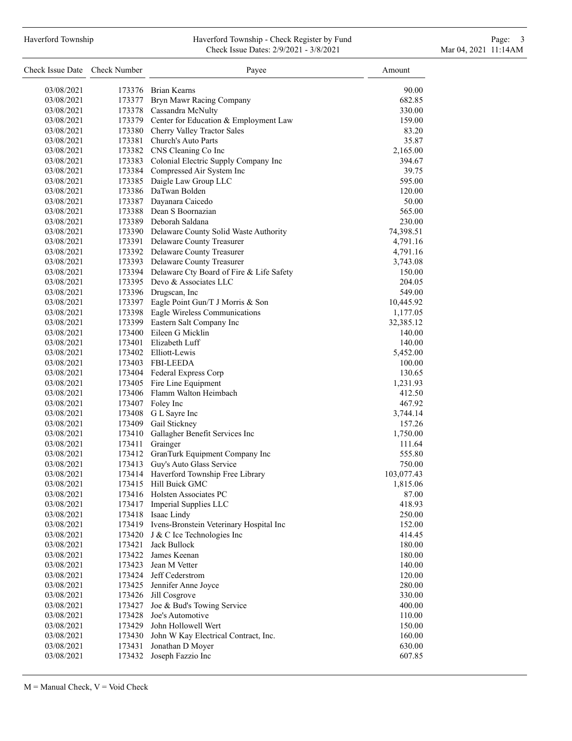| Check Issue Date | Check Number | Payee | Amount |
|---|---|---|---|
| 03/08/2021 | 173376 | Brian Kearns | 90.00 |
| 03/08/2021 | 173377 | Bryn Mawr Racing Company | 682.85 |
| 03/08/2021 | 173378 | Cassandra McNulty | 330.00 |
| 03/08/2021 | 173379 | Center for Education & Employment Law | 159.00 |
| 03/08/2021 | 173380 | Cherry Valley Tractor Sales | 83.20 |
| 03/08/2021 | 173381 | Church's Auto Parts | 35.87 |
| 03/08/2021 | 173382 | CNS Cleaning Co Inc | 2,165.00 |
| 03/08/2021 | 173383 | Colonial Electric Supply Company Inc | 394.67 |
| 03/08/2021 | 173384 | Compressed Air System Inc | 39.75 |
| 03/08/2021 | 173385 | Daigle Law Group LLC | 595.00 |
| 03/08/2021 | 173386 | DaTwan Bolden | 120.00 |
| 03/08/2021 | 173387 | Dayanara Caicedo | 50.00 |
| 03/08/2021 | 173388 | Dean S Boornazian | 565.00 |
| 03/08/2021 | 173389 | Deborah Saldana | 230.00 |
| 03/08/2021 | 173390 | Delaware County Solid Waste Authority | 74,398.51 |
| 03/08/2021 | 173391 | Delaware County Treasurer | 4,791.16 |
| 03/08/2021 | 173392 | Delaware County Treasurer | 4,791.16 |
| 03/08/2021 | 173393 | Delaware County Treasurer | 3,743.08 |
| 03/08/2021 | 173394 | Delaware Cty Board of Fire & Life Safety | 150.00 |
| 03/08/2021 | 173395 | Devo & Associates LLC | 204.05 |
| 03/08/2021 | 173396 | Drugscan, Inc | 549.00 |
| 03/08/2021 | 173397 | Eagle Point Gun/T J Morris & Son | 10,445.92 |
| 03/08/2021 | 173398 | Eagle Wireless Communications | 1,177.05 |
| 03/08/2021 | 173399 | Eastern Salt Company Inc | 32,385.12 |
| 03/08/2021 | 173400 | Eileen G Micklin | 140.00 |
| 03/08/2021 | 173401 | Elizabeth Luff | 140.00 |
| 03/08/2021 | 173402 | Elliott-Lewis | 5,452.00 |
| 03/08/2021 | 173403 | FBI-LEEDA | 100.00 |
| 03/08/2021 | 173404 | Federal Express Corp | 130.65 |
| 03/08/2021 | 173405 | Fire Line Equipment | 1,231.93 |
| 03/08/2021 | 173406 | Flamm Walton Heimbach | 412.50 |
| 03/08/2021 | 173407 | Foley Inc | 467.92 |
| 03/08/2021 | 173408 | G L Sayre Inc | 3,744.14 |
| 03/08/2021 | 173409 | Gail Stickney | 157.26 |
| 03/08/2021 | 173410 | Gallagher Benefit Services Inc | 1,750.00 |
| 03/08/2021 | 173411 | Grainger | 111.64 |
| 03/08/2021 | 173412 | GranTurk Equipment Company Inc | 555.80 |
| 03/08/2021 | 173413 | Guy's Auto Glass Service | 750.00 |
| 03/08/2021 | 173414 | Haverford Township Free Library | 103,077.43 |
| 03/08/2021 | 173415 | Hill Buick GMC | 1,815.06 |
| 03/08/2021 | 173416 | Holsten Associates PC | 87.00 |
| 03/08/2021 | 173417 | Imperial Supplies LLC | 418.93 |
| 03/08/2021 | 173418 | Isaac Lindy | 250.00 |
| 03/08/2021 | 173419 | Ivens-Bronstein Veterinary Hospital Inc | 152.00 |
| 03/08/2021 | 173420 | J & C Ice Technologies Inc | 414.45 |
| 03/08/2021 | 173421 | Jack Bullock | 180.00 |
| 03/08/2021 | 173422 | James Keenan | 180.00 |
| 03/08/2021 | 173423 | Jean M Vetter | 140.00 |
| 03/08/2021 | 173424 | Jeff Cederstrom | 120.00 |
| 03/08/2021 | 173425 | Jennifer Anne Joyce | 280.00 |
| 03/08/2021 | 173426 | Jill Cosgrove | 330.00 |
| 03/08/2021 | 173427 | Joe & Bud's Towing Service | 400.00 |
| 03/08/2021 | 173428 | Joe's Automotive | 110.00 |
| 03/08/2021 | 173429 | John Hollowell Wert | 150.00 |
| 03/08/2021 | 173430 | John W Kay Electrical Contract, Inc. | 160.00 |
| 03/08/2021 | 173431 | Jonathan D Moyer | 630.00 |
| 03/08/2021 | 173432 | Joseph Fazzio Inc | 607.85 |

M = Manual Check, V = Void Check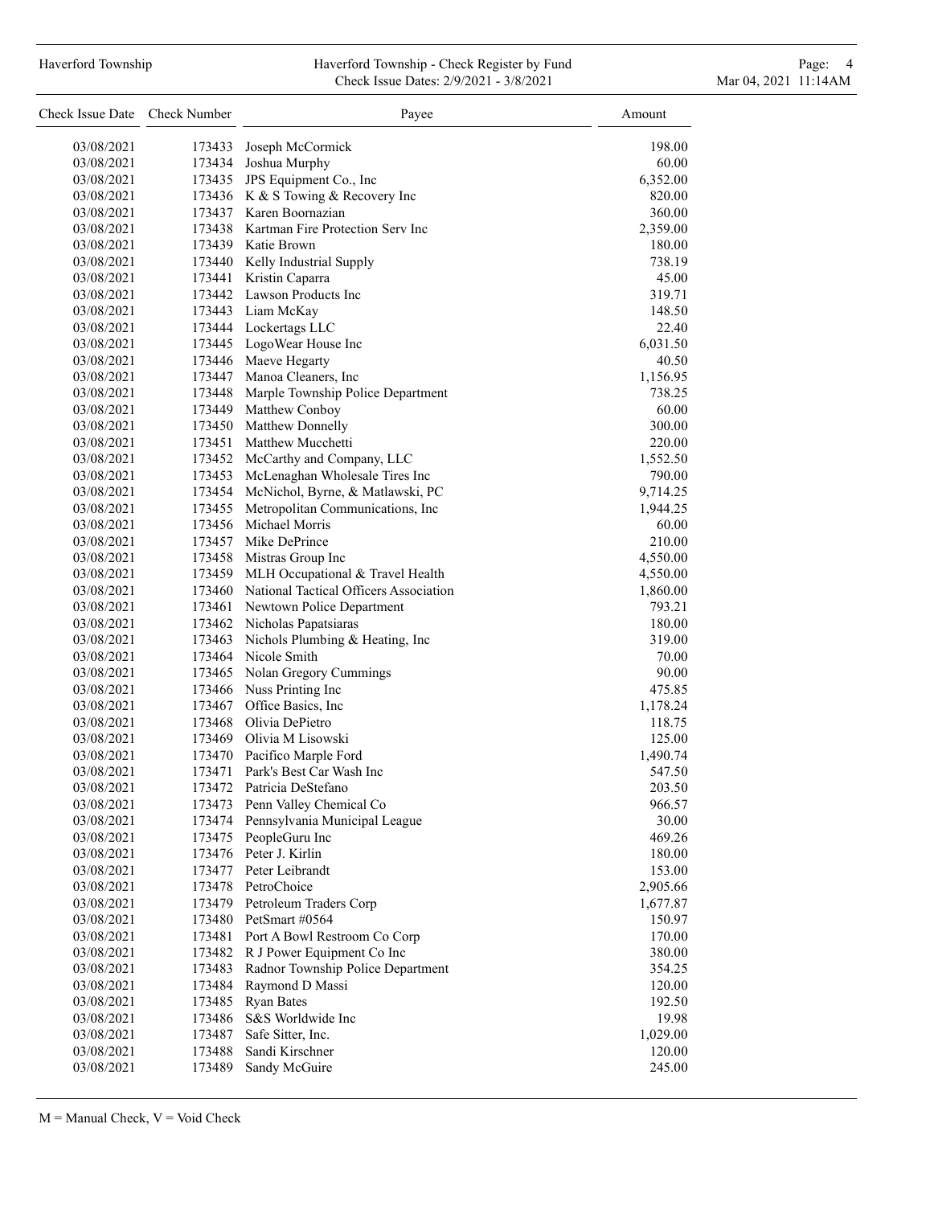| Check Issue Date | Check Number | Payee | Amount |
|---|---|---|---|
| 03/08/2021 | 173433 | Joseph McCormick | 198.00 |
| 03/08/2021 | 173434 | Joshua Murphy | 60.00 |
| 03/08/2021 | 173435 | JPS Equipment Co., Inc | 6,352.00 |
| 03/08/2021 | 173436 | K & S Towing & Recovery Inc | 820.00 |
| 03/08/2021 | 173437 | Karen Boornazian | 360.00 |
| 03/08/2021 | 173438 | Kartman Fire Protection Serv Inc | 2,359.00 |
| 03/08/2021 | 173439 | Katie Brown | 180.00 |
| 03/08/2021 | 173440 | Kelly Industrial Supply | 738.19 |
| 03/08/2021 | 173441 | Kristin Caparra | 45.00 |
| 03/08/2021 | 173442 | Lawson Products Inc | 319.71 |
| 03/08/2021 | 173443 | Liam McKay | 148.50 |
| 03/08/2021 | 173444 | Lockertags LLC | 22.40 |
| 03/08/2021 | 173445 | LogoWear House Inc | 6,031.50 |
| 03/08/2021 | 173446 | Maeve Hegarty | 40.50 |
| 03/08/2021 | 173447 | Manoa Cleaners, Inc | 1,156.95 |
| 03/08/2021 | 173448 | Marple Township Police Department | 738.25 |
| 03/08/2021 | 173449 | Matthew Conboy | 60.00 |
| 03/08/2021 | 173450 | Matthew Donnelly | 300.00 |
| 03/08/2021 | 173451 | Matthew Mucchetti | 220.00 |
| 03/08/2021 | 173452 | McCarthy and Company, LLC | 1,552.50 |
| 03/08/2021 | 173453 | McLenaghan Wholesale Tires Inc | 790.00 |
| 03/08/2021 | 173454 | McNichol, Byrne, & Matlawski, PC | 9,714.25 |
| 03/08/2021 | 173455 | Metropolitan Communications, Inc | 1,944.25 |
| 03/08/2021 | 173456 | Michael Morris | 60.00 |
| 03/08/2021 | 173457 | Mike DePrince | 210.00 |
| 03/08/2021 | 173458 | Mistras Group Inc | 4,550.00 |
| 03/08/2021 | 173459 | MLH Occupational & Travel Health | 4,550.00 |
| 03/08/2021 | 173460 | National Tactical Officers Association | 1,860.00 |
| 03/08/2021 | 173461 | Newtown Police Department | 793.21 |
| 03/08/2021 | 173462 | Nicholas Papatsiaras | 180.00 |
| 03/08/2021 | 173463 | Nichols Plumbing & Heating, Inc | 319.00 |
| 03/08/2021 | 173464 | Nicole Smith | 70.00 |
| 03/08/2021 | 173465 | Nolan Gregory Cummings | 90.00 |
| 03/08/2021 | 173466 | Nuss Printing Inc | 475.85 |
| 03/08/2021 | 173467 | Office Basics, Inc | 1,178.24 |
| 03/08/2021 | 173468 | Olivia DePietro | 118.75 |
| 03/08/2021 | 173469 | Olivia M Lisowski | 125.00 |
| 03/08/2021 | 173470 | Pacifico Marple Ford | 1,490.74 |
| 03/08/2021 | 173471 | Park's Best Car Wash Inc | 547.50 |
| 03/08/2021 | 173472 | Patricia DeStefano | 203.50 |
| 03/08/2021 | 173473 | Penn Valley Chemical Co | 966.57 |
| 03/08/2021 | 173474 | Pennsylvania Municipal League | 30.00 |
| 03/08/2021 | 173475 | PeopleGuru Inc | 469.26 |
| 03/08/2021 | 173476 | Peter J. Kirlin | 180.00 |
| 03/08/2021 | 173477 | Peter Leibrandt | 153.00 |
| 03/08/2021 | 173478 | PetroChoice | 2,905.66 |
| 03/08/2021 | 173479 | Petroleum Traders Corp | 1,677.87 |
| 03/08/2021 | 173480 | PetSmart #0564 | 150.97 |
| 03/08/2021 | 173481 | Port A Bowl Restroom Co Corp | 170.00 |
| 03/08/2021 | 173482 | R J Power Equipment Co Inc | 380.00 |
| 03/08/2021 | 173483 | Radnor Township Police Department | 354.25 |
| 03/08/2021 | 173484 | Raymond D Massi | 120.00 |
| 03/08/2021 | 173485 | Ryan Bates | 192.50 |
| 03/08/2021 | 173486 | S&S Worldwide Inc | 19.98 |
| 03/08/2021 | 173487 | Safe Sitter, Inc. | 1,029.00 |
| 03/08/2021 | 173488 | Sandi Kirschner | 120.00 |
| 03/08/2021 | 173489 | Sandy McGuire | 245.00 |

M = Manual Check, V = Void Check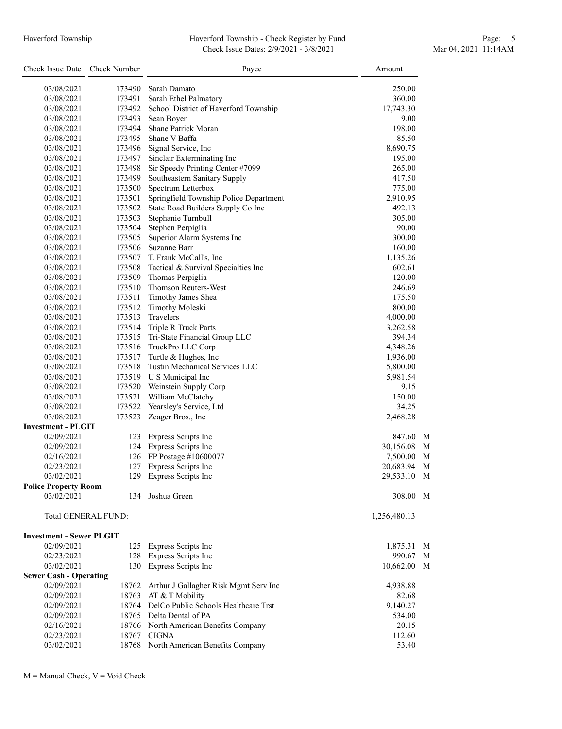| Check Issue Date | Check Number | Payee | Amount | |
|---|---|---|---|---|
| 03/08/2021 | 173490 | Sarah Damato | 250.00 | |
| 03/08/2021 | 173491 | Sarah Ethel Palmatory | 360.00 | |
| 03/08/2021 | 173492 | School District of Haverford Township | 17,743.30 | |
| 03/08/2021 | 173493 | Sean Boyer | 9.00 | |
| 03/08/2021 | 173494 | Shane Patrick Moran | 198.00 | |
| 03/08/2021 | 173495 | Shane V Baffa | 85.50 | |
| 03/08/2021 | 173496 | Signal Service, Inc | 8,690.75 | |
| 03/08/2021 | 173497 | Sinclair Exterminating Inc | 195.00 | |
| 03/08/2021 | 173498 | Sir Speedy Printing Center #7099 | 265.00 | |
| 03/08/2021 | 173499 | Southeastern Sanitary Supply | 417.50 | |
| 03/08/2021 | 173500 | Spectrum Letterbox | 775.00 | |
| 03/08/2021 | 173501 | Springfield Township Police Department | 2,910.95 | |
| 03/08/2021 | 173502 | State Road Builders Supply Co Inc | 492.13 | |
| 03/08/2021 | 173503 | Stephanie Turnbull | 305.00 | |
| 03/08/2021 | 173504 | Stephen Perpiglia | 90.00 | |
| 03/08/2021 | 173505 | Superior Alarm Systems Inc | 300.00 | |
| 03/08/2021 | 173506 | Suzanne Barr | 160.00 | |
| 03/08/2021 | 173507 | T. Frank McCall's, Inc | 1,135.26 | |
| 03/08/2021 | 173508 | Tactical & Survival Specialties Inc | 602.61 | |
| 03/08/2021 | 173509 | Thomas Perpiglia | 120.00 | |
| 03/08/2021 | 173510 | Thomson Reuters-West | 246.69 | |
| 03/08/2021 | 173511 | Timothy James Shea | 175.50 | |
| 03/08/2021 | 173512 | Timothy Moleski | 800.00 | |
| 03/08/2021 | 173513 | Travelers | 4,000.00 | |
| 03/08/2021 | 173514 | Triple R Truck Parts | 3,262.58 | |
| 03/08/2021 | 173515 | Tri-State Financial Group LLC | 394.34 | |
| 03/08/2021 | 173516 | TruckPro LLC Corp | 4,348.26 | |
| 03/08/2021 | 173517 | Turtle & Hughes, Inc | 1,936.00 | |
| 03/08/2021 | 173518 | Tustin Mechanical Services LLC | 5,800.00 | |
| 03/08/2021 | 173519 | U S Municipal Inc | 5,981.54 | |
| 03/08/2021 | 173520 | Weinstein Supply Corp | 9.15 | |
| 03/08/2021 | 173521 | William McClatchy | 150.00 | |
| 03/08/2021 | 173522 | Yearsley's Service, Ltd | 34.25 | |
| 03/08/2021 | 173523 | Zeager Bros., Inc | 2,468.28 | |
| **Investment - PLGIT** | | | | |
| 02/09/2021 | 123 | Express Scripts Inc | 847.60 | M |
| 02/09/2021 | 124 | Express Scripts Inc | 30,156.08 | M |
| 02/16/2021 | 126 | FP Postage #10600077 | 7,500.00 | M |
| 02/23/2021 | 127 | Express Scripts Inc | 20,683.94 | M |
| 03/02/2021 | 129 | Express Scripts Inc | 29,533.10 | M |
| **Police Property Room** | | | | |
| 03/02/2021 | 134 | Joshua Green | 308.00 | M |
| Total GENERAL FUND: | | | 1,256,480.13 | |
| **Investment - Sewer PLGIT** | | | | |
| 02/09/2021 | 125 | Express Scripts Inc | 1,875.31 | M |
| 02/23/2021 | 128 | Express Scripts Inc | 990.67 | M |
| 03/02/2021 | 130 | Express Scripts Inc | 10,662.00 | M |
| **Sewer Cash - Operating** | | | | |
| 02/09/2021 | 18762 | Arthur J Gallagher Risk Mgmt Serv Inc | 4,938.88 | |
| 02/09/2021 | 18763 | AT & T Mobility | 82.68 | |
| 02/09/2021 | 18764 | DelCo Public Schools Healthcare Trst | 9,140.27 | |
| 02/09/2021 | 18765 | Delta Dental of PA | 534.00 | |
| 02/16/2021 | 18766 | North American Benefits Company | 20.15 | |
| 02/23/2021 | 18767 | CIGNA | 112.60 | |
| 03/02/2021 | 18768 | North American Benefits Company | 53.40 | |

M = Manual Check, V = Void Check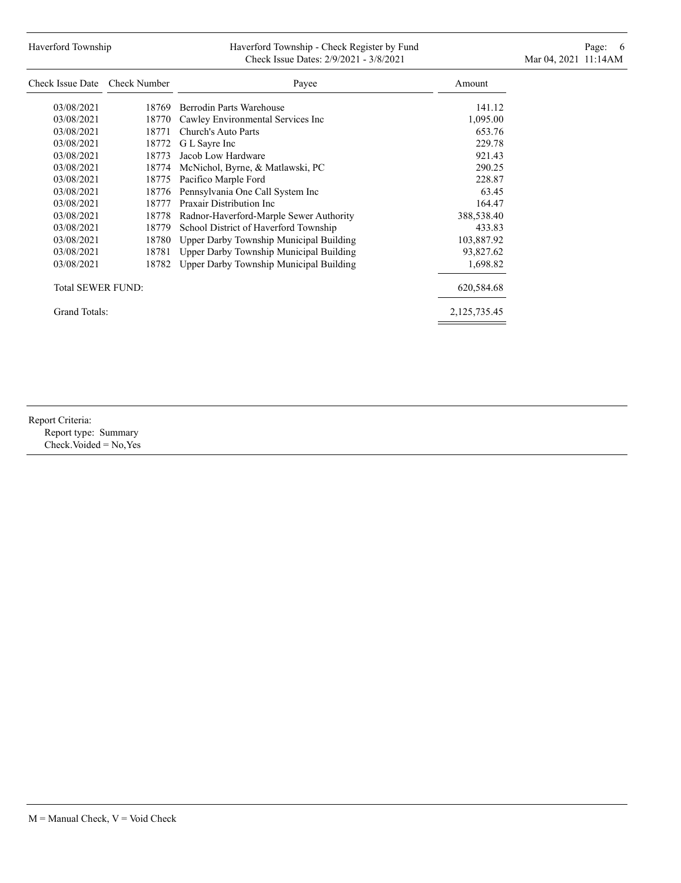| Check Issue Date | Check Number | Payee | Amount |
|---|---|---|---|
| 03/08/2021 | 18769 | Berrodin Parts Warehouse | 141.12 |
| 03/08/2021 | 18770 | Cawley Environmental Services Inc | 1,095.00 |
| 03/08/2021 | 18771 | Church's Auto Parts | 653.76 |
| 03/08/2021 | 18772 | G L Sayre Inc | 229.78 |
| 03/08/2021 | 18773 | Jacob Low Hardware | 921.43 |
| 03/08/2021 | 18774 | McNichol, Byrne, & Matlawski, PC | 290.25 |
| 03/08/2021 | 18775 | Pacifico Marple Ford | 228.87 |
| 03/08/2021 | 18776 | Pennsylvania One Call System Inc | 63.45 |
| 03/08/2021 | 18777 | Praxair Distribution Inc | 164.47 |
| 03/08/2021 | 18778 | Radnor-Haverford-Marple Sewer Authority | 388,538.40 |
| 03/08/2021 | 18779 | School District of Haverford Township | 433.83 |
| 03/08/2021 | 18780 | Upper Darby Township Municipal Building | 103,887.92 |
| 03/08/2021 | 18781 | Upper Darby Township Municipal Building | 93,827.62 |
| 03/08/2021 | 18782 | Upper Darby Township Municipal Building | 1,698.82 |
| Total SEWER FUND: | | | 620,584.68 |
| Grand Totals: | | | 2,125,735.45 |

Report Criteria:
Report type: Summary
Check.Voided = No,Yes

M = Manual Check, V = Void Check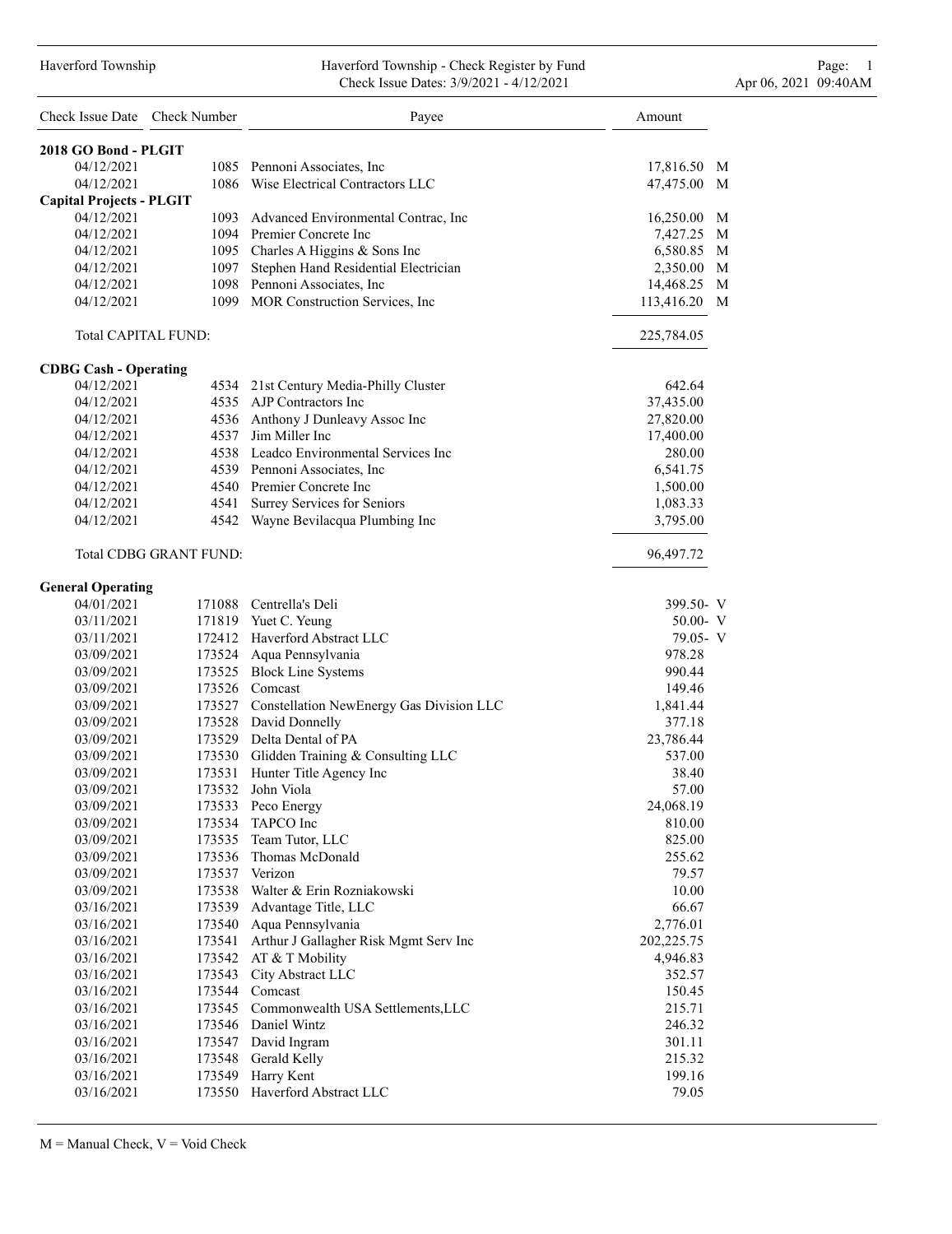Haverford Township — Haverford Township - Check Register by Fund
Check Issue Dates: 3/9/2021 - 4/12/2021
Apr 06, 2021 09:40AM

| Check Issue Date | Check Number | Payee | Amount | |
|---|---|---|---|---|
| **2018 GO Bond - PLGIT** | | | | |
| 04/12/2021 | 1085 | Pennoni Associates, Inc | 17,816.50 | M |
| 04/12/2021 | 1086 | Wise Electrical Contractors LLC | 47,475.00 | M |
| **Capital Projects - PLGIT** | | | | |
| 04/12/2021 | 1093 | Advanced Environmental Contrac, Inc | 16,250.00 | M |
| 04/12/2021 | 1094 | Premier Concrete Inc | 7,427.25 | M |
| 04/12/2021 | 1095 | Charles A Higgins & Sons Inc | 6,580.85 | M |
| 04/12/2021 | 1097 | Stephen Hand Residential Electrician | 2,350.00 | M |
| 04/12/2021 | 1098 | Pennoni Associates, Inc | 14,468.25 | M |
| 04/12/2021 | 1099 | MOR Construction Services, Inc | 113,416.20 | M |
| Total CAPITAL FUND: | | | 225,784.05 | |
| **CDBG Cash - Operating** | | | | |
| 04/12/2021 | 4534 | 21st Century Media-Philly Cluster | 642.64 | |
| 04/12/2021 | 4535 | AJP Contractors Inc | 37,435.00 | |
| 04/12/2021 | 4536 | Anthony J Dunleavy Assoc Inc | 27,820.00 | |
| 04/12/2021 | 4537 | Jim Miller Inc | 17,400.00 | |
| 04/12/2021 | 4538 | Leadco Environmental Services Inc | 280.00 | |
| 04/12/2021 | 4539 | Pennoni Associates, Inc | 6,541.75 | |
| 04/12/2021 | 4540 | Premier Concrete Inc | 1,500.00 | |
| 04/12/2021 | 4541 | Surrey Services for Seniors | 1,083.33 | |
| 04/12/2021 | 4542 | Wayne Bevilacqua Plumbing Inc | 3,795.00 | |
| Total CDBG GRANT FUND: | | | 96,497.72 | |
| **General Operating** | | | | |
| 04/01/2021 | 171088 | Centrella's Deli | 399.50- | V |
| 03/11/2021 | 171819 | Yuet C. Yeung | 50.00- | V |
| 03/11/2021 | 172412 | Haverford Abstract LLC | 79.05- | V |
| 03/09/2021 | 173524 | Aqua Pennsylvania | 978.28 | |
| 03/09/2021 | 173525 | Block Line Systems | 990.44 | |
| 03/09/2021 | 173526 | Comcast | 149.46 | |
| 03/09/2021 | 173527 | Constellation NewEnergy Gas Division LLC | 1,841.44 | |
| 03/09/2021 | 173528 | David Donnelly | 377.18 | |
| 03/09/2021 | 173529 | Delta Dental of PA | 23,786.44 | |
| 03/09/2021 | 173530 | Glidden Training & Consulting LLC | 537.00 | |
| 03/09/2021 | 173531 | Hunter Title Agency Inc | 38.40 | |
| 03/09/2021 | 173532 | John Viola | 57.00 | |
| 03/09/2021 | 173533 | Peco Energy | 24,068.19 | |
| 03/09/2021 | 173534 | TAPCO Inc | 810.00 | |
| 03/09/2021 | 173535 | Team Tutor, LLC | 825.00 | |
| 03/09/2021 | 173536 | Thomas McDonald | 255.62 | |
| 03/09/2021 | 173537 | Verizon | 79.57 | |
| 03/09/2021 | 173538 | Walter & Erin Rozniakowski | 10.00 | |
| 03/16/2021 | 173539 | Advantage Title, LLC | 66.67 | |
| 03/16/2021 | 173540 | Aqua Pennsylvania | 2,776.01 | |
| 03/16/2021 | 173541 | Arthur J Gallagher Risk Mgmt Serv Inc | 202,225.75 | |
| 03/16/2021 | 173542 | AT & T Mobility | 4,946.83 | |
| 03/16/2021 | 173543 | City Abstract LLC | 352.57 | |
| 03/16/2021 | 173544 | Comcast | 150.45 | |
| 03/16/2021 | 173545 | Commonwealth USA Settlements,LLC | 215.71 | |
| 03/16/2021 | 173546 | Daniel Wintz | 246.32 | |
| 03/16/2021 | 173547 | David Ingram | 301.11 | |
| 03/16/2021 | 173548 | Gerald Kelly | 215.32 | |
| 03/16/2021 | 173549 | Harry Kent | 199.16 | |
| 03/16/2021 | 173550 | Haverford Abstract LLC | 79.05 | |

M = Manual Check, V = Void Check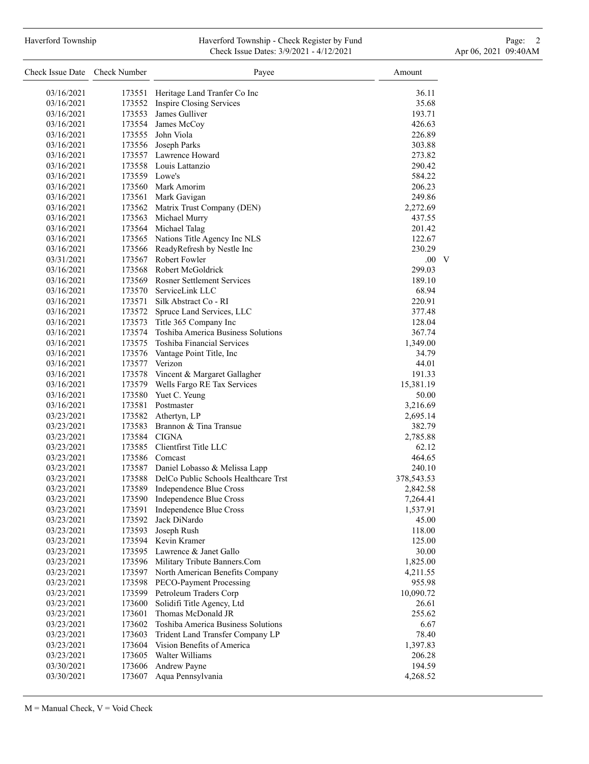| Check Issue Date | Check Number | Payee | Amount | |
|---|---|---|---|---|
| 03/16/2021 | 173551 | Heritage Land Tranfer Co Inc | 36.11 | |
| 03/16/2021 | 173552 | Inspire Closing Services | 35.68 | |
| 03/16/2021 | 173553 | James Gulliver | 193.71 | |
| 03/16/2021 | 173554 | James McCoy | 426.63 | |
| 03/16/2021 | 173555 | John Viola | 226.89 | |
| 03/16/2021 | 173556 | Joseph Parks | 303.88 | |
| 03/16/2021 | 173557 | Lawrence Howard | 273.82 | |
| 03/16/2021 | 173558 | Louis Lattanzio | 290.42 | |
| 03/16/2021 | 173559 | Lowe's | 584.22 | |
| 03/16/2021 | 173560 | Mark Amorim | 206.23 | |
| 03/16/2021 | 173561 | Mark Gavigan | 249.86 | |
| 03/16/2021 | 173562 | Matrix Trust Company (DEN) | 2,272.69 | |
| 03/16/2021 | 173563 | Michael Murry | 437.55 | |
| 03/16/2021 | 173564 | Michael Talag | 201.42 | |
| 03/16/2021 | 173565 | Nations Title Agency Inc NLS | 122.67 | |
| 03/16/2021 | 173566 | ReadyRefresh by Nestle Inc | 230.29 | |
| 03/31/2021 | 173567 | Robert Fowler | .00 | V |
| 03/16/2021 | 173568 | Robert McGoldrick | 299.03 | |
| 03/16/2021 | 173569 | Rosner Settlement Services | 189.10 | |
| 03/16/2021 | 173570 | ServiceLink LLC | 68.94 | |
| 03/16/2021 | 173571 | Silk Abstract Co - RI | 220.91 | |
| 03/16/2021 | 173572 | Spruce Land Services, LLC | 377.48 | |
| 03/16/2021 | 173573 | Title 365 Company Inc | 128.04 | |
| 03/16/2021 | 173574 | Toshiba America Business Solutions | 367.74 | |
| 03/16/2021 | 173575 | Toshiba Financial Services | 1,349.00 | |
| 03/16/2021 | 173576 | Vantage Point Title, Inc | 34.79 | |
| 03/16/2021 | 173577 | Verizon | 44.01 | |
| 03/16/2021 | 173578 | Vincent & Margaret Gallagher | 191.33 | |
| 03/16/2021 | 173579 | Wells Fargo RE Tax Services | 15,381.19 | |
| 03/16/2021 | 173580 | Yuet C. Yeung | 50.00 | |
| 03/16/2021 | 173581 | Postmaster | 3,216.69 | |
| 03/23/2021 | 173582 | Athertyn, LP | 2,695.14 | |
| 03/23/2021 | 173583 | Brannon & Tina Transue | 382.79 | |
| 03/23/2021 | 173584 | CIGNA | 2,785.88 | |
| 03/23/2021 | 173585 | Clientfirst Title LLC | 62.12 | |
| 03/23/2021 | 173586 | Comcast | 464.65 | |
| 03/23/2021 | 173587 | Daniel Lobasso & Melissa Lapp | 240.10 | |
| 03/23/2021 | 173588 | DelCo Public Schools Healthcare Trst | 378,543.53 | |
| 03/23/2021 | 173589 | Independence Blue Cross | 2,842.58 | |
| 03/23/2021 | 173590 | Independence Blue Cross | 7,264.41 | |
| 03/23/2021 | 173591 | Independence Blue Cross | 1,537.91 | |
| 03/23/2021 | 173592 | Jack DiNardo | 45.00 | |
| 03/23/2021 | 173593 | Joseph Rush | 118.00 | |
| 03/23/2021 | 173594 | Kevin Kramer | 125.00 | |
| 03/23/2021 | 173595 | Lawrence & Janet Gallo | 30.00 | |
| 03/23/2021 | 173596 | Military Tribute Banners.Com | 1,825.00 | |
| 03/23/2021 | 173597 | North American Benefits Company | 4,211.55 | |
| 03/23/2021 | 173598 | PECO-Payment Processing | 955.98 | |
| 03/23/2021 | 173599 | Petroleum Traders Corp | 10,090.72 | |
| 03/23/2021 | 173600 | Solidifi Title Agency, Ltd | 26.61 | |
| 03/23/2021 | 173601 | Thomas McDonald JR | 255.62 | |
| 03/23/2021 | 173602 | Toshiba America Business Solutions | 6.67 | |
| 03/23/2021 | 173603 | Trident Land Transfer Company LP | 78.40 | |
| 03/23/2021 | 173604 | Vision Benefits of America | 1,397.83 | |
| 03/23/2021 | 173605 | Walter Williams | 206.28 | |
| 03/30/2021 | 173606 | Andrew Payne | 194.59 | |
| 03/30/2021 | 173607 | Aqua Pennsylvania | 4,268.52 | |

M = Manual Check, V = Void Check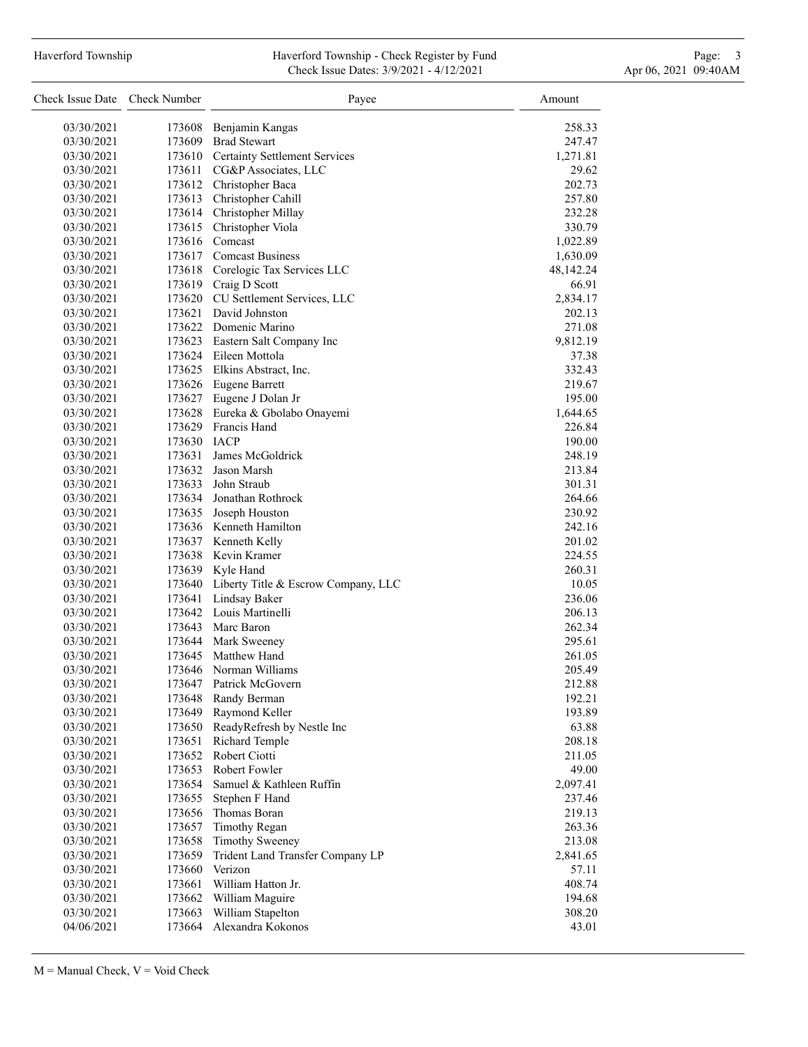| Check Issue Date | Check Number | Payee | Amount |
|---|---|---|---|
| 03/30/2021 | 173608 | Benjamin Kangas | 258.33 |
| 03/30/2021 | 173609 | Brad Stewart | 247.47 |
| 03/30/2021 | 173610 | Certainty Settlement Services | 1,271.81 |
| 03/30/2021 | 173611 | CG&P Associates, LLC | 29.62 |
| 03/30/2021 | 173612 | Christopher Baca | 202.73 |
| 03/30/2021 | 173613 | Christopher Cahill | 257.80 |
| 03/30/2021 | 173614 | Christopher Millay | 232.28 |
| 03/30/2021 | 173615 | Christopher Viola | 330.79 |
| 03/30/2021 | 173616 | Comcast | 1,022.89 |
| 03/30/2021 | 173617 | Comcast Business | 1,630.09 |
| 03/30/2021 | 173618 | Corelogic Tax Services LLC | 48,142.24 |
| 03/30/2021 | 173619 | Craig D Scott | 66.91 |
| 03/30/2021 | 173620 | CU Settlement Services, LLC | 2,834.17 |
| 03/30/2021 | 173621 | David Johnston | 202.13 |
| 03/30/2021 | 173622 | Domenic Marino | 271.08 |
| 03/30/2021 | 173623 | Eastern Salt Company Inc | 9,812.19 |
| 03/30/2021 | 173624 | Eileen Mottola | 37.38 |
| 03/30/2021 | 173625 | Elkins Abstract, Inc. | 332.43 |
| 03/30/2021 | 173626 | Eugene Barrett | 219.67 |
| 03/30/2021 | 173627 | Eugene J Dolan Jr | 195.00 |
| 03/30/2021 | 173628 | Eureka & Gbolabo Onayemi | 1,644.65 |
| 03/30/2021 | 173629 | Francis Hand | 226.84 |
| 03/30/2021 | 173630 | IACP | 190.00 |
| 03/30/2021 | 173631 | James McGoldrick | 248.19 |
| 03/30/2021 | 173632 | Jason Marsh | 213.84 |
| 03/30/2021 | 173633 | John Straub | 301.31 |
| 03/30/2021 | 173634 | Jonathan Rothrock | 264.66 |
| 03/30/2021 | 173635 | Joseph Houston | 230.92 |
| 03/30/2021 | 173636 | Kenneth Hamilton | 242.16 |
| 03/30/2021 | 173637 | Kenneth Kelly | 201.02 |
| 03/30/2021 | 173638 | Kevin Kramer | 224.55 |
| 03/30/2021 | 173639 | Kyle Hand | 260.31 |
| 03/30/2021 | 173640 | Liberty Title & Escrow Company, LLC | 10.05 |
| 03/30/2021 | 173641 | Lindsay Baker | 236.06 |
| 03/30/2021 | 173642 | Louis Martinelli | 206.13 |
| 03/30/2021 | 173643 | Marc Baron | 262.34 |
| 03/30/2021 | 173644 | Mark Sweeney | 295.61 |
| 03/30/2021 | 173645 | Matthew Hand | 261.05 |
| 03/30/2021 | 173646 | Norman Williams | 205.49 |
| 03/30/2021 | 173647 | Patrick McGovern | 212.88 |
| 03/30/2021 | 173648 | Randy Berman | 192.21 |
| 03/30/2021 | 173649 | Raymond Keller | 193.89 |
| 03/30/2021 | 173650 | ReadyRefresh by Nestle Inc | 63.88 |
| 03/30/2021 | 173651 | Richard Temple | 208.18 |
| 03/30/2021 | 173652 | Robert Ciotti | 211.05 |
| 03/30/2021 | 173653 | Robert Fowler | 49.00 |
| 03/30/2021 | 173654 | Samuel & Kathleen Ruffin | 2,097.41 |
| 03/30/2021 | 173655 | Stephen F Hand | 237.46 |
| 03/30/2021 | 173656 | Thomas Boran | 219.13 |
| 03/30/2021 | 173657 | Timothy Regan | 263.36 |
| 03/30/2021 | 173658 | Timothy Sweeney | 213.08 |
| 03/30/2021 | 173659 | Trident Land Transfer Company LP | 2,841.65 |
| 03/30/2021 | 173660 | Verizon | 57.11 |
| 03/30/2021 | 173661 | William Hatton Jr. | 408.74 |
| 03/30/2021 | 173662 | William Maguire | 194.68 |
| 03/30/2021 | 173663 | William Stapelton | 308.20 |
| 04/06/2021 | 173664 | Alexandra Kokonos | 43.01 |

M = Manual Check, V = Void Check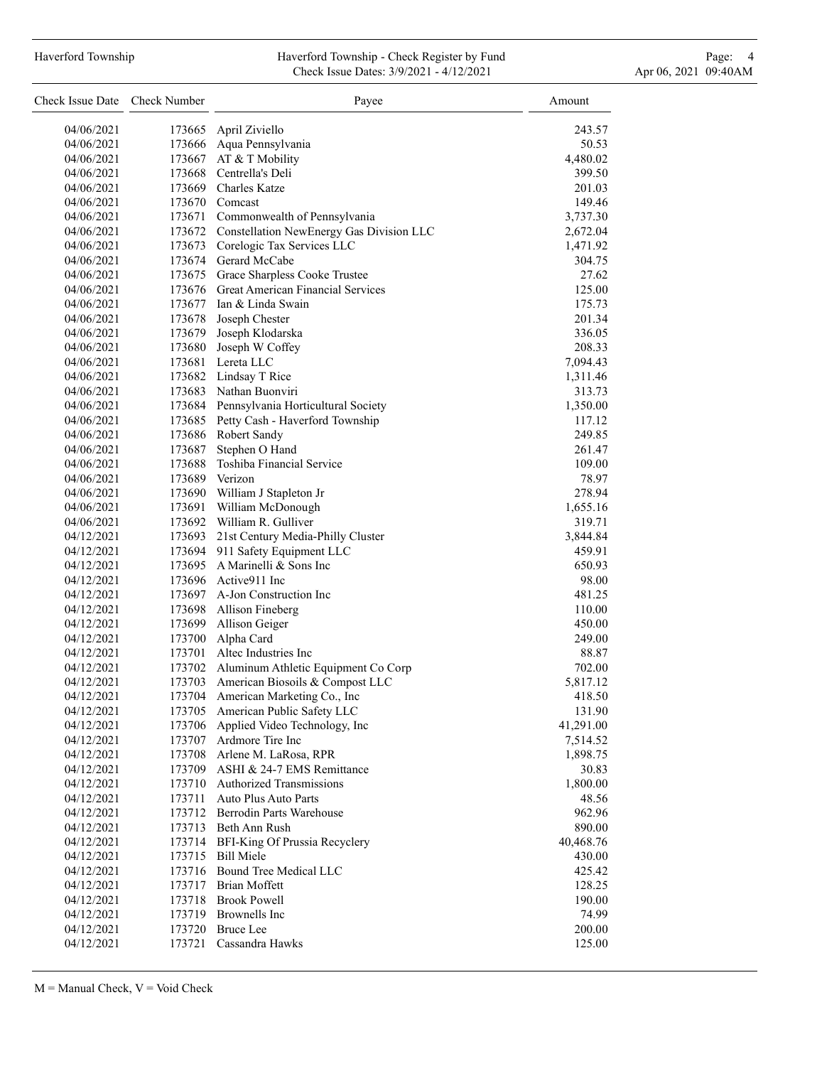| Check Issue Date | Check Number | Payee | Amount |
|---|---|---|---|
| 04/06/2021 | 173665 | April Ziviello | 243.57 |
| 04/06/2021 | 173666 | Aqua Pennsylvania | 50.53 |
| 04/06/2021 | 173667 | AT & T Mobility | 4,480.02 |
| 04/06/2021 | 173668 | Centrella's Deli | 399.50 |
| 04/06/2021 | 173669 | Charles Katze | 201.03 |
| 04/06/2021 | 173670 | Comcast | 149.46 |
| 04/06/2021 | 173671 | Commonwealth of Pennsylvania | 3,737.30 |
| 04/06/2021 | 173672 | Constellation NewEnergy Gas Division LLC | 2,672.04 |
| 04/06/2021 | 173673 | Corelogic Tax Services LLC | 1,471.92 |
| 04/06/2021 | 173674 | Gerard McCabe | 304.75 |
| 04/06/2021 | 173675 | Grace Sharpless Cooke Trustee | 27.62 |
| 04/06/2021 | 173676 | Great American Financial Services | 125.00 |
| 04/06/2021 | 173677 | Ian & Linda Swain | 175.73 |
| 04/06/2021 | 173678 | Joseph Chester | 201.34 |
| 04/06/2021 | 173679 | Joseph Klodarska | 336.05 |
| 04/06/2021 | 173680 | Joseph W Coffey | 208.33 |
| 04/06/2021 | 173681 | Lereta LLC | 7,094.43 |
| 04/06/2021 | 173682 | Lindsay T Rice | 1,311.46 |
| 04/06/2021 | 173683 | Nathan Buonviri | 313.73 |
| 04/06/2021 | 173684 | Pennsylvania Horticultural Society | 1,350.00 |
| 04/06/2021 | 173685 | Petty Cash - Haverford Township | 117.12 |
| 04/06/2021 | 173686 | Robert Sandy | 249.85 |
| 04/06/2021 | 173687 | Stephen O Hand | 261.47 |
| 04/06/2021 | 173688 | Toshiba Financial Service | 109.00 |
| 04/06/2021 | 173689 | Verizon | 78.97 |
| 04/06/2021 | 173690 | William J Stapleton Jr | 278.94 |
| 04/06/2021 | 173691 | William McDonough | 1,655.16 |
| 04/06/2021 | 173692 | William R. Gulliver | 319.71 |
| 04/12/2021 | 173693 | 21st Century Media-Philly Cluster | 3,844.84 |
| 04/12/2021 | 173694 | 911 Safety Equipment LLC | 459.91 |
| 04/12/2021 | 173695 | A Marinelli & Sons Inc | 650.93 |
| 04/12/2021 | 173696 | Active911 Inc | 98.00 |
| 04/12/2021 | 173697 | A-Jon Construction Inc | 481.25 |
| 04/12/2021 | 173698 | Allison Fineberg | 110.00 |
| 04/12/2021 | 173699 | Allison Geiger | 450.00 |
| 04/12/2021 | 173700 | Alpha Card | 249.00 |
| 04/12/2021 | 173701 | Altec Industries Inc | 88.87 |
| 04/12/2021 | 173702 | Aluminum Athletic Equipment Co Corp | 702.00 |
| 04/12/2021 | 173703 | American Biosoils & Compost LLC | 5,817.12 |
| 04/12/2021 | 173704 | American Marketing Co., Inc | 418.50 |
| 04/12/2021 | 173705 | American Public Safety LLC | 131.90 |
| 04/12/2021 | 173706 | Applied Video Technology, Inc | 41,291.00 |
| 04/12/2021 | 173707 | Ardmore Tire Inc | 7,514.52 |
| 04/12/2021 | 173708 | Arlene M. LaRosa, RPR | 1,898.75 |
| 04/12/2021 | 173709 | ASHI & 24-7 EMS Remittance | 30.83 |
| 04/12/2021 | 173710 | Authorized Transmissions | 1,800.00 |
| 04/12/2021 | 173711 | Auto Plus Auto Parts | 48.56 |
| 04/12/2021 | 173712 | Berrodin Parts Warehouse | 962.96 |
| 04/12/2021 | 173713 | Beth Ann Rush | 890.00 |
| 04/12/2021 | 173714 | BFI-King Of Prussia Recyclery | 40,468.76 |
| 04/12/2021 | 173715 | Bill Miele | 430.00 |
| 04/12/2021 | 173716 | Bound Tree Medical LLC | 425.42 |
| 04/12/2021 | 173717 | Brian Moffett | 128.25 |
| 04/12/2021 | 173718 | Brook Powell | 190.00 |
| 04/12/2021 | 173719 | Brownells Inc | 74.99 |
| 04/12/2021 | 173720 | Bruce Lee | 200.00 |
| 04/12/2021 | 173721 | Cassandra Hawks | 125.00 |

M = Manual Check, V = Void Check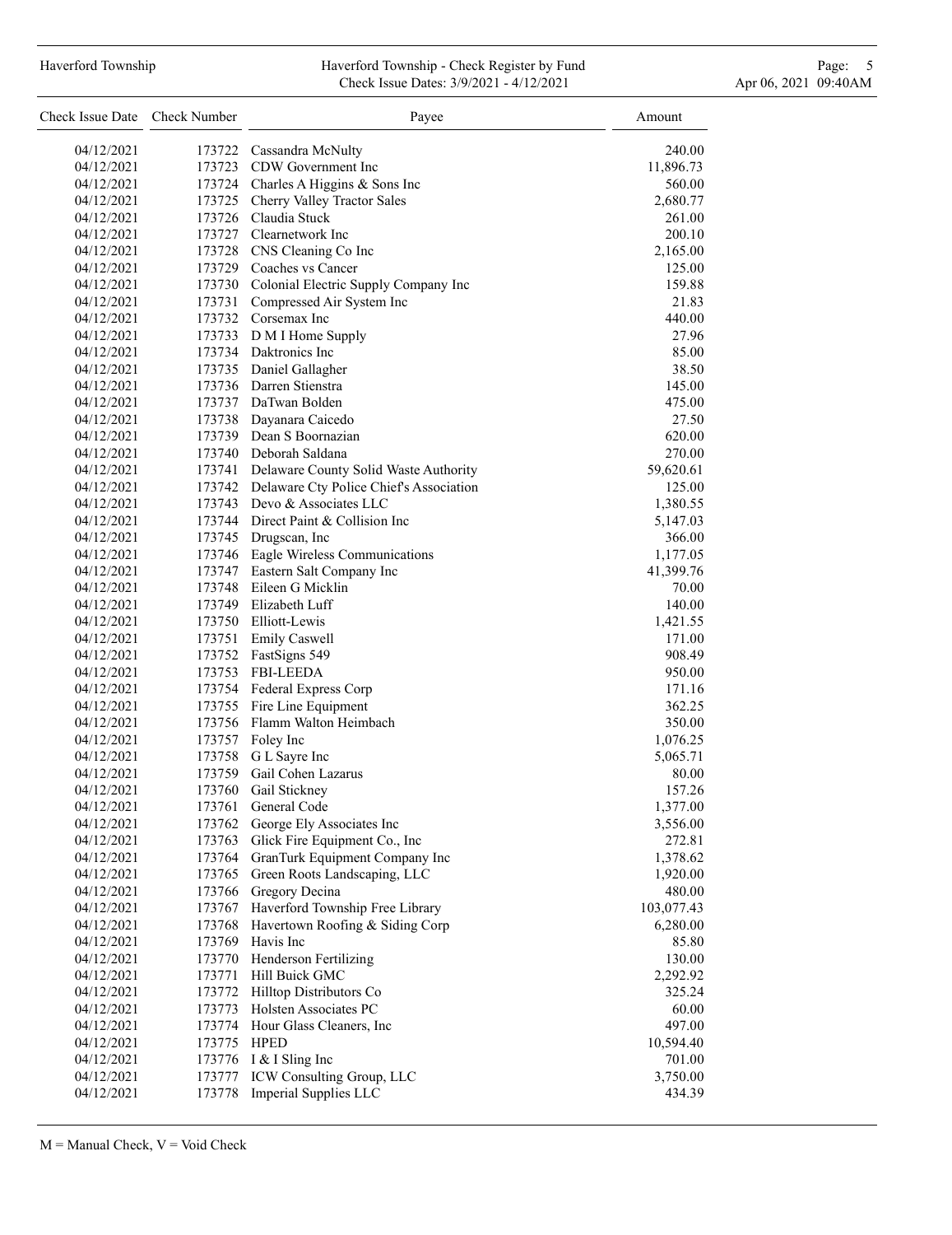| Check Issue Date | Check Number | Payee | Amount |
|---|---|---|---|
| 04/12/2021 | 173722 | Cassandra McNulty | 240.00 |
| 04/12/2021 | 173723 | CDW Government Inc | 11,896.73 |
| 04/12/2021 | 173724 | Charles A Higgins & Sons Inc | 560.00 |
| 04/12/2021 | 173725 | Cherry Valley Tractor Sales | 2,680.77 |
| 04/12/2021 | 173726 | Claudia Stuck | 261.00 |
| 04/12/2021 | 173727 | Clearnetwork Inc | 200.10 |
| 04/12/2021 | 173728 | CNS Cleaning Co Inc | 2,165.00 |
| 04/12/2021 | 173729 | Coaches vs Cancer | 125.00 |
| 04/12/2021 | 173730 | Colonial Electric Supply Company Inc | 159.88 |
| 04/12/2021 | 173731 | Compressed Air System Inc | 21.83 |
| 04/12/2021 | 173732 | Corsemax Inc | 440.00 |
| 04/12/2021 | 173733 | D M I Home Supply | 27.96 |
| 04/12/2021 | 173734 | Daktronics Inc | 85.00 |
| 04/12/2021 | 173735 | Daniel Gallagher | 38.50 |
| 04/12/2021 | 173736 | Darren Stienstra | 145.00 |
| 04/12/2021 | 173737 | DaTwan Bolden | 475.00 |
| 04/12/2021 | 173738 | Dayanara Caicedo | 27.50 |
| 04/12/2021 | 173739 | Dean S Boornazian | 620.00 |
| 04/12/2021 | 173740 | Deborah Saldana | 270.00 |
| 04/12/2021 | 173741 | Delaware County Solid Waste Authority | 59,620.61 |
| 04/12/2021 | 173742 | Delaware Cty Police Chief's Association | 125.00 |
| 04/12/2021 | 173743 | Devo & Associates LLC | 1,380.55 |
| 04/12/2021 | 173744 | Direct Paint & Collision Inc | 5,147.03 |
| 04/12/2021 | 173745 | Drugscan, Inc | 366.00 |
| 04/12/2021 | 173746 | Eagle Wireless Communications | 1,177.05 |
| 04/12/2021 | 173747 | Eastern Salt Company Inc | 41,399.76 |
| 04/12/2021 | 173748 | Eileen G Micklin | 70.00 |
| 04/12/2021 | 173749 | Elizabeth Luff | 140.00 |
| 04/12/2021 | 173750 | Elliott-Lewis | 1,421.55 |
| 04/12/2021 | 173751 | Emily Caswell | 171.00 |
| 04/12/2021 | 173752 | FastSigns 549 | 908.49 |
| 04/12/2021 | 173753 | FBI-LEEDA | 950.00 |
| 04/12/2021 | 173754 | Federal Express Corp | 171.16 |
| 04/12/2021 | 173755 | Fire Line Equipment | 362.25 |
| 04/12/2021 | 173756 | Flamm Walton Heimbach | 350.00 |
| 04/12/2021 | 173757 | Foley Inc | 1,076.25 |
| 04/12/2021 | 173758 | G L Sayre Inc | 5,065.71 |
| 04/12/2021 | 173759 | Gail Cohen Lazarus | 80.00 |
| 04/12/2021 | 173760 | Gail Stickney | 157.26 |
| 04/12/2021 | 173761 | General Code | 1,377.00 |
| 04/12/2021 | 173762 | George Ely Associates Inc | 3,556.00 |
| 04/12/2021 | 173763 | Glick Fire Equipment Co., Inc | 272.81 |
| 04/12/2021 | 173764 | GranTurk Equipment Company Inc | 1,378.62 |
| 04/12/2021 | 173765 | Green Roots Landscaping, LLC | 1,920.00 |
| 04/12/2021 | 173766 | Gregory Decina | 480.00 |
| 04/12/2021 | 173767 | Haverford Township Free Library | 103,077.43 |
| 04/12/2021 | 173768 | Havertown Roofing & Siding Corp | 6,280.00 |
| 04/12/2021 | 173769 | Havis Inc | 85.80 |
| 04/12/2021 | 173770 | Henderson Fertilizing | 130.00 |
| 04/12/2021 | 173771 | Hill Buick GMC | 2,292.92 |
| 04/12/2021 | 173772 | Hilltop Distributors Co | 325.24 |
| 04/12/2021 | 173773 | Holsten Associates PC | 60.00 |
| 04/12/2021 | 173774 | Hour Glass Cleaners, Inc | 497.00 |
| 04/12/2021 | 173775 | HPED | 10,594.40 |
| 04/12/2021 | 173776 | I & I Sling Inc | 701.00 |
| 04/12/2021 | 173777 | ICW Consulting Group, LLC | 3,750.00 |
| 04/12/2021 | 173778 | Imperial Supplies LLC | 434.39 |

M = Manual Check, V = Void Check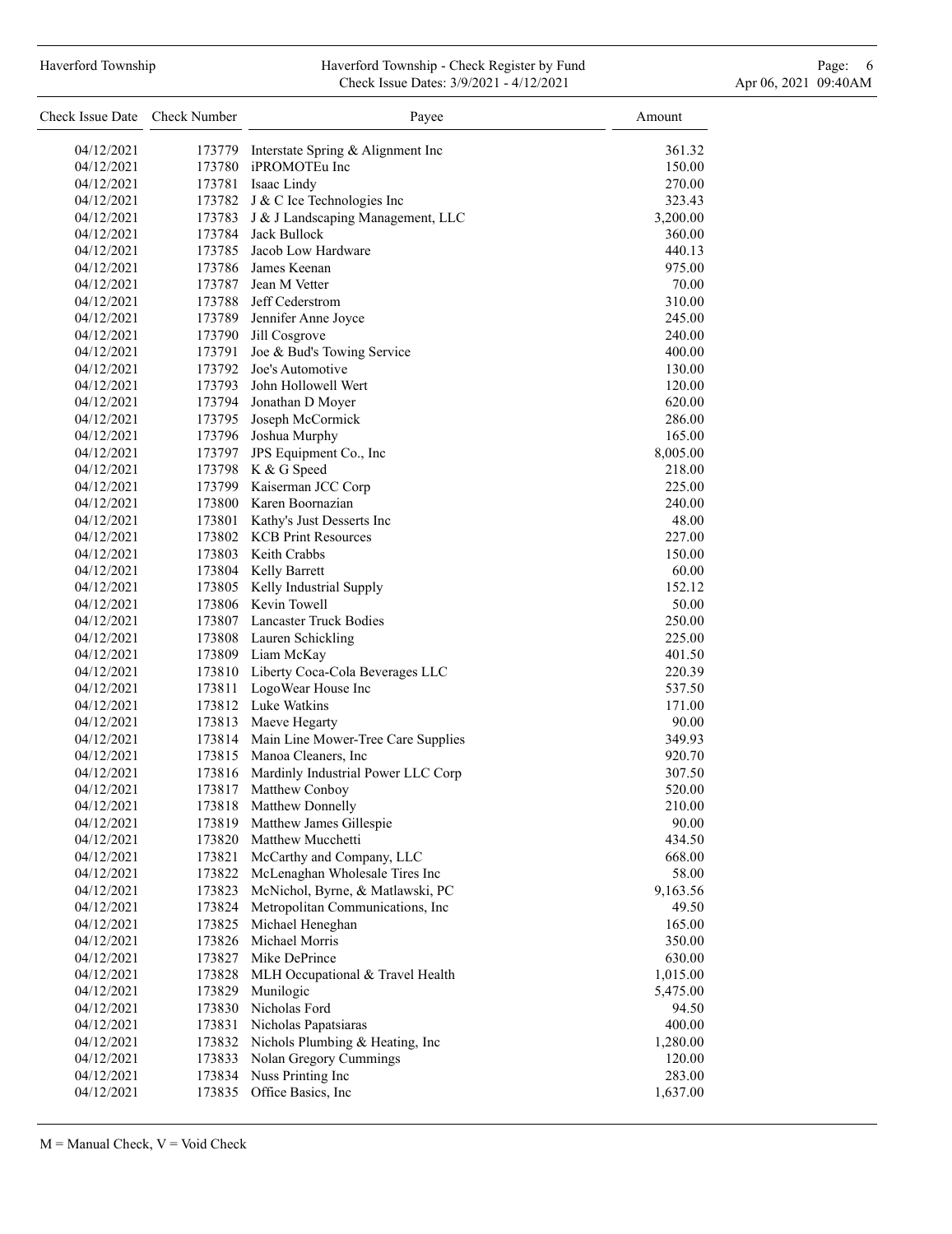| Check Issue Date | Check Number | Payee | Amount |
|---|---|---|---|
| 04/12/2021 | 173779 | Interstate Spring & Alignment Inc | 361.32 |
| 04/12/2021 | 173780 | iPROMOTEu Inc | 150.00 |
| 04/12/2021 | 173781 | Isaac Lindy | 270.00 |
| 04/12/2021 | 173782 | J & C Ice Technologies Inc | 323.43 |
| 04/12/2021 | 173783 | J & J Landscaping Management, LLC | 3,200.00 |
| 04/12/2021 | 173784 | Jack Bullock | 360.00 |
| 04/12/2021 | 173785 | Jacob Low Hardware | 440.13 |
| 04/12/2021 | 173786 | James Keenan | 975.00 |
| 04/12/2021 | 173787 | Jean M Vetter | 70.00 |
| 04/12/2021 | 173788 | Jeff Cederstrom | 310.00 |
| 04/12/2021 | 173789 | Jennifer Anne Joyce | 245.00 |
| 04/12/2021 | 173790 | Jill Cosgrove | 240.00 |
| 04/12/2021 | 173791 | Joe & Bud's Towing Service | 400.00 |
| 04/12/2021 | 173792 | Joe's Automotive | 130.00 |
| 04/12/2021 | 173793 | John Hollowell Wert | 120.00 |
| 04/12/2021 | 173794 | Jonathan D Moyer | 620.00 |
| 04/12/2021 | 173795 | Joseph McCormick | 286.00 |
| 04/12/2021 | 173796 | Joshua Murphy | 165.00 |
| 04/12/2021 | 173797 | JPS Equipment Co., Inc | 8,005.00 |
| 04/12/2021 | 173798 | K & G Speed | 218.00 |
| 04/12/2021 | 173799 | Kaiserman JCC Corp | 225.00 |
| 04/12/2021 | 173800 | Karen Boornazian | 240.00 |
| 04/12/2021 | 173801 | Kathy's Just Desserts Inc | 48.00 |
| 04/12/2021 | 173802 | KCB Print Resources | 227.00 |
| 04/12/2021 | 173803 | Keith Crabbs | 150.00 |
| 04/12/2021 | 173804 | Kelly Barrett | 60.00 |
| 04/12/2021 | 173805 | Kelly Industrial Supply | 152.12 |
| 04/12/2021 | 173806 | Kevin Towell | 50.00 |
| 04/12/2021 | 173807 | Lancaster Truck Bodies | 250.00 |
| 04/12/2021 | 173808 | Lauren Schickling | 225.00 |
| 04/12/2021 | 173809 | Liam McKay | 401.50 |
| 04/12/2021 | 173810 | Liberty Coca-Cola Beverages LLC | 220.39 |
| 04/12/2021 | 173811 | LogoWear House Inc | 537.50 |
| 04/12/2021 | 173812 | Luke Watkins | 171.00 |
| 04/12/2021 | 173813 | Maeve Hegarty | 90.00 |
| 04/12/2021 | 173814 | Main Line Mower-Tree Care Supplies | 349.93 |
| 04/12/2021 | 173815 | Manoa Cleaners, Inc | 920.70 |
| 04/12/2021 | 173816 | Mardinly Industrial Power LLC Corp | 307.50 |
| 04/12/2021 | 173817 | Matthew Conboy | 520.00 |
| 04/12/2021 | 173818 | Matthew Donnelly | 210.00 |
| 04/12/2021 | 173819 | Matthew James Gillespie | 90.00 |
| 04/12/2021 | 173820 | Matthew Mucchetti | 434.50 |
| 04/12/2021 | 173821 | McCarthy and Company, LLC | 668.00 |
| 04/12/2021 | 173822 | McLenaghan Wholesale Tires Inc | 58.00 |
| 04/12/2021 | 173823 | McNichol, Byrne, & Matlawski, PC | 9,163.56 |
| 04/12/2021 | 173824 | Metropolitan Communications, Inc | 49.50 |
| 04/12/2021 | 173825 | Michael Heneghan | 165.00 |
| 04/12/2021 | 173826 | Michael Morris | 350.00 |
| 04/12/2021 | 173827 | Mike DePrince | 630.00 |
| 04/12/2021 | 173828 | MLH Occupational & Travel Health | 1,015.00 |
| 04/12/2021 | 173829 | Munilogic | 5,475.00 |
| 04/12/2021 | 173830 | Nicholas Ford | 94.50 |
| 04/12/2021 | 173831 | Nicholas Papatsiaras | 400.00 |
| 04/12/2021 | 173832 | Nichols Plumbing & Heating, Inc | 1,280.00 |
| 04/12/2021 | 173833 | Nolan Gregory Cummings | 120.00 |
| 04/12/2021 | 173834 | Nuss Printing Inc | 283.00 |
| 04/12/2021 | 173835 | Office Basics, Inc | 1,637.00 |

M = Manual Check, V = Void Check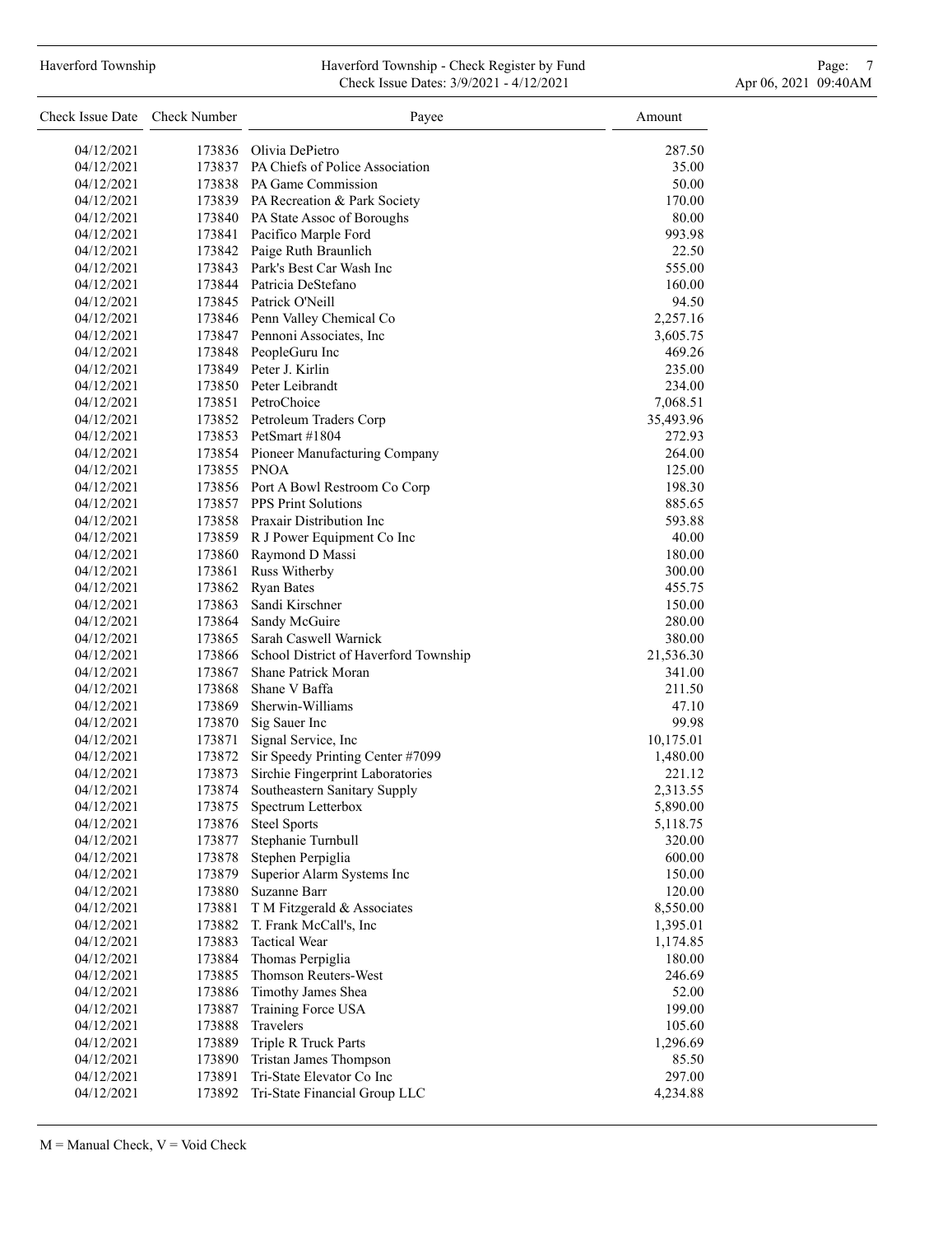| Check Issue Date | Check Number | Payee | Amount |
|---|---|---|---|
| 04/12/2021 | 173836 | Olivia DePietro | 287.50 |
| 04/12/2021 | 173837 | PA Chiefs of Police Association | 35.00 |
| 04/12/2021 | 173838 | PA Game Commission | 50.00 |
| 04/12/2021 | 173839 | PA Recreation & Park Society | 170.00 |
| 04/12/2021 | 173840 | PA State Assoc of Boroughs | 80.00 |
| 04/12/2021 | 173841 | Pacifico Marple Ford | 993.98 |
| 04/12/2021 | 173842 | Paige Ruth Braunlich | 22.50 |
| 04/12/2021 | 173843 | Park's Best Car Wash Inc | 555.00 |
| 04/12/2021 | 173844 | Patricia DeStefano | 160.00 |
| 04/12/2021 | 173845 | Patrick O'Neill | 94.50 |
| 04/12/2021 | 173846 | Penn Valley Chemical Co | 2,257.16 |
| 04/12/2021 | 173847 | Pennoni Associates, Inc | 3,605.75 |
| 04/12/2021 | 173848 | PeopleGuru Inc | 469.26 |
| 04/12/2021 | 173849 | Peter J. Kirlin | 235.00 |
| 04/12/2021 | 173850 | Peter Leibrandt | 234.00 |
| 04/12/2021 | 173851 | PetroChoice | 7,068.51 |
| 04/12/2021 | 173852 | Petroleum Traders Corp | 35,493.96 |
| 04/12/2021 | 173853 | PetSmart #1804 | 272.93 |
| 04/12/2021 | 173854 | Pioneer Manufacturing Company | 264.00 |
| 04/12/2021 | 173855 | PNOA | 125.00 |
| 04/12/2021 | 173856 | Port A Bowl Restroom Co Corp | 198.30 |
| 04/12/2021 | 173857 | PPS Print Solutions | 885.65 |
| 04/12/2021 | 173858 | Praxair Distribution Inc | 593.88 |
| 04/12/2021 | 173859 | R J Power Equipment Co Inc | 40.00 |
| 04/12/2021 | 173860 | Raymond D Massi | 180.00 |
| 04/12/2021 | 173861 | Russ Witherby | 300.00 |
| 04/12/2021 | 173862 | Ryan Bates | 455.75 |
| 04/12/2021 | 173863 | Sandi Kirschner | 150.00 |
| 04/12/2021 | 173864 | Sandy McGuire | 280.00 |
| 04/12/2021 | 173865 | Sarah Caswell Warnick | 380.00 |
| 04/12/2021 | 173866 | School District of Haverford Township | 21,536.30 |
| 04/12/2021 | 173867 | Shane Patrick Moran | 341.00 |
| 04/12/2021 | 173868 | Shane V Baffa | 211.50 |
| 04/12/2021 | 173869 | Sherwin-Williams | 47.10 |
| 04/12/2021 | 173870 | Sig Sauer Inc | 99.98 |
| 04/12/2021 | 173871 | Signal Service, Inc | 10,175.01 |
| 04/12/2021 | 173872 | Sir Speedy Printing Center #7099 | 1,480.00 |
| 04/12/2021 | 173873 | Sirchie Fingerprint Laboratories | 221.12 |
| 04/12/2021 | 173874 | Southeastern Sanitary Supply | 2,313.55 |
| 04/12/2021 | 173875 | Spectrum Letterbox | 5,890.00 |
| 04/12/2021 | 173876 | Steel Sports | 5,118.75 |
| 04/12/2021 | 173877 | Stephanie Turnbull | 320.00 |
| 04/12/2021 | 173878 | Stephen Perpiglia | 600.00 |
| 04/12/2021 | 173879 | Superior Alarm Systems Inc | 150.00 |
| 04/12/2021 | 173880 | Suzanne Barr | 120.00 |
| 04/12/2021 | 173881 | T M Fitzgerald & Associates | 8,550.00 |
| 04/12/2021 | 173882 | T. Frank McCall's, Inc | 1,395.01 |
| 04/12/2021 | 173883 | Tactical Wear | 1,174.85 |
| 04/12/2021 | 173884 | Thomas Perpiglia | 180.00 |
| 04/12/2021 | 173885 | Thomson Reuters-West | 246.69 |
| 04/12/2021 | 173886 | Timothy James Shea | 52.00 |
| 04/12/2021 | 173887 | Training Force USA | 199.00 |
| 04/12/2021 | 173888 | Travelers | 105.60 |
| 04/12/2021 | 173889 | Triple R Truck Parts | 1,296.69 |
| 04/12/2021 | 173890 | Tristan James Thompson | 85.50 |
| 04/12/2021 | 173891 | Tri-State Elevator Co Inc | 297.00 |
| 04/12/2021 | 173892 | Tri-State Financial Group LLC | 4,234.88 |

M = Manual Check, V = Void Check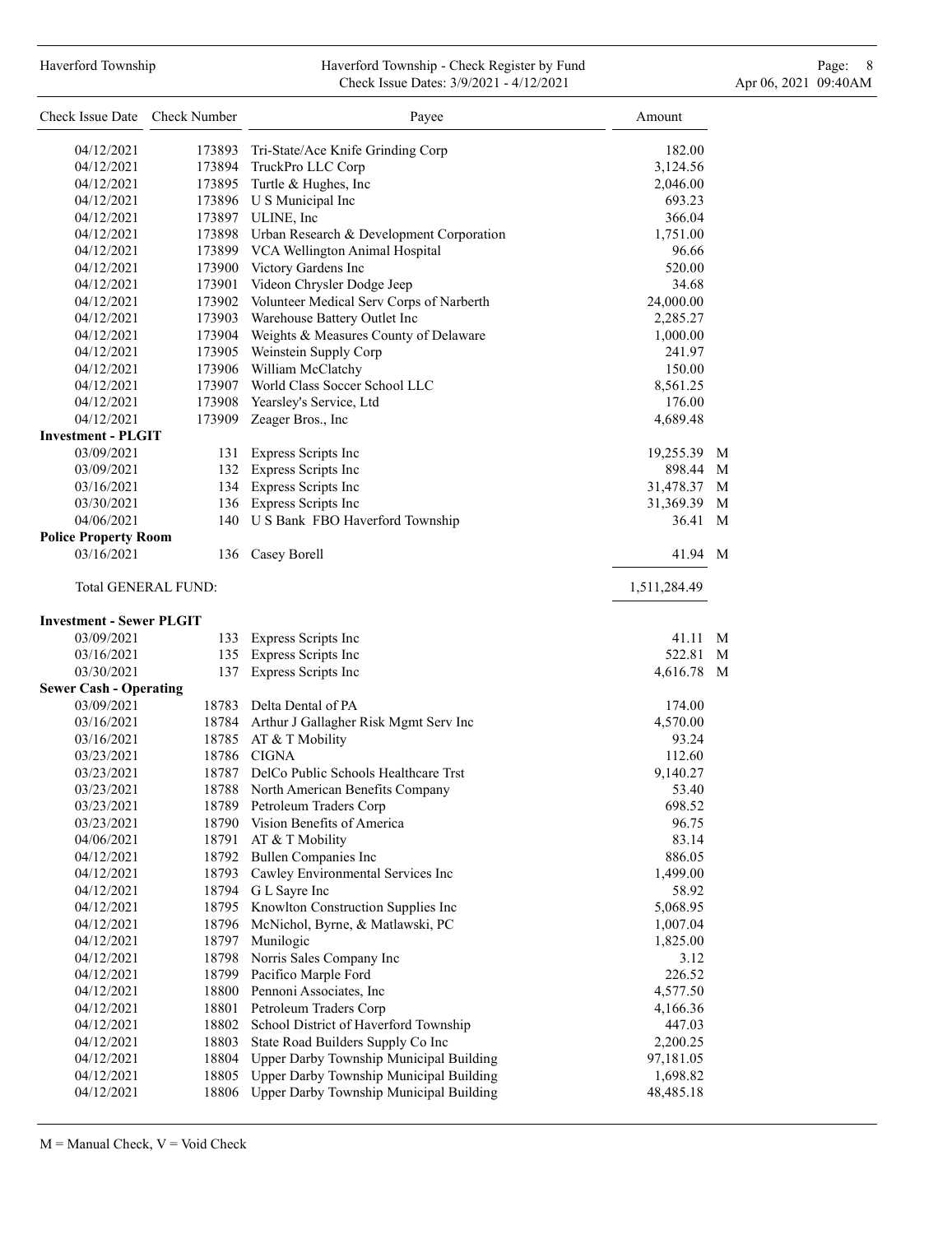| Check Issue Date | Check Number | Payee | Amount | |
|---|---|---|---|---|
| 04/12/2021 | 173893 | Tri-State/Ace Knife Grinding Corp | 182.00 | |
| 04/12/2021 | 173894 | TruckPro LLC Corp | 3,124.56 | |
| 04/12/2021 | 173895 | Turtle & Hughes, Inc | 2,046.00 | |
| 04/12/2021 | 173896 | U S Municipal Inc | 693.23 | |
| 04/12/2021 | 173897 | ULINE, Inc | 366.04 | |
| 04/12/2021 | 173898 | Urban Research & Development Corporation | 1,751.00 | |
| 04/12/2021 | 173899 | VCA Wellington Animal Hospital | 96.66 | |
| 04/12/2021 | 173900 | Victory Gardens Inc | 520.00 | |
| 04/12/2021 | 173901 | Videon Chrysler Dodge Jeep | 34.68 | |
| 04/12/2021 | 173902 | Volunteer Medical Serv Corps of Narberth | 24,000.00 | |
| 04/12/2021 | 173903 | Warehouse Battery Outlet Inc | 2,285.27 | |
| 04/12/2021 | 173904 | Weights & Measures County of Delaware | 1,000.00 | |
| 04/12/2021 | 173905 | Weinstein Supply Corp | 241.97 | |
| 04/12/2021 | 173906 | William McClatchy | 150.00 | |
| 04/12/2021 | 173907 | World Class Soccer School LLC | 8,561.25 | |
| 04/12/2021 | 173908 | Yearsley's Service, Ltd | 176.00 | |
| 04/12/2021 | 173909 | Zeager Bros., Inc | 4,689.48 | |
| **Investment - PLGIT** | | | | |
| 03/09/2021 | 131 | Express Scripts Inc | 19,255.39 | M |
| 03/09/2021 | 132 | Express Scripts Inc | 898.44 | M |
| 03/16/2021 | 134 | Express Scripts Inc | 31,478.37 | M |
| 03/30/2021 | 136 | Express Scripts Inc | 31,369.39 | M |
| 04/06/2021 | 140 | U S Bank FBO Haverford Township | 36.41 | M |
| **Police Property Room** | | | | |
| 03/16/2021 | 136 | Casey Borell | 41.94 | M |
| Total GENERAL FUND: | | | 1,511,284.49 | |
| **Investment - Sewer PLGIT** | | | | |
| 03/09/2021 | 133 | Express Scripts Inc | 41.11 | M |
| 03/16/2021 | 135 | Express Scripts Inc | 522.81 | M |
| 03/30/2021 | 137 | Express Scripts Inc | 4,616.78 | M |
| **Sewer Cash - Operating** | | | | |
| 03/09/2021 | 18783 | Delta Dental of PA | 174.00 | |
| 03/16/2021 | 18784 | Arthur J Gallagher Risk Mgmt Serv Inc | 4,570.00 | |
| 03/16/2021 | 18785 | AT & T Mobility | 93.24 | |
| 03/23/2021 | 18786 | CIGNA | 112.60 | |
| 03/23/2021 | 18787 | DelCo Public Schools Healthcare Trst | 9,140.27 | |
| 03/23/2021 | 18788 | North American Benefits Company | 53.40 | |
| 03/23/2021 | 18789 | Petroleum Traders Corp | 698.52 | |
| 03/23/2021 | 18790 | Vision Benefits of America | 96.75 | |
| 04/06/2021 | 18791 | AT & T Mobility | 83.14 | |
| 04/12/2021 | 18792 | Bullen Companies Inc | 886.05 | |
| 04/12/2021 | 18793 | Cawley Environmental Services Inc | 1,499.00 | |
| 04/12/2021 | 18794 | G L Sayre Inc | 58.92 | |
| 04/12/2021 | 18795 | Knowlton Construction Supplies Inc | 5,068.95 | |
| 04/12/2021 | 18796 | McNichol, Byrne, & Matlawski, PC | 1,007.04 | |
| 04/12/2021 | 18797 | Munilogic | 1,825.00 | |
| 04/12/2021 | 18798 | Norris Sales Company Inc | 3.12 | |
| 04/12/2021 | 18799 | Pacifico Marple Ford | 226.52 | |
| 04/12/2021 | 18800 | Pennoni Associates, Inc | 4,577.50 | |
| 04/12/2021 | 18801 | Petroleum Traders Corp | 4,166.36 | |
| 04/12/2021 | 18802 | School District of Haverford Township | 447.03 | |
| 04/12/2021 | 18803 | State Road Builders Supply Co Inc | 2,200.25 | |
| 04/12/2021 | 18804 | Upper Darby Township Municipal Building | 97,181.05 | |
| 04/12/2021 | 18805 | Upper Darby Township Municipal Building | 1,698.82 | |
| 04/12/2021 | 18806 | Upper Darby Township Municipal Building | 48,485.18 | |

M = Manual Check, V = Void Check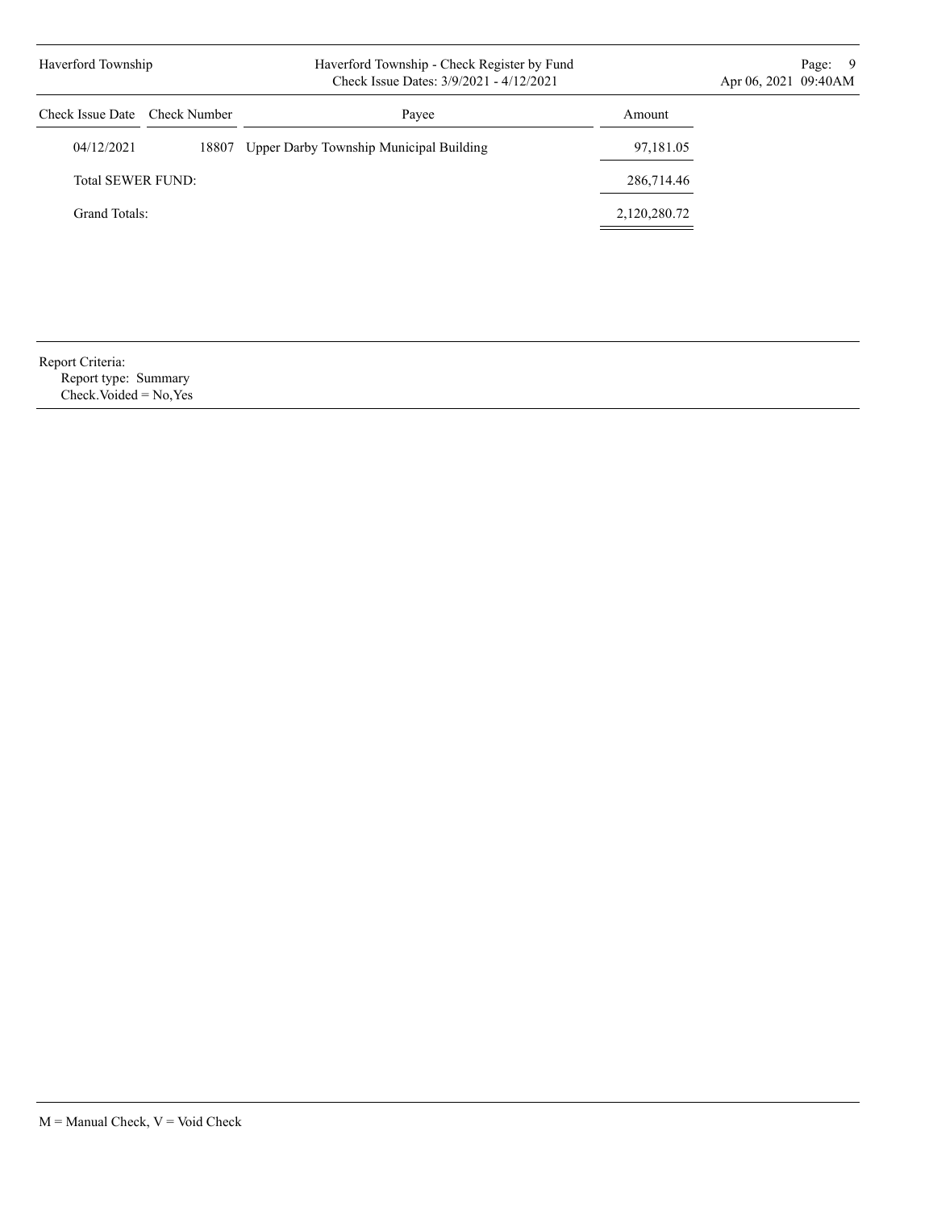| Check Issue Date | Check Number | Payee | Amount |
|---|---|---|---|
| 04/12/2021 | 18807 | Upper Darby Township Municipal Building | 97,181.05 |
| Total SEWER FUND: | | | 286,714.46 |
| Grand Totals: | | | 2,120,280.72 |

Report Criteria:
Report type: Summary
Check.Voided = No,Yes

M = Manual Check, V = Void Check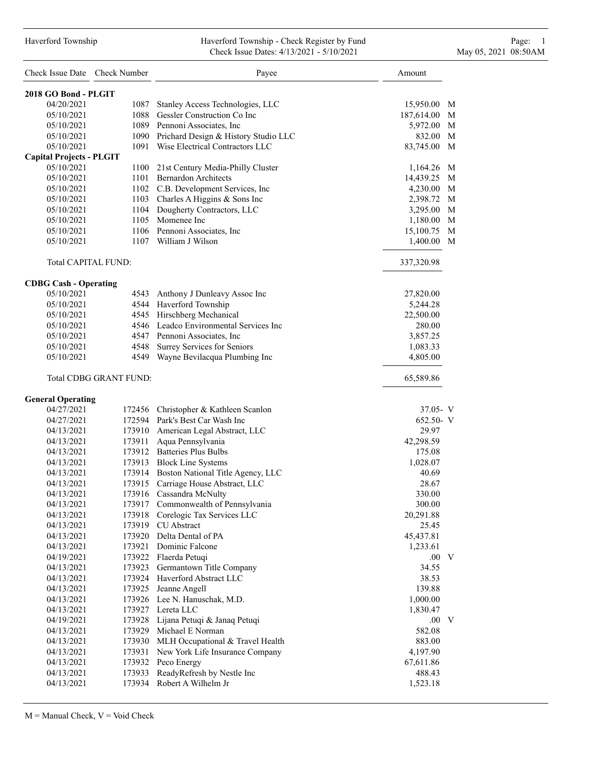Haverford Township - Check Register by Fund
Check Issue Dates: 4/13/2021 - 5/10/2021

May 05, 2021 08:50AM

| Check Issue Date | Check Number | Payee | Amount | |
|---|---|---|---|---|
| **2018 GO Bond - PLGIT** | | | | |
| 04/20/2021 | 1087 | Stanley Access Technologies, LLC | 15,950.00 | M |
| 05/10/2021 | 1088 | Gessler Construction Co Inc | 187,614.00 | M |
| 05/10/2021 | 1089 | Pennoni Associates, Inc | 5,972.00 | M |
| 05/10/2021 | 1090 | Prichard Design & History Studio LLC | 832.00 | M |
| 05/10/2021 | 1091 | Wise Electrical Contractors LLC | 83,745.00 | M |
| **Capital Projects - PLGIT** | | | | |
| 05/10/2021 | 1100 | 21st Century Media-Philly Cluster | 1,164.26 | M |
| 05/10/2021 | 1101 | Bernardon Architects | 14,439.25 | M |
| 05/10/2021 | 1102 | C.B. Development Services, Inc | 4,230.00 | M |
| 05/10/2021 | 1103 | Charles A Higgins & Sons Inc | 2,398.72 | M |
| 05/10/2021 | 1104 | Dougherty Contractors, LLC | 3,295.00 | M |
| 05/10/2021 | 1105 | Momenee Inc | 1,180.00 | M |
| 05/10/2021 | 1106 | Pennoni Associates, Inc | 15,100.75 | M |
| 05/10/2021 | 1107 | William J Wilson | 1,400.00 | M |
| Total CAPITAL FUND: | | | 337,320.98 | |
| **CDBG Cash - Operating** | | | | |
| 05/10/2021 | 4543 | Anthony J Dunleavy Assoc Inc | 27,820.00 | |
| 05/10/2021 | 4544 | Haverford Township | 5,244.28 | |
| 05/10/2021 | 4545 | Hirschberg Mechanical | 22,500.00 | |
| 05/10/2021 | 4546 | Leadco Environmental Services Inc | 280.00 | |
| 05/10/2021 | 4547 | Pennoni Associates, Inc | 3,857.25 | |
| 05/10/2021 | 4548 | Surrey Services for Seniors | 1,083.33 | |
| 05/10/2021 | 4549 | Wayne Bevilacqua Plumbing Inc | 4,805.00 | |
| Total CDBG GRANT FUND: | | | 65,589.86 | |
| **General Operating** | | | | |
| 04/27/2021 | 172456 | Christopher & Kathleen Scanlon | 37.05- | V |
| 04/27/2021 | 172594 | Park's Best Car Wash Inc | 652.50- | V |
| 04/13/2021 | 173910 | American Legal Abstract, LLC | 29.97 | |
| 04/13/2021 | 173911 | Aqua Pennsylvania | 42,298.59 | |
| 04/13/2021 | 173912 | Batteries Plus Bulbs | 175.08 | |
| 04/13/2021 | 173913 | Block Line Systems | 1,028.07 | |
| 04/13/2021 | 173914 | Boston National Title Agency, LLC | 40.69 | |
| 04/13/2021 | 173915 | Carriage House Abstract, LLC | 28.67 | |
| 04/13/2021 | 173916 | Cassandra McNulty | 330.00 | |
| 04/13/2021 | 173917 | Commonwealth of Pennsylvania | 300.00 | |
| 04/13/2021 | 173918 | Corelogic Tax Services LLC | 20,291.88 | |
| 04/13/2021 | 173919 | CU Abstract | 25.45 | |
| 04/13/2021 | 173920 | Delta Dental of PA | 45,437.81 | |
| 04/13/2021 | 173921 | Dominic Falcone | 1,233.61 | |
| 04/19/2021 | 173922 | Flaerda Petuqi | .00 | V |
| 04/13/2021 | 173923 | Germantown Title Company | 34.55 | |
| 04/13/2021 | 173924 | Haverford Abstract LLC | 38.53 | |
| 04/13/2021 | 173925 | Jeanne Angell | 139.88 | |
| 04/13/2021 | 173926 | Lee N. Hanuschak, M.D. | 1,000.00 | |
| 04/13/2021 | 173927 | Lereta LLC | 1,830.47 | |
| 04/19/2021 | 173928 | Lijana Petuqi & Janaq Petuqi | .00 | V |
| 04/13/2021 | 173929 | Michael E Norman | 582.08 | |
| 04/13/2021 | 173930 | MLH Occupational & Travel Health | 883.00 | |
| 04/13/2021 | 173931 | New York Life Insurance Company | 4,197.90 | |
| 04/13/2021 | 173932 | Peco Energy | 67,611.86 | |
| 04/13/2021 | 173933 | ReadyRefresh by Nestle Inc | 488.43 | |
| 04/13/2021 | 173934 | Robert A Wilhelm Jr | 1,523.18 | |

M = Manual Check, V = Void Check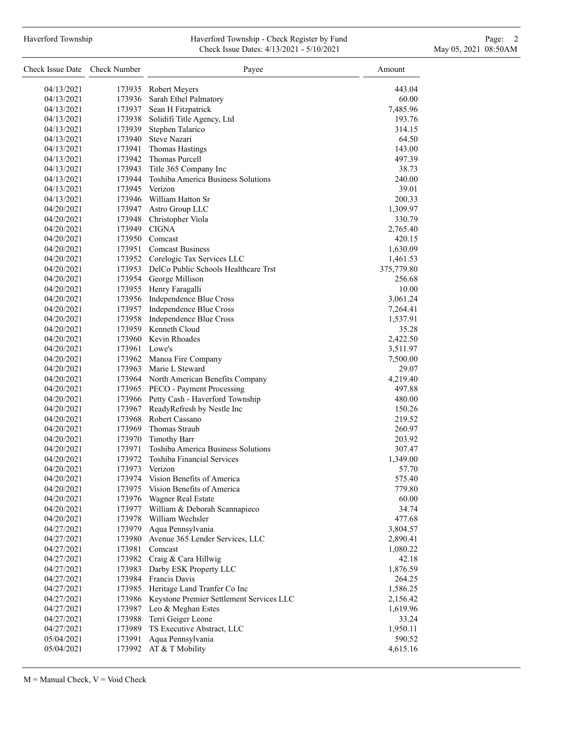| Check Issue Date | Check Number | Payee | Amount |
|---|---|---|---|
| 04/13/2021 | 173935 | Robert Meyers | 443.04 |
| 04/13/2021 | 173936 | Sarah Ethel Palmatory | 60.00 |
| 04/13/2021 | 173937 | Sean H Fitzpatrick | 7,485.96 |
| 04/13/2021 | 173938 | Solidifi Title Agency, Ltd | 193.76 |
| 04/13/2021 | 173939 | Stephen Talarico | 314.15 |
| 04/13/2021 | 173940 | Steve Nazari | 64.50 |
| 04/13/2021 | 173941 | Thomas Hastings | 143.00 |
| 04/13/2021 | 173942 | Thomas Purcell | 497.39 |
| 04/13/2021 | 173943 | Title 365 Company Inc | 38.73 |
| 04/13/2021 | 173944 | Toshiba America Business Solutions | 240.00 |
| 04/13/2021 | 173945 | Verizon | 39.01 |
| 04/13/2021 | 173946 | William Hatton Sr | 200.33 |
| 04/20/2021 | 173947 | Astro Group LLC | 1,309.97 |
| 04/20/2021 | 173948 | Christopher Viola | 330.79 |
| 04/20/2021 | 173949 | CIGNA | 2,765.40 |
| 04/20/2021 | 173950 | Comcast | 420.15 |
| 04/20/2021 | 173951 | Comcast Business | 1,630.09 |
| 04/20/2021 | 173952 | Corelogic Tax Services LLC | 1,461.53 |
| 04/20/2021 | 173953 | DelCo Public Schools Healthcare Trst | 375,779.80 |
| 04/20/2021 | 173954 | George Millison | 256.68 |
| 04/20/2021 | 173955 | Henry Faragalli | 10.00 |
| 04/20/2021 | 173956 | Independence Blue Cross | 3,061.24 |
| 04/20/2021 | 173957 | Independence Blue Cross | 7,264.41 |
| 04/20/2021 | 173958 | Independence Blue Cross | 1,537.91 |
| 04/20/2021 | 173959 | Kenneth Cloud | 35.28 |
| 04/20/2021 | 173960 | Kevin Rhoades | 2,422.50 |
| 04/20/2021 | 173961 | Lowe's | 3,511.97 |
| 04/20/2021 | 173962 | Manoa Fire Company | 7,500.00 |
| 04/20/2021 | 173963 | Marie L Steward | 29.07 |
| 04/20/2021 | 173964 | North American Benefits Company | 4,219.40 |
| 04/20/2021 | 173965 | PECO - Payment Processing | 497.88 |
| 04/20/2021 | 173966 | Petty Cash - Haverford Township | 480.00 |
| 04/20/2021 | 173967 | ReadyRefresh by Nestle Inc | 150.26 |
| 04/20/2021 | 173968 | Robert Cassano | 219.52 |
| 04/20/2021 | 173969 | Thomas Straub | 260.97 |
| 04/20/2021 | 173970 | Timothy Barr | 203.92 |
| 04/20/2021 | 173971 | Toshiba America Business Solutions | 307.47 |
| 04/20/2021 | 173972 | Toshiba Financial Services | 1,349.00 |
| 04/20/2021 | 173973 | Verizon | 57.70 |
| 04/20/2021 | 173974 | Vision Benefits of America | 575.40 |
| 04/20/2021 | 173975 | Vision Benefits of America | 779.80 |
| 04/20/2021 | 173976 | Wagner Real Estate | 60.00 |
| 04/20/2021 | 173977 | William & Deborah Scannapieco | 34.74 |
| 04/20/2021 | 173978 | William Wechsler | 477.68 |
| 04/27/2021 | 173979 | Aqua Pennsylvania | 3,804.57 |
| 04/27/2021 | 173980 | Avenue 365 Lender Services, LLC | 2,890.41 |
| 04/27/2021 | 173981 | Comcast | 1,080.22 |
| 04/27/2021 | 173982 | Craig & Cara Hillwig | 42.18 |
| 04/27/2021 | 173983 | Darby ESK Property LLC | 1,876.59 |
| 04/27/2021 | 173984 | Francis Davis | 264.25 |
| 04/27/2021 | 173985 | Heritage Land Tranfer Co Inc | 1,586.25 |
| 04/27/2021 | 173986 | Keystone Premier Settlement Services LLC | 2,156.42 |
| 04/27/2021 | 173987 | Leo & Meghan Estes | 1,619.96 |
| 04/27/2021 | 173988 | Terri Geiger Leone | 33.24 |
| 04/27/2021 | 173989 | TS Executive Abstract, LLC | 1,950.11 |
| 05/04/2021 | 173991 | Aqua Pennsylvania | 590.52 |
| 05/04/2021 | 173992 | AT & T Mobility | 4,615.16 |

M = Manual Check, V = Void Check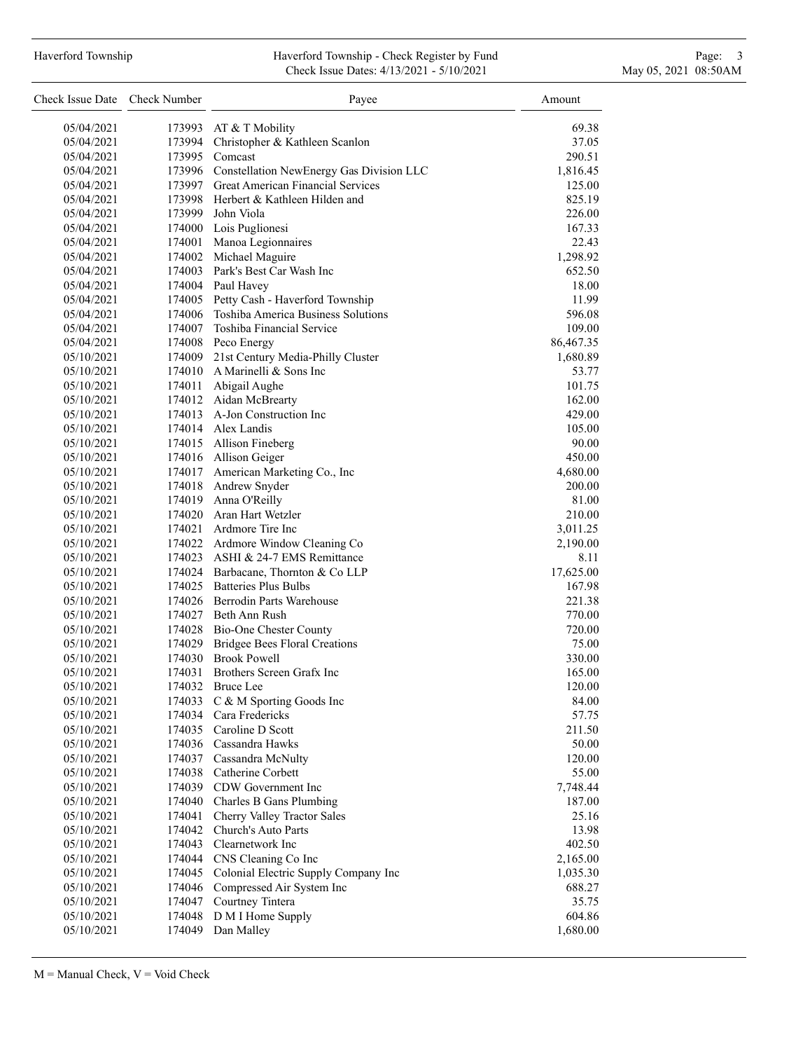| Check Issue Date | Check Number | Payee | Amount |
|---|---|---|---|
| 05/04/2021 | 173993 | AT & T Mobility | 69.38 |
| 05/04/2021 | 173994 | Christopher & Kathleen Scanlon | 37.05 |
| 05/04/2021 | 173995 | Comcast | 290.51 |
| 05/04/2021 | 173996 | Constellation NewEnergy Gas Division LLC | 1,816.45 |
| 05/04/2021 | 173997 | Great American Financial Services | 125.00 |
| 05/04/2021 | 173998 | Herbert & Kathleen Hilden and | 825.19 |
| 05/04/2021 | 173999 | John Viola | 226.00 |
| 05/04/2021 | 174000 | Lois Puglionesi | 167.33 |
| 05/04/2021 | 174001 | Manoa Legionnaires | 22.43 |
| 05/04/2021 | 174002 | Michael Maguire | 1,298.92 |
| 05/04/2021 | 174003 | Park's Best Car Wash Inc | 652.50 |
| 05/04/2021 | 174004 | Paul Havey | 18.00 |
| 05/04/2021 | 174005 | Petty Cash - Haverford Township | 11.99 |
| 05/04/2021 | 174006 | Toshiba America Business Solutions | 596.08 |
| 05/04/2021 | 174007 | Toshiba Financial Service | 109.00 |
| 05/04/2021 | 174008 | Peco Energy | 86,467.35 |
| 05/10/2021 | 174009 | 21st Century Media-Philly Cluster | 1,680.89 |
| 05/10/2021 | 174010 | A Marinelli & Sons Inc | 53.77 |
| 05/10/2021 | 174011 | Abigail Aughe | 101.75 |
| 05/10/2021 | 174012 | Aidan McBrearty | 162.00 |
| 05/10/2021 | 174013 | A-Jon Construction Inc | 429.00 |
| 05/10/2021 | 174014 | Alex Landis | 105.00 |
| 05/10/2021 | 174015 | Allison Fineberg | 90.00 |
| 05/10/2021 | 174016 | Allison Geiger | 450.00 |
| 05/10/2021 | 174017 | American Marketing Co., Inc | 4,680.00 |
| 05/10/2021 | 174018 | Andrew Snyder | 200.00 |
| 05/10/2021 | 174019 | Anna O'Reilly | 81.00 |
| 05/10/2021 | 174020 | Aran Hart Wetzler | 210.00 |
| 05/10/2021 | 174021 | Ardmore Tire Inc | 3,011.25 |
| 05/10/2021 | 174022 | Ardmore Window Cleaning Co | 2,190.00 |
| 05/10/2021 | 174023 | ASHI & 24-7 EMS Remittance | 8.11 |
| 05/10/2021 | 174024 | Barbacane, Thornton & Co LLP | 17,625.00 |
| 05/10/2021 | 174025 | Batteries Plus Bulbs | 167.98 |
| 05/10/2021 | 174026 | Berrodin Parts Warehouse | 221.38 |
| 05/10/2021 | 174027 | Beth Ann Rush | 770.00 |
| 05/10/2021 | 174028 | Bio-One Chester County | 720.00 |
| 05/10/2021 | 174029 | Bridgee Bees Floral Creations | 75.00 |
| 05/10/2021 | 174030 | Brook Powell | 330.00 |
| 05/10/2021 | 174031 | Brothers Screen Grafx Inc | 165.00 |
| 05/10/2021 | 174032 | Bruce Lee | 120.00 |
| 05/10/2021 | 174033 | C & M Sporting Goods Inc | 84.00 |
| 05/10/2021 | 174034 | Cara Fredericks | 57.75 |
| 05/10/2021 | 174035 | Caroline D Scott | 211.50 |
| 05/10/2021 | 174036 | Cassandra Hawks | 50.00 |
| 05/10/2021 | 174037 | Cassandra McNulty | 120.00 |
| 05/10/2021 | 174038 | Catherine Corbett | 55.00 |
| 05/10/2021 | 174039 | CDW Government Inc | 7,748.44 |
| 05/10/2021 | 174040 | Charles B Gans Plumbing | 187.00 |
| 05/10/2021 | 174041 | Cherry Valley Tractor Sales | 25.16 |
| 05/10/2021 | 174042 | Church's Auto Parts | 13.98 |
| 05/10/2021 | 174043 | Clearnetwork Inc | 402.50 |
| 05/10/2021 | 174044 | CNS Cleaning Co Inc | 2,165.00 |
| 05/10/2021 | 174045 | Colonial Electric Supply Company Inc | 1,035.30 |
| 05/10/2021 | 174046 | Compressed Air System Inc | 688.27 |
| 05/10/2021 | 174047 | Courtney Tintera | 35.75 |
| 05/10/2021 | 174048 | D M I Home Supply | 604.86 |
| 05/10/2021 | 174049 | Dan Malley | 1,680.00 |

M = Manual Check, V = Void Check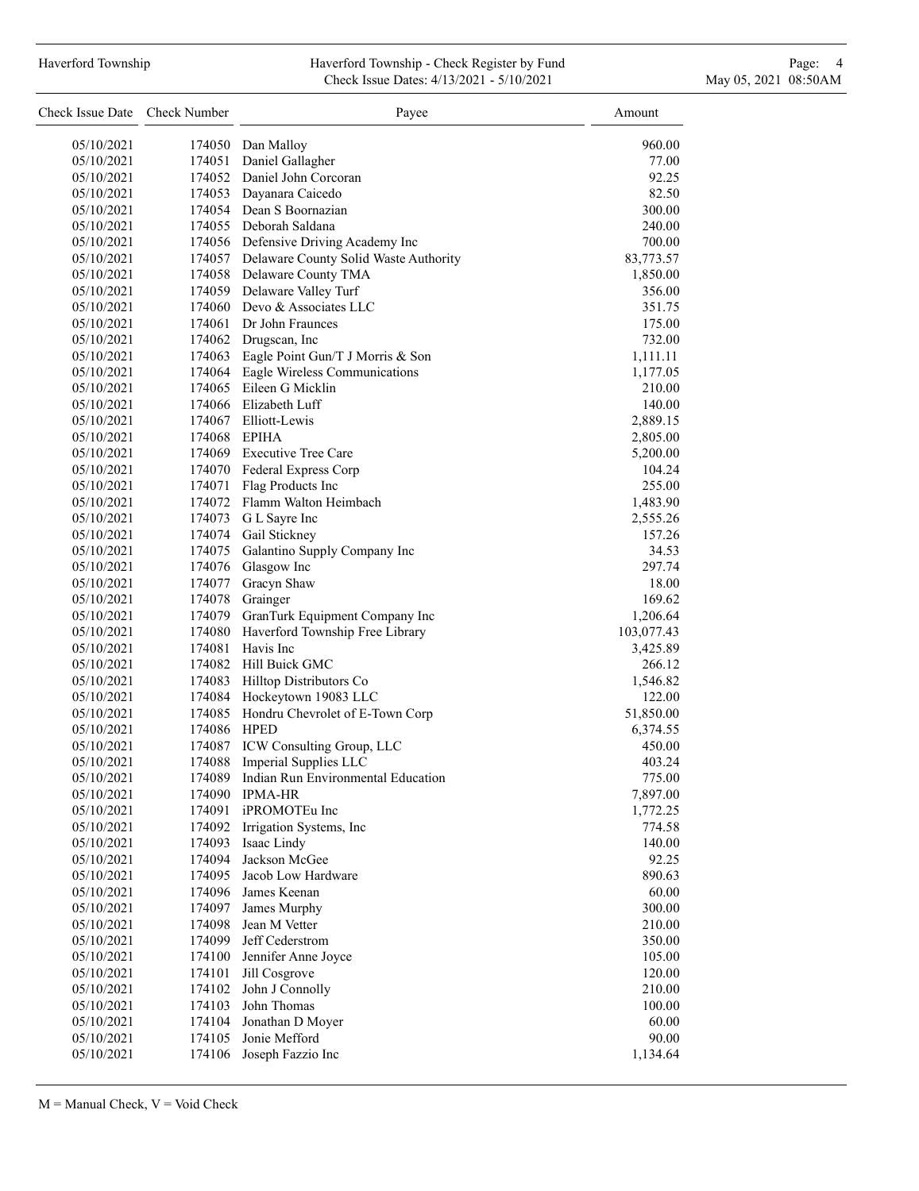| Check Issue Date | Check Number | Payee | Amount |
|---|---|---|---|
| 05/10/2021 | 174050 | Dan Malloy | 960.00 |
| 05/10/2021 | 174051 | Daniel Gallagher | 77.00 |
| 05/10/2021 | 174052 | Daniel John Corcoran | 92.25 |
| 05/10/2021 | 174053 | Dayanara Caicedo | 82.50 |
| 05/10/2021 | 174054 | Dean S Boornazian | 300.00 |
| 05/10/2021 | 174055 | Deborah Saldana | 240.00 |
| 05/10/2021 | 174056 | Defensive Driving Academy Inc | 700.00 |
| 05/10/2021 | 174057 | Delaware County Solid Waste Authority | 83,773.57 |
| 05/10/2021 | 174058 | Delaware County TMA | 1,850.00 |
| 05/10/2021 | 174059 | Delaware Valley Turf | 356.00 |
| 05/10/2021 | 174060 | Devo & Associates LLC | 351.75 |
| 05/10/2021 | 174061 | Dr John Fraunces | 175.00 |
| 05/10/2021 | 174062 | Drugscan, Inc | 732.00 |
| 05/10/2021 | 174063 | Eagle Point Gun/T J Morris & Son | 1,111.11 |
| 05/10/2021 | 174064 | Eagle Wireless Communications | 1,177.05 |
| 05/10/2021 | 174065 | Eileen G Micklin | 210.00 |
| 05/10/2021 | 174066 | Elizabeth Luff | 140.00 |
| 05/10/2021 | 174067 | Elliott-Lewis | 2,889.15 |
| 05/10/2021 | 174068 | EPIHA | 2,805.00 |
| 05/10/2021 | 174069 | Executive Tree Care | 5,200.00 |
| 05/10/2021 | 174070 | Federal Express Corp | 104.24 |
| 05/10/2021 | 174071 | Flag Products Inc | 255.00 |
| 05/10/2021 | 174072 | Flamm Walton Heimbach | 1,483.90 |
| 05/10/2021 | 174073 | G L Sayre Inc | 2,555.26 |
| 05/10/2021 | 174074 | Gail Stickney | 157.26 |
| 05/10/2021 | 174075 | Galantino Supply Company Inc | 34.53 |
| 05/10/2021 | 174076 | Glasgow Inc | 297.74 |
| 05/10/2021 | 174077 | Gracyn Shaw | 18.00 |
| 05/10/2021 | 174078 | Grainger | 169.62 |
| 05/10/2021 | 174079 | GranTurk Equipment Company Inc | 1,206.64 |
| 05/10/2021 | 174080 | Haverford Township Free Library | 103,077.43 |
| 05/10/2021 | 174081 | Havis Inc | 3,425.89 |
| 05/10/2021 | 174082 | Hill Buick GMC | 266.12 |
| 05/10/2021 | 174083 | Hilltop Distributors Co | 1,546.82 |
| 05/10/2021 | 174084 | Hockeytown 19083 LLC | 122.00 |
| 05/10/2021 | 174085 | Hondru Chevrolet of E-Town Corp | 51,850.00 |
| 05/10/2021 | 174086 | HPED | 6,374.55 |
| 05/10/2021 | 174087 | ICW Consulting Group, LLC | 450.00 |
| 05/10/2021 | 174088 | Imperial Supplies LLC | 403.24 |
| 05/10/2021 | 174089 | Indian Run Environmental Education | 775.00 |
| 05/10/2021 | 174090 | IPMA-HR | 7,897.00 |
| 05/10/2021 | 174091 | iPROMOTEu Inc | 1,772.25 |
| 05/10/2021 | 174092 | Irrigation Systems, Inc | 774.58 |
| 05/10/2021 | 174093 | Isaac Lindy | 140.00 |
| 05/10/2021 | 174094 | Jackson McGee | 92.25 |
| 05/10/2021 | 174095 | Jacob Low Hardware | 890.63 |
| 05/10/2021 | 174096 | James Keenan | 60.00 |
| 05/10/2021 | 174097 | James Murphy | 300.00 |
| 05/10/2021 | 174098 | Jean M Vetter | 210.00 |
| 05/10/2021 | 174099 | Jeff Cederstrom | 350.00 |
| 05/10/2021 | 174100 | Jennifer Anne Joyce | 105.00 |
| 05/10/2021 | 174101 | Jill Cosgrove | 120.00 |
| 05/10/2021 | 174102 | John J Connolly | 210.00 |
| 05/10/2021 | 174103 | John Thomas | 100.00 |
| 05/10/2021 | 174104 | Jonathan D Moyer | 60.00 |
| 05/10/2021 | 174105 | Jonie Mefford | 90.00 |
| 05/10/2021 | 174106 | Joseph Fazzio Inc | 1,134.64 |

M = Manual Check, V = Void Check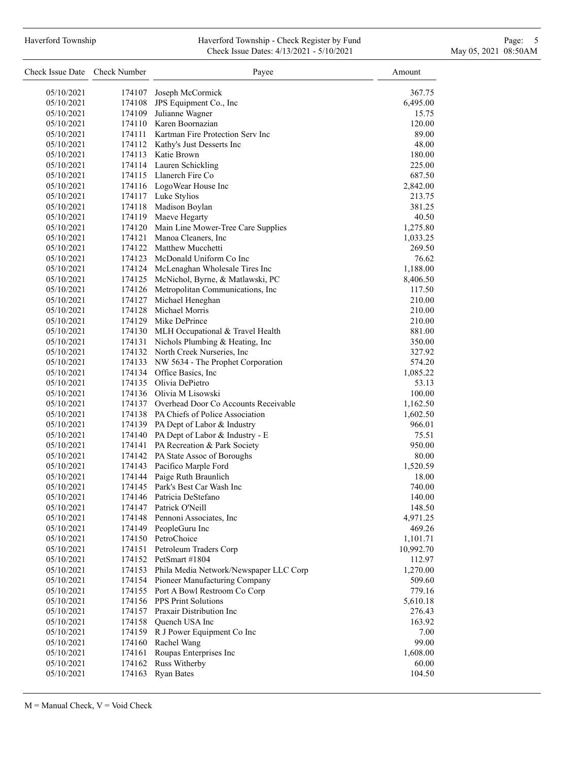| Check Issue Date | Check Number | Payee | Amount |
|---|---|---|---|
| 05/10/2021 | 174107 | Joseph McCormick | 367.75 |
| 05/10/2021 | 174108 | JPS Equipment Co., Inc | 6,495.00 |
| 05/10/2021 | 174109 | Julianne Wagner | 15.75 |
| 05/10/2021 | 174110 | Karen Boornazian | 120.00 |
| 05/10/2021 | 174111 | Kartman Fire Protection Serv Inc | 89.00 |
| 05/10/2021 | 174112 | Kathy's Just Desserts Inc | 48.00 |
| 05/10/2021 | 174113 | Katie Brown | 180.00 |
| 05/10/2021 | 174114 | Lauren Schickling | 225.00 |
| 05/10/2021 | 174115 | Llanerch Fire Co | 687.50 |
| 05/10/2021 | 174116 | LogoWear House Inc | 2,842.00 |
| 05/10/2021 | 174117 | Luke Stylios | 213.75 |
| 05/10/2021 | 174118 | Madison Boylan | 381.25 |
| 05/10/2021 | 174119 | Maeve Hegarty | 40.50 |
| 05/10/2021 | 174120 | Main Line Mower-Tree Care Supplies | 1,275.80 |
| 05/10/2021 | 174121 | Manoa Cleaners, Inc | 1,033.25 |
| 05/10/2021 | 174122 | Matthew Mucchetti | 269.50 |
| 05/10/2021 | 174123 | McDonald Uniform Co Inc | 76.62 |
| 05/10/2021 | 174124 | McLenaghan Wholesale Tires Inc | 1,188.00 |
| 05/10/2021 | 174125 | McNichol, Byrne, & Matlawski, PC | 8,406.50 |
| 05/10/2021 | 174126 | Metropolitan Communications, Inc | 117.50 |
| 05/10/2021 | 174127 | Michael Heneghan | 210.00 |
| 05/10/2021 | 174128 | Michael Morris | 210.00 |
| 05/10/2021 | 174129 | Mike DePrince | 210.00 |
| 05/10/2021 | 174130 | MLH Occupational & Travel Health | 881.00 |
| 05/10/2021 | 174131 | Nichols Plumbing & Heating, Inc | 350.00 |
| 05/10/2021 | 174132 | North Creek Nurseries, Inc | 327.92 |
| 05/10/2021 | 174133 | NW 5634 - The Prophet Corporation | 574.20 |
| 05/10/2021 | 174134 | Office Basics, Inc | 1,085.22 |
| 05/10/2021 | 174135 | Olivia DePietro | 53.13 |
| 05/10/2021 | 174136 | Olivia M Lisowski | 100.00 |
| 05/10/2021 | 174137 | Overhead Door Co Accounts Receivable | 1,162.50 |
| 05/10/2021 | 174138 | PA Chiefs of Police Association | 1,602.50 |
| 05/10/2021 | 174139 | PA Dept of Labor & Industry | 966.01 |
| 05/10/2021 | 174140 | PA Dept of Labor & Industry - E | 75.51 |
| 05/10/2021 | 174141 | PA Recreation & Park Society | 950.00 |
| 05/10/2021 | 174142 | PA State Assoc of Boroughs | 80.00 |
| 05/10/2021 | 174143 | Pacifico Marple Ford | 1,520.59 |
| 05/10/2021 | 174144 | Paige Ruth Braunlich | 18.00 |
| 05/10/2021 | 174145 | Park's Best Car Wash Inc | 740.00 |
| 05/10/2021 | 174146 | Patricia DeStefano | 140.00 |
| 05/10/2021 | 174147 | Patrick O'Neill | 148.50 |
| 05/10/2021 | 174148 | Pennoni Associates, Inc | 4,971.25 |
| 05/10/2021 | 174149 | PeopleGuru Inc | 469.26 |
| 05/10/2021 | 174150 | PetroChoice | 1,101.71 |
| 05/10/2021 | 174151 | Petroleum Traders Corp | 10,992.70 |
| 05/10/2021 | 174152 | PetSmart #1804 | 112.97 |
| 05/10/2021 | 174153 | Phila Media Network/Newspaper LLC Corp | 1,270.00 |
| 05/10/2021 | 174154 | Pioneer Manufacturing Company | 509.60 |
| 05/10/2021 | 174155 | Port A Bowl Restroom Co Corp | 779.16 |
| 05/10/2021 | 174156 | PPS Print Solutions | 5,610.18 |
| 05/10/2021 | 174157 | Praxair Distribution Inc | 276.43 |
| 05/10/2021 | 174158 | Quench USA Inc | 163.92 |
| 05/10/2021 | 174159 | R J Power Equipment Co Inc | 7.00 |
| 05/10/2021 | 174160 | Rachel Wang | 99.00 |
| 05/10/2021 | 174161 | Roupas Enterprises Inc | 1,608.00 |
| 05/10/2021 | 174162 | Russ Witherby | 60.00 |
| 05/10/2021 | 174163 | Ryan Bates | 104.50 |

M = Manual Check, V = Void Check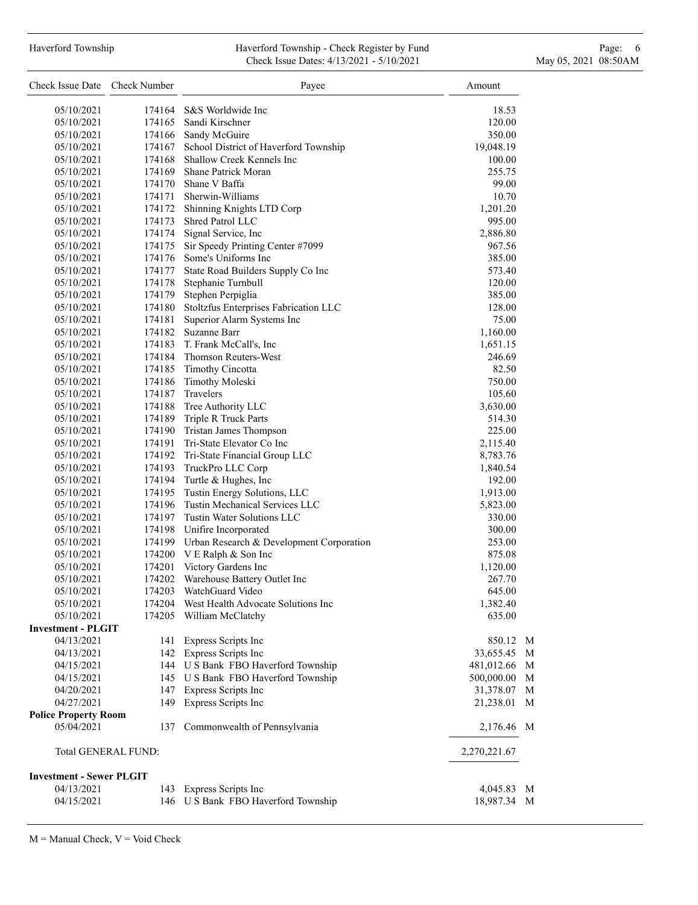| Check Issue Date | Check Number | Payee | Amount | |
|---|---|---|---|---|
| 05/10/2021 | 174164 | S&S Worldwide Inc | 18.53 | |
| 05/10/2021 | 174165 | Sandi Kirschner | 120.00 | |
| 05/10/2021 | 174166 | Sandy McGuire | 350.00 | |
| 05/10/2021 | 174167 | School District of Haverford Township | 19,048.19 | |
| 05/10/2021 | 174168 | Shallow Creek Kennels Inc | 100.00 | |
| 05/10/2021 | 174169 | Shane Patrick Moran | 255.75 | |
| 05/10/2021 | 174170 | Shane V Baffa | 99.00 | |
| 05/10/2021 | 174171 | Sherwin-Williams | 10.70 | |
| 05/10/2021 | 174172 | Shinning Knights LTD Corp | 1,201.20 | |
| 05/10/2021 | 174173 | Shred Patrol LLC | 995.00 | |
| 05/10/2021 | 174174 | Signal Service, Inc | 2,886.80 | |
| 05/10/2021 | 174175 | Sir Speedy Printing Center #7099 | 967.56 | |
| 05/10/2021 | 174176 | Some's Uniforms Inc | 385.00 | |
| 05/10/2021 | 174177 | State Road Builders Supply Co Inc | 573.40 | |
| 05/10/2021 | 174178 | Stephanie Turnbull | 120.00 | |
| 05/10/2021 | 174179 | Stephen Perpiglia | 385.00 | |
| 05/10/2021 | 174180 | Stoltzfus Enterprises Fabrication LLC | 128.00 | |
| 05/10/2021 | 174181 | Superior Alarm Systems Inc | 75.00 | |
| 05/10/2021 | 174182 | Suzanne Barr | 1,160.00 | |
| 05/10/2021 | 174183 | T. Frank McCall's, Inc | 1,651.15 | |
| 05/10/2021 | 174184 | Thomson Reuters-West | 246.69 | |
| 05/10/2021 | 174185 | Timothy Cincotta | 82.50 | |
| 05/10/2021 | 174186 | Timothy Moleski | 750.00 | |
| 05/10/2021 | 174187 | Travelers | 105.60 | |
| 05/10/2021 | 174188 | Tree Authority LLC | 3,630.00 | |
| 05/10/2021 | 174189 | Triple R Truck Parts | 514.30 | |
| 05/10/2021 | 174190 | Tristan James Thompson | 225.00 | |
| 05/10/2021 | 174191 | Tri-State Elevator Co Inc | 2,115.40 | |
| 05/10/2021 | 174192 | Tri-State Financial Group LLC | 8,783.76 | |
| 05/10/2021 | 174193 | TruckPro LLC Corp | 1,840.54 | |
| 05/10/2021 | 174194 | Turtle & Hughes, Inc | 192.00 | |
| 05/10/2021 | 174195 | Tustin Energy Solutions, LLC | 1,913.00 | |
| 05/10/2021 | 174196 | Tustin Mechanical Services LLC | 5,823.00 | |
| 05/10/2021 | 174197 | Tustin Water Solutions LLC | 330.00 | |
| 05/10/2021 | 174198 | Unifire Incorporated | 300.00 | |
| 05/10/2021 | 174199 | Urban Research & Development Corporation | 253.00 | |
| 05/10/2021 | 174200 | V E Ralph & Son Inc | 875.08 | |
| 05/10/2021 | 174201 | Victory Gardens Inc | 1,120.00 | |
| 05/10/2021 | 174202 | Warehouse Battery Outlet Inc | 267.70 | |
| 05/10/2021 | 174203 | WatchGuard Video | 645.00 | |
| 05/10/2021 | 174204 | West Health Advocate Solutions Inc | 1,382.40 | |
| 05/10/2021 | 174205 | William McClatchy | 635.00 | |
| **Investment - PLGIT** | | | | |
| 04/13/2021 | 141 | Express Scripts Inc | 850.12 | M |
| 04/13/2021 | 142 | Express Scripts Inc | 33,655.45 | M |
| 04/15/2021 | 144 | U S Bank FBO Haverford Township | 481,012.66 | M |
| 04/15/2021 | 145 | U S Bank FBO Haverford Township | 500,000.00 | M |
| 04/20/2021 | 147 | Express Scripts Inc | 31,378.07 | M |
| 04/27/2021 | 149 | Express Scripts Inc | 21,238.01 | M |
| **Police Property Room** | | | | |
| 05/04/2021 | 137 | Commonwealth of Pennsylvania | 2,176.46 | M |
| Total GENERAL FUND: | | | 2,270,221.67 | |
| **Investment - Sewer PLGIT** | | | | |
| 04/13/2021 | 143 | Express Scripts Inc | 4,045.83 | M |
| 04/15/2021 | 146 | U S Bank FBO Haverford Township | 18,987.34 | M |

M = Manual Check, V = Void Check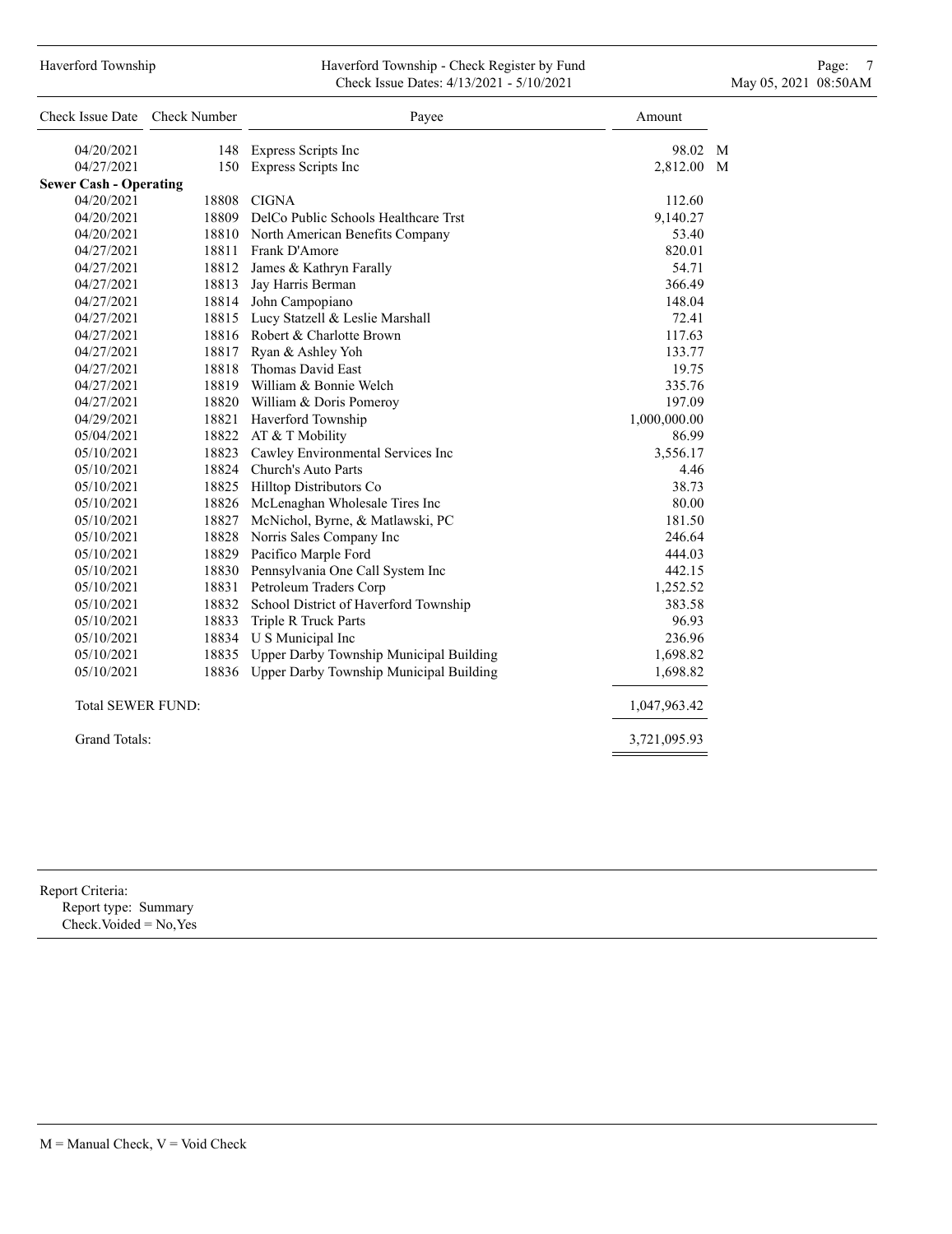| Check Issue Date | Check Number | Payee | Amount | |
|---|---|---|---|---|
| 04/20/2021 | 148 | Express Scripts Inc | 98.02 | M |
| 04/27/2021 | 150 | Express Scripts Inc | 2,812.00 | M |
| **Sewer Cash - Operating** | | | | |
| 04/20/2021 | 18808 | CIGNA | 112.60 | |
| 04/20/2021 | 18809 | DelCo Public Schools Healthcare Trst | 9,140.27 | |
| 04/20/2021 | 18810 | North American Benefits Company | 53.40 | |
| 04/27/2021 | 18811 | Frank D'Amore | 820.01 | |
| 04/27/2021 | 18812 | James & Kathryn Farally | 54.71 | |
| 04/27/2021 | 18813 | Jay Harris Berman | 366.49 | |
| 04/27/2021 | 18814 | John Campopiano | 148.04 | |
| 04/27/2021 | 18815 | Lucy Statzell & Leslie Marshall | 72.41 | |
| 04/27/2021 | 18816 | Robert & Charlotte Brown | 117.63 | |
| 04/27/2021 | 18817 | Ryan & Ashley Yoh | 133.77 | |
| 04/27/2021 | 18818 | Thomas David East | 19.75 | |
| 04/27/2021 | 18819 | William & Bonnie Welch | 335.76 | |
| 04/27/2021 | 18820 | William & Doris Pomeroy | 197.09 | |
| 04/29/2021 | 18821 | Haverford Township | 1,000,000.00 | |
| 05/04/2021 | 18822 | AT & T Mobility | 86.99 | |
| 05/10/2021 | 18823 | Cawley Environmental Services Inc | 3,556.17 | |
| 05/10/2021 | 18824 | Church's Auto Parts | 4.46 | |
| 05/10/2021 | 18825 | Hilltop Distributors Co | 38.73 | |
| 05/10/2021 | 18826 | McLenaghan Wholesale Tires Inc | 80.00 | |
| 05/10/2021 | 18827 | McNichol, Byrne, & Matlawski, PC | 181.50 | |
| 05/10/2021 | 18828 | Norris Sales Company Inc | 246.64 | |
| 05/10/2021 | 18829 | Pacifico Marple Ford | 444.03 | |
| 05/10/2021 | 18830 | Pennsylvania One Call System Inc | 442.15 | |
| 05/10/2021 | 18831 | Petroleum Traders Corp | 1,252.52 | |
| 05/10/2021 | 18832 | School District of Haverford Township | 383.58 | |
| 05/10/2021 | 18833 | Triple R Truck Parts | 96.93 | |
| 05/10/2021 | 18834 | U S Municipal Inc | 236.96 | |
| 05/10/2021 | 18835 | Upper Darby Township Municipal Building | 1,698.82 | |
| 05/10/2021 | 18836 | Upper Darby Township Municipal Building | 1,698.82 | |
| Total SEWER FUND: | | | 1,047,963.42 | |
| Grand Totals: | | | 3,721,095.93 | |

Report Criteria:
Report type: Summary
Check.Voided = No,Yes

M = Manual Check, V = Void Check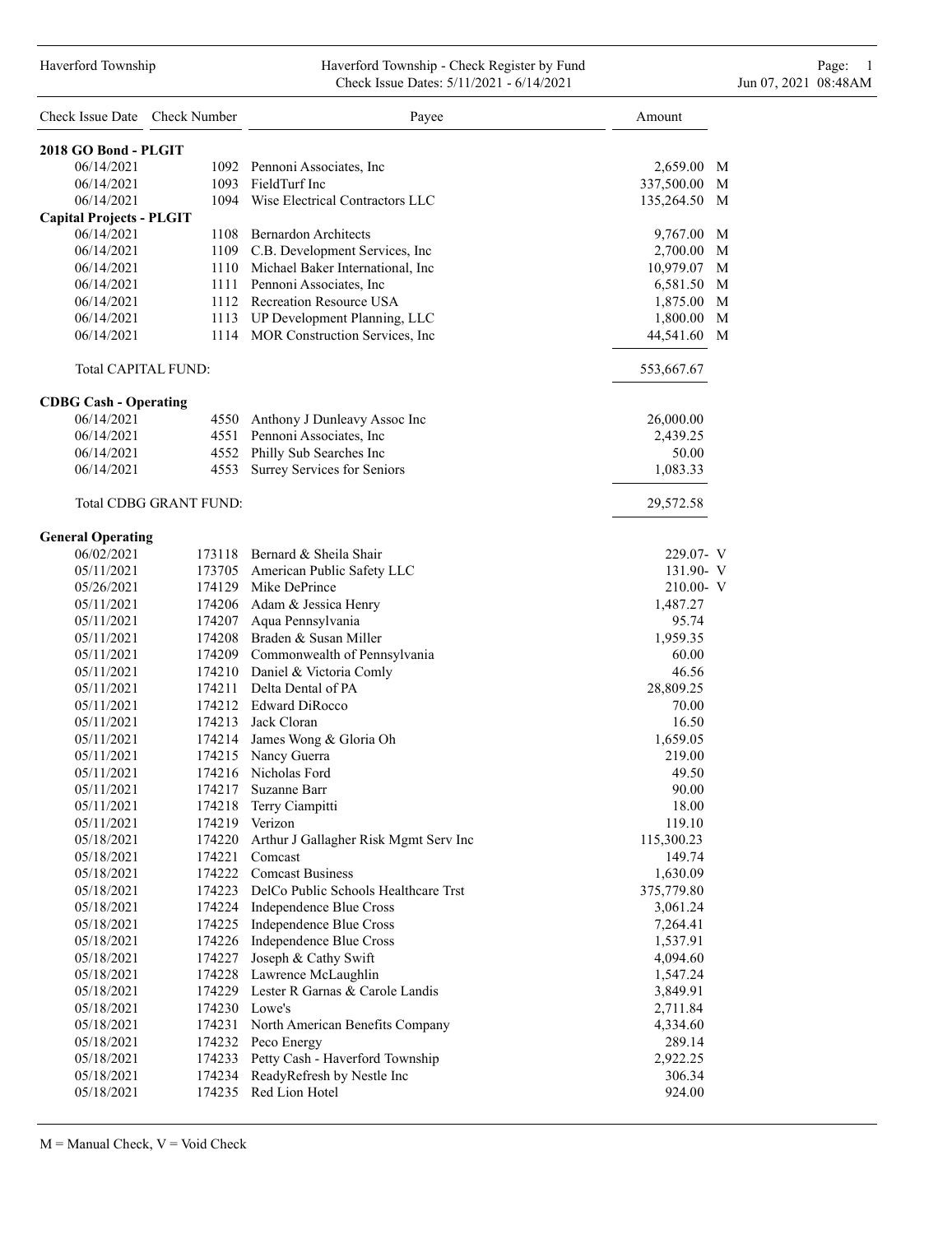Haverford Township

Haverford Township - Check Register by Fund
Check Issue Dates: 5/11/2021 - 6/14/2021

Jun 07, 2021 08:48AM

| Check Issue Date | Check Number | Payee | Amount | |
|---|---|---|---|---|
| **2018 GO Bond - PLGIT** | | | | |
| 06/14/2021 | 1092 | Pennoni Associates, Inc | 2,659.00 | M |
| 06/14/2021 | 1093 | FieldTurf Inc | 337,500.00 | M |
| 06/14/2021 | 1094 | Wise Electrical Contractors LLC | 135,264.50 | M |
| **Capital Projects - PLGIT** | | | | |
| 06/14/2021 | 1108 | Bernardon Architects | 9,767.00 | M |
| 06/14/2021 | 1109 | C.B. Development Services, Inc | 2,700.00 | M |
| 06/14/2021 | 1110 | Michael Baker International, Inc | 10,979.07 | M |
| 06/14/2021 | 1111 | Pennoni Associates, Inc | 6,581.50 | M |
| 06/14/2021 | 1112 | Recreation Resource USA | 1,875.00 | M |
| 06/14/2021 | 1113 | UP Development Planning, LLC | 1,800.00 | M |
| 06/14/2021 | 1114 | MOR Construction Services, Inc | 44,541.60 | M |
| Total CAPITAL FUND: | | | 553,667.67 | |
| **CDBG Cash - Operating** | | | | |
| 06/14/2021 | 4550 | Anthony J Dunleavy Assoc Inc | 26,000.00 | |
| 06/14/2021 | 4551 | Pennoni Associates, Inc | 2,439.25 | |
| 06/14/2021 | 4552 | Philly Sub Searches Inc | 50.00 | |
| 06/14/2021 | 4553 | Surrey Services for Seniors | 1,083.33 | |
| Total CDBG GRANT FUND: | | | 29,572.58 | |
| **General Operating** | | | | |
| 06/02/2021 | 173118 | Bernard & Sheila Shair | 229.07- | V |
| 05/11/2021 | 173705 | American Public Safety LLC | 131.90- | V |
| 05/26/2021 | 174129 | Mike DePrince | 210.00- | V |
| 05/11/2021 | 174206 | Adam & Jessica Henry | 1,487.27 | |
| 05/11/2021 | 174207 | Aqua Pennsylvania | 95.74 | |
| 05/11/2021 | 174208 | Braden & Susan Miller | 1,959.35 | |
| 05/11/2021 | 174209 | Commonwealth of Pennsylvania | 60.00 | |
| 05/11/2021 | 174210 | Daniel & Victoria Comly | 46.56 | |
| 05/11/2021 | 174211 | Delta Dental of PA | 28,809.25 | |
| 05/11/2021 | 174212 | Edward DiRocco | 70.00 | |
| 05/11/2021 | 174213 | Jack Cloran | 16.50 | |
| 05/11/2021 | 174214 | James Wong & Gloria Oh | 1,659.05 | |
| 05/11/2021 | 174215 | Nancy Guerra | 219.00 | |
| 05/11/2021 | 174216 | Nicholas Ford | 49.50 | |
| 05/11/2021 | 174217 | Suzanne Barr | 90.00 | |
| 05/11/2021 | 174218 | Terry Ciampitti | 18.00 | |
| 05/11/2021 | 174219 | Verizon | 119.10 | |
| 05/18/2021 | 174220 | Arthur J Gallagher Risk Mgmt Serv Inc | 115,300.23 | |
| 05/18/2021 | 174221 | Comcast | 149.74 | |
| 05/18/2021 | 174222 | Comcast Business | 1,630.09 | |
| 05/18/2021 | 174223 | DelCo Public Schools Healthcare Trst | 375,779.80 | |
| 05/18/2021 | 174224 | Independence Blue Cross | 3,061.24 | |
| 05/18/2021 | 174225 | Independence Blue Cross | 7,264.41 | |
| 05/18/2021 | 174226 | Independence Blue Cross | 1,537.91 | |
| 05/18/2021 | 174227 | Joseph & Cathy Swift | 4,094.60 | |
| 05/18/2021 | 174228 | Lawrence McLaughlin | 1,547.24 | |
| 05/18/2021 | 174229 | Lester R Garnas & Carole Landis | 3,849.91 | |
| 05/18/2021 | 174230 | Lowe's | 2,711.84 | |
| 05/18/2021 | 174231 | North American Benefits Company | 4,334.60 | |
| 05/18/2021 | 174232 | Peco Energy | 289.14 | |
| 05/18/2021 | 174233 | Petty Cash - Haverford Township | 2,922.25 | |
| 05/18/2021 | 174234 | ReadyRefresh by Nestle Inc | 306.34 | |
| 05/18/2021 | 174235 | Red Lion Hotel | 924.00 | |

M = Manual Check, V = Void Check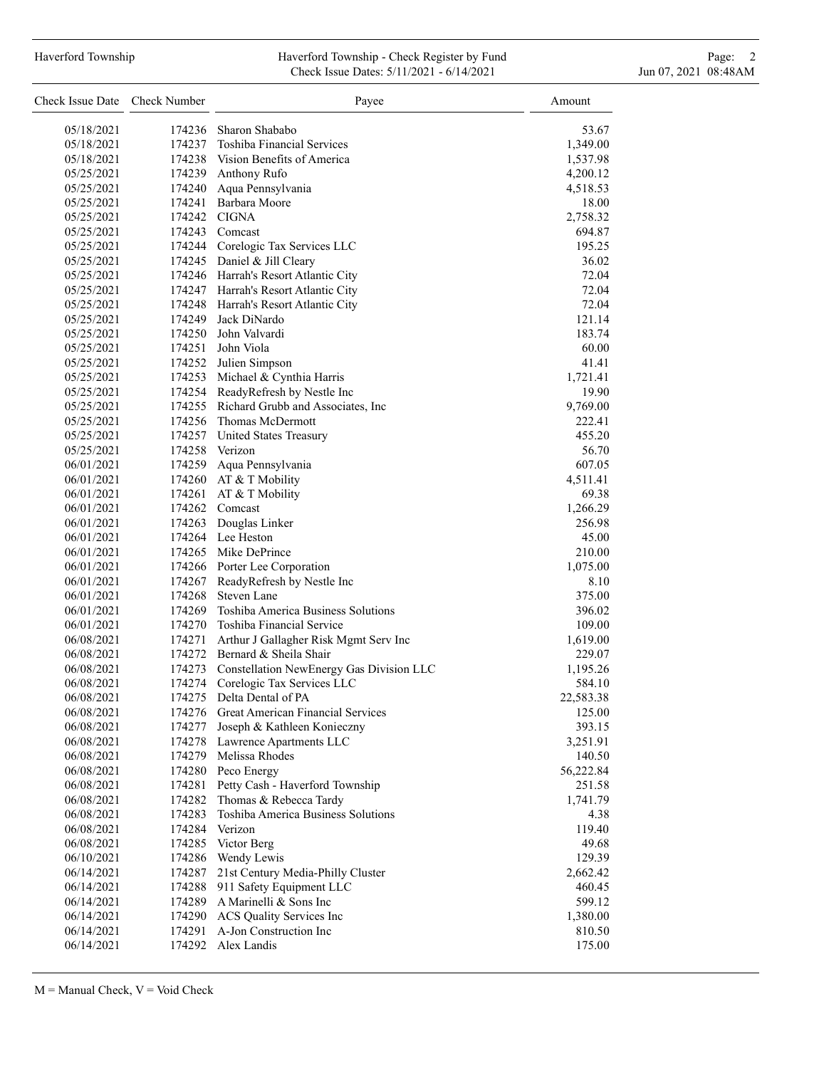| Check Issue Date | Check Number | Payee | Amount |
|---|---|---|---|
| 05/18/2021 | 174236 | Sharon Shababo | 53.67 |
| 05/18/2021 | 174237 | Toshiba Financial Services | 1,349.00 |
| 05/18/2021 | 174238 | Vision Benefits of America | 1,537.98 |
| 05/25/2021 | 174239 | Anthony Rufo | 4,200.12 |
| 05/25/2021 | 174240 | Aqua Pennsylvania | 4,518.53 |
| 05/25/2021 | 174241 | Barbara Moore | 18.00 |
| 05/25/2021 | 174242 | CIGNA | 2,758.32 |
| 05/25/2021 | 174243 | Comcast | 694.87 |
| 05/25/2021 | 174244 | Corelogic Tax Services LLC | 195.25 |
| 05/25/2021 | 174245 | Daniel & Jill Cleary | 36.02 |
| 05/25/2021 | 174246 | Harrah's Resort Atlantic City | 72.04 |
| 05/25/2021 | 174247 | Harrah's Resort Atlantic City | 72.04 |
| 05/25/2021 | 174248 | Harrah's Resort Atlantic City | 72.04 |
| 05/25/2021 | 174249 | Jack DiNardo | 121.14 |
| 05/25/2021 | 174250 | John Valvardi | 183.74 |
| 05/25/2021 | 174251 | John Viola | 60.00 |
| 05/25/2021 | 174252 | Julien Simpson | 41.41 |
| 05/25/2021 | 174253 | Michael & Cynthia Harris | 1,721.41 |
| 05/25/2021 | 174254 | ReadyRefresh by Nestle Inc | 19.90 |
| 05/25/2021 | 174255 | Richard Grubb and Associates, Inc | 9,769.00 |
| 05/25/2021 | 174256 | Thomas McDermott | 222.41 |
| 05/25/2021 | 174257 | United States Treasury | 455.20 |
| 05/25/2021 | 174258 | Verizon | 56.70 |
| 06/01/2021 | 174259 | Aqua Pennsylvania | 607.05 |
| 06/01/2021 | 174260 | AT & T Mobility | 4,511.41 |
| 06/01/2021 | 174261 | AT & T Mobility | 69.38 |
| 06/01/2021 | 174262 | Comcast | 1,266.29 |
| 06/01/2021 | 174263 | Douglas Linker | 256.98 |
| 06/01/2021 | 174264 | Lee Heston | 45.00 |
| 06/01/2021 | 174265 | Mike DePrince | 210.00 |
| 06/01/2021 | 174266 | Porter Lee Corporation | 1,075.00 |
| 06/01/2021 | 174267 | ReadyRefresh by Nestle Inc | 8.10 |
| 06/01/2021 | 174268 | Steven Lane | 375.00 |
| 06/01/2021 | 174269 | Toshiba America Business Solutions | 396.02 |
| 06/01/2021 | 174270 | Toshiba Financial Service | 109.00 |
| 06/08/2021 | 174271 | Arthur J Gallagher Risk Mgmt Serv Inc | 1,619.00 |
| 06/08/2021 | 174272 | Bernard & Sheila Shair | 229.07 |
| 06/08/2021 | 174273 | Constellation NewEnergy Gas Division LLC | 1,195.26 |
| 06/08/2021 | 174274 | Corelogic Tax Services LLC | 584.10 |
| 06/08/2021 | 174275 | Delta Dental of PA | 22,583.38 |
| 06/08/2021 | 174276 | Great American Financial Services | 125.00 |
| 06/08/2021 | 174277 | Joseph & Kathleen Konieczny | 393.15 |
| 06/08/2021 | 174278 | Lawrence Apartments LLC | 3,251.91 |
| 06/08/2021 | 174279 | Melissa Rhodes | 140.50 |
| 06/08/2021 | 174280 | Peco Energy | 56,222.84 |
| 06/08/2021 | 174281 | Petty Cash - Haverford Township | 251.58 |
| 06/08/2021 | 174282 | Thomas & Rebecca Tardy | 1,741.79 |
| 06/08/2021 | 174283 | Toshiba America Business Solutions | 4.38 |
| 06/08/2021 | 174284 | Verizon | 119.40 |
| 06/08/2021 | 174285 | Victor Berg | 49.68 |
| 06/10/2021 | 174286 | Wendy Lewis | 129.39 |
| 06/14/2021 | 174287 | 21st Century Media-Philly Cluster | 2,662.42 |
| 06/14/2021 | 174288 | 911 Safety Equipment LLC | 460.45 |
| 06/14/2021 | 174289 | A Marinelli & Sons Inc | 599.12 |
| 06/14/2021 | 174290 | ACS Quality Services Inc | 1,380.00 |
| 06/14/2021 | 174291 | A-Jon Construction Inc | 810.50 |
| 06/14/2021 | 174292 | Alex Landis | 175.00 |

M = Manual Check, V = Void Check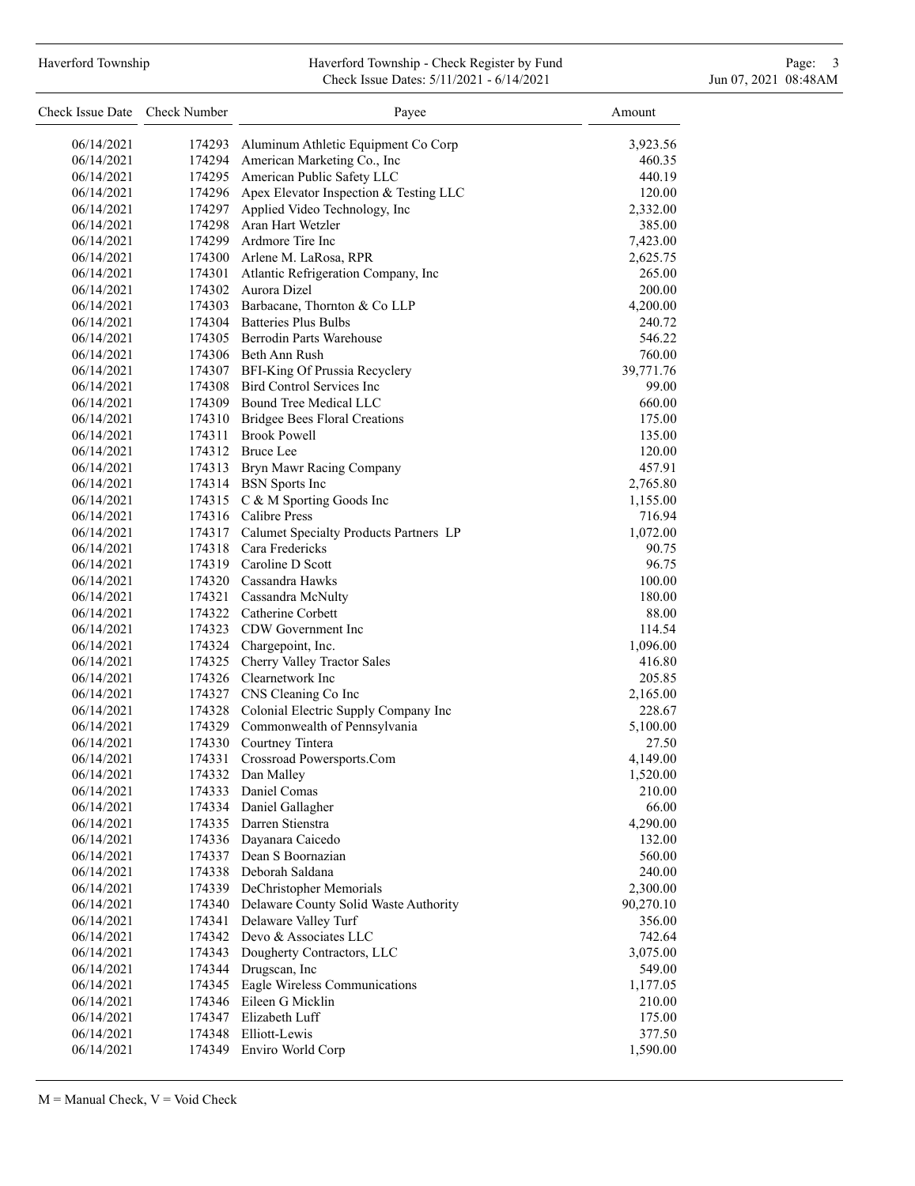| Check Issue Date | Check Number | Payee | Amount |
|---|---|---|---|
| 06/14/2021 | 174293 | Aluminum Athletic Equipment Co Corp | 3,923.56 |
| 06/14/2021 | 174294 | American Marketing Co., Inc | 460.35 |
| 06/14/2021 | 174295 | American Public Safety LLC | 440.19 |
| 06/14/2021 | 174296 | Apex Elevator Inspection & Testing LLC | 120.00 |
| 06/14/2021 | 174297 | Applied Video Technology, Inc | 2,332.00 |
| 06/14/2021 | 174298 | Aran Hart Wetzler | 385.00 |
| 06/14/2021 | 174299 | Ardmore Tire Inc | 7,423.00 |
| 06/14/2021 | 174300 | Arlene M. LaRosa, RPR | 2,625.75 |
| 06/14/2021 | 174301 | Atlantic Refrigeration Company, Inc | 265.00 |
| 06/14/2021 | 174302 | Aurora Dizel | 200.00 |
| 06/14/2021 | 174303 | Barbacane, Thornton & Co LLP | 4,200.00 |
| 06/14/2021 | 174304 | Batteries Plus Bulbs | 240.72 |
| 06/14/2021 | 174305 | Berrodin Parts Warehouse | 546.22 |
| 06/14/2021 | 174306 | Beth Ann Rush | 760.00 |
| 06/14/2021 | 174307 | BFI-King Of Prussia Recyclery | 39,771.76 |
| 06/14/2021 | 174308 | Bird Control Services Inc | 99.00 |
| 06/14/2021 | 174309 | Bound Tree Medical LLC | 660.00 |
| 06/14/2021 | 174310 | Bridgee Bees Floral Creations | 175.00 |
| 06/14/2021 | 174311 | Brook Powell | 135.00 |
| 06/14/2021 | 174312 | Bruce Lee | 120.00 |
| 06/14/2021 | 174313 | Bryn Mawr Racing Company | 457.91 |
| 06/14/2021 | 174314 | BSN Sports Inc | 2,765.80 |
| 06/14/2021 | 174315 | C & M Sporting Goods Inc | 1,155.00 |
| 06/14/2021 | 174316 | Calibre Press | 716.94 |
| 06/14/2021 | 174317 | Calumet Specialty Products Partners LP | 1,072.00 |
| 06/14/2021 | 174318 | Cara Fredericks | 90.75 |
| 06/14/2021 | 174319 | Caroline D Scott | 96.75 |
| 06/14/2021 | 174320 | Cassandra Hawks | 100.00 |
| 06/14/2021 | 174321 | Cassandra McNulty | 180.00 |
| 06/14/2021 | 174322 | Catherine Corbett | 88.00 |
| 06/14/2021 | 174323 | CDW Government Inc | 114.54 |
| 06/14/2021 | 174324 | Chargepoint, Inc. | 1,096.00 |
| 06/14/2021 | 174325 | Cherry Valley Tractor Sales | 416.80 |
| 06/14/2021 | 174326 | Clearnetwork Inc | 205.85 |
| 06/14/2021 | 174327 | CNS Cleaning Co Inc | 2,165.00 |
| 06/14/2021 | 174328 | Colonial Electric Supply Company Inc | 228.67 |
| 06/14/2021 | 174329 | Commonwealth of Pennsylvania | 5,100.00 |
| 06/14/2021 | 174330 | Courtney Tintera | 27.50 |
| 06/14/2021 | 174331 | Crossroad Powersports.Com | 4,149.00 |
| 06/14/2021 | 174332 | Dan Malley | 1,520.00 |
| 06/14/2021 | 174333 | Daniel Comas | 210.00 |
| 06/14/2021 | 174334 | Daniel Gallagher | 66.00 |
| 06/14/2021 | 174335 | Darren Stienstra | 4,290.00 |
| 06/14/2021 | 174336 | Dayanara Caicedo | 132.00 |
| 06/14/2021 | 174337 | Dean S Boornazian | 560.00 |
| 06/14/2021 | 174338 | Deborah Saldana | 240.00 |
| 06/14/2021 | 174339 | DeChristopher Memorials | 2,300.00 |
| 06/14/2021 | 174340 | Delaware County Solid Waste Authority | 90,270.10 |
| 06/14/2021 | 174341 | Delaware Valley Turf | 356.00 |
| 06/14/2021 | 174342 | Devo & Associates LLC | 742.64 |
| 06/14/2021 | 174343 | Dougherty Contractors, LLC | 3,075.00 |
| 06/14/2021 | 174344 | Drugscan, Inc | 549.00 |
| 06/14/2021 | 174345 | Eagle Wireless Communications | 1,177.05 |
| 06/14/2021 | 174346 | Eileen G Micklin | 210.00 |
| 06/14/2021 | 174347 | Elizabeth Luff | 175.00 |
| 06/14/2021 | 174348 | Elliott-Lewis | 377.50 |
| 06/14/2021 | 174349 | Enviro World Corp | 1,590.00 |

M = Manual Check, V = Void Check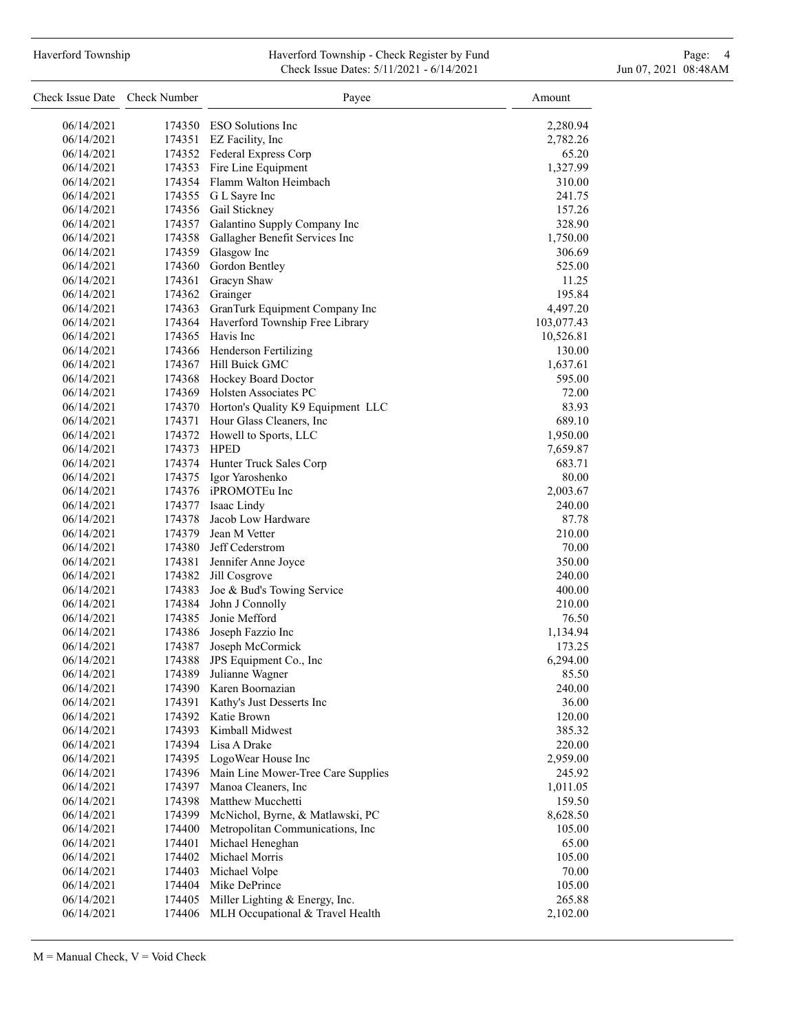| Check Issue Date | Check Number | Payee | Amount |
|---|---|---|---|
| 06/14/2021 | 174350 | ESO Solutions Inc | 2,280.94 |
| 06/14/2021 | 174351 | EZ Facility, Inc | 2,782.26 |
| 06/14/2021 | 174352 | Federal Express Corp | 65.20 |
| 06/14/2021 | 174353 | Fire Line Equipment | 1,327.99 |
| 06/14/2021 | 174354 | Flamm Walton Heimbach | 310.00 |
| 06/14/2021 | 174355 | G L Sayre Inc | 241.75 |
| 06/14/2021 | 174356 | Gail Stickney | 157.26 |
| 06/14/2021 | 174357 | Galantino Supply Company Inc | 328.90 |
| 06/14/2021 | 174358 | Gallagher Benefit Services Inc | 1,750.00 |
| 06/14/2021 | 174359 | Glasgow Inc | 306.69 |
| 06/14/2021 | 174360 | Gordon Bentley | 525.00 |
| 06/14/2021 | 174361 | Gracyn Shaw | 11.25 |
| 06/14/2021 | 174362 | Grainger | 195.84 |
| 06/14/2021 | 174363 | GranTurk Equipment Company Inc | 4,497.20 |
| 06/14/2021 | 174364 | Haverford Township Free Library | 103,077.43 |
| 06/14/2021 | 174365 | Havis Inc | 10,526.81 |
| 06/14/2021 | 174366 | Henderson Fertilizing | 130.00 |
| 06/14/2021 | 174367 | Hill Buick GMC | 1,637.61 |
| 06/14/2021 | 174368 | Hockey Board Doctor | 595.00 |
| 06/14/2021 | 174369 | Holsten Associates PC | 72.00 |
| 06/14/2021 | 174370 | Horton's Quality K9 Equipment LLC | 83.93 |
| 06/14/2021 | 174371 | Hour Glass Cleaners, Inc | 689.10 |
| 06/14/2021 | 174372 | Howell to Sports, LLC | 1,950.00 |
| 06/14/2021 | 174373 | HPED | 7,659.87 |
| 06/14/2021 | 174374 | Hunter Truck Sales Corp | 683.71 |
| 06/14/2021 | 174375 | Igor Yaroshenko | 80.00 |
| 06/14/2021 | 174376 | iPROMOTEu Inc | 2,003.67 |
| 06/14/2021 | 174377 | Isaac Lindy | 240.00 |
| 06/14/2021 | 174378 | Jacob Low Hardware | 87.78 |
| 06/14/2021 | 174379 | Jean M Vetter | 210.00 |
| 06/14/2021 | 174380 | Jeff Cederstrom | 70.00 |
| 06/14/2021 | 174381 | Jennifer Anne Joyce | 350.00 |
| 06/14/2021 | 174382 | Jill Cosgrove | 240.00 |
| 06/14/2021 | 174383 | Joe & Bud's Towing Service | 400.00 |
| 06/14/2021 | 174384 | John J Connolly | 210.00 |
| 06/14/2021 | 174385 | Jonie Mefford | 76.50 |
| 06/14/2021 | 174386 | Joseph Fazzio Inc | 1,134.94 |
| 06/14/2021 | 174387 | Joseph McCormick | 173.25 |
| 06/14/2021 | 174388 | JPS Equipment Co., Inc | 6,294.00 |
| 06/14/2021 | 174389 | Julianne Wagner | 85.50 |
| 06/14/2021 | 174390 | Karen Boornazian | 240.00 |
| 06/14/2021 | 174391 | Kathy's Just Desserts Inc | 36.00 |
| 06/14/2021 | 174392 | Katie Brown | 120.00 |
| 06/14/2021 | 174393 | Kimball Midwest | 385.32 |
| 06/14/2021 | 174394 | Lisa A Drake | 220.00 |
| 06/14/2021 | 174395 | LogoWear House Inc | 2,959.00 |
| 06/14/2021 | 174396 | Main Line Mower-Tree Care Supplies | 245.92 |
| 06/14/2021 | 174397 | Manoa Cleaners, Inc | 1,011.05 |
| 06/14/2021 | 174398 | Matthew Mucchetti | 159.50 |
| 06/14/2021 | 174399 | McNichol, Byrne, & Matlawski, PC | 8,628.50 |
| 06/14/2021 | 174400 | Metropolitan Communications, Inc | 105.00 |
| 06/14/2021 | 174401 | Michael Heneghan | 65.00 |
| 06/14/2021 | 174402 | Michael Morris | 105.00 |
| 06/14/2021 | 174403 | Michael Volpe | 70.00 |
| 06/14/2021 | 174404 | Mike DePrince | 105.00 |
| 06/14/2021 | 174405 | Miller Lighting & Energy, Inc. | 265.88 |
| 06/14/2021 | 174406 | MLH Occupational & Travel Health | 2,102.00 |

M = Manual Check, V = Void Check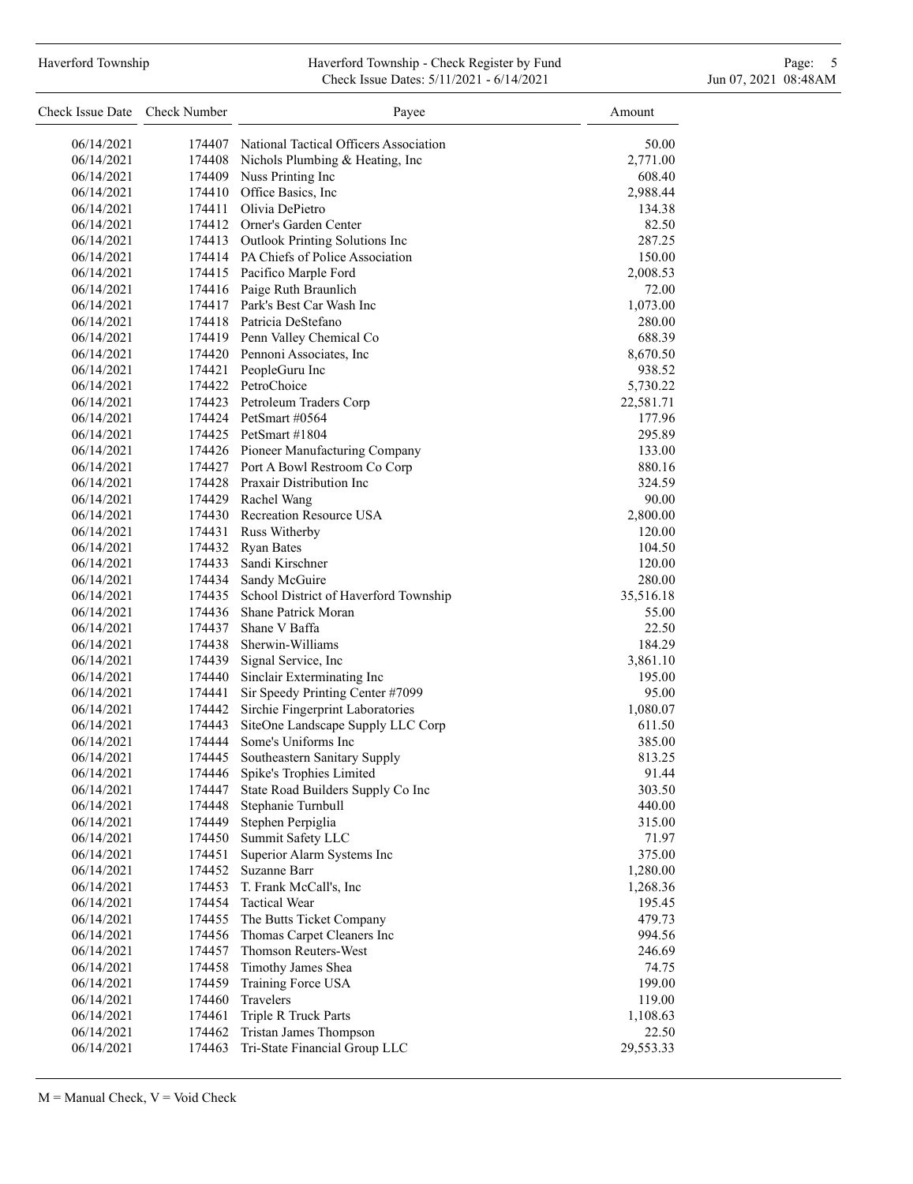| Check Issue Date | Check Number | Payee | Amount |
| --- | --- | --- | --- |
| 06/14/2021 | 174407 | National Tactical Officers Association | 50.00 |
| 06/14/2021 | 174408 | Nichols Plumbing & Heating, Inc | 2,771.00 |
| 06/14/2021 | 174409 | Nuss Printing Inc | 608.40 |
| 06/14/2021 | 174410 | Office Basics, Inc | 2,988.44 |
| 06/14/2021 | 174411 | Olivia DePietro | 134.38 |
| 06/14/2021 | 174412 | Orner's Garden Center | 82.50 |
| 06/14/2021 | 174413 | Outlook Printing Solutions Inc | 287.25 |
| 06/14/2021 | 174414 | PA Chiefs of Police Association | 150.00 |
| 06/14/2021 | 174415 | Pacifico Marple Ford | 2,008.53 |
| 06/14/2021 | 174416 | Paige Ruth Braunlich | 72.00 |
| 06/14/2021 | 174417 | Park's Best Car Wash Inc | 1,073.00 |
| 06/14/2021 | 174418 | Patricia DeStefano | 280.00 |
| 06/14/2021 | 174419 | Penn Valley Chemical Co | 688.39 |
| 06/14/2021 | 174420 | Pennoni Associates, Inc | 8,670.50 |
| 06/14/2021 | 174421 | PeopleGuru Inc | 938.52 |
| 06/14/2021 | 174422 | PetroChoice | 5,730.22 |
| 06/14/2021 | 174423 | Petroleum Traders Corp | 22,581.71 |
| 06/14/2021 | 174424 | PetSmart #0564 | 177.96 |
| 06/14/2021 | 174425 | PetSmart #1804 | 295.89 |
| 06/14/2021 | 174426 | Pioneer Manufacturing Company | 133.00 |
| 06/14/2021 | 174427 | Port A Bowl Restroom Co Corp | 880.16 |
| 06/14/2021 | 174428 | Praxair Distribution Inc | 324.59 |
| 06/14/2021 | 174429 | Rachel Wang | 90.00 |
| 06/14/2021 | 174430 | Recreation Resource USA | 2,800.00 |
| 06/14/2021 | 174431 | Russ Witherby | 120.00 |
| 06/14/2021 | 174432 | Ryan Bates | 104.50 |
| 06/14/2021 | 174433 | Sandi Kirschner | 120.00 |
| 06/14/2021 | 174434 | Sandy McGuire | 280.00 |
| 06/14/2021 | 174435 | School District of Haverford Township | 35,516.18 |
| 06/14/2021 | 174436 | Shane Patrick Moran | 55.00 |
| 06/14/2021 | 174437 | Shane V Baffa | 22.50 |
| 06/14/2021 | 174438 | Sherwin-Williams | 184.29 |
| 06/14/2021 | 174439 | Signal Service, Inc | 3,861.10 |
| 06/14/2021 | 174440 | Sinclair Exterminating Inc | 195.00 |
| 06/14/2021 | 174441 | Sir Speedy Printing Center #7099 | 95.00 |
| 06/14/2021 | 174442 | Sirchie Fingerprint Laboratories | 1,080.07 |
| 06/14/2021 | 174443 | SiteOne Landscape Supply LLC Corp | 611.50 |
| 06/14/2021 | 174444 | Some's Uniforms Inc | 385.00 |
| 06/14/2021 | 174445 | Southeastern Sanitary Supply | 813.25 |
| 06/14/2021 | 174446 | Spike's Trophies Limited | 91.44 |
| 06/14/2021 | 174447 | State Road Builders Supply Co Inc | 303.50 |
| 06/14/2021 | 174448 | Stephanie Turnbull | 440.00 |
| 06/14/2021 | 174449 | Stephen Perpiglia | 315.00 |
| 06/14/2021 | 174450 | Summit Safety LLC | 71.97 |
| 06/14/2021 | 174451 | Superior Alarm Systems Inc | 375.00 |
| 06/14/2021 | 174452 | Suzanne Barr | 1,280.00 |
| 06/14/2021 | 174453 | T. Frank McCall's, Inc | 1,268.36 |
| 06/14/2021 | 174454 | Tactical Wear | 195.45 |
| 06/14/2021 | 174455 | The Butts Ticket Company | 479.73 |
| 06/14/2021 | 174456 | Thomas Carpet Cleaners Inc | 994.56 |
| 06/14/2021 | 174457 | Thomson Reuters-West | 246.69 |
| 06/14/2021 | 174458 | Timothy James Shea | 74.75 |
| 06/14/2021 | 174459 | Training Force USA | 199.00 |
| 06/14/2021 | 174460 | Travelers | 119.00 |
| 06/14/2021 | 174461 | Triple R Truck Parts | 1,108.63 |
| 06/14/2021 | 174462 | Tristan James Thompson | 22.50 |
| 06/14/2021 | 174463 | Tri-State Financial Group LLC | 29,553.33 |

M = Manual Check, V = Void Check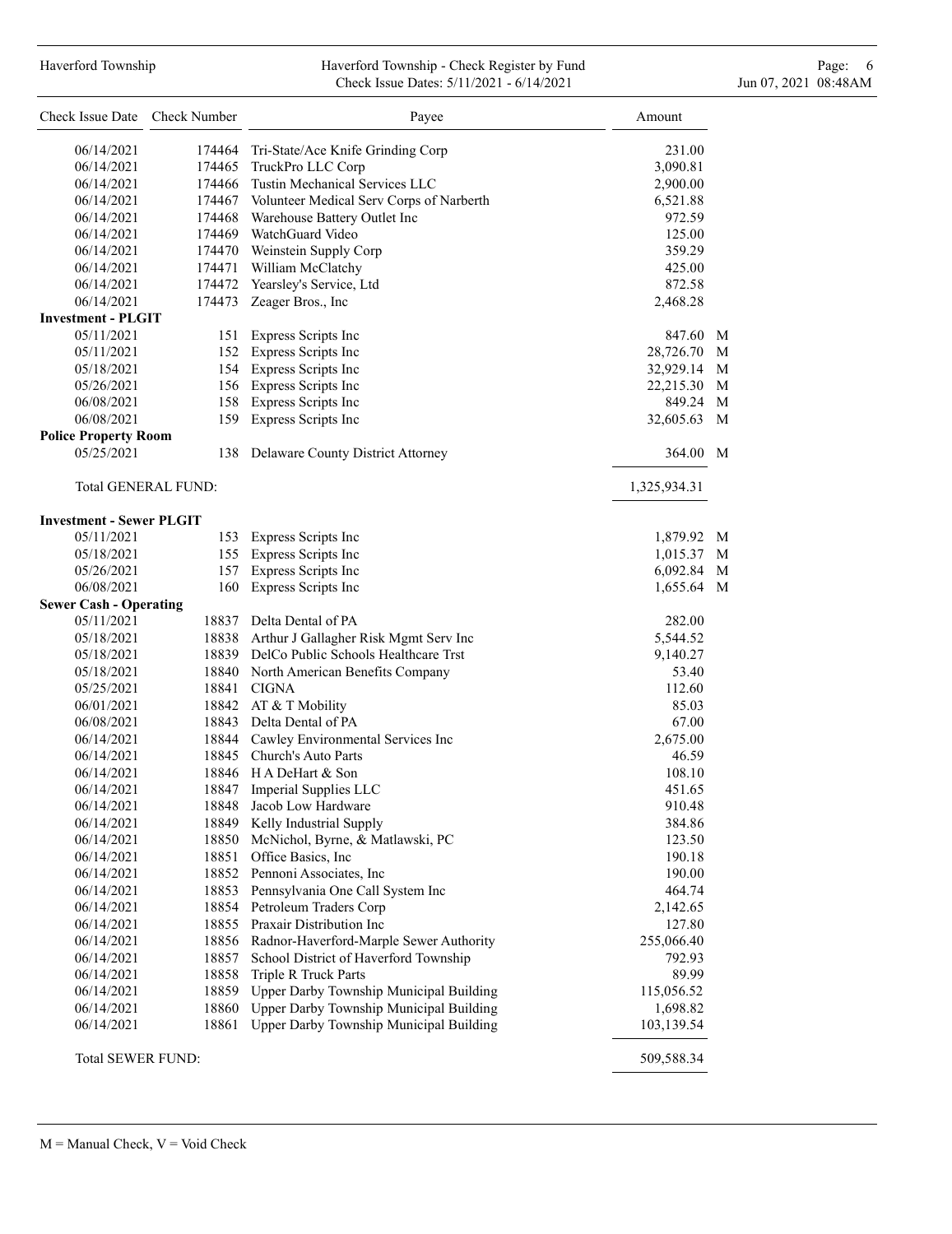| Check Issue Date | Check Number | Payee | Amount | |
|---|---|---|---|---|
| 06/14/2021 | 174464 | Tri-State/Ace Knife Grinding Corp | 231.00 | |
| 06/14/2021 | 174465 | TruckPro LLC Corp | 3,090.81 | |
| 06/14/2021 | 174466 | Tustin Mechanical Services LLC | 2,900.00 | |
| 06/14/2021 | 174467 | Volunteer Medical Serv Corps of Narberth | 6,521.88 | |
| 06/14/2021 | 174468 | Warehouse Battery Outlet Inc | 972.59 | |
| 06/14/2021 | 174469 | WatchGuard Video | 125.00 | |
| 06/14/2021 | 174470 | Weinstein Supply Corp | 359.29 | |
| 06/14/2021 | 174471 | William McClatchy | 425.00 | |
| 06/14/2021 | 174472 | Yearsley's Service, Ltd | 872.58 | |
| 06/14/2021 | 174473 | Zeager Bros., Inc | 2,468.28 | |
| **Investment - PLGIT** | | | | |
| 05/11/2021 | 151 | Express Scripts Inc | 847.60 | M |
| 05/11/2021 | 152 | Express Scripts Inc | 28,726.70 | M |
| 05/18/2021 | 154 | Express Scripts Inc | 32,929.14 | M |
| 05/26/2021 | 156 | Express Scripts Inc | 22,215.30 | M |
| 06/08/2021 | 158 | Express Scripts Inc | 849.24 | M |
| 06/08/2021 | 159 | Express Scripts Inc | 32,605.63 | M |
| **Police Property Room** | | | | |
| 05/25/2021 | 138 | Delaware County District Attorney | 364.00 | M |
| Total GENERAL FUND: | | | 1,325,934.31 | |
| **Investment - Sewer PLGIT** | | | | |
| 05/11/2021 | 153 | Express Scripts Inc | 1,879.92 | M |
| 05/18/2021 | 155 | Express Scripts Inc | 1,015.37 | M |
| 05/26/2021 | 157 | Express Scripts Inc | 6,092.84 | M |
| 06/08/2021 | 160 | Express Scripts Inc | 1,655.64 | M |
| **Sewer Cash - Operating** | | | | |
| 05/11/2021 | 18837 | Delta Dental of PA | 282.00 | |
| 05/18/2021 | 18838 | Arthur J Gallagher Risk Mgmt Serv Inc | 5,544.52 | |
| 05/18/2021 | 18839 | DelCo Public Schools Healthcare Trst | 9,140.27 | |
| 05/18/2021 | 18840 | North American Benefits Company | 53.40 | |
| 05/25/2021 | 18841 | CIGNA | 112.60 | |
| 06/01/2021 | 18842 | AT & T Mobility | 85.03 | |
| 06/08/2021 | 18843 | Delta Dental of PA | 67.00 | |
| 06/14/2021 | 18844 | Cawley Environmental Services Inc | 2,675.00 | |
| 06/14/2021 | 18845 | Church's Auto Parts | 46.59 | |
| 06/14/2021 | 18846 | H A DeHart & Son | 108.10 | |
| 06/14/2021 | 18847 | Imperial Supplies LLC | 451.65 | |
| 06/14/2021 | 18848 | Jacob Low Hardware | 910.48 | |
| 06/14/2021 | 18849 | Kelly Industrial Supply | 384.86 | |
| 06/14/2021 | 18850 | McNichol, Byrne, & Matlawski, PC | 123.50 | |
| 06/14/2021 | 18851 | Office Basics, Inc | 190.18 | |
| 06/14/2021 | 18852 | Pennoni Associates, Inc | 190.00 | |
| 06/14/2021 | 18853 | Pennsylvania One Call System Inc | 464.74 | |
| 06/14/2021 | 18854 | Petroleum Traders Corp | 2,142.65 | |
| 06/14/2021 | 18855 | Praxair Distribution Inc | 127.80 | |
| 06/14/2021 | 18856 | Radnor-Haverford-Marple Sewer Authority | 255,066.40 | |
| 06/14/2021 | 18857 | School District of Haverford Township | 792.93 | |
| 06/14/2021 | 18858 | Triple R Truck Parts | 89.99 | |
| 06/14/2021 | 18859 | Upper Darby Township Municipal Building | 115,056.52 | |
| 06/14/2021 | 18860 | Upper Darby Township Municipal Building | 1,698.82 | |
| 06/14/2021 | 18861 | Upper Darby Township Municipal Building | 103,139.54 | |
| Total SEWER FUND: | | | 509,588.34 | |

M = Manual Check, V = Void Check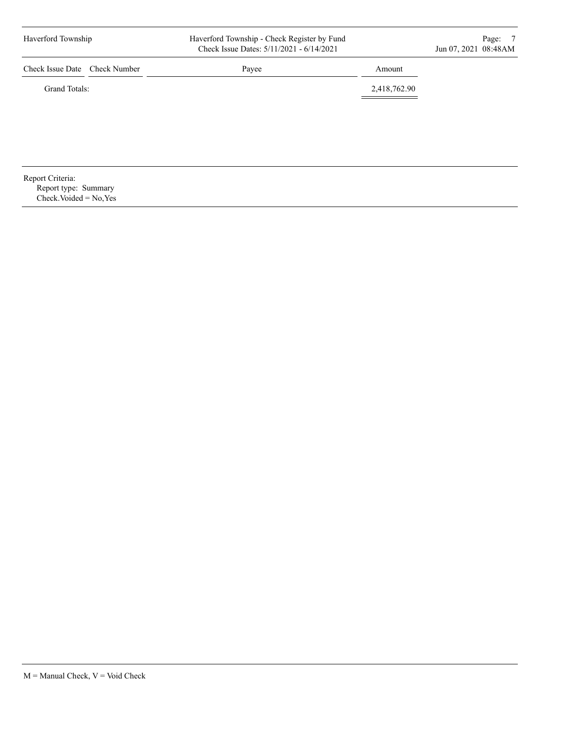| Check Issue Date | Check Number | Payee | Amount |
|---|---|---|---|
| Grand Totals: | | | 2,418,762.90 |

Report Criteria:
Report type: Summary
Check.Voided = No,Yes

M = Manual Check, V = Void Check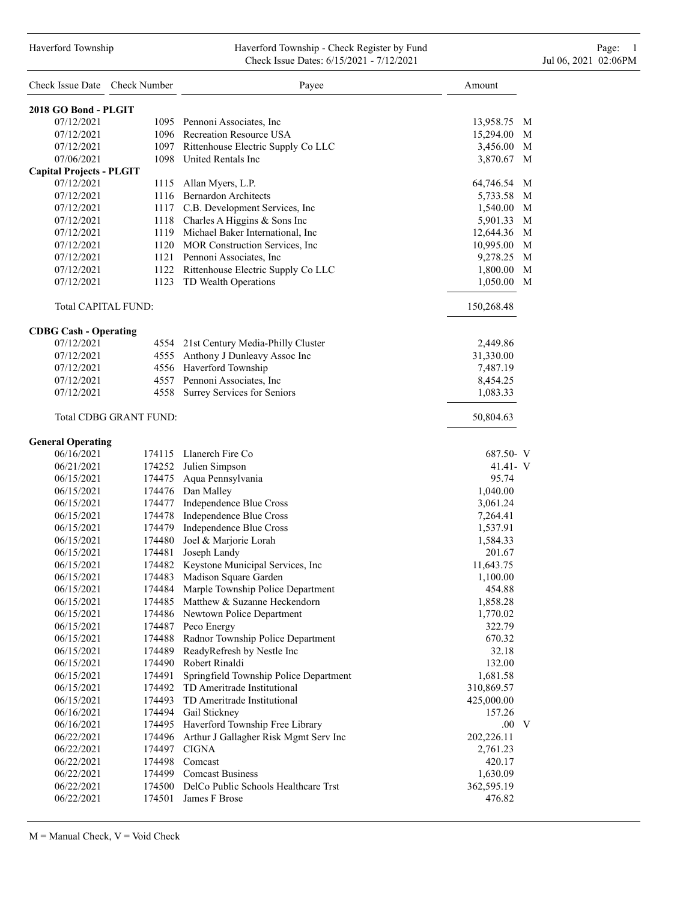Haverford Township - Check Register by Fund

Check Issue Dates: 6/15/2021 - 7/12/2021

| Check Issue Date | Check Number | Payee | Amount | |
|---|---|---|---|---|
| **2018 GO Bond - PLGIT** | | | | |
| 07/12/2021 | 1095 | Pennoni Associates, Inc | 13,958.75 | M |
| 07/12/2021 | 1096 | Recreation Resource USA | 15,294.00 | M |
| 07/12/2021 | 1097 | Rittenhouse Electric Supply Co LLC | 3,456.00 | M |
| 07/06/2021 | 1098 | United Rentals Inc | 3,870.67 | M |
| **Capital Projects - PLGIT** | | | | |
| 07/12/2021 | 1115 | Allan Myers, L.P. | 64,746.54 | M |
| 07/12/2021 | 1116 | Bernardon Architects | 5,733.58 | M |
| 07/12/2021 | 1117 | C.B. Development Services, Inc | 1,540.00 | M |
| 07/12/2021 | 1118 | Charles A Higgins & Sons Inc | 5,901.33 | M |
| 07/12/2021 | 1119 | Michael Baker International, Inc | 12,644.36 | M |
| 07/12/2021 | 1120 | MOR Construction Services, Inc | 10,995.00 | M |
| 07/12/2021 | 1121 | Pennoni Associates, Inc | 9,278.25 | M |
| 07/12/2021 | 1122 | Rittenhouse Electric Supply Co LLC | 1,800.00 | M |
| 07/12/2021 | 1123 | TD Wealth Operations | 1,050.00 | M |
| Total CAPITAL FUND: | | | 150,268.48 | |
| **CDBG Cash - Operating** | | | | |
| 07/12/2021 | 4554 | 21st Century Media-Philly Cluster | 2,449.86 | |
| 07/12/2021 | 4555 | Anthony J Dunleavy Assoc Inc | 31,330.00 | |
| 07/12/2021 | 4556 | Haverford Township | 7,487.19 | |
| 07/12/2021 | 4557 | Pennoni Associates, Inc | 8,454.25 | |
| 07/12/2021 | 4558 | Surrey Services for Seniors | 1,083.33 | |
| Total CDBG GRANT FUND: | | | 50,804.63 | |
| **General Operating** | | | | |
| 06/16/2021 | 174115 | Llanerch Fire Co | 687.50- | V |
| 06/21/2021 | 174252 | Julien Simpson | 41.41- | V |
| 06/15/2021 | 174475 | Aqua Pennsylvania | 95.74 | |
| 06/15/2021 | 174476 | Dan Malley | 1,040.00 | |
| 06/15/2021 | 174477 | Independence Blue Cross | 3,061.24 | |
| 06/15/2021 | 174478 | Independence Blue Cross | 7,264.41 | |
| 06/15/2021 | 174479 | Independence Blue Cross | 1,537.91 | |
| 06/15/2021 | 174480 | Joel & Marjorie Lorah | 1,584.33 | |
| 06/15/2021 | 174481 | Joseph Landy | 201.67 | |
| 06/15/2021 | 174482 | Keystone Municipal Services, Inc | 11,643.75 | |
| 06/15/2021 | 174483 | Madison Square Garden | 1,100.00 | |
| 06/15/2021 | 174484 | Marple Township Police Department | 454.88 | |
| 06/15/2021 | 174485 | Matthew & Suzanne Heckendorn | 1,858.28 | |
| 06/15/2021 | 174486 | Newtown Police Department | 1,770.02 | |
| 06/15/2021 | 174487 | Peco Energy | 322.79 | |
| 06/15/2021 | 174488 | Radnor Township Police Department | 670.32 | |
| 06/15/2021 | 174489 | ReadyRefresh by Nestle Inc | 32.18 | |
| 06/15/2021 | 174490 | Robert Rinaldi | 132.00 | |
| 06/15/2021 | 174491 | Springfield Township Police Department | 1,681.58 | |
| 06/15/2021 | 174492 | TD Ameritrade Institutional | 310,869.57 | |
| 06/15/2021 | 174493 | TD Ameritrade Institutional | 425,000.00 | |
| 06/16/2021 | 174494 | Gail Stickney | 157.26 | |
| 06/16/2021 | 174495 | Haverford Township Free Library | .00 | V |
| 06/22/2021 | 174496 | Arthur J Gallagher Risk Mgmt Serv Inc | 202,226.11 | |
| 06/22/2021 | 174497 | CIGNA | 2,761.23 | |
| 06/22/2021 | 174498 | Comcast | 420.17 | |
| 06/22/2021 | 174499 | Comcast Business | 1,630.09 | |
| 06/22/2021 | 174500 | DelCo Public Schools Healthcare Trst | 362,595.19 | |
| 06/22/2021 | 174501 | James F Brose | 476.82 | |

M = Manual Check, V = Void Check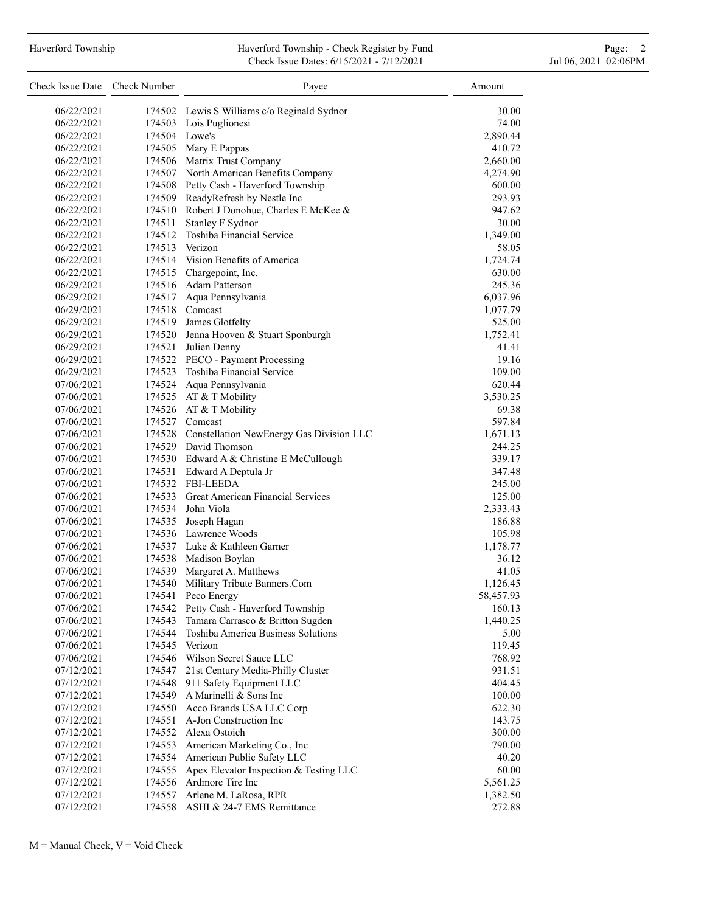| Check Issue Date | Check Number | Payee | Amount |
| --- | --- | --- | --- |
| 06/22/2021 | 174502 | Lewis S Williams c/o Reginald Sydnor | 30.00 |
| 06/22/2021 | 174503 | Lois Puglionesi | 74.00 |
| 06/22/2021 | 174504 | Lowe's | 2,890.44 |
| 06/22/2021 | 174505 | Mary E Pappas | 410.72 |
| 06/22/2021 | 174506 | Matrix Trust Company | 2,660.00 |
| 06/22/2021 | 174507 | North American Benefits Company | 4,274.90 |
| 06/22/2021 | 174508 | Petty Cash - Haverford Township | 600.00 |
| 06/22/2021 | 174509 | ReadyRefresh by Nestle Inc | 293.93 |
| 06/22/2021 | 174510 | Robert J Donohue, Charles E McKee & | 947.62 |
| 06/22/2021 | 174511 | Stanley F Sydnor | 30.00 |
| 06/22/2021 | 174512 | Toshiba Financial Service | 1,349.00 |
| 06/22/2021 | 174513 | Verizon | 58.05 |
| 06/22/2021 | 174514 | Vision Benefits of America | 1,724.74 |
| 06/22/2021 | 174515 | Chargepoint, Inc. | 630.00 |
| 06/29/2021 | 174516 | Adam Patterson | 245.36 |
| 06/29/2021 | 174517 | Aqua Pennsylvania | 6,037.96 |
| 06/29/2021 | 174518 | Comcast | 1,077.79 |
| 06/29/2021 | 174519 | James Glotfelty | 525.00 |
| 06/29/2021 | 174520 | Jenna Hooven & Stuart Sponburgh | 1,752.41 |
| 06/29/2021 | 174521 | Julien Denny | 41.41 |
| 06/29/2021 | 174522 | PECO - Payment Processing | 19.16 |
| 06/29/2021 | 174523 | Toshiba Financial Service | 109.00 |
| 07/06/2021 | 174524 | Aqua Pennsylvania | 620.44 |
| 07/06/2021 | 174525 | AT & T Mobility | 3,530.25 |
| 07/06/2021 | 174526 | AT & T Mobility | 69.38 |
| 07/06/2021 | 174527 | Comcast | 597.84 |
| 07/06/2021 | 174528 | Constellation NewEnergy Gas Division LLC | 1,671.13 |
| 07/06/2021 | 174529 | David Thomson | 244.25 |
| 07/06/2021 | 174530 | Edward A & Christine E McCullough | 339.17 |
| 07/06/2021 | 174531 | Edward A Deptula Jr | 347.48 |
| 07/06/2021 | 174532 | FBI-LEEDA | 245.00 |
| 07/06/2021 | 174533 | Great American Financial Services | 125.00 |
| 07/06/2021 | 174534 | John Viola | 2,333.43 |
| 07/06/2021 | 174535 | Joseph Hagan | 186.88 |
| 07/06/2021 | 174536 | Lawrence Woods | 105.98 |
| 07/06/2021 | 174537 | Luke & Kathleen Garner | 1,178.77 |
| 07/06/2021 | 174538 | Madison Boylan | 36.12 |
| 07/06/2021 | 174539 | Margaret A. Matthews | 41.05 |
| 07/06/2021 | 174540 | Military Tribute Banners.Com | 1,126.45 |
| 07/06/2021 | 174541 | Peco Energy | 58,457.93 |
| 07/06/2021 | 174542 | Petty Cash - Haverford Township | 160.13 |
| 07/06/2021 | 174543 | Tamara Carrasco & Britton Sugden | 1,440.25 |
| 07/06/2021 | 174544 | Toshiba America Business Solutions | 5.00 |
| 07/06/2021 | 174545 | Verizon | 119.45 |
| 07/06/2021 | 174546 | Wilson Secret Sauce LLC | 768.92 |
| 07/12/2021 | 174547 | 21st Century Media-Philly Cluster | 931.51 |
| 07/12/2021 | 174548 | 911 Safety Equipment LLC | 404.45 |
| 07/12/2021 | 174549 | A Marinelli & Sons Inc | 100.00 |
| 07/12/2021 | 174550 | Acco Brands USA LLC Corp | 622.30 |
| 07/12/2021 | 174551 | A-Jon Construction Inc | 143.75 |
| 07/12/2021 | 174552 | Alexa Ostoich | 300.00 |
| 07/12/2021 | 174553 | American Marketing Co., Inc | 790.00 |
| 07/12/2021 | 174554 | American Public Safety LLC | 40.20 |
| 07/12/2021 | 174555 | Apex Elevator Inspection & Testing LLC | 60.00 |
| 07/12/2021 | 174556 | Ardmore Tire Inc | 5,561.25 |
| 07/12/2021 | 174557 | Arlene M. LaRosa, RPR | 1,382.50 |
| 07/12/2021 | 174558 | ASHI & 24-7 EMS Remittance | 272.88 |

M = Manual Check, V = Void Check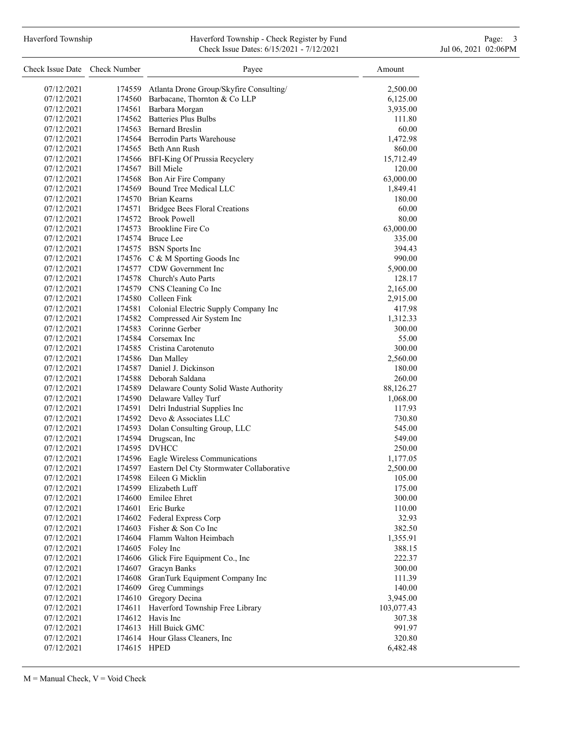| Check Issue Date | Check Number | Payee | Amount |
|---|---|---|---|
| 07/12/2021 | 174559 | Atlanta Drone Group/Skyfire Consulting/ | 2,500.00 |
| 07/12/2021 | 174560 | Barbacane, Thornton & Co LLP | 6,125.00 |
| 07/12/2021 | 174561 | Barbara Morgan | 3,935.00 |
| 07/12/2021 | 174562 | Batteries Plus Bulbs | 111.80 |
| 07/12/2021 | 174563 | Bernard Breslin | 60.00 |
| 07/12/2021 | 174564 | Berrodin Parts Warehouse | 1,472.98 |
| 07/12/2021 | 174565 | Beth Ann Rush | 860.00 |
| 07/12/2021 | 174566 | BFI-King Of Prussia Recyclery | 15,712.49 |
| 07/12/2021 | 174567 | Bill Miele | 120.00 |
| 07/12/2021 | 174568 | Bon Air Fire Company | 63,000.00 |
| 07/12/2021 | 174569 | Bound Tree Medical LLC | 1,849.41 |
| 07/12/2021 | 174570 | Brian Kearns | 180.00 |
| 07/12/2021 | 174571 | Bridgee Bees Floral Creations | 60.00 |
| 07/12/2021 | 174572 | Brook Powell | 80.00 |
| 07/12/2021 | 174573 | Brookline Fire Co | 63,000.00 |
| 07/12/2021 | 174574 | Bruce Lee | 335.00 |
| 07/12/2021 | 174575 | BSN Sports Inc | 394.43 |
| 07/12/2021 | 174576 | C & M Sporting Goods Inc | 990.00 |
| 07/12/2021 | 174577 | CDW Government Inc | 5,900.00 |
| 07/12/2021 | 174578 | Church's Auto Parts | 128.17 |
| 07/12/2021 | 174579 | CNS Cleaning Co Inc | 2,165.00 |
| 07/12/2021 | 174580 | Colleen Fink | 2,915.00 |
| 07/12/2021 | 174581 | Colonial Electric Supply Company Inc | 417.98 |
| 07/12/2021 | 174582 | Compressed Air System Inc | 1,312.33 |
| 07/12/2021 | 174583 | Corinne Gerber | 300.00 |
| 07/12/2021 | 174584 | Corsemax Inc | 55.00 |
| 07/12/2021 | 174585 | Cristina Carotenuto | 300.00 |
| 07/12/2021 | 174586 | Dan Malley | 2,560.00 |
| 07/12/2021 | 174587 | Daniel J. Dickinson | 180.00 |
| 07/12/2021 | 174588 | Deborah Saldana | 260.00 |
| 07/12/2021 | 174589 | Delaware County Solid Waste Authority | 88,126.27 |
| 07/12/2021 | 174590 | Delaware Valley Turf | 1,068.00 |
| 07/12/2021 | 174591 | Delri Industrial Supplies Inc | 117.93 |
| 07/12/2021 | 174592 | Devo & Associates LLC | 730.80 |
| 07/12/2021 | 174593 | Dolan Consulting Group, LLC | 545.00 |
| 07/12/2021 | 174594 | Drugscan, Inc | 549.00 |
| 07/12/2021 | 174595 | DVHCC | 250.00 |
| 07/12/2021 | 174596 | Eagle Wireless Communications | 1,177.05 |
| 07/12/2021 | 174597 | Eastern Del Cty Stormwater Collaborative | 2,500.00 |
| 07/12/2021 | 174598 | Eileen G Micklin | 105.00 |
| 07/12/2021 | 174599 | Elizabeth Luff | 175.00 |
| 07/12/2021 | 174600 | Emilee Ehret | 300.00 |
| 07/12/2021 | 174601 | Eric Burke | 110.00 |
| 07/12/2021 | 174602 | Federal Express Corp | 32.93 |
| 07/12/2021 | 174603 | Fisher & Son Co Inc | 382.50 |
| 07/12/2021 | 174604 | Flamm Walton Heimbach | 1,355.91 |
| 07/12/2021 | 174605 | Foley Inc | 388.15 |
| 07/12/2021 | 174606 | Glick Fire Equipment Co., Inc | 222.37 |
| 07/12/2021 | 174607 | Gracyn Banks | 300.00 |
| 07/12/2021 | 174608 | GranTurk Equipment Company Inc | 111.39 |
| 07/12/2021 | 174609 | Greg Cummings | 140.00 |
| 07/12/2021 | 174610 | Gregory Decina | 3,945.00 |
| 07/12/2021 | 174611 | Haverford Township Free Library | 103,077.43 |
| 07/12/2021 | 174612 | Havis Inc | 307.38 |
| 07/12/2021 | 174613 | Hill Buick GMC | 991.97 |
| 07/12/2021 | 174614 | Hour Glass Cleaners, Inc | 320.80 |
| 07/12/2021 | 174615 | HPED | 6,482.48 |

M = Manual Check, V = Void Check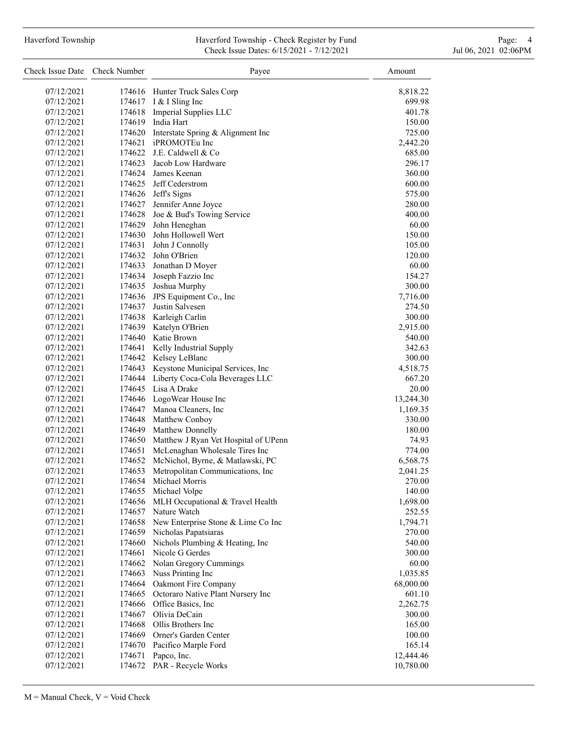| Check Issue Date | Check Number | Payee | Amount |
|---|---|---|---|
| 07/12/2021 | 174616 | Hunter Truck Sales Corp | 8,818.22 |
| 07/12/2021 | 174617 | I & I Sling Inc | 699.98 |
| 07/12/2021 | 174618 | Imperial Supplies LLC | 401.78 |
| 07/12/2021 | 174619 | India Hart | 150.00 |
| 07/12/2021 | 174620 | Interstate Spring & Alignment Inc | 725.00 |
| 07/12/2021 | 174621 | iPROMOTEu Inc | 2,442.20 |
| 07/12/2021 | 174622 | J.E. Caldwell & Co | 685.00 |
| 07/12/2021 | 174623 | Jacob Low Hardware | 296.17 |
| 07/12/2021 | 174624 | James Keenan | 360.00 |
| 07/12/2021 | 174625 | Jeff Cederstrom | 600.00 |
| 07/12/2021 | 174626 | Jeff's Signs | 575.00 |
| 07/12/2021 | 174627 | Jennifer Anne Joyce | 280.00 |
| 07/12/2021 | 174628 | Joe & Bud's Towing Service | 400.00 |
| 07/12/2021 | 174629 | John Heneghan | 60.00 |
| 07/12/2021 | 174630 | John Hollowell Wert | 150.00 |
| 07/12/2021 | 174631 | John J Connolly | 105.00 |
| 07/12/2021 | 174632 | John O'Brien | 120.00 |
| 07/12/2021 | 174633 | Jonathan D Moyer | 60.00 |
| 07/12/2021 | 174634 | Joseph Fazzio Inc | 154.27 |
| 07/12/2021 | 174635 | Joshua Murphy | 300.00 |
| 07/12/2021 | 174636 | JPS Equipment Co., Inc | 7,716.00 |
| 07/12/2021 | 174637 | Justin Salvesen | 274.50 |
| 07/12/2021 | 174638 | Karleigh Carlin | 300.00 |
| 07/12/2021 | 174639 | Katelyn O'Brien | 2,915.00 |
| 07/12/2021 | 174640 | Katie Brown | 540.00 |
| 07/12/2021 | 174641 | Kelly Industrial Supply | 342.63 |
| 07/12/2021 | 174642 | Kelsey LeBlanc | 300.00 |
| 07/12/2021 | 174643 | Keystone Municipal Services, Inc | 4,518.75 |
| 07/12/2021 | 174644 | Liberty Coca-Cola Beverages LLC | 667.20 |
| 07/12/2021 | 174645 | Lisa A Drake | 20.00 |
| 07/12/2021 | 174646 | LogoWear House Inc | 13,244.30 |
| 07/12/2021 | 174647 | Manoa Cleaners, Inc | 1,169.35 |
| 07/12/2021 | 174648 | Matthew Conboy | 330.00 |
| 07/12/2021 | 174649 | Matthew Donnelly | 180.00 |
| 07/12/2021 | 174650 | Matthew J Ryan Vet Hospital of UPenn | 74.93 |
| 07/12/2021 | 174651 | McLenaghan Wholesale Tires Inc | 774.00 |
| 07/12/2021 | 174652 | McNichol, Byrne, & Matlawski, PC | 6,568.75 |
| 07/12/2021 | 174653 | Metropolitan Communications, Inc | 2,041.25 |
| 07/12/2021 | 174654 | Michael Morris | 270.00 |
| 07/12/2021 | 174655 | Michael Volpe | 140.00 |
| 07/12/2021 | 174656 | MLH Occupational & Travel Health | 1,698.00 |
| 07/12/2021 | 174657 | Nature Watch | 252.55 |
| 07/12/2021 | 174658 | New Enterprise Stone & Lime Co Inc | 1,794.71 |
| 07/12/2021 | 174659 | Nicholas Papatsiaras | 270.00 |
| 07/12/2021 | 174660 | Nichols Plumbing & Heating, Inc | 540.00 |
| 07/12/2021 | 174661 | Nicole G Gerdes | 300.00 |
| 07/12/2021 | 174662 | Nolan Gregory Cummings | 60.00 |
| 07/12/2021 | 174663 | Nuss Printing Inc | 1,035.85 |
| 07/12/2021 | 174664 | Oakmont Fire Company | 68,000.00 |
| 07/12/2021 | 174665 | Octoraro Native Plant Nursery Inc | 601.10 |
| 07/12/2021 | 174666 | Office Basics, Inc | 2,262.75 |
| 07/12/2021 | 174667 | Olivia DeCain | 300.00 |
| 07/12/2021 | 174668 | Ollis Brothers Inc | 165.00 |
| 07/12/2021 | 174669 | Orner's Garden Center | 100.00 |
| 07/12/2021 | 174670 | Pacifico Marple Ford | 165.14 |
| 07/12/2021 | 174671 | Papco, Inc. | 12,444.46 |
| 07/12/2021 | 174672 | PAR - Recycle Works | 10,780.00 |

M = Manual Check, V = Void Check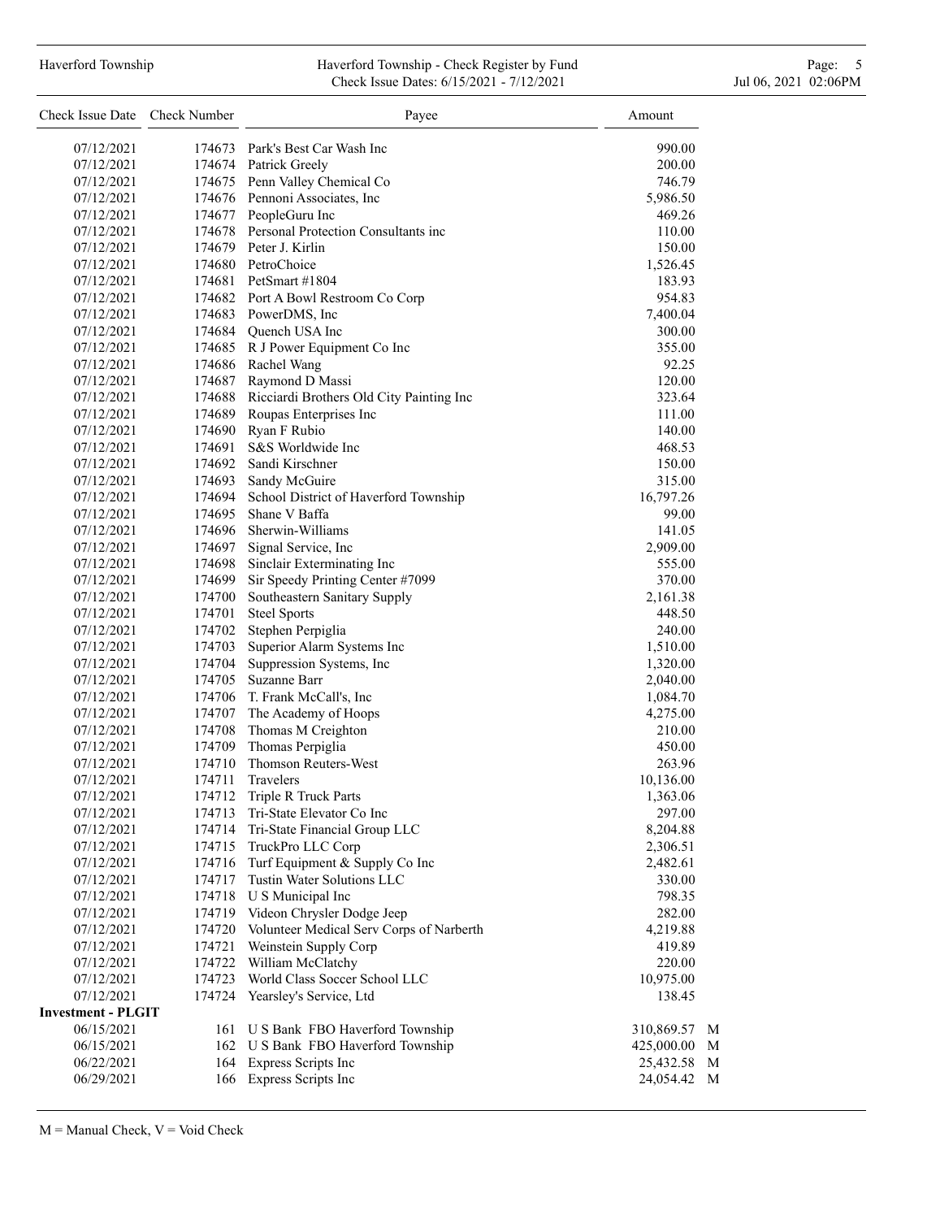| Check Issue Date | Check Number | Payee | Amount | |
|---|---|---|---|---|
| 07/12/2021 | 174673 | Park's Best Car Wash Inc | 990.00 | |
| 07/12/2021 | 174674 | Patrick Greely | 200.00 | |
| 07/12/2021 | 174675 | Penn Valley Chemical Co | 746.79 | |
| 07/12/2021 | 174676 | Pennoni Associates, Inc | 5,986.50 | |
| 07/12/2021 | 174677 | PeopleGuru Inc | 469.26 | |
| 07/12/2021 | 174678 | Personal Protection Consultants inc | 110.00 | |
| 07/12/2021 | 174679 | Peter J. Kirlin | 150.00 | |
| 07/12/2021 | 174680 | PetroChoice | 1,526.45 | |
| 07/12/2021 | 174681 | PetSmart #1804 | 183.93 | |
| 07/12/2021 | 174682 | Port A Bowl Restroom Co Corp | 954.83 | |
| 07/12/2021 | 174683 | PowerDMS, Inc | 7,400.04 | |
| 07/12/2021 | 174684 | Quench USA Inc | 300.00 | |
| 07/12/2021 | 174685 | R J Power Equipment Co Inc | 355.00 | |
| 07/12/2021 | 174686 | Rachel Wang | 92.25 | |
| 07/12/2021 | 174687 | Raymond D Massi | 120.00 | |
| 07/12/2021 | 174688 | Ricciardi Brothers Old City Painting Inc | 323.64 | |
| 07/12/2021 | 174689 | Roupas Enterprises Inc | 111.00 | |
| 07/12/2021 | 174690 | Ryan F Rubio | 140.00 | |
| 07/12/2021 | 174691 | S&S Worldwide Inc | 468.53 | |
| 07/12/2021 | 174692 | Sandi Kirschner | 150.00 | |
| 07/12/2021 | 174693 | Sandy McGuire | 315.00 | |
| 07/12/2021 | 174694 | School District of Haverford Township | 16,797.26 | |
| 07/12/2021 | 174695 | Shane V Baffa | 99.00 | |
| 07/12/2021 | 174696 | Sherwin-Williams | 141.05 | |
| 07/12/2021 | 174697 | Signal Service, Inc | 2,909.00 | |
| 07/12/2021 | 174698 | Sinclair Exterminating Inc | 555.00 | |
| 07/12/2021 | 174699 | Sir Speedy Printing Center #7099 | 370.00 | |
| 07/12/2021 | 174700 | Southeastern Sanitary Supply | 2,161.38 | |
| 07/12/2021 | 174701 | Steel Sports | 448.50 | |
| 07/12/2021 | 174702 | Stephen Perpiglia | 240.00 | |
| 07/12/2021 | 174703 | Superior Alarm Systems Inc | 1,510.00 | |
| 07/12/2021 | 174704 | Suppression Systems, Inc | 1,320.00 | |
| 07/12/2021 | 174705 | Suzanne Barr | 2,040.00 | |
| 07/12/2021 | 174706 | T. Frank McCall's, Inc | 1,084.70 | |
| 07/12/2021 | 174707 | The Academy of Hoops | 4,275.00 | |
| 07/12/2021 | 174708 | Thomas M Creighton | 210.00 | |
| 07/12/2021 | 174709 | Thomas Perpiglia | 450.00 | |
| 07/12/2021 | 174710 | Thomson Reuters-West | 263.96 | |
| 07/12/2021 | 174711 | Travelers | 10,136.00 | |
| 07/12/2021 | 174712 | Triple R Truck Parts | 1,363.06 | |
| 07/12/2021 | 174713 | Tri-State Elevator Co Inc | 297.00 | |
| 07/12/2021 | 174714 | Tri-State Financial Group LLC | 8,204.88 | |
| 07/12/2021 | 174715 | TruckPro LLC Corp | 2,306.51 | |
| 07/12/2021 | 174716 | Turf Equipment & Supply Co Inc | 2,482.61 | |
| 07/12/2021 | 174717 | Tustin Water Solutions LLC | 330.00 | |
| 07/12/2021 | 174718 | U S Municipal Inc | 798.35 | |
| 07/12/2021 | 174719 | Videon Chrysler Dodge Jeep | 282.00 | |
| 07/12/2021 | 174720 | Volunteer Medical Serv Corps of Narberth | 4,219.88 | |
| 07/12/2021 | 174721 | Weinstein Supply Corp | 419.89 | |
| 07/12/2021 | 174722 | William McClatchy | 220.00 | |
| 07/12/2021 | 174723 | World Class Soccer School LLC | 10,975.00 | |
| 07/12/2021 | 174724 | Yearsley's Service, Ltd | 138.45 | |
| **Investment - PLGIT** | | | | |
| 06/15/2021 | 161 | U S Bank FBO Haverford Township | 310,869.57 | M |
| 06/15/2021 | 162 | U S Bank FBO Haverford Township | 425,000.00 | M |
| 06/22/2021 | 164 | Express Scripts Inc | 25,432.58 | M |
| 06/29/2021 | 166 | Express Scripts Inc | 24,054.42 | M |

M = Manual Check, V = Void Check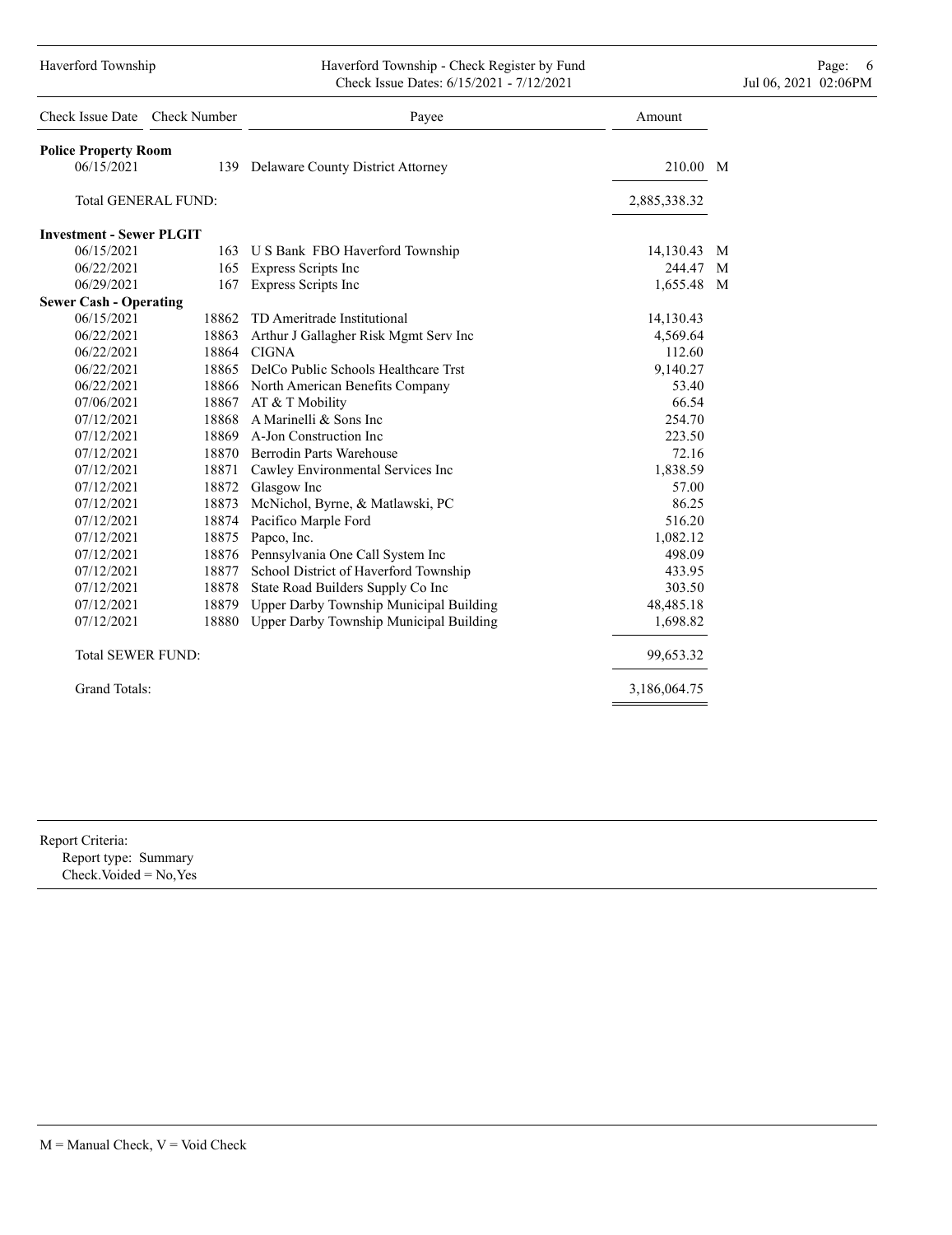# Haverford Township - Check Register by Fund

Check Issue Dates: 6/15/2021 - 7/12/2021

| Check Issue Date | Check Number | Payee | Amount | |
|---|---|---|---|---|
| **Police Property Room** | | | | |
| 06/15/2021 | 139 | Delaware County District Attorney | 210.00 | M |
| Total GENERAL FUND: | | | 2,885,338.32 | |
| **Investment - Sewer PLGIT** | | | | |
| 06/15/2021 | 163 | U S Bank FBO Haverford Township | 14,130.43 | M |
| 06/22/2021 | 165 | Express Scripts Inc | 244.47 | M |
| 06/29/2021 | 167 | Express Scripts Inc | 1,655.48 | M |
| **Sewer Cash - Operating** | | | | |
| 06/15/2021 | 18862 | TD Ameritrade Institutional | 14,130.43 | |
| 06/22/2021 | 18863 | Arthur J Gallagher Risk Mgmt Serv Inc | 4,569.64 | |
| 06/22/2021 | 18864 | CIGNA | 112.60 | |
| 06/22/2021 | 18865 | DelCo Public Schools Healthcare Trst | 9,140.27 | |
| 06/22/2021 | 18866 | North American Benefits Company | 53.40 | |
| 07/06/2021 | 18867 | AT & T Mobility | 66.54 | |
| 07/12/2021 | 18868 | A Marinelli & Sons Inc | 254.70 | |
| 07/12/2021 | 18869 | A-Jon Construction Inc | 223.50 | |
| 07/12/2021 | 18870 | Berrodin Parts Warehouse | 72.16 | |
| 07/12/2021 | 18871 | Cawley Environmental Services Inc | 1,838.59 | |
| 07/12/2021 | 18872 | Glasgow Inc | 57.00 | |
| 07/12/2021 | 18873 | McNichol, Byrne, & Matlawski, PC | 86.25 | |
| 07/12/2021 | 18874 | Pacifico Marple Ford | 516.20 | |
| 07/12/2021 | 18875 | Papco, Inc. | 1,082.12 | |
| 07/12/2021 | 18876 | Pennsylvania One Call System Inc | 498.09 | |
| 07/12/2021 | 18877 | School District of Haverford Township | 433.95 | |
| 07/12/2021 | 18878 | State Road Builders Supply Co Inc | 303.50 | |
| 07/12/2021 | 18879 | Upper Darby Township Municipal Building | 48,485.18 | |
| 07/12/2021 | 18880 | Upper Darby Township Municipal Building | 1,698.82 | |
| Total SEWER FUND: | | | 99,653.32 | |
| Grand Totals: | | | 3,186,064.75 | |

Report Criteria:
Report type: Summary
Check.Voided = No,Yes

M = Manual Check, V = Void Check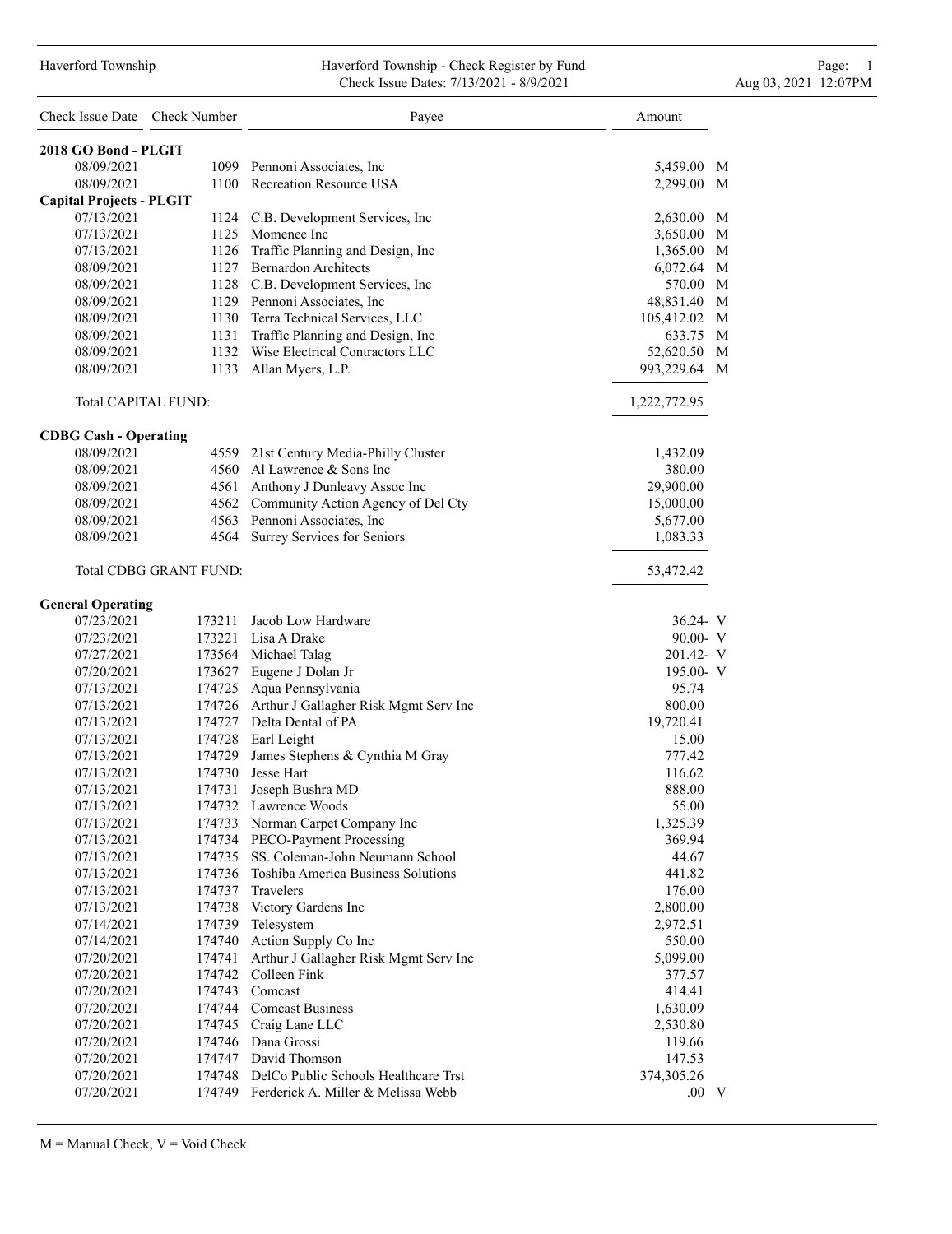# Haverford Township - Check Register by Fund

Check Issue Dates: 7/13/2021 - 8/9/2021

| Check Issue Date | Check Number | Payee | Amount | |
|---|---|---|---|---|
| **2018 GO Bond - PLGIT** | | | | |
| 08/09/2021 | 1099 | Pennoni Associates, Inc | 5,459.00 | M |
| 08/09/2021 | 1100 | Recreation Resource USA | 2,299.00 | M |
| **Capital Projects - PLGIT** | | | | |
| 07/13/2021 | 1124 | C.B. Development Services, Inc | 2,630.00 | M |
| 07/13/2021 | 1125 | Momenee Inc | 3,650.00 | M |
| 07/13/2021 | 1126 | Traffic Planning and Design, Inc | 1,365.00 | M |
| 08/09/2021 | 1127 | Bernardon Architects | 6,072.64 | M |
| 08/09/2021 | 1128 | C.B. Development Services, Inc | 570.00 | M |
| 08/09/2021 | 1129 | Pennoni Associates, Inc | 48,831.40 | M |
| 08/09/2021 | 1130 | Terra Technical Services, LLC | 105,412.02 | M |
| 08/09/2021 | 1131 | Traffic Planning and Design, Inc | 633.75 | M |
| 08/09/2021 | 1132 | Wise Electrical Contractors LLC | 52,620.50 | M |
| 08/09/2021 | 1133 | Allan Myers, L.P. | 993,229.64 | M |
| Total CAPITAL FUND: | | | 1,222,772.95 | |
| **CDBG Cash - Operating** | | | | |
| 08/09/2021 | 4559 | 21st Century Media-Philly Cluster | 1,432.09 | |
| 08/09/2021 | 4560 | Al Lawrence & Sons Inc | 380.00 | |
| 08/09/2021 | 4561 | Anthony J Dunleavy Assoc Inc | 29,900.00 | |
| 08/09/2021 | 4562 | Community Action Agency of Del Cty | 15,000.00 | |
| 08/09/2021 | 4563 | Pennoni Associates, Inc | 5,677.00 | |
| 08/09/2021 | 4564 | Surrey Services for Seniors | 1,083.33 | |
| Total CDBG GRANT FUND: | | | 53,472.42 | |
| **General Operating** | | | | |
| 07/23/2021 | 173211 | Jacob Low Hardware | 36.24- | V |
| 07/23/2021 | 173221 | Lisa A Drake | 90.00- | V |
| 07/27/2021 | 173564 | Michael Talag | 201.42- | V |
| 07/20/2021 | 173627 | Eugene J Dolan Jr | 195.00- | V |
| 07/13/2021 | 174725 | Aqua Pennsylvania | 95.74 | |
| 07/13/2021 | 174726 | Arthur J Gallagher Risk Mgmt Serv Inc | 800.00 | |
| 07/13/2021 | 174727 | Delta Dental of PA | 19,720.41 | |
| 07/13/2021 | 174728 | Earl Leight | 15.00 | |
| 07/13/2021 | 174729 | James Stephens & Cynthia M Gray | 777.42 | |
| 07/13/2021 | 174730 | Jesse Hart | 116.62 | |
| 07/13/2021 | 174731 | Joseph Bushra MD | 888.00 | |
| 07/13/2021 | 174732 | Lawrence Woods | 55.00 | |
| 07/13/2021 | 174733 | Norman Carpet Company Inc | 1,325.39 | |
| 07/13/2021 | 174734 | PECO-Payment Processing | 369.94 | |
| 07/13/2021 | 174735 | SS. Coleman-John Neumann School | 44.67 | |
| 07/13/2021 | 174736 | Toshiba America Business Solutions | 441.82 | |
| 07/13/2021 | 174737 | Travelers | 176.00 | |
| 07/13/2021 | 174738 | Victory Gardens Inc | 2,800.00 | |
| 07/14/2021 | 174739 | Telesystem | 2,972.51 | |
| 07/14/2021 | 174740 | Action Supply Co Inc | 550.00 | |
| 07/20/2021 | 174741 | Arthur J Gallagher Risk Mgmt Serv Inc | 5,099.00 | |
| 07/20/2021 | 174742 | Colleen Fink | 377.57 | |
| 07/20/2021 | 174743 | Comcast | 414.41 | |
| 07/20/2021 | 174744 | Comcast Business | 1,630.09 | |
| 07/20/2021 | 174745 | Craig Lane LLC | 2,530.80 | |
| 07/20/2021 | 174746 | Dana Grossi | 119.66 | |
| 07/20/2021 | 174747 | David Thomson | 147.53 | |
| 07/20/2021 | 174748 | DelCo Public Schools Healthcare Trst | 374,305.26 | |
| 07/20/2021 | 174749 | Ferderick A. Miller & Melissa Webb | .00 | V |

M = Manual Check, V = Void Check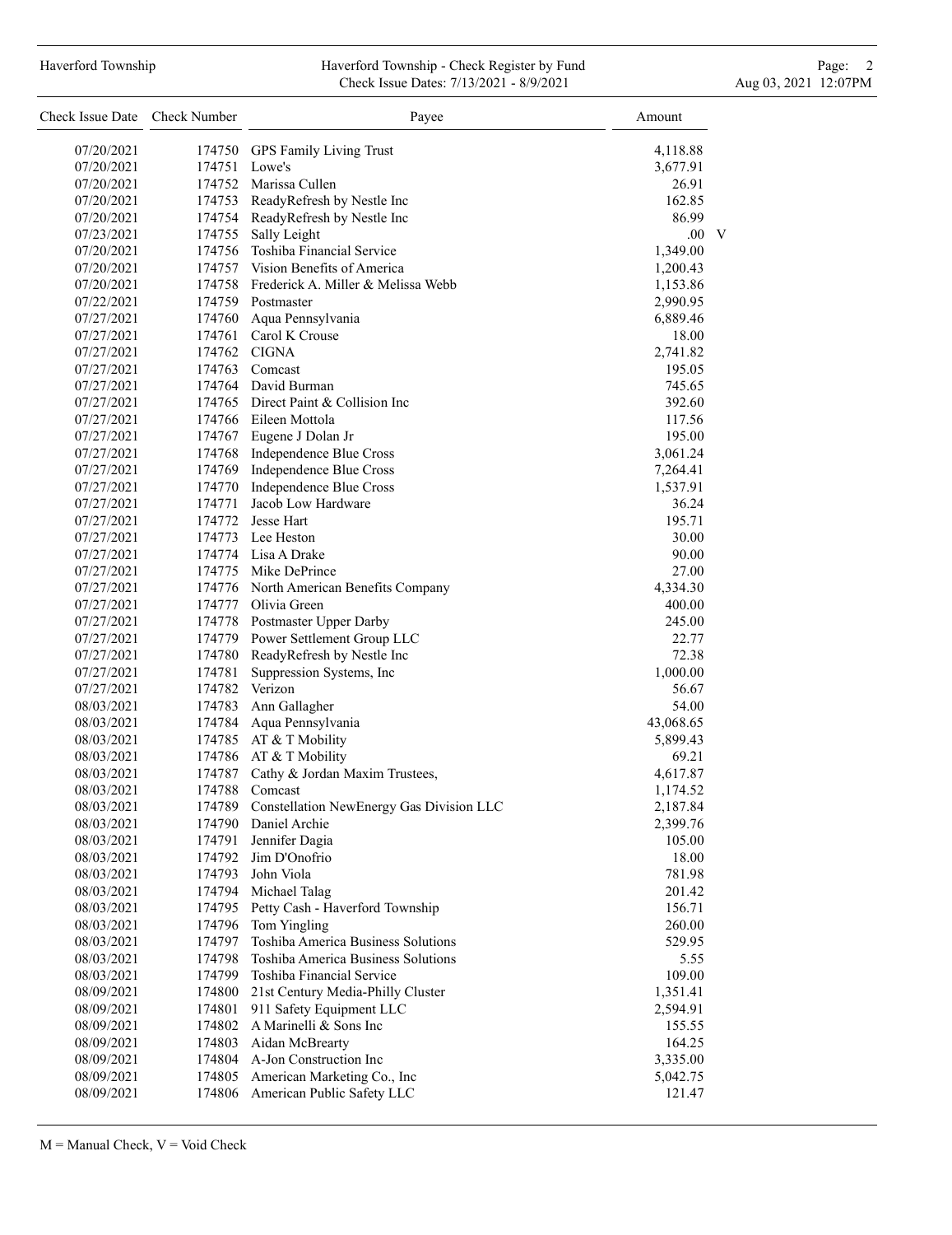| Check Issue Date | Check Number | Payee | Amount | |
|---|---|---|---|---|
| 07/20/2021 | 174750 | GPS Family Living Trust | 4,118.88 | |
| 07/20/2021 | 174751 | Lowe's | 3,677.91 | |
| 07/20/2021 | 174752 | Marissa Cullen | 26.91 | |
| 07/20/2021 | 174753 | ReadyRefresh by Nestle Inc | 162.85 | |
| 07/20/2021 | 174754 | ReadyRefresh by Nestle Inc | 86.99 | |
| 07/23/2021 | 174755 | Sally Leight | .00 | V |
| 07/20/2021 | 174756 | Toshiba Financial Service | 1,349.00 | |
| 07/20/2021 | 174757 | Vision Benefits of America | 1,200.43 | |
| 07/20/2021 | 174758 | Frederick A. Miller & Melissa Webb | 1,153.86 | |
| 07/22/2021 | 174759 | Postmaster | 2,990.95 | |
| 07/27/2021 | 174760 | Aqua Pennsylvania | 6,889.46 | |
| 07/27/2021 | 174761 | Carol K Crouse | 18.00 | |
| 07/27/2021 | 174762 | CIGNA | 2,741.82 | |
| 07/27/2021 | 174763 | Comcast | 195.05 | |
| 07/27/2021 | 174764 | David Burman | 745.65 | |
| 07/27/2021 | 174765 | Direct Paint & Collision Inc | 392.60 | |
| 07/27/2021 | 174766 | Eileen Mottola | 117.56 | |
| 07/27/2021 | 174767 | Eugene J Dolan Jr | 195.00 | |
| 07/27/2021 | 174768 | Independence Blue Cross | 3,061.24 | |
| 07/27/2021 | 174769 | Independence Blue Cross | 7,264.41 | |
| 07/27/2021 | 174770 | Independence Blue Cross | 1,537.91 | |
| 07/27/2021 | 174771 | Jacob Low Hardware | 36.24 | |
| 07/27/2021 | 174772 | Jesse Hart | 195.71 | |
| 07/27/2021 | 174773 | Lee Heston | 30.00 | |
| 07/27/2021 | 174774 | Lisa A Drake | 90.00 | |
| 07/27/2021 | 174775 | Mike DePrince | 27.00 | |
| 07/27/2021 | 174776 | North American Benefits Company | 4,334.30 | |
| 07/27/2021 | 174777 | Olivia Green | 400.00 | |
| 07/27/2021 | 174778 | Postmaster Upper Darby | 245.00 | |
| 07/27/2021 | 174779 | Power Settlement Group LLC | 22.77 | |
| 07/27/2021 | 174780 | ReadyRefresh by Nestle Inc | 72.38 | |
| 07/27/2021 | 174781 | Suppression Systems, Inc | 1,000.00 | |
| 07/27/2021 | 174782 | Verizon | 56.67 | |
| 08/03/2021 | 174783 | Ann Gallagher | 54.00 | |
| 08/03/2021 | 174784 | Aqua Pennsylvania | 43,068.65 | |
| 08/03/2021 | 174785 | AT & T Mobility | 5,899.43 | |
| 08/03/2021 | 174786 | AT & T Mobility | 69.21 | |
| 08/03/2021 | 174787 | Cathy & Jordan Maxim Trustees, | 4,617.87 | |
| 08/03/2021 | 174788 | Comcast | 1,174.52 | |
| 08/03/2021 | 174789 | Constellation NewEnergy Gas Division LLC | 2,187.84 | |
| 08/03/2021 | 174790 | Daniel Archie | 2,399.76 | |
| 08/03/2021 | 174791 | Jennifer Dagia | 105.00 | |
| 08/03/2021 | 174792 | Jim D'Onofrio | 18.00 | |
| 08/03/2021 | 174793 | John Viola | 781.98 | |
| 08/03/2021 | 174794 | Michael Talag | 201.42 | |
| 08/03/2021 | 174795 | Petty Cash - Haverford Township | 156.71 | |
| 08/03/2021 | 174796 | Tom Yingling | 260.00 | |
| 08/03/2021 | 174797 | Toshiba America Business Solutions | 529.95 | |
| 08/03/2021 | 174798 | Toshiba America Business Solutions | 5.55 | |
| 08/03/2021 | 174799 | Toshiba Financial Service | 109.00 | |
| 08/09/2021 | 174800 | 21st Century Media-Philly Cluster | 1,351.41 | |
| 08/09/2021 | 174801 | 911 Safety Equipment LLC | 2,594.91 | |
| 08/09/2021 | 174802 | A Marinelli & Sons Inc | 155.55 | |
| 08/09/2021 | 174803 | Aidan McBrearty | 164.25 | |
| 08/09/2021 | 174804 | A-Jon Construction Inc | 3,335.00 | |
| 08/09/2021 | 174805 | American Marketing Co., Inc | 5,042.75 | |
| 08/09/2021 | 174806 | American Public Safety LLC | 121.47 | |

M = Manual Check, V = Void Check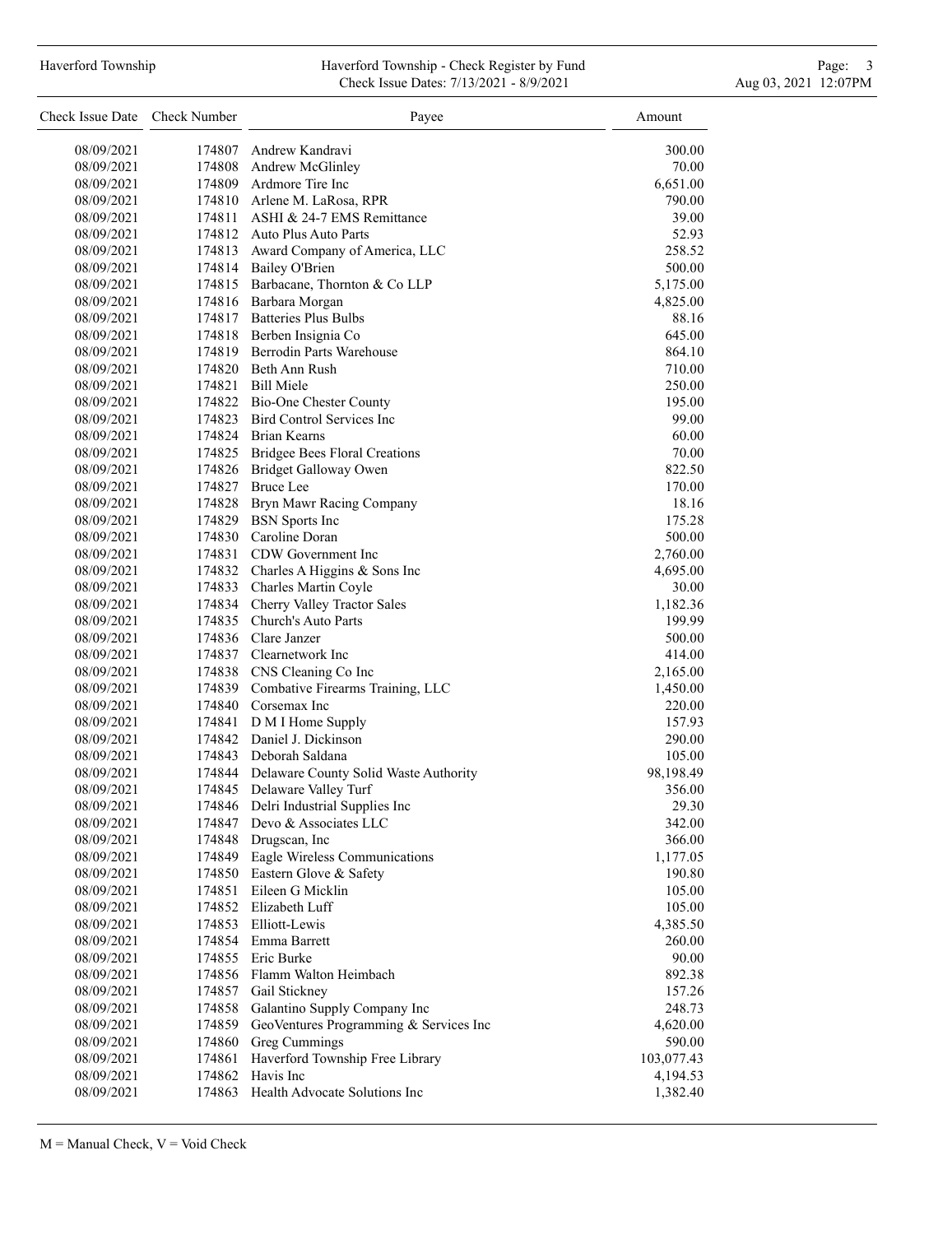| Check Issue Date | Check Number | Payee | Amount |
|---|---|---|---|
| 08/09/2021 | 174807 | Andrew Kandravi | 300.00 |
| 08/09/2021 | 174808 | Andrew McGlinley | 70.00 |
| 08/09/2021 | 174809 | Ardmore Tire Inc | 6,651.00 |
| 08/09/2021 | 174810 | Arlene M. LaRosa, RPR | 790.00 |
| 08/09/2021 | 174811 | ASHI & 24-7 EMS Remittance | 39.00 |
| 08/09/2021 | 174812 | Auto Plus Auto Parts | 52.93 |
| 08/09/2021 | 174813 | Award Company of America, LLC | 258.52 |
| 08/09/2021 | 174814 | Bailey O'Brien | 500.00 |
| 08/09/2021 | 174815 | Barbacane, Thornton & Co LLP | 5,175.00 |
| 08/09/2021 | 174816 | Barbara Morgan | 4,825.00 |
| 08/09/2021 | 174817 | Batteries Plus Bulbs | 88.16 |
| 08/09/2021 | 174818 | Berben Insignia Co | 645.00 |
| 08/09/2021 | 174819 | Berrodin Parts Warehouse | 864.10 |
| 08/09/2021 | 174820 | Beth Ann Rush | 710.00 |
| 08/09/2021 | 174821 | Bill Miele | 250.00 |
| 08/09/2021 | 174822 | Bio-One Chester County | 195.00 |
| 08/09/2021 | 174823 | Bird Control Services Inc | 99.00 |
| 08/09/2021 | 174824 | Brian Kearns | 60.00 |
| 08/09/2021 | 174825 | Bridgee Bees Floral Creations | 70.00 |
| 08/09/2021 | 174826 | Bridget Galloway Owen | 822.50 |
| 08/09/2021 | 174827 | Bruce Lee | 170.00 |
| 08/09/2021 | 174828 | Bryn Mawr Racing Company | 18.16 |
| 08/09/2021 | 174829 | BSN Sports Inc | 175.28 |
| 08/09/2021 | 174830 | Caroline Doran | 500.00 |
| 08/09/2021 | 174831 | CDW Government Inc | 2,760.00 |
| 08/09/2021 | 174832 | Charles A Higgins & Sons Inc | 4,695.00 |
| 08/09/2021 | 174833 | Charles Martin Coyle | 30.00 |
| 08/09/2021 | 174834 | Cherry Valley Tractor Sales | 1,182.36 |
| 08/09/2021 | 174835 | Church's Auto Parts | 199.99 |
| 08/09/2021 | 174836 | Clare Janzer | 500.00 |
| 08/09/2021 | 174837 | Clearnetwork Inc | 414.00 |
| 08/09/2021 | 174838 | CNS Cleaning Co Inc | 2,165.00 |
| 08/09/2021 | 174839 | Combative Firearms Training, LLC | 1,450.00 |
| 08/09/2021 | 174840 | Corsemax Inc | 220.00 |
| 08/09/2021 | 174841 | D M I Home Supply | 157.93 |
| 08/09/2021 | 174842 | Daniel J. Dickinson | 290.00 |
| 08/09/2021 | 174843 | Deborah Saldana | 105.00 |
| 08/09/2021 | 174844 | Delaware County Solid Waste Authority | 98,198.49 |
| 08/09/2021 | 174845 | Delaware Valley Turf | 356.00 |
| 08/09/2021 | 174846 | Delri Industrial Supplies Inc | 29.30 |
| 08/09/2021 | 174847 | Devo & Associates LLC | 342.00 |
| 08/09/2021 | 174848 | Drugscan, Inc | 366.00 |
| 08/09/2021 | 174849 | Eagle Wireless Communications | 1,177.05 |
| 08/09/2021 | 174850 | Eastern Glove & Safety | 190.80 |
| 08/09/2021 | 174851 | Eileen G Micklin | 105.00 |
| 08/09/2021 | 174852 | Elizabeth Luff | 105.00 |
| 08/09/2021 | 174853 | Elliott-Lewis | 4,385.50 |
| 08/09/2021 | 174854 | Emma Barrett | 260.00 |
| 08/09/2021 | 174855 | Eric Burke | 90.00 |
| 08/09/2021 | 174856 | Flamm Walton Heimbach | 892.38 |
| 08/09/2021 | 174857 | Gail Stickney | 157.26 |
| 08/09/2021 | 174858 | Galantino Supply Company Inc | 248.73 |
| 08/09/2021 | 174859 | GeoVentures Programming & Services Inc | 4,620.00 |
| 08/09/2021 | 174860 | Greg Cummings | 590.00 |
| 08/09/2021 | 174861 | Haverford Township Free Library | 103,077.43 |
| 08/09/2021 | 174862 | Havis Inc | 4,194.53 |
| 08/09/2021 | 174863 | Health Advocate Solutions Inc | 1,382.40 |

M = Manual Check, V = Void Check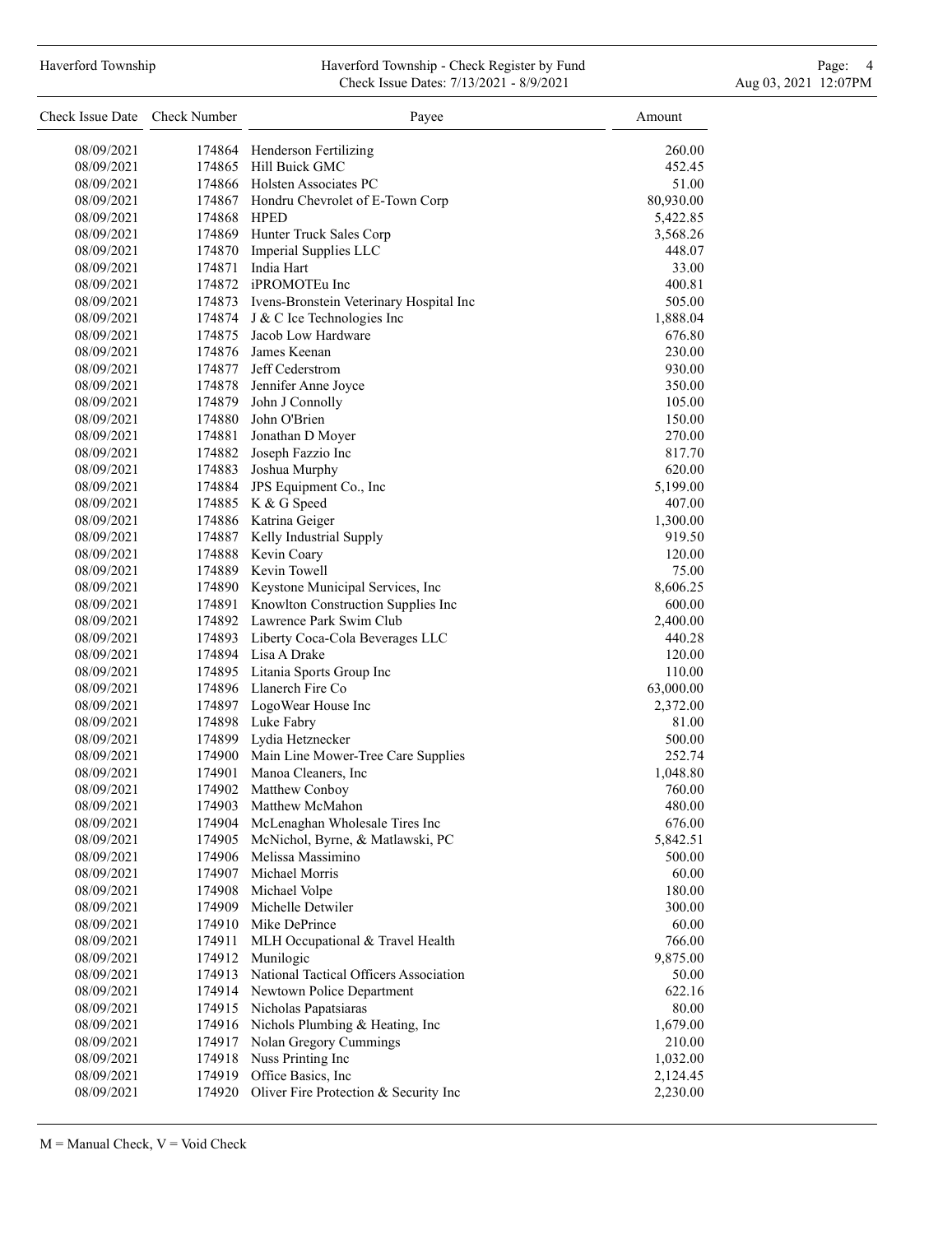| Check Issue Date | Check Number | Payee | Amount |
|---|---|---|---|
| 08/09/2021 | 174864 | Henderson Fertilizing | 260.00 |
| 08/09/2021 | 174865 | Hill Buick GMC | 452.45 |
| 08/09/2021 | 174866 | Holsten Associates PC | 51.00 |
| 08/09/2021 | 174867 | Hondru Chevrolet of E-Town Corp | 80,930.00 |
| 08/09/2021 | 174868 | HPED | 5,422.85 |
| 08/09/2021 | 174869 | Hunter Truck Sales Corp | 3,568.26 |
| 08/09/2021 | 174870 | Imperial Supplies LLC | 448.07 |
| 08/09/2021 | 174871 | India Hart | 33.00 |
| 08/09/2021 | 174872 | iPROMOTEu Inc | 400.81 |
| 08/09/2021 | 174873 | Ivens-Bronstein Veterinary Hospital Inc | 505.00 |
| 08/09/2021 | 174874 | J & C Ice Technologies Inc | 1,888.04 |
| 08/09/2021 | 174875 | Jacob Low Hardware | 676.80 |
| 08/09/2021 | 174876 | James Keenan | 230.00 |
| 08/09/2021 | 174877 | Jeff Cederstrom | 930.00 |
| 08/09/2021 | 174878 | Jennifer Anne Joyce | 350.00 |
| 08/09/2021 | 174879 | John J Connolly | 105.00 |
| 08/09/2021 | 174880 | John O'Brien | 150.00 |
| 08/09/2021 | 174881 | Jonathan D Moyer | 270.00 |
| 08/09/2021 | 174882 | Joseph Fazzio Inc | 817.70 |
| 08/09/2021 | 174883 | Joshua Murphy | 620.00 |
| 08/09/2021 | 174884 | JPS Equipment Co., Inc | 5,199.00 |
| 08/09/2021 | 174885 | K & G Speed | 407.00 |
| 08/09/2021 | 174886 | Katrina Geiger | 1,300.00 |
| 08/09/2021 | 174887 | Kelly Industrial Supply | 919.50 |
| 08/09/2021 | 174888 | Kevin Coary | 120.00 |
| 08/09/2021 | 174889 | Kevin Towell | 75.00 |
| 08/09/2021 | 174890 | Keystone Municipal Services, Inc | 8,606.25 |
| 08/09/2021 | 174891 | Knowlton Construction Supplies Inc | 600.00 |
| 08/09/2021 | 174892 | Lawrence Park Swim Club | 2,400.00 |
| 08/09/2021 | 174893 | Liberty Coca-Cola Beverages LLC | 440.28 |
| 08/09/2021 | 174894 | Lisa A Drake | 120.00 |
| 08/09/2021 | 174895 | Litania Sports Group Inc | 110.00 |
| 08/09/2021 | 174896 | Llanerch Fire Co | 63,000.00 |
| 08/09/2021 | 174897 | LogoWear House Inc | 2,372.00 |
| 08/09/2021 | 174898 | Luke Fabry | 81.00 |
| 08/09/2021 | 174899 | Lydia Hetznecker | 500.00 |
| 08/09/2021 | 174900 | Main Line Mower-Tree Care Supplies | 252.74 |
| 08/09/2021 | 174901 | Manoa Cleaners, Inc | 1,048.80 |
| 08/09/2021 | 174902 | Matthew Conboy | 760.00 |
| 08/09/2021 | 174903 | Matthew McMahon | 480.00 |
| 08/09/2021 | 174904 | McLenaghan Wholesale Tires Inc | 676.00 |
| 08/09/2021 | 174905 | McNichol, Byrne, & Matlawski, PC | 5,842.51 |
| 08/09/2021 | 174906 | Melissa Massimino | 500.00 |
| 08/09/2021 | 174907 | Michael Morris | 60.00 |
| 08/09/2021 | 174908 | Michael Volpe | 180.00 |
| 08/09/2021 | 174909 | Michelle Detwiler | 300.00 |
| 08/09/2021 | 174910 | Mike DePrince | 60.00 |
| 08/09/2021 | 174911 | MLH Occupational & Travel Health | 766.00 |
| 08/09/2021 | 174912 | Munilogic | 9,875.00 |
| 08/09/2021 | 174913 | National Tactical Officers Association | 50.00 |
| 08/09/2021 | 174914 | Newtown Police Department | 622.16 |
| 08/09/2021 | 174915 | Nicholas Papatsiaras | 80.00 |
| 08/09/2021 | 174916 | Nichols Plumbing & Heating, Inc | 1,679.00 |
| 08/09/2021 | 174917 | Nolan Gregory Cummings | 210.00 |
| 08/09/2021 | 174918 | Nuss Printing Inc | 1,032.00 |
| 08/09/2021 | 174919 | Office Basics, Inc | 2,124.45 |
| 08/09/2021 | 174920 | Oliver Fire Protection & Security Inc | 2,230.00 |

M = Manual Check, V = Void Check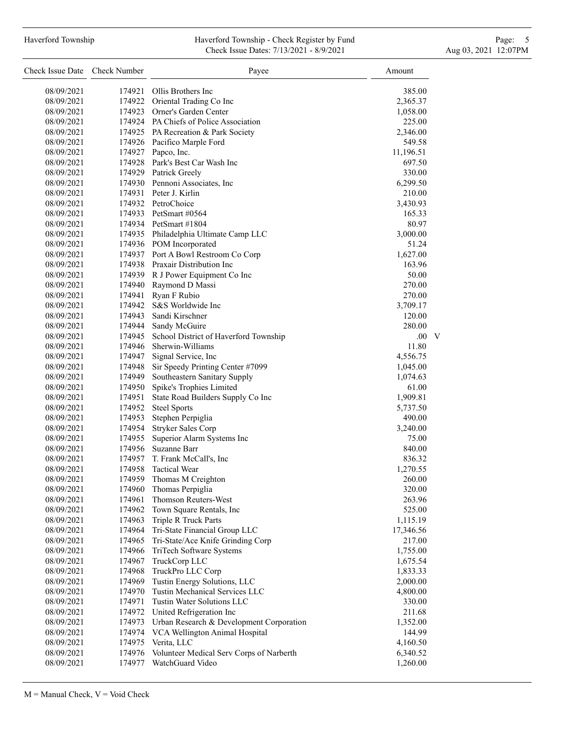| Check Issue Date | Check Number | Payee | Amount | |
|---|---|---|---|---|
| 08/09/2021 | 174921 | Ollis Brothers Inc | 385.00 | |
| 08/09/2021 | 174922 | Oriental Trading Co Inc | 2,365.37 | |
| 08/09/2021 | 174923 | Orner's Garden Center | 1,058.00 | |
| 08/09/2021 | 174924 | PA Chiefs of Police Association | 225.00 | |
| 08/09/2021 | 174925 | PA Recreation & Park Society | 2,346.00 | |
| 08/09/2021 | 174926 | Pacifico Marple Ford | 549.58 | |
| 08/09/2021 | 174927 | Papco, Inc. | 11,196.51 | |
| 08/09/2021 | 174928 | Park's Best Car Wash Inc | 697.50 | |
| 08/09/2021 | 174929 | Patrick Greely | 330.00 | |
| 08/09/2021 | 174930 | Pennoni Associates, Inc | 6,299.50 | |
| 08/09/2021 | 174931 | Peter J. Kirlin | 210.00 | |
| 08/09/2021 | 174932 | PetroChoice | 3,430.93 | |
| 08/09/2021 | 174933 | PetSmart #0564 | 165.33 | |
| 08/09/2021 | 174934 | PetSmart #1804 | 80.97 | |
| 08/09/2021 | 174935 | Philadelphia Ultimate Camp LLC | 3,000.00 | |
| 08/09/2021 | 174936 | POM Incorporated | 51.24 | |
| 08/09/2021 | 174937 | Port A Bowl Restroom Co Corp | 1,627.00 | |
| 08/09/2021 | 174938 | Praxair Distribution Inc | 163.96 | |
| 08/09/2021 | 174939 | R J Power Equipment Co Inc | 50.00 | |
| 08/09/2021 | 174940 | Raymond D Massi | 270.00 | |
| 08/09/2021 | 174941 | Ryan F Rubio | 270.00 | |
| 08/09/2021 | 174942 | S&S Worldwide Inc | 3,709.17 | |
| 08/09/2021 | 174943 | Sandi Kirschner | 120.00 | |
| 08/09/2021 | 174944 | Sandy McGuire | 280.00 | |
| 08/09/2021 | 174945 | School District of Haverford Township | .00 | V |
| 08/09/2021 | 174946 | Sherwin-Williams | 11.80 | |
| 08/09/2021 | 174947 | Signal Service, Inc | 4,556.75 | |
| 08/09/2021 | 174948 | Sir Speedy Printing Center #7099 | 1,045.00 | |
| 08/09/2021 | 174949 | Southeastern Sanitary Supply | 1,074.63 | |
| 08/09/2021 | 174950 | Spike's Trophies Limited | 61.00 | |
| 08/09/2021 | 174951 | State Road Builders Supply Co Inc | 1,909.81 | |
| 08/09/2021 | 174952 | Steel Sports | 5,737.50 | |
| 08/09/2021 | 174953 | Stephen Perpiglia | 490.00 | |
| 08/09/2021 | 174954 | Stryker Sales Corp | 3,240.00 | |
| 08/09/2021 | 174955 | Superior Alarm Systems Inc | 75.00 | |
| 08/09/2021 | 174956 | Suzanne Barr | 840.00 | |
| 08/09/2021 | 174957 | T. Frank McCall's, Inc | 836.32 | |
| 08/09/2021 | 174958 | Tactical Wear | 1,270.55 | |
| 08/09/2021 | 174959 | Thomas M Creighton | 260.00 | |
| 08/09/2021 | 174960 | Thomas Perpiglia | 320.00 | |
| 08/09/2021 | 174961 | Thomson Reuters-West | 263.96 | |
| 08/09/2021 | 174962 | Town Square Rentals, Inc | 525.00 | |
| 08/09/2021 | 174963 | Triple R Truck Parts | 1,115.19 | |
| 08/09/2021 | 174964 | Tri-State Financial Group LLC | 17,346.56 | |
| 08/09/2021 | 174965 | Tri-State/Ace Knife Grinding Corp | 217.00 | |
| 08/09/2021 | 174966 | TriTech Software Systems | 1,755.00 | |
| 08/09/2021 | 174967 | TruckCorp LLC | 1,675.54 | |
| 08/09/2021 | 174968 | TruckPro LLC Corp | 1,833.33 | |
| 08/09/2021 | 174969 | Tustin Energy Solutions, LLC | 2,000.00 | |
| 08/09/2021 | 174970 | Tustin Mechanical Services LLC | 4,800.00 | |
| 08/09/2021 | 174971 | Tustin Water Solutions LLC | 330.00 | |
| 08/09/2021 | 174972 | United Refrigeration Inc | 211.68 | |
| 08/09/2021 | 174973 | Urban Research & Development Corporation | 1,352.00 | |
| 08/09/2021 | 174974 | VCA Wellington Animal Hospital | 144.99 | |
| 08/09/2021 | 174975 | Verita, LLC | 4,160.50 | |
| 08/09/2021 | 174976 | Volunteer Medical Serv Corps of Narberth | 6,340.52 | |
| 08/09/2021 | 174977 | WatchGuard Video | 1,260.00 | |

M = Manual Check, V = Void Check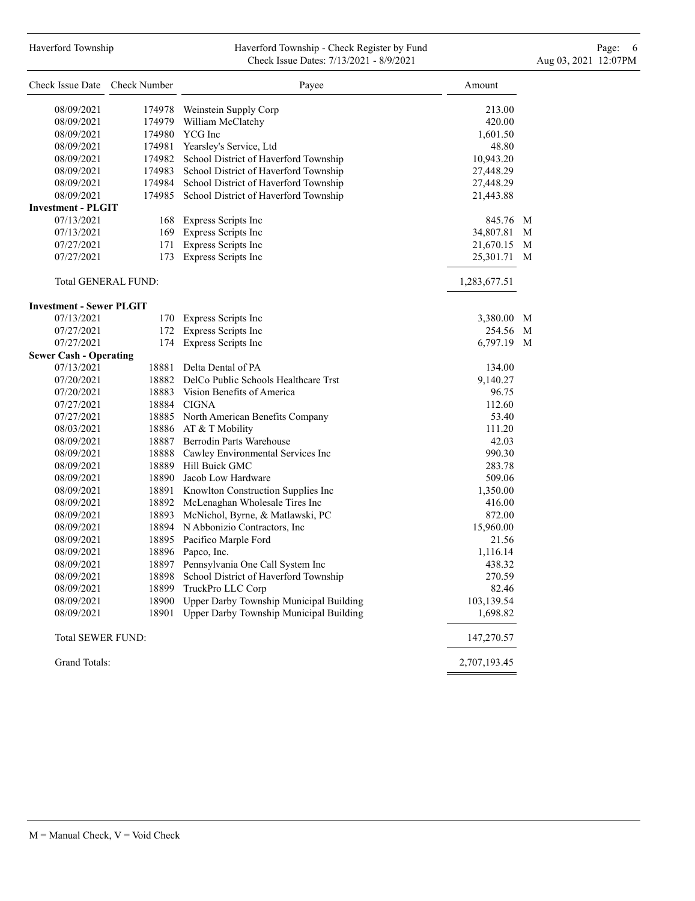| Check Issue Date | Check Number | Payee | Amount | |
|---|---|---|---|---|
| 08/09/2021 | 174978 | Weinstein Supply Corp | 213.00 | |
| 08/09/2021 | 174979 | William McClatchy | 420.00 | |
| 08/09/2021 | 174980 | YCG Inc | 1,601.50 | |
| 08/09/2021 | 174981 | Yearsley's Service, Ltd | 48.80 | |
| 08/09/2021 | 174982 | School District of Haverford Township | 10,943.20 | |
| 08/09/2021 | 174983 | School District of Haverford Township | 27,448.29 | |
| 08/09/2021 | 174984 | School District of Haverford Township | 27,448.29 | |
| 08/09/2021 | 174985 | School District of Haverford Township | 21,443.88 | |
| **Investment - PLGIT** | | | | |
| 07/13/2021 | 168 | Express Scripts Inc | 845.76 | M |
| 07/13/2021 | 169 | Express Scripts Inc | 34,807.81 | M |
| 07/27/2021 | 171 | Express Scripts Inc | 21,670.15 | M |
| 07/27/2021 | 173 | Express Scripts Inc | 25,301.71 | M |
| Total GENERAL FUND: | | | 1,283,677.51 | |
| **Investment - Sewer PLGIT** | | | | |
| 07/13/2021 | 170 | Express Scripts Inc | 3,380.00 | M |
| 07/27/2021 | 172 | Express Scripts Inc | 254.56 | M |
| 07/27/2021 | 174 | Express Scripts Inc | 6,797.19 | M |
| **Sewer Cash - Operating** | | | | |
| 07/13/2021 | 18881 | Delta Dental of PA | 134.00 | |
| 07/20/2021 | 18882 | DelCo Public Schools Healthcare Trst | 9,140.27 | |
| 07/20/2021 | 18883 | Vision Benefits of America | 96.75 | |
| 07/27/2021 | 18884 | CIGNA | 112.60 | |
| 07/27/2021 | 18885 | North American Benefits Company | 53.40 | |
| 08/03/2021 | 18886 | AT & T Mobility | 111.20 | |
| 08/09/2021 | 18887 | Berrodin Parts Warehouse | 42.03 | |
| 08/09/2021 | 18888 | Cawley Environmental Services Inc | 990.30 | |
| 08/09/2021 | 18889 | Hill Buick GMC | 283.78 | |
| 08/09/2021 | 18890 | Jacob Low Hardware | 509.06 | |
| 08/09/2021 | 18891 | Knowlton Construction Supplies Inc | 1,350.00 | |
| 08/09/2021 | 18892 | McLenaghan Wholesale Tires Inc | 416.00 | |
| 08/09/2021 | 18893 | McNichol, Byrne, & Matlawski, PC | 872.00 | |
| 08/09/2021 | 18894 | N Abbonizio Contractors, Inc | 15,960.00 | |
| 08/09/2021 | 18895 | Pacifico Marple Ford | 21.56 | |
| 08/09/2021 | 18896 | Papco, Inc. | 1,116.14 | |
| 08/09/2021 | 18897 | Pennsylvania One Call System Inc | 438.32 | |
| 08/09/2021 | 18898 | School District of Haverford Township | 270.59 | |
| 08/09/2021 | 18899 | TruckPro LLC Corp | 82.46 | |
| 08/09/2021 | 18900 | Upper Darby Township Municipal Building | 103,139.54 | |
| 08/09/2021 | 18901 | Upper Darby Township Municipal Building | 1,698.82 | |
| Total SEWER FUND: | | | 147,270.57 | |
| Grand Totals: | | | 2,707,193.45 | |

M = Manual Check, V = Void Check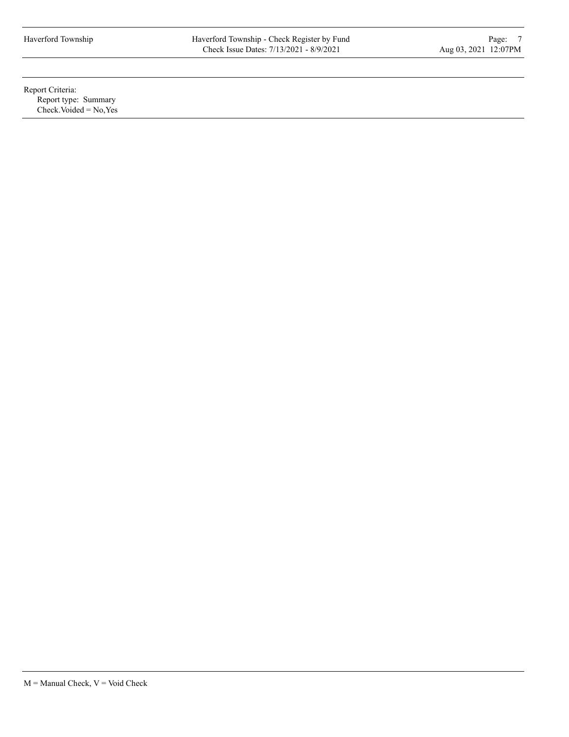Report Criteria:

Report type: Summary

Check.Voided = No,Yes

M = Manual Check, V = Void Check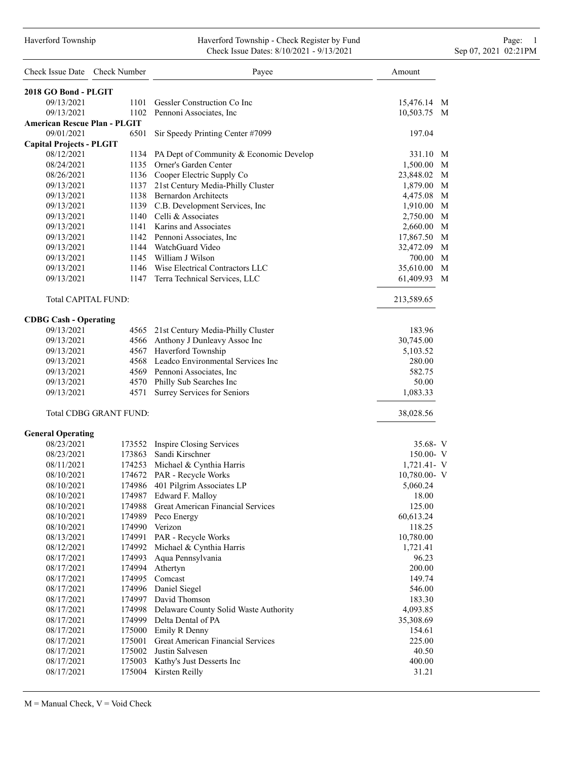# Haverford Township - Check Register by Fund

Check Issue Dates: 8/10/2021 - 9/13/2021

| Check Issue Date | Check Number | Payee | Amount | |
|---|---|---|---|---|
| **2018 GO Bond - PLGIT** | | | | |
| 09/13/2021 | 1101 | Gessler Construction Co Inc | 15,476.14 | M |
| 09/13/2021 | 1102 | Pennoni Associates, Inc | 10,503.75 | M |
| **American Rescue Plan - PLGIT** | | | | |
| 09/01/2021 | 6501 | Sir Speedy Printing Center #7099 | 197.04 | |
| **Capital Projects - PLGIT** | | | | |
| 08/12/2021 | 1134 | PA Dept of Community & Economic Develop | 331.10 | M |
| 08/24/2021 | 1135 | Orner's Garden Center | 1,500.00 | M |
| 08/26/2021 | 1136 | Cooper Electric Supply Co | 23,848.02 | M |
| 09/13/2021 | 1137 | 21st Century Media-Philly Cluster | 1,879.00 | M |
| 09/13/2021 | 1138 | Bernardon Architects | 4,475.08 | M |
| 09/13/2021 | 1139 | C.B. Development Services, Inc | 1,910.00 | M |
| 09/13/2021 | 1140 | Celli & Associates | 2,750.00 | M |
| 09/13/2021 | 1141 | Karins and Associates | 2,660.00 | M |
| 09/13/2021 | 1142 | Pennoni Associates, Inc | 17,867.50 | M |
| 09/13/2021 | 1144 | WatchGuard Video | 32,472.09 | M |
| 09/13/2021 | 1145 | William J Wilson | 700.00 | M |
| 09/13/2021 | 1146 | Wise Electrical Contractors LLC | 35,610.00 | M |
| 09/13/2021 | 1147 | Terra Technical Services, LLC | 61,409.93 | M |
| Total CAPITAL FUND: | | | 213,589.65 | |
| **CDBG Cash - Operating** | | | | |
| 09/13/2021 | 4565 | 21st Century Media-Philly Cluster | 183.96 | |
| 09/13/2021 | 4566 | Anthony J Dunleavy Assoc Inc | 30,745.00 | |
| 09/13/2021 | 4567 | Haverford Township | 5,103.52 | |
| 09/13/2021 | 4568 | Leadco Environmental Services Inc | 280.00 | |
| 09/13/2021 | 4569 | Pennoni Associates, Inc | 582.75 | |
| 09/13/2021 | 4570 | Philly Sub Searches Inc | 50.00 | |
| 09/13/2021 | 4571 | Surrey Services for Seniors | 1,083.33 | |
| Total CDBG GRANT FUND: | | | 38,028.56 | |
| **General Operating** | | | | |
| 08/23/2021 | 173552 | Inspire Closing Services | 35.68- | V |
| 08/23/2021 | 173863 | Sandi Kirschner | 150.00- | V |
| 08/11/2021 | 174253 | Michael & Cynthia Harris | 1,721.41- | V |
| 08/10/2021 | 174672 | PAR - Recycle Works | 10,780.00- | V |
| 08/10/2021 | 174986 | 401 Pilgrim Associates LP | 5,060.24 | |
| 08/10/2021 | 174987 | Edward F. Malloy | 18.00 | |
| 08/10/2021 | 174988 | Great American Financial Services | 125.00 | |
| 08/10/2021 | 174989 | Peco Energy | 60,613.24 | |
| 08/10/2021 | 174990 | Verizon | 118.25 | |
| 08/13/2021 | 174991 | PAR - Recycle Works | 10,780.00 | |
| 08/12/2021 | 174992 | Michael & Cynthia Harris | 1,721.41 | |
| 08/17/2021 | 174993 | Aqua Pennsylvania | 96.23 | |
| 08/17/2021 | 174994 | Athertyn | 200.00 | |
| 08/17/2021 | 174995 | Comcast | 149.74 | |
| 08/17/2021 | 174996 | Daniel Siegel | 546.00 | |
| 08/17/2021 | 174997 | David Thomson | 183.30 | |
| 08/17/2021 | 174998 | Delaware County Solid Waste Authority | 4,093.85 | |
| 08/17/2021 | 174999 | Delta Dental of PA | 35,308.69 | |
| 08/17/2021 | 175000 | Emily R Denny | 154.61 | |
| 08/17/2021 | 175001 | Great American Financial Services | 225.00 | |
| 08/17/2021 | 175002 | Justin Salvesen | 40.50 | |
| 08/17/2021 | 175003 | Kathy's Just Desserts Inc | 400.00 | |
| 08/17/2021 | 175004 | Kirsten Reilly | 31.21 | |

M = Manual Check, V = Void Check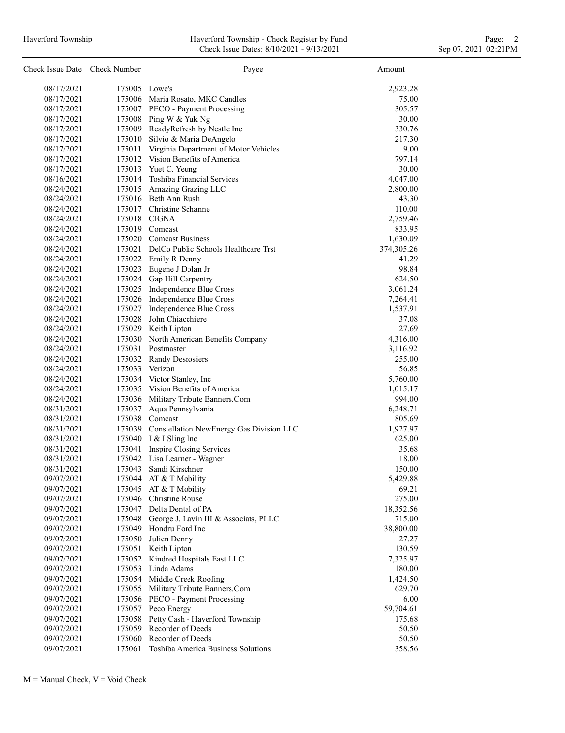| Check Issue Date | Check Number | Payee | Amount |
|---|---|---|---|
| 08/17/2021 | 175005 | Lowe's | 2,923.28 |
| 08/17/2021 | 175006 | Maria Rosato, MKC Candles | 75.00 |
| 08/17/2021 | 175007 | PECO - Payment Processing | 305.57 |
| 08/17/2021 | 175008 | Ping W & Yuk Ng | 30.00 |
| 08/17/2021 | 175009 | ReadyRefresh by Nestle Inc | 330.76 |
| 08/17/2021 | 175010 | Silvio & Maria DeAngelo | 217.30 |
| 08/17/2021 | 175011 | Virginia Department of Motor Vehicles | 9.00 |
| 08/17/2021 | 175012 | Vision Benefits of America | 797.14 |
| 08/17/2021 | 175013 | Yuet C. Yeung | 30.00 |
| 08/16/2021 | 175014 | Toshiba Financial Services | 4,047.00 |
| 08/24/2021 | 175015 | Amazing Grazing LLC | 2,800.00 |
| 08/24/2021 | 175016 | Beth Ann Rush | 43.30 |
| 08/24/2021 | 175017 | Christine Schanne | 110.00 |
| 08/24/2021 | 175018 | CIGNA | 2,759.46 |
| 08/24/2021 | 175019 | Comcast | 833.95 |
| 08/24/2021 | 175020 | Comcast Business | 1,630.09 |
| 08/24/2021 | 175021 | DelCo Public Schools Healthcare Trst | 374,305.26 |
| 08/24/2021 | 175022 | Emily R Denny | 41.29 |
| 08/24/2021 | 175023 | Eugene J Dolan Jr | 98.84 |
| 08/24/2021 | 175024 | Gap Hill Carpentry | 624.50 |
| 08/24/2021 | 175025 | Independence Blue Cross | 3,061.24 |
| 08/24/2021 | 175026 | Independence Blue Cross | 7,264.41 |
| 08/24/2021 | 175027 | Independence Blue Cross | 1,537.91 |
| 08/24/2021 | 175028 | John Chiacchiere | 37.08 |
| 08/24/2021 | 175029 | Keith Lipton | 27.69 |
| 08/24/2021 | 175030 | North American Benefits Company | 4,316.00 |
| 08/24/2021 | 175031 | Postmaster | 3,116.92 |
| 08/24/2021 | 175032 | Randy Desrosiers | 255.00 |
| 08/24/2021 | 175033 | Verizon | 56.85 |
| 08/24/2021 | 175034 | Victor Stanley, Inc | 5,760.00 |
| 08/24/2021 | 175035 | Vision Benefits of America | 1,015.17 |
| 08/24/2021 | 175036 | Military Tribute Banners.Com | 994.00 |
| 08/31/2021 | 175037 | Aqua Pennsylvania | 6,248.71 |
| 08/31/2021 | 175038 | Comcast | 805.69 |
| 08/31/2021 | 175039 | Constellation NewEnergy Gas Division LLC | 1,927.97 |
| 08/31/2021 | 175040 | I & I Sling Inc | 625.00 |
| 08/31/2021 | 175041 | Inspire Closing Services | 35.68 |
| 08/31/2021 | 175042 | Lisa Learner - Wagner | 18.00 |
| 08/31/2021 | 175043 | Sandi Kirschner | 150.00 |
| 09/07/2021 | 175044 | AT & T Mobility | 5,429.88 |
| 09/07/2021 | 175045 | AT & T Mobility | 69.21 |
| 09/07/2021 | 175046 | Christine Rouse | 275.00 |
| 09/07/2021 | 175047 | Delta Dental of PA | 18,352.56 |
| 09/07/2021 | 175048 | George J. Lavin III & Associats, PLLC | 715.00 |
| 09/07/2021 | 175049 | Hondru Ford Inc | 38,800.00 |
| 09/07/2021 | 175050 | Julien Denny | 27.27 |
| 09/07/2021 | 175051 | Keith Lipton | 130.59 |
| 09/07/2021 | 175052 | Kindred Hospitals East LLC | 7,325.97 |
| 09/07/2021 | 175053 | Linda Adams | 180.00 |
| 09/07/2021 | 175054 | Middle Creek Roofing | 1,424.50 |
| 09/07/2021 | 175055 | Military Tribute Banners.Com | 629.70 |
| 09/07/2021 | 175056 | PECO - Payment Processing | 6.00 |
| 09/07/2021 | 175057 | Peco Energy | 59,704.61 |
| 09/07/2021 | 175058 | Petty Cash - Haverford Township | 175.68 |
| 09/07/2021 | 175059 | Recorder of Deeds | 50.50 |
| 09/07/2021 | 175060 | Recorder of Deeds | 50.50 |
| 09/07/2021 | 175061 | Toshiba America Business Solutions | 358.56 |

M = Manual Check, V = Void Check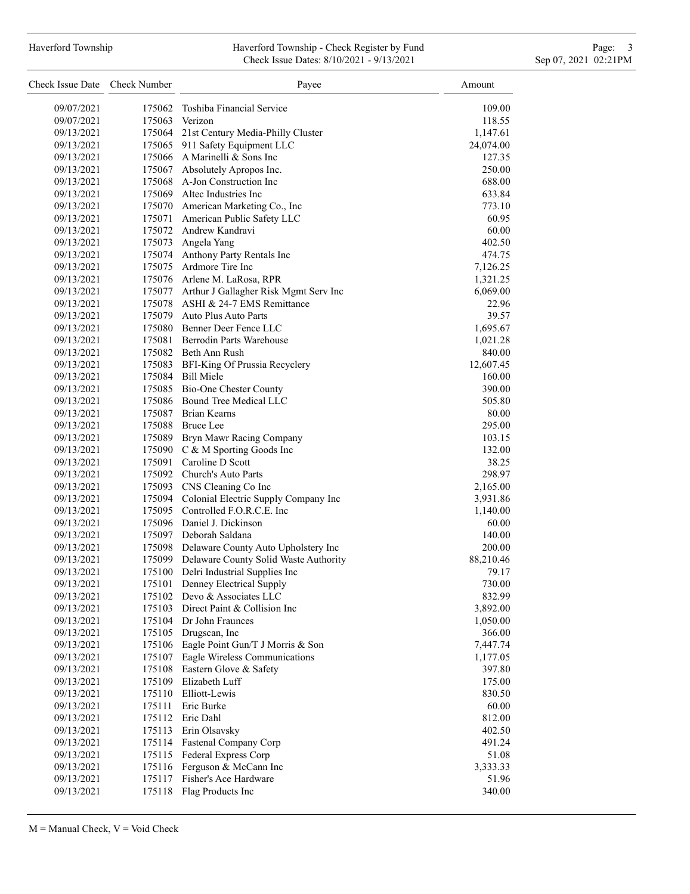| Check Issue Date | Check Number | Payee | Amount |
|---|---|---|---|
| 09/07/2021 | 175062 | Toshiba Financial Service | 109.00 |
| 09/07/2021 | 175063 | Verizon | 118.55 |
| 09/13/2021 | 175064 | 21st Century Media-Philly Cluster | 1,147.61 |
| 09/13/2021 | 175065 | 911 Safety Equipment LLC | 24,074.00 |
| 09/13/2021 | 175066 | A Marinelli & Sons Inc | 127.35 |
| 09/13/2021 | 175067 | Absolutely Apropos Inc. | 250.00 |
| 09/13/2021 | 175068 | A-Jon Construction Inc | 688.00 |
| 09/13/2021 | 175069 | Altec Industries Inc | 633.84 |
| 09/13/2021 | 175070 | American Marketing Co., Inc | 773.10 |
| 09/13/2021 | 175071 | American Public Safety LLC | 60.95 |
| 09/13/2021 | 175072 | Andrew Kandravi | 60.00 |
| 09/13/2021 | 175073 | Angela Yang | 402.50 |
| 09/13/2021 | 175074 | Anthony Party Rentals Inc | 474.75 |
| 09/13/2021 | 175075 | Ardmore Tire Inc | 7,126.25 |
| 09/13/2021 | 175076 | Arlene M. LaRosa, RPR | 1,321.25 |
| 09/13/2021 | 175077 | Arthur J Gallagher Risk Mgmt Serv Inc | 6,069.00 |
| 09/13/2021 | 175078 | ASHI & 24-7 EMS Remittance | 22.96 |
| 09/13/2021 | 175079 | Auto Plus Auto Parts | 39.57 |
| 09/13/2021 | 175080 | Benner Deer Fence LLC | 1,695.67 |
| 09/13/2021 | 175081 | Berrodin Parts Warehouse | 1,021.28 |
| 09/13/2021 | 175082 | Beth Ann Rush | 840.00 |
| 09/13/2021 | 175083 | BFI-King Of Prussia Recyclery | 12,607.45 |
| 09/13/2021 | 175084 | Bill Miele | 160.00 |
| 09/13/2021 | 175085 | Bio-One Chester County | 390.00 |
| 09/13/2021 | 175086 | Bound Tree Medical LLC | 505.80 |
| 09/13/2021 | 175087 | Brian Kearns | 80.00 |
| 09/13/2021 | 175088 | Bruce Lee | 295.00 |
| 09/13/2021 | 175089 | Bryn Mawr Racing Company | 103.15 |
| 09/13/2021 | 175090 | C & M Sporting Goods Inc | 132.00 |
| 09/13/2021 | 175091 | Caroline D Scott | 38.25 |
| 09/13/2021 | 175092 | Church's Auto Parts | 298.97 |
| 09/13/2021 | 175093 | CNS Cleaning Co Inc | 2,165.00 |
| 09/13/2021 | 175094 | Colonial Electric Supply Company Inc | 3,931.86 |
| 09/13/2021 | 175095 | Controlled F.O.R.C.E. Inc | 1,140.00 |
| 09/13/2021 | 175096 | Daniel J. Dickinson | 60.00 |
| 09/13/2021 | 175097 | Deborah Saldana | 140.00 |
| 09/13/2021 | 175098 | Delaware County Auto Upholstery Inc | 200.00 |
| 09/13/2021 | 175099 | Delaware County Solid Waste Authority | 88,210.46 |
| 09/13/2021 | 175100 | Delri Industrial Supplies Inc | 79.17 |
| 09/13/2021 | 175101 | Denney Electrical Supply | 730.00 |
| 09/13/2021 | 175102 | Devo & Associates LLC | 832.99 |
| 09/13/2021 | 175103 | Direct Paint & Collision Inc | 3,892.00 |
| 09/13/2021 | 175104 | Dr John Fraunces | 1,050.00 |
| 09/13/2021 | 175105 | Drugscan, Inc | 366.00 |
| 09/13/2021 | 175106 | Eagle Point Gun/T J Morris & Son | 7,447.74 |
| 09/13/2021 | 175107 | Eagle Wireless Communications | 1,177.05 |
| 09/13/2021 | 175108 | Eastern Glove & Safety | 397.80 |
| 09/13/2021 | 175109 | Elizabeth Luff | 175.00 |
| 09/13/2021 | 175110 | Elliott-Lewis | 830.50 |
| 09/13/2021 | 175111 | Eric Burke | 60.00 |
| 09/13/2021 | 175112 | Eric Dahl | 812.00 |
| 09/13/2021 | 175113 | Erin Olsavsky | 402.50 |
| 09/13/2021 | 175114 | Fastenal Company Corp | 491.24 |
| 09/13/2021 | 175115 | Federal Express Corp | 51.08 |
| 09/13/2021 | 175116 | Ferguson & McCann Inc | 3,333.33 |
| 09/13/2021 | 175117 | Fisher's Ace Hardware | 51.96 |
| 09/13/2021 | 175118 | Flag Products Inc | 340.00 |

M = Manual Check, V = Void Check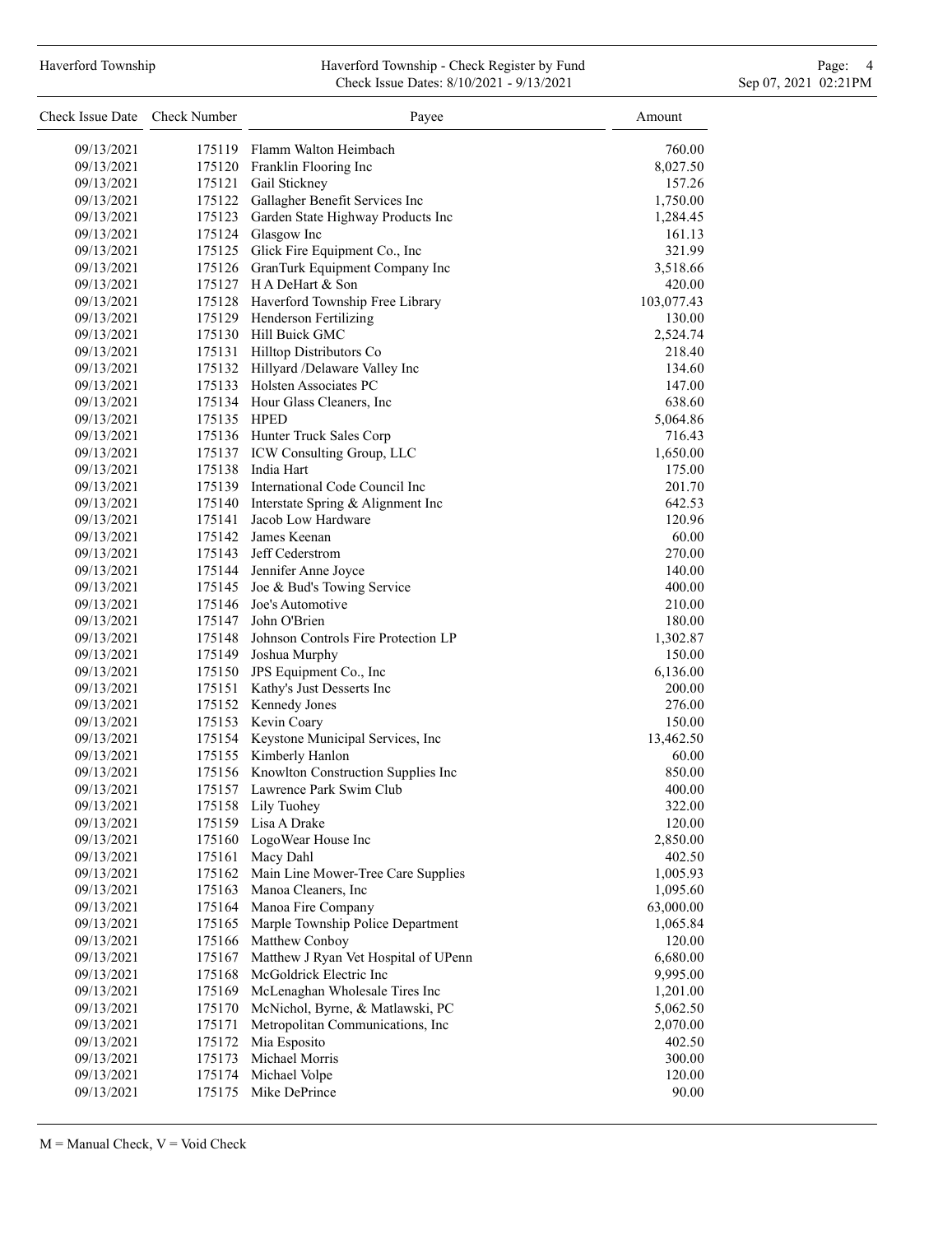| Check Issue Date | Check Number | Payee | Amount |
|---|---|---|---|
| 09/13/2021 | 175119 | Flamm Walton Heimbach | 760.00 |
| 09/13/2021 | 175120 | Franklin Flooring Inc | 8,027.50 |
| 09/13/2021 | 175121 | Gail Stickney | 157.26 |
| 09/13/2021 | 175122 | Gallagher Benefit Services Inc | 1,750.00 |
| 09/13/2021 | 175123 | Garden State Highway Products Inc | 1,284.45 |
| 09/13/2021 | 175124 | Glasgow Inc | 161.13 |
| 09/13/2021 | 175125 | Glick Fire Equipment Co., Inc | 321.99 |
| 09/13/2021 | 175126 | GranTurk Equipment Company Inc | 3,518.66 |
| 09/13/2021 | 175127 | H A DeHart & Son | 420.00 |
| 09/13/2021 | 175128 | Haverford Township Free Library | 103,077.43 |
| 09/13/2021 | 175129 | Henderson Fertilizing | 130.00 |
| 09/13/2021 | 175130 | Hill Buick GMC | 2,524.74 |
| 09/13/2021 | 175131 | Hilltop Distributors Co | 218.40 |
| 09/13/2021 | 175132 | Hillyard /Delaware Valley Inc | 134.60 |
| 09/13/2021 | 175133 | Holsten Associates PC | 147.00 |
| 09/13/2021 | 175134 | Hour Glass Cleaners, Inc | 638.60 |
| 09/13/2021 | 175135 | HPED | 5,064.86 |
| 09/13/2021 | 175136 | Hunter Truck Sales Corp | 716.43 |
| 09/13/2021 | 175137 | ICW Consulting Group, LLC | 1,650.00 |
| 09/13/2021 | 175138 | India Hart | 175.00 |
| 09/13/2021 | 175139 | International Code Council Inc | 201.70 |
| 09/13/2021 | 175140 | Interstate Spring & Alignment Inc | 642.53 |
| 09/13/2021 | 175141 | Jacob Low Hardware | 120.96 |
| 09/13/2021 | 175142 | James Keenan | 60.00 |
| 09/13/2021 | 175143 | Jeff Cederstrom | 270.00 |
| 09/13/2021 | 175144 | Jennifer Anne Joyce | 140.00 |
| 09/13/2021 | 175145 | Joe & Bud's Towing Service | 400.00 |
| 09/13/2021 | 175146 | Joe's Automotive | 210.00 |
| 09/13/2021 | 175147 | John O'Brien | 180.00 |
| 09/13/2021 | 175148 | Johnson Controls Fire Protection LP | 1,302.87 |
| 09/13/2021 | 175149 | Joshua Murphy | 150.00 |
| 09/13/2021 | 175150 | JPS Equipment Co., Inc | 6,136.00 |
| 09/13/2021 | 175151 | Kathy's Just Desserts Inc | 200.00 |
| 09/13/2021 | 175152 | Kennedy Jones | 276.00 |
| 09/13/2021 | 175153 | Kevin Coary | 150.00 |
| 09/13/2021 | 175154 | Keystone Municipal Services, Inc | 13,462.50 |
| 09/13/2021 | 175155 | Kimberly Hanlon | 60.00 |
| 09/13/2021 | 175156 | Knowlton Construction Supplies Inc | 850.00 |
| 09/13/2021 | 175157 | Lawrence Park Swim Club | 400.00 |
| 09/13/2021 | 175158 | Lily Tuohey | 322.00 |
| 09/13/2021 | 175159 | Lisa A Drake | 120.00 |
| 09/13/2021 | 175160 | LogoWear House Inc | 2,850.00 |
| 09/13/2021 | 175161 | Macy Dahl | 402.50 |
| 09/13/2021 | 175162 | Main Line Mower-Tree Care Supplies | 1,005.93 |
| 09/13/2021 | 175163 | Manoa Cleaners, Inc | 1,095.60 |
| 09/13/2021 | 175164 | Manoa Fire Company | 63,000.00 |
| 09/13/2021 | 175165 | Marple Township Police Department | 1,065.84 |
| 09/13/2021 | 175166 | Matthew Conboy | 120.00 |
| 09/13/2021 | 175167 | Matthew J Ryan Vet Hospital of UPenn | 6,680.00 |
| 09/13/2021 | 175168 | McGoldrick Electric Inc | 9,995.00 |
| 09/13/2021 | 175169 | McLenaghan Wholesale Tires Inc | 1,201.00 |
| 09/13/2021 | 175170 | McNichol, Byrne, & Matlawski, PC | 5,062.50 |
| 09/13/2021 | 175171 | Metropolitan Communications, Inc | 2,070.00 |
| 09/13/2021 | 175172 | Mia Esposito | 402.50 |
| 09/13/2021 | 175173 | Michael Morris | 300.00 |
| 09/13/2021 | 175174 | Michael Volpe | 120.00 |
| 09/13/2021 | 175175 | Mike DePrince | 90.00 |

M = Manual Check, V = Void Check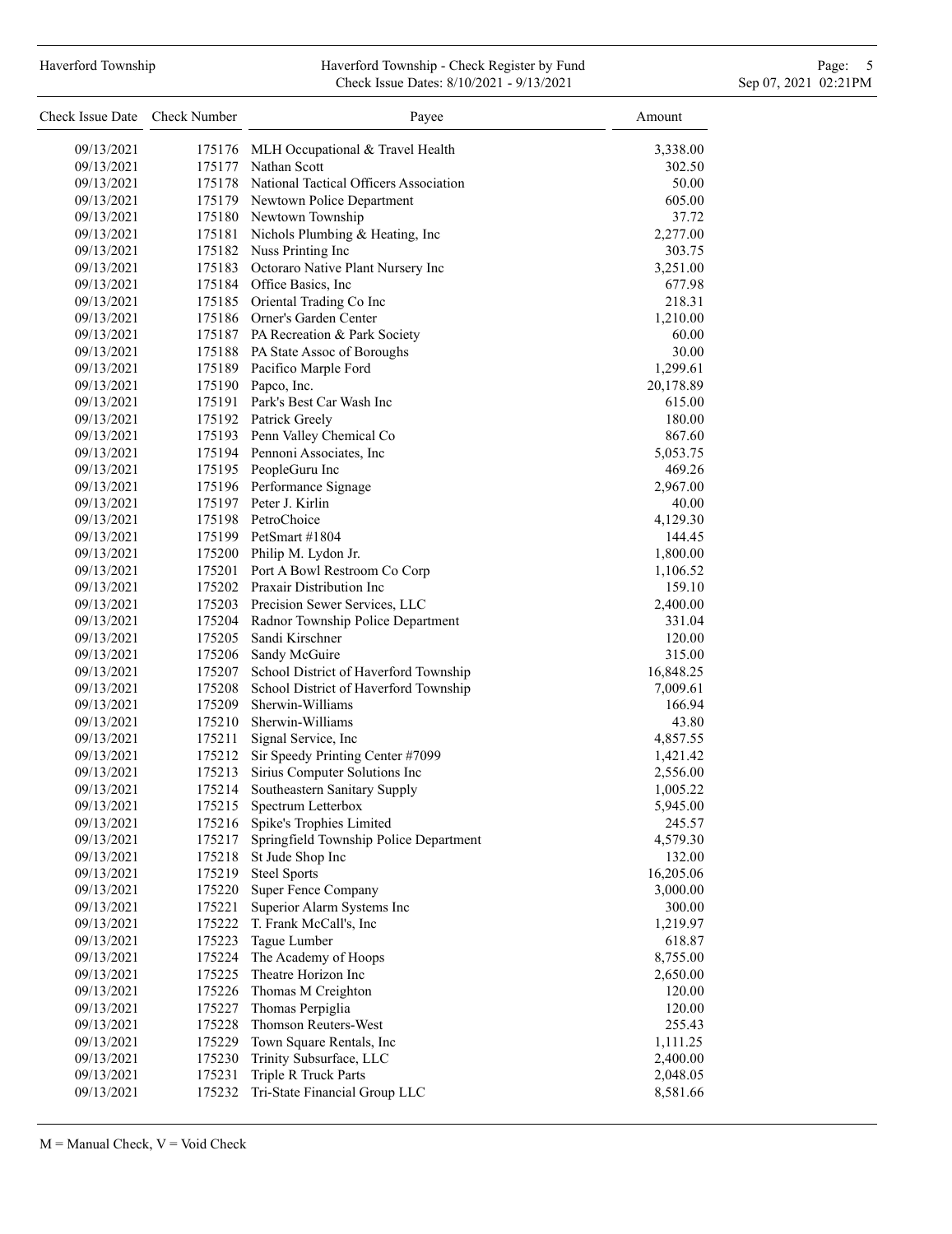| Check Issue Date | Check Number | Payee | Amount |
|---|---|---|---|
| 09/13/2021 | 175176 | MLH Occupational & Travel Health | 3,338.00 |
| 09/13/2021 | 175177 | Nathan Scott | 302.50 |
| 09/13/2021 | 175178 | National Tactical Officers Association | 50.00 |
| 09/13/2021 | 175179 | Newtown Police Department | 605.00 |
| 09/13/2021 | 175180 | Newtown Township | 37.72 |
| 09/13/2021 | 175181 | Nichols Plumbing & Heating, Inc | 2,277.00 |
| 09/13/2021 | 175182 | Nuss Printing Inc | 303.75 |
| 09/13/2021 | 175183 | Octoraro Native Plant Nursery Inc | 3,251.00 |
| 09/13/2021 | 175184 | Office Basics, Inc | 677.98 |
| 09/13/2021 | 175185 | Oriental Trading Co Inc | 218.31 |
| 09/13/2021 | 175186 | Orner's Garden Center | 1,210.00 |
| 09/13/2021 | 175187 | PA Recreation & Park Society | 60.00 |
| 09/13/2021 | 175188 | PA State Assoc of Boroughs | 30.00 |
| 09/13/2021 | 175189 | Pacifico Marple Ford | 1,299.61 |
| 09/13/2021 | 175190 | Papco, Inc. | 20,178.89 |
| 09/13/2021 | 175191 | Park's Best Car Wash Inc | 615.00 |
| 09/13/2021 | 175192 | Patrick Greely | 180.00 |
| 09/13/2021 | 175193 | Penn Valley Chemical Co | 867.60 |
| 09/13/2021 | 175194 | Pennoni Associates, Inc | 5,053.75 |
| 09/13/2021 | 175195 | PeopleGuru Inc | 469.26 |
| 09/13/2021 | 175196 | Performance Signage | 2,967.00 |
| 09/13/2021 | 175197 | Peter J. Kirlin | 40.00 |
| 09/13/2021 | 175198 | PetroChoice | 4,129.30 |
| 09/13/2021 | 175199 | PetSmart #1804 | 144.45 |
| 09/13/2021 | 175200 | Philip M. Lydon Jr. | 1,800.00 |
| 09/13/2021 | 175201 | Port A Bowl Restroom Co Corp | 1,106.52 |
| 09/13/2021 | 175202 | Praxair Distribution Inc | 159.10 |
| 09/13/2021 | 175203 | Precision Sewer Services, LLC | 2,400.00 |
| 09/13/2021 | 175204 | Radnor Township Police Department | 331.04 |
| 09/13/2021 | 175205 | Sandi Kirschner | 120.00 |
| 09/13/2021 | 175206 | Sandy McGuire | 315.00 |
| 09/13/2021 | 175207 | School District of Haverford Township | 16,848.25 |
| 09/13/2021 | 175208 | School District of Haverford Township | 7,009.61 |
| 09/13/2021 | 175209 | Sherwin-Williams | 166.94 |
| 09/13/2021 | 175210 | Sherwin-Williams | 43.80 |
| 09/13/2021 | 175211 | Signal Service, Inc | 4,857.55 |
| 09/13/2021 | 175212 | Sir Speedy Printing Center #7099 | 1,421.42 |
| 09/13/2021 | 175213 | Sirius Computer Solutions Inc | 2,556.00 |
| 09/13/2021 | 175214 | Southeastern Sanitary Supply | 1,005.22 |
| 09/13/2021 | 175215 | Spectrum Letterbox | 5,945.00 |
| 09/13/2021 | 175216 | Spike's Trophies Limited | 245.57 |
| 09/13/2021 | 175217 | Springfield Township Police Department | 4,579.30 |
| 09/13/2021 | 175218 | St Jude Shop Inc | 132.00 |
| 09/13/2021 | 175219 | Steel Sports | 16,205.06 |
| 09/13/2021 | 175220 | Super Fence Company | 3,000.00 |
| 09/13/2021 | 175221 | Superior Alarm Systems Inc | 300.00 |
| 09/13/2021 | 175222 | T. Frank McCall's, Inc | 1,219.97 |
| 09/13/2021 | 175223 | Tague Lumber | 618.87 |
| 09/13/2021 | 175224 | The Academy of Hoops | 8,755.00 |
| 09/13/2021 | 175225 | Theatre Horizon Inc | 2,650.00 |
| 09/13/2021 | 175226 | Thomas M Creighton | 120.00 |
| 09/13/2021 | 175227 | Thomas Perpiglia | 120.00 |
| 09/13/2021 | 175228 | Thomson Reuters-West | 255.43 |
| 09/13/2021 | 175229 | Town Square Rentals, Inc | 1,111.25 |
| 09/13/2021 | 175230 | Trinity Subsurface, LLC | 2,400.00 |
| 09/13/2021 | 175231 | Triple R Truck Parts | 2,048.05 |
| 09/13/2021 | 175232 | Tri-State Financial Group LLC | 8,581.66 |

M = Manual Check, V = Void Check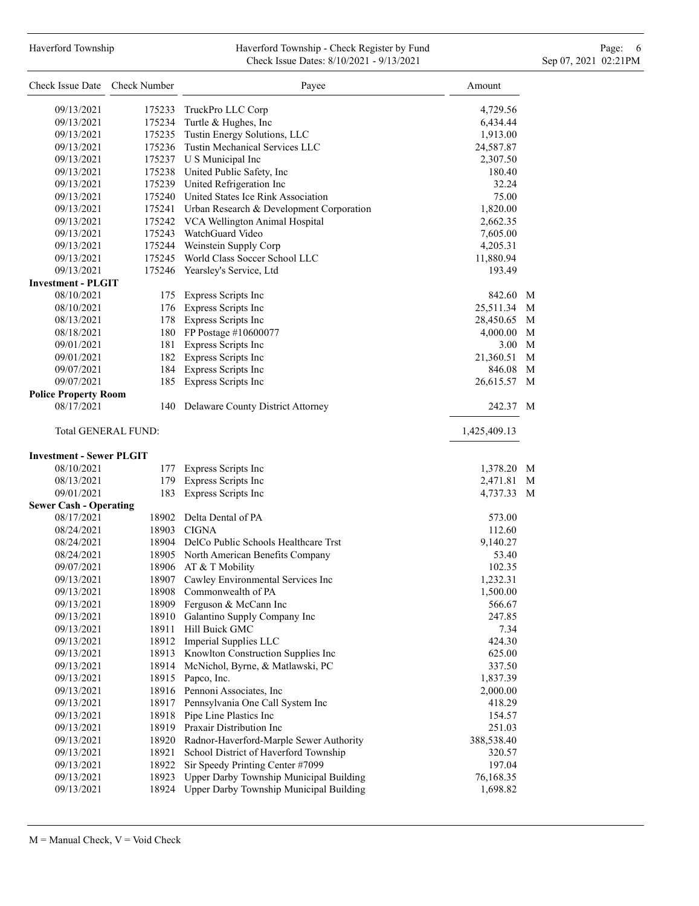| Check Issue Date | Check Number | Payee | Amount | |
|---|---|---|---|---|
| 09/13/2021 | 175233 | TruckPro LLC Corp | 4,729.56 | |
| 09/13/2021 | 175234 | Turtle & Hughes, Inc | 6,434.44 | |
| 09/13/2021 | 175235 | Tustin Energy Solutions, LLC | 1,913.00 | |
| 09/13/2021 | 175236 | Tustin Mechanical Services LLC | 24,587.87 | |
| 09/13/2021 | 175237 | U S Municipal Inc | 2,307.50 | |
| 09/13/2021 | 175238 | United Public Safety, Inc | 180.40 | |
| 09/13/2021 | 175239 | United Refrigeration Inc | 32.24 | |
| 09/13/2021 | 175240 | United States Ice Rink Association | 75.00 | |
| 09/13/2021 | 175241 | Urban Research & Development Corporation | 1,820.00 | |
| 09/13/2021 | 175242 | VCA Wellington Animal Hospital | 2,662.35 | |
| 09/13/2021 | 175243 | WatchGuard Video | 7,605.00 | |
| 09/13/2021 | 175244 | Weinstein Supply Corp | 4,205.31 | |
| 09/13/2021 | 175245 | World Class Soccer School LLC | 11,880.94 | |
| 09/13/2021 | 175246 | Yearsley's Service, Ltd | 193.49 | |
| **Investment - PLGIT** | | | | |
| 08/10/2021 | 175 | Express Scripts Inc | 842.60 | M |
| 08/10/2021 | 176 | Express Scripts Inc | 25,511.34 | M |
| 08/13/2021 | 178 | Express Scripts Inc | 28,450.65 | M |
| 08/18/2021 | 180 | FP Postage #10600077 | 4,000.00 | M |
| 09/01/2021 | 181 | Express Scripts Inc | 3.00 | M |
| 09/01/2021 | 182 | Express Scripts Inc | 21,360.51 | M |
| 09/07/2021 | 184 | Express Scripts Inc | 846.08 | M |
| 09/07/2021 | 185 | Express Scripts Inc | 26,615.57 | M |
| **Police Property Room** | | | | |
| 08/17/2021 | 140 | Delaware County District Attorney | 242.37 | M |
| Total GENERAL FUND: | | | 1,425,409.13 | |
| **Investment - Sewer PLGIT** | | | | |
| 08/10/2021 | 177 | Express Scripts Inc | 1,378.20 | M |
| 08/13/2021 | 179 | Express Scripts Inc | 2,471.81 | M |
| 09/01/2021 | 183 | Express Scripts Inc | 4,737.33 | M |
| **Sewer Cash - Operating** | | | | |
| 08/17/2021 | 18902 | Delta Dental of PA | 573.00 | |
| 08/24/2021 | 18903 | CIGNA | 112.60 | |
| 08/24/2021 | 18904 | DelCo Public Schools Healthcare Trst | 9,140.27 | |
| 08/24/2021 | 18905 | North American Benefits Company | 53.40 | |
| 09/07/2021 | 18906 | AT & T Mobility | 102.35 | |
| 09/13/2021 | 18907 | Cawley Environmental Services Inc | 1,232.31 | |
| 09/13/2021 | 18908 | Commonwealth of PA | 1,500.00 | |
| 09/13/2021 | 18909 | Ferguson & McCann Inc | 566.67 | |
| 09/13/2021 | 18910 | Galantino Supply Company Inc | 247.85 | |
| 09/13/2021 | 18911 | Hill Buick GMC | 7.34 | |
| 09/13/2021 | 18912 | Imperial Supplies LLC | 424.30 | |
| 09/13/2021 | 18913 | Knowlton Construction Supplies Inc | 625.00 | |
| 09/13/2021 | 18914 | McNichol, Byrne, & Matlawski, PC | 337.50 | |
| 09/13/2021 | 18915 | Papco, Inc. | 1,837.39 | |
| 09/13/2021 | 18916 | Pennoni Associates, Inc | 2,000.00 | |
| 09/13/2021 | 18917 | Pennsylvania One Call System Inc | 418.29 | |
| 09/13/2021 | 18918 | Pipe Line Plastics Inc | 154.57 | |
| 09/13/2021 | 18919 | Praxair Distribution Inc | 251.03 | |
| 09/13/2021 | 18920 | Radnor-Haverford-Marple Sewer Authority | 388,538.40 | |
| 09/13/2021 | 18921 | School District of Haverford Township | 320.57 | |
| 09/13/2021 | 18922 | Sir Speedy Printing Center #7099 | 197.04 | |
| 09/13/2021 | 18923 | Upper Darby Township Municipal Building | 76,168.35 | |
| 09/13/2021 | 18924 | Upper Darby Township Municipal Building | 1,698.82 | |

M = Manual Check, V = Void Check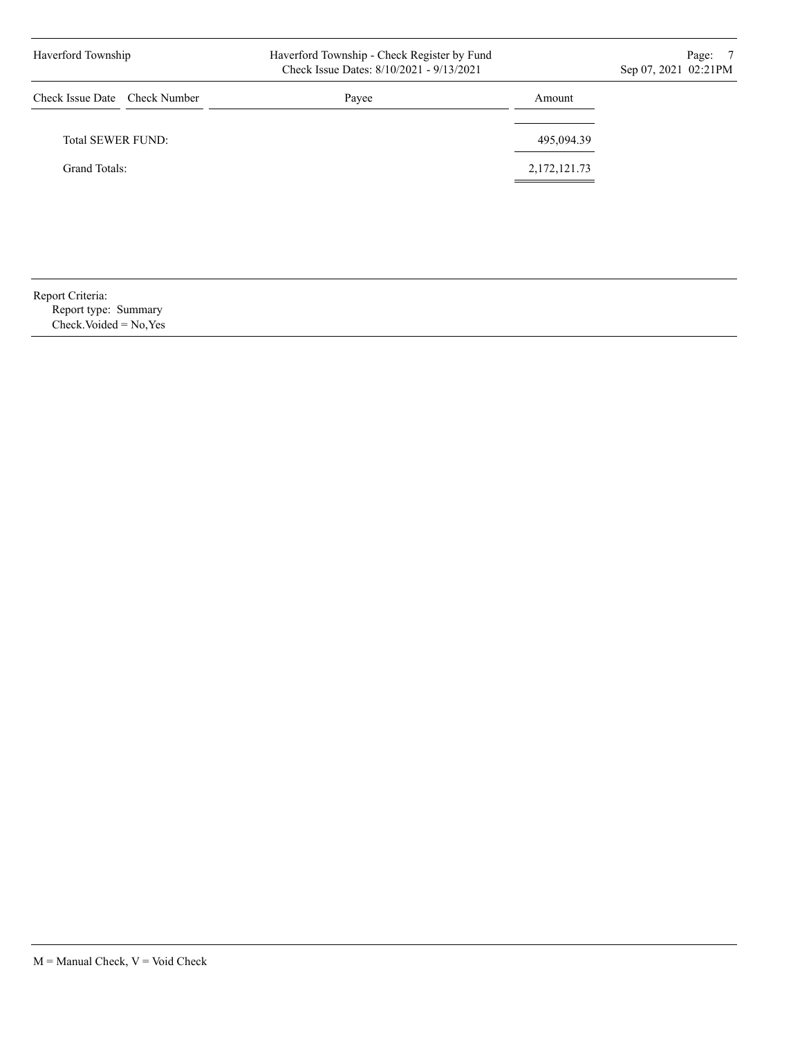| Check Issue Date | Check Number | Payee | Amount |
| --- | --- | --- | --- |
| Total SEWER FUND: | | | 495,094.39 |
| Grand Totals: | | | 2,172,121.73 |

Report Criteria:
Report type: Summary
Check.Voided = No,Yes

M = Manual Check, V = Void Check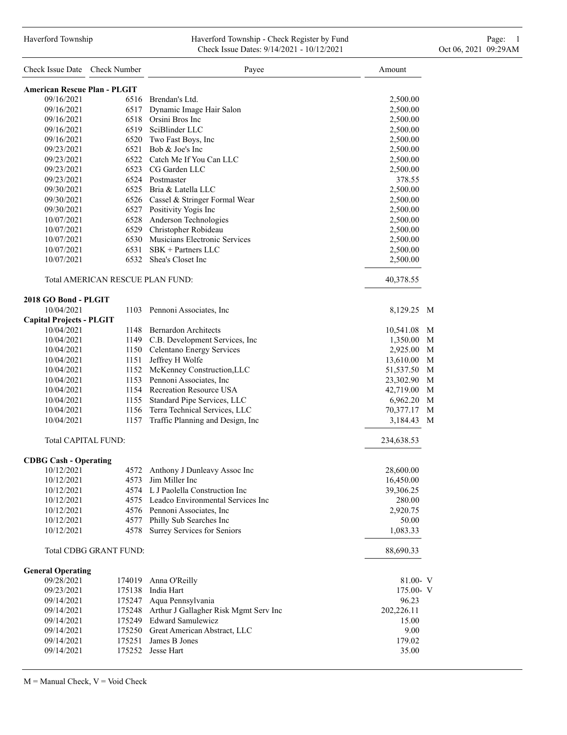Haverford Township - Check Register by Fund

Check Issue Dates: 9/14/2021 - 10/12/2021

| Check Issue Date | Check Number | Payee | Amount | |
|---|---|---|---|---|
| **American Rescue Plan - PLGIT** | | | | |
| 09/16/2021 | 6516 | Brendan's Ltd. | 2,500.00 | |
| 09/16/2021 | 6517 | Dynamic Image Hair Salon | 2,500.00 | |
| 09/16/2021 | 6518 | Orsini Bros Inc | 2,500.00 | |
| 09/16/2021 | 6519 | SciBlinder LLC | 2,500.00 | |
| 09/16/2021 | 6520 | Two Fast Boys, Inc | 2,500.00 | |
| 09/23/2021 | 6521 | Bob & Joe's Inc | 2,500.00 | |
| 09/23/2021 | 6522 | Catch Me If You Can LLC | 2,500.00 | |
| 09/23/2021 | 6523 | CG Garden LLC | 2,500.00 | |
| 09/23/2021 | 6524 | Postmaster | 378.55 | |
| 09/30/2021 | 6525 | Bria & Latella LLC | 2,500.00 | |
| 09/30/2021 | 6526 | Cassel & Stringer Formal Wear | 2,500.00 | |
| 09/30/2021 | 6527 | Positivity Yogis Inc | 2,500.00 | |
| 10/07/2021 | 6528 | Anderson Technologies | 2,500.00 | |
| 10/07/2021 | 6529 | Christopher Robideau | 2,500.00 | |
| 10/07/2021 | 6530 | Musicians Electronic Services | 2,500.00 | |
| 10/07/2021 | 6531 | SBK + Partners LLC | 2,500.00 | |
| 10/07/2021 | 6532 | Shea's Closet Inc | 2,500.00 | |
| Total AMERICAN RESCUE PLAN FUND: | | | 40,378.55 | |
| **2018 GO Bond - PLGIT** | | | | |
| 10/04/2021 | 1103 | Pennoni Associates, Inc | 8,129.25 | M |
| **Capital Projects - PLGIT** | | | | |
| 10/04/2021 | 1148 | Bernardon Architects | 10,541.08 | M |
| 10/04/2021 | 1149 | C.B. Development Services, Inc | 1,350.00 | M |
| 10/04/2021 | 1150 | Celentano Energy Services | 2,925.00 | M |
| 10/04/2021 | 1151 | Jeffrey H Wolfe | 13,610.00 | M |
| 10/04/2021 | 1152 | McKenney Construction,LLC | 51,537.50 | M |
| 10/04/2021 | 1153 | Pennoni Associates, Inc | 23,302.90 | M |
| 10/04/2021 | 1154 | Recreation Resource USA | 42,719.00 | M |
| 10/04/2021 | 1155 | Standard Pipe Services, LLC | 6,962.20 | M |
| 10/04/2021 | 1156 | Terra Technical Services, LLC | 70,377.17 | M |
| 10/04/2021 | 1157 | Traffic Planning and Design, Inc | 3,184.43 | M |
| Total CAPITAL FUND: | | | 234,638.53 | |
| **CDBG Cash - Operating** | | | | |
| 10/12/2021 | 4572 | Anthony J Dunleavy Assoc Inc | 28,600.00 | |
| 10/12/2021 | 4573 | Jim Miller Inc | 16,450.00 | |
| 10/12/2021 | 4574 | L J Paolella Construction Inc | 39,306.25 | |
| 10/12/2021 | 4575 | Leadco Environmental Services Inc | 280.00 | |
| 10/12/2021 | 4576 | Pennoni Associates, Inc | 2,920.75 | |
| 10/12/2021 | 4577 | Philly Sub Searches Inc | 50.00 | |
| 10/12/2021 | 4578 | Surrey Services for Seniors | 1,083.33 | |
| Total CDBG GRANT FUND: | | | 88,690.33 | |
| **General Operating** | | | | |
| 09/28/2021 | 174019 | Anna O'Reilly | 81.00- | V |
| 09/23/2021 | 175138 | India Hart | 175.00- | V |
| 09/14/2021 | 175247 | Aqua Pennsylvania | 96.23 | |
| 09/14/2021 | 175248 | Arthur J Gallagher Risk Mgmt Serv Inc | 202,226.11 | |
| 09/14/2021 | 175249 | Edward Samulewicz | 15.00 | |
| 09/14/2021 | 175250 | Great American Abstract, LLC | 9.00 | |
| 09/14/2021 | 175251 | James B Jones | 179.02 | |
| 09/14/2021 | 175252 | Jesse Hart | 35.00 | |

M = Manual Check, V = Void Check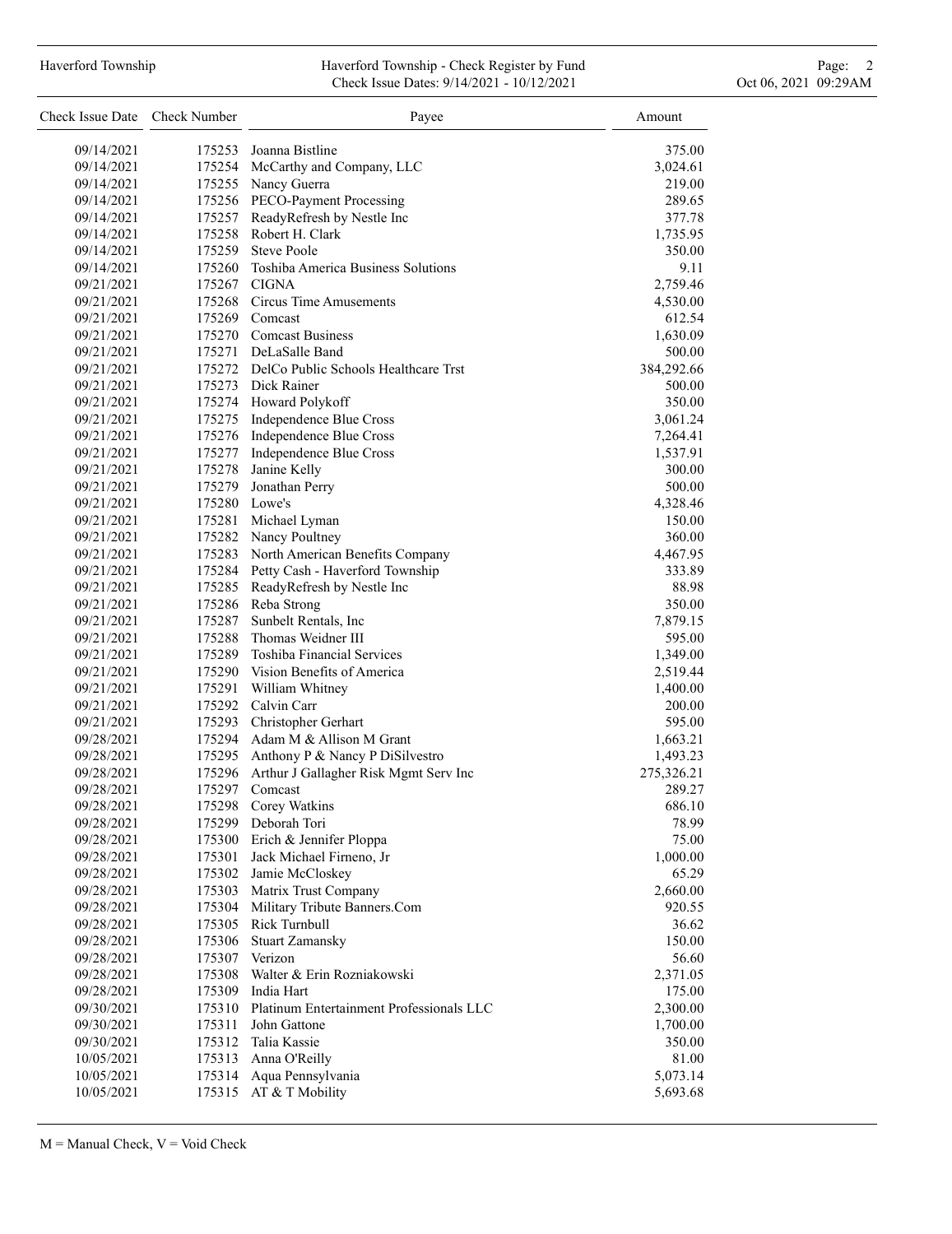| Check Issue Date | Check Number | Payee | Amount |
|---|---|---|---|
| 09/14/2021 | 175253 | Joanna Bistline | 375.00 |
| 09/14/2021 | 175254 | McCarthy and Company, LLC | 3,024.61 |
| 09/14/2021 | 175255 | Nancy Guerra | 219.00 |
| 09/14/2021 | 175256 | PECO-Payment Processing | 289.65 |
| 09/14/2021 | 175257 | ReadyRefresh by Nestle Inc | 377.78 |
| 09/14/2021 | 175258 | Robert H. Clark | 1,735.95 |
| 09/14/2021 | 175259 | Steve Poole | 350.00 |
| 09/14/2021 | 175260 | Toshiba America Business Solutions | 9.11 |
| 09/21/2021 | 175267 | CIGNA | 2,759.46 |
| 09/21/2021 | 175268 | Circus Time Amusements | 4,530.00 |
| 09/21/2021 | 175269 | Comcast | 612.54 |
| 09/21/2021 | 175270 | Comcast Business | 1,630.09 |
| 09/21/2021 | 175271 | DeLaSalle Band | 500.00 |
| 09/21/2021 | 175272 | DelCo Public Schools Healthcare Trst | 384,292.66 |
| 09/21/2021 | 175273 | Dick Rainer | 500.00 |
| 09/21/2021 | 175274 | Howard Polykoff | 350.00 |
| 09/21/2021 | 175275 | Independence Blue Cross | 3,061.24 |
| 09/21/2021 | 175276 | Independence Blue Cross | 7,264.41 |
| 09/21/2021 | 175277 | Independence Blue Cross | 1,537.91 |
| 09/21/2021 | 175278 | Janine Kelly | 300.00 |
| 09/21/2021 | 175279 | Jonathan Perry | 500.00 |
| 09/21/2021 | 175280 | Lowe's | 4,328.46 |
| 09/21/2021 | 175281 | Michael Lyman | 150.00 |
| 09/21/2021 | 175282 | Nancy Poultney | 360.00 |
| 09/21/2021 | 175283 | North American Benefits Company | 4,467.95 |
| 09/21/2021 | 175284 | Petty Cash - Haverford Township | 333.89 |
| 09/21/2021 | 175285 | ReadyRefresh by Nestle Inc | 88.98 |
| 09/21/2021 | 175286 | Reba Strong | 350.00 |
| 09/21/2021 | 175287 | Sunbelt Rentals, Inc | 7,879.15 |
| 09/21/2021 | 175288 | Thomas Weidner III | 595.00 |
| 09/21/2021 | 175289 | Toshiba Financial Services | 1,349.00 |
| 09/21/2021 | 175290 | Vision Benefits of America | 2,519.44 |
| 09/21/2021 | 175291 | William Whitney | 1,400.00 |
| 09/21/2021 | 175292 | Calvin Carr | 200.00 |
| 09/21/2021 | 175293 | Christopher Gerhart | 595.00 |
| 09/28/2021 | 175294 | Adam M & Allison M Grant | 1,663.21 |
| 09/28/2021 | 175295 | Anthony P & Nancy P DiSilvestro | 1,493.23 |
| 09/28/2021 | 175296 | Arthur J Gallagher Risk Mgmt Serv Inc | 275,326.21 |
| 09/28/2021 | 175297 | Comcast | 289.27 |
| 09/28/2021 | 175298 | Corey Watkins | 686.10 |
| 09/28/2021 | 175299 | Deborah Tori | 78.99 |
| 09/28/2021 | 175300 | Erich & Jennifer Ploppa | 75.00 |
| 09/28/2021 | 175301 | Jack Michael Firneno, Jr | 1,000.00 |
| 09/28/2021 | 175302 | Jamie McCloskey | 65.29 |
| 09/28/2021 | 175303 | Matrix Trust Company | 2,660.00 |
| 09/28/2021 | 175304 | Military Tribute Banners.Com | 920.55 |
| 09/28/2021 | 175305 | Rick Turnbull | 36.62 |
| 09/28/2021 | 175306 | Stuart Zamansky | 150.00 |
| 09/28/2021 | 175307 | Verizon | 56.60 |
| 09/28/2021 | 175308 | Walter & Erin Rozniakowski | 2,371.05 |
| 09/28/2021 | 175309 | India Hart | 175.00 |
| 09/30/2021 | 175310 | Platinum Entertainment Professionals LLC | 2,300.00 |
| 09/30/2021 | 175311 | John Gattone | 1,700.00 |
| 09/30/2021 | 175312 | Talia Kassie | 350.00 |
| 10/05/2021 | 175313 | Anna O'Reilly | 81.00 |
| 10/05/2021 | 175314 | Aqua Pennsylvania | 5,073.14 |
| 10/05/2021 | 175315 | AT & T Mobility | 5,693.68 |

M = Manual Check, V = Void Check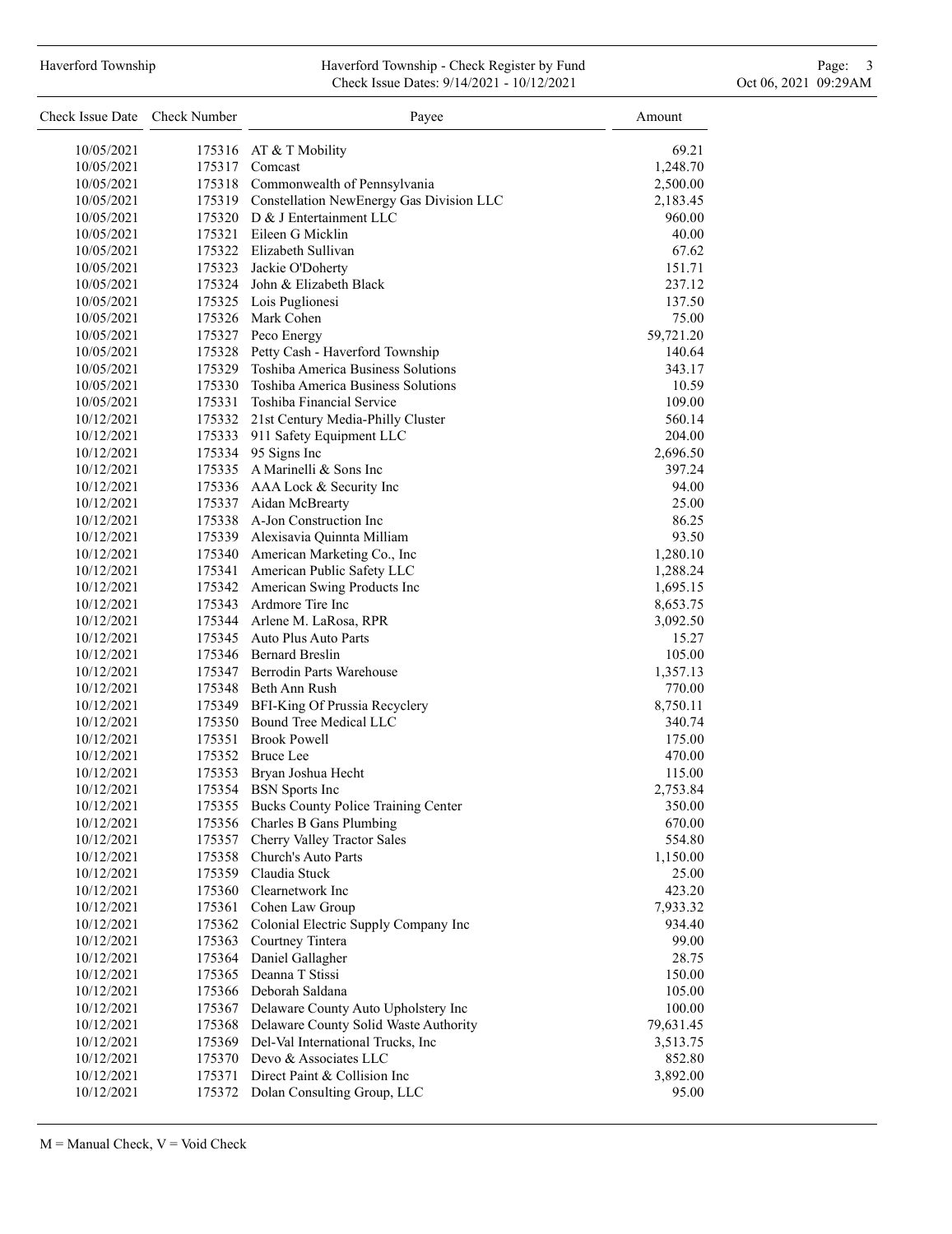| Check Issue Date | Check Number | Payee | Amount |
|---|---|---|---|
| 10/05/2021 | 175316 | AT & T Mobility | 69.21 |
| 10/05/2021 | 175317 | Comcast | 1,248.70 |
| 10/05/2021 | 175318 | Commonwealth of Pennsylvania | 2,500.00 |
| 10/05/2021 | 175319 | Constellation NewEnergy Gas Division LLC | 2,183.45 |
| 10/05/2021 | 175320 | D & J Entertainment LLC | 960.00 |
| 10/05/2021 | 175321 | Eileen G Micklin | 40.00 |
| 10/05/2021 | 175322 | Elizabeth Sullivan | 67.62 |
| 10/05/2021 | 175323 | Jackie O'Doherty | 151.71 |
| 10/05/2021 | 175324 | John & Elizabeth Black | 237.12 |
| 10/05/2021 | 175325 | Lois Puglionesi | 137.50 |
| 10/05/2021 | 175326 | Mark Cohen | 75.00 |
| 10/05/2021 | 175327 | Peco Energy | 59,721.20 |
| 10/05/2021 | 175328 | Petty Cash - Haverford Township | 140.64 |
| 10/05/2021 | 175329 | Toshiba America Business Solutions | 343.17 |
| 10/05/2021 | 175330 | Toshiba America Business Solutions | 10.59 |
| 10/05/2021 | 175331 | Toshiba Financial Service | 109.00 |
| 10/12/2021 | 175332 | 21st Century Media-Philly Cluster | 560.14 |
| 10/12/2021 | 175333 | 911 Safety Equipment LLC | 204.00 |
| 10/12/2021 | 175334 | 95 Signs Inc | 2,696.50 |
| 10/12/2021 | 175335 | A Marinelli & Sons Inc | 397.24 |
| 10/12/2021 | 175336 | AAA Lock & Security Inc | 94.00 |
| 10/12/2021 | 175337 | Aidan McBrearty | 25.00 |
| 10/12/2021 | 175338 | A-Jon Construction Inc | 86.25 |
| 10/12/2021 | 175339 | Alexisavia Quinnta Milliam | 93.50 |
| 10/12/2021 | 175340 | American Marketing Co., Inc | 1,280.10 |
| 10/12/2021 | 175341 | American Public Safety LLC | 1,288.24 |
| 10/12/2021 | 175342 | American Swing Products Inc | 1,695.15 |
| 10/12/2021 | 175343 | Ardmore Tire Inc | 8,653.75 |
| 10/12/2021 | 175344 | Arlene M. LaRosa, RPR | 3,092.50 |
| 10/12/2021 | 175345 | Auto Plus Auto Parts | 15.27 |
| 10/12/2021 | 175346 | Bernard Breslin | 105.00 |
| 10/12/2021 | 175347 | Berrodin Parts Warehouse | 1,357.13 |
| 10/12/2021 | 175348 | Beth Ann Rush | 770.00 |
| 10/12/2021 | 175349 | BFI-King Of Prussia Recyclery | 8,750.11 |
| 10/12/2021 | 175350 | Bound Tree Medical LLC | 340.74 |
| 10/12/2021 | 175351 | Brook Powell | 175.00 |
| 10/12/2021 | 175352 | Bruce Lee | 470.00 |
| 10/12/2021 | 175353 | Bryan Joshua Hecht | 115.00 |
| 10/12/2021 | 175354 | BSN Sports Inc | 2,753.84 |
| 10/12/2021 | 175355 | Bucks County Police Training Center | 350.00 |
| 10/12/2021 | 175356 | Charles B Gans Plumbing | 670.00 |
| 10/12/2021 | 175357 | Cherry Valley Tractor Sales | 554.80 |
| 10/12/2021 | 175358 | Church's Auto Parts | 1,150.00 |
| 10/12/2021 | 175359 | Claudia Stuck | 25.00 |
| 10/12/2021 | 175360 | Clearnetwork Inc | 423.20 |
| 10/12/2021 | 175361 | Cohen Law Group | 7,933.32 |
| 10/12/2021 | 175362 | Colonial Electric Supply Company Inc | 934.40 |
| 10/12/2021 | 175363 | Courtney Tintera | 99.00 |
| 10/12/2021 | 175364 | Daniel Gallagher | 28.75 |
| 10/12/2021 | 175365 | Deanna T Stissi | 150.00 |
| 10/12/2021 | 175366 | Deborah Saldana | 105.00 |
| 10/12/2021 | 175367 | Delaware County Auto Upholstery Inc | 100.00 |
| 10/12/2021 | 175368 | Delaware County Solid Waste Authority | 79,631.45 |
| 10/12/2021 | 175369 | Del-Val International Trucks, Inc | 3,513.75 |
| 10/12/2021 | 175370 | Devo & Associates LLC | 852.80 |
| 10/12/2021 | 175371 | Direct Paint & Collision Inc | 3,892.00 |
| 10/12/2021 | 175372 | Dolan Consulting Group, LLC | 95.00 |

M = Manual Check, V = Void Check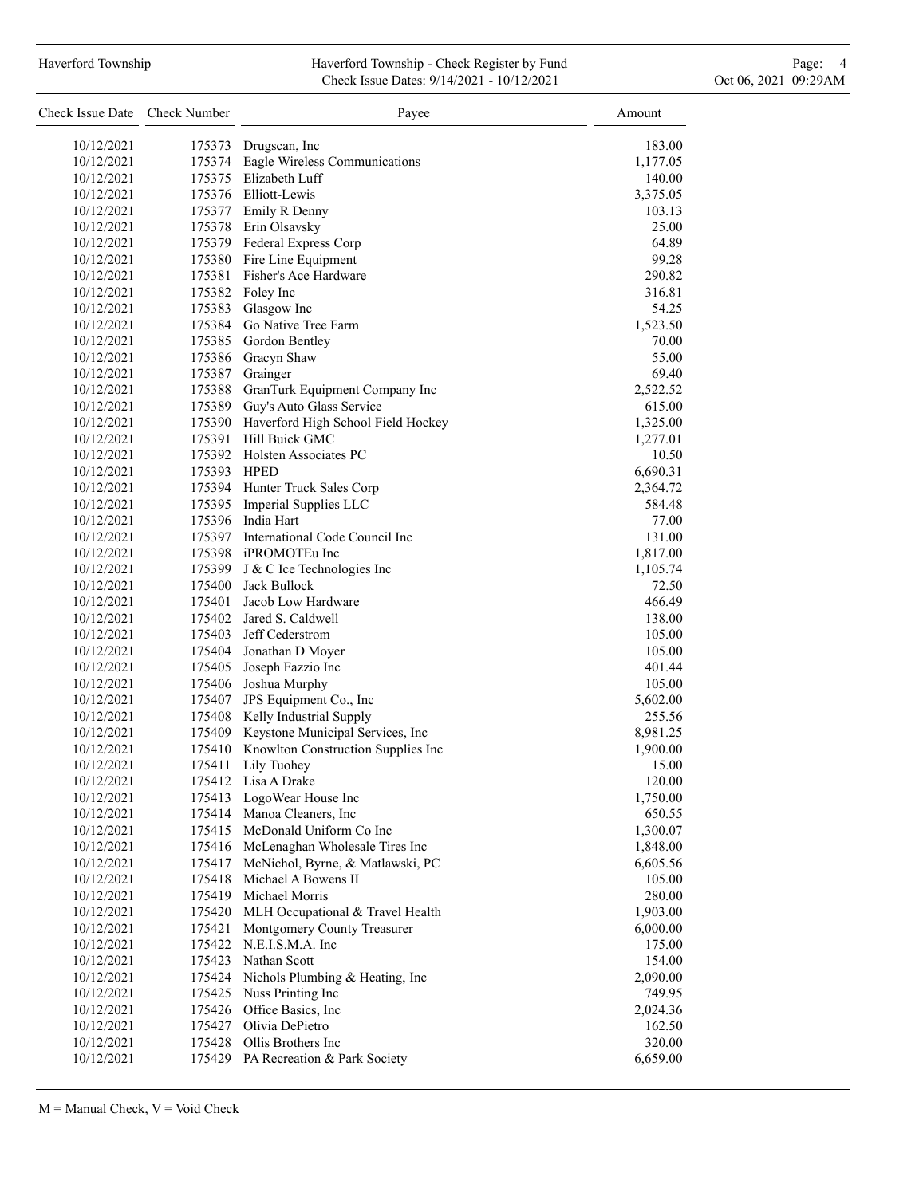| Check Issue Date | Check Number | Payee | Amount |
|---|---|---|---|
| 10/12/2021 | 175373 | Drugscan, Inc | 183.00 |
| 10/12/2021 | 175374 | Eagle Wireless Communications | 1,177.05 |
| 10/12/2021 | 175375 | Elizabeth Luff | 140.00 |
| 10/12/2021 | 175376 | Elliott-Lewis | 3,375.05 |
| 10/12/2021 | 175377 | Emily R Denny | 103.13 |
| 10/12/2021 | 175378 | Erin Olsavsky | 25.00 |
| 10/12/2021 | 175379 | Federal Express Corp | 64.89 |
| 10/12/2021 | 175380 | Fire Line Equipment | 99.28 |
| 10/12/2021 | 175381 | Fisher's Ace Hardware | 290.82 |
| 10/12/2021 | 175382 | Foley Inc | 316.81 |
| 10/12/2021 | 175383 | Glasgow Inc | 54.25 |
| 10/12/2021 | 175384 | Go Native Tree Farm | 1,523.50 |
| 10/12/2021 | 175385 | Gordon Bentley | 70.00 |
| 10/12/2021 | 175386 | Gracyn Shaw | 55.00 |
| 10/12/2021 | 175387 | Grainger | 69.40 |
| 10/12/2021 | 175388 | GranTurk Equipment Company Inc | 2,522.52 |
| 10/12/2021 | 175389 | Guy's Auto Glass Service | 615.00 |
| 10/12/2021 | 175390 | Haverford High School Field Hockey | 1,325.00 |
| 10/12/2021 | 175391 | Hill Buick GMC | 1,277.01 |
| 10/12/2021 | 175392 | Holsten Associates PC | 10.50 |
| 10/12/2021 | 175393 | HPED | 6,690.31 |
| 10/12/2021 | 175394 | Hunter Truck Sales Corp | 2,364.72 |
| 10/12/2021 | 175395 | Imperial Supplies LLC | 584.48 |
| 10/12/2021 | 175396 | India Hart | 77.00 |
| 10/12/2021 | 175397 | International Code Council Inc | 131.00 |
| 10/12/2021 | 175398 | iPROMOTEu Inc | 1,817.00 |
| 10/12/2021 | 175399 | J & C Ice Technologies Inc | 1,105.74 |
| 10/12/2021 | 175400 | Jack Bullock | 72.50 |
| 10/12/2021 | 175401 | Jacob Low Hardware | 466.49 |
| 10/12/2021 | 175402 | Jared S. Caldwell | 138.00 |
| 10/12/2021 | 175403 | Jeff Cederstrom | 105.00 |
| 10/12/2021 | 175404 | Jonathan D Moyer | 105.00 |
| 10/12/2021 | 175405 | Joseph Fazzio Inc | 401.44 |
| 10/12/2021 | 175406 | Joshua Murphy | 105.00 |
| 10/12/2021 | 175407 | JPS Equipment Co., Inc | 5,602.00 |
| 10/12/2021 | 175408 | Kelly Industrial Supply | 255.56 |
| 10/12/2021 | 175409 | Keystone Municipal Services, Inc | 8,981.25 |
| 10/12/2021 | 175410 | Knowlton Construction Supplies Inc | 1,900.00 |
| 10/12/2021 | 175411 | Lily Tuohey | 15.00 |
| 10/12/2021 | 175412 | Lisa A Drake | 120.00 |
| 10/12/2021 | 175413 | LogoWear House Inc | 1,750.00 |
| 10/12/2021 | 175414 | Manoa Cleaners, Inc | 650.55 |
| 10/12/2021 | 175415 | McDonald Uniform Co Inc | 1,300.07 |
| 10/12/2021 | 175416 | McLenaghan Wholesale Tires Inc | 1,848.00 |
| 10/12/2021 | 175417 | McNichol, Byrne, & Matlawski, PC | 6,605.56 |
| 10/12/2021 | 175418 | Michael A Bowens II | 105.00 |
| 10/12/2021 | 175419 | Michael Morris | 280.00 |
| 10/12/2021 | 175420 | MLH Occupational & Travel Health | 1,903.00 |
| 10/12/2021 | 175421 | Montgomery County Treasurer | 6,000.00 |
| 10/12/2021 | 175422 | N.E.I.S.M.A. Inc | 175.00 |
| 10/12/2021 | 175423 | Nathan Scott | 154.00 |
| 10/12/2021 | 175424 | Nichols Plumbing & Heating, Inc | 2,090.00 |
| 10/12/2021 | 175425 | Nuss Printing Inc | 749.95 |
| 10/12/2021 | 175426 | Office Basics, Inc | 2,024.36 |
| 10/12/2021 | 175427 | Olivia DePietro | 162.50 |
| 10/12/2021 | 175428 | Ollis Brothers Inc | 320.00 |
| 10/12/2021 | 175429 | PA Recreation & Park Society | 6,659.00 |

M = Manual Check, V = Void Check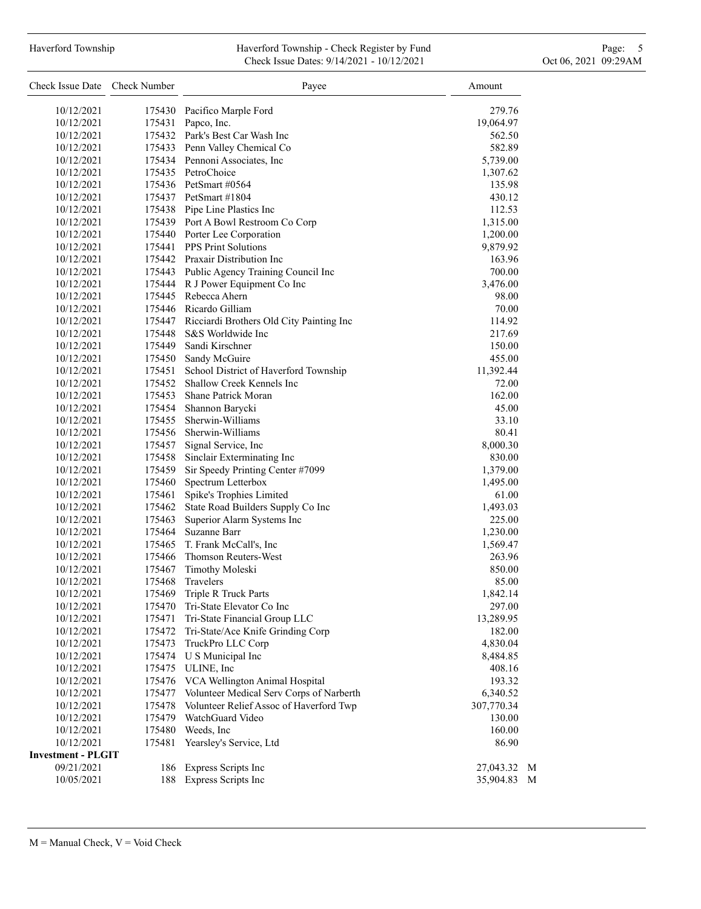| Check Issue Date | Check Number | Payee | Amount | |
|---|---|---|---|---|
| 10/12/2021 | 175430 | Pacifico Marple Ford | 279.76 | |
| 10/12/2021 | 175431 | Papco, Inc. | 19,064.97 | |
| 10/12/2021 | 175432 | Park's Best Car Wash Inc | 562.50 | |
| 10/12/2021 | 175433 | Penn Valley Chemical Co | 582.89 | |
| 10/12/2021 | 175434 | Pennoni Associates, Inc | 5,739.00 | |
| 10/12/2021 | 175435 | PetroChoice | 1,307.62 | |
| 10/12/2021 | 175436 | PetSmart #0564 | 135.98 | |
| 10/12/2021 | 175437 | PetSmart #1804 | 430.12 | |
| 10/12/2021 | 175438 | Pipe Line Plastics Inc | 112.53 | |
| 10/12/2021 | 175439 | Port A Bowl Restroom Co Corp | 1,315.00 | |
| 10/12/2021 | 175440 | Porter Lee Corporation | 1,200.00 | |
| 10/12/2021 | 175441 | PPS Print Solutions | 9,879.92 | |
| 10/12/2021 | 175442 | Praxair Distribution Inc | 163.96 | |
| 10/12/2021 | 175443 | Public Agency Training Council Inc | 700.00 | |
| 10/12/2021 | 175444 | R J Power Equipment Co Inc | 3,476.00 | |
| 10/12/2021 | 175445 | Rebecca Ahern | 98.00 | |
| 10/12/2021 | 175446 | Ricardo Gilliam | 70.00 | |
| 10/12/2021 | 175447 | Ricciardi Brothers Old City Painting Inc | 114.92 | |
| 10/12/2021 | 175448 | S&S Worldwide Inc | 217.69 | |
| 10/12/2021 | 175449 | Sandi Kirschner | 150.00 | |
| 10/12/2021 | 175450 | Sandy McGuire | 455.00 | |
| 10/12/2021 | 175451 | School District of Haverford Township | 11,392.44 | |
| 10/12/2021 | 175452 | Shallow Creek Kennels Inc | 72.00 | |
| 10/12/2021 | 175453 | Shane Patrick Moran | 162.00 | |
| 10/12/2021 | 175454 | Shannon Barycki | 45.00 | |
| 10/12/2021 | 175455 | Sherwin-Williams | 33.10 | |
| 10/12/2021 | 175456 | Sherwin-Williams | 80.41 | |
| 10/12/2021 | 175457 | Signal Service, Inc | 8,000.30 | |
| 10/12/2021 | 175458 | Sinclair Exterminating Inc | 830.00 | |
| 10/12/2021 | 175459 | Sir Speedy Printing Center #7099 | 1,379.00 | |
| 10/12/2021 | 175460 | Spectrum Letterbox | 1,495.00 | |
| 10/12/2021 | 175461 | Spike's Trophies Limited | 61.00 | |
| 10/12/2021 | 175462 | State Road Builders Supply Co Inc | 1,493.03 | |
| 10/12/2021 | 175463 | Superior Alarm Systems Inc | 225.00 | |
| 10/12/2021 | 175464 | Suzanne Barr | 1,230.00 | |
| 10/12/2021 | 175465 | T. Frank McCall's, Inc | 1,569.47 | |
| 10/12/2021 | 175466 | Thomson Reuters-West | 263.96 | |
| 10/12/2021 | 175467 | Timothy Moleski | 850.00 | |
| 10/12/2021 | 175468 | Travelers | 85.00 | |
| 10/12/2021 | 175469 | Triple R Truck Parts | 1,842.14 | |
| 10/12/2021 | 175470 | Tri-State Elevator Co Inc | 297.00 | |
| 10/12/2021 | 175471 | Tri-State Financial Group LLC | 13,289.95 | |
| 10/12/2021 | 175472 | Tri-State/Ace Knife Grinding Corp | 182.00 | |
| 10/12/2021 | 175473 | TruckPro LLC Corp | 4,830.04 | |
| 10/12/2021 | 175474 | U S Municipal Inc | 8,484.85 | |
| 10/12/2021 | 175475 | ULINE, Inc | 408.16 | |
| 10/12/2021 | 175476 | VCA Wellington Animal Hospital | 193.32 | |
| 10/12/2021 | 175477 | Volunteer Medical Serv Corps of Narberth | 6,340.52 | |
| 10/12/2021 | 175478 | Volunteer Relief Assoc of Haverford Twp | 307,770.34 | |
| 10/12/2021 | 175479 | WatchGuard Video | 130.00 | |
| 10/12/2021 | 175480 | Weeds, Inc | 160.00 | |
| 10/12/2021 | 175481 | Yearsley's Service, Ltd | 86.90 | |
| **Investment - PLGIT** | | | | |
| 09/21/2021 | 186 | Express Scripts Inc | 27,043.32 | M |
| 10/05/2021 | 188 | Express Scripts Inc | 35,904.83 | M |

M = Manual Check, V = Void Check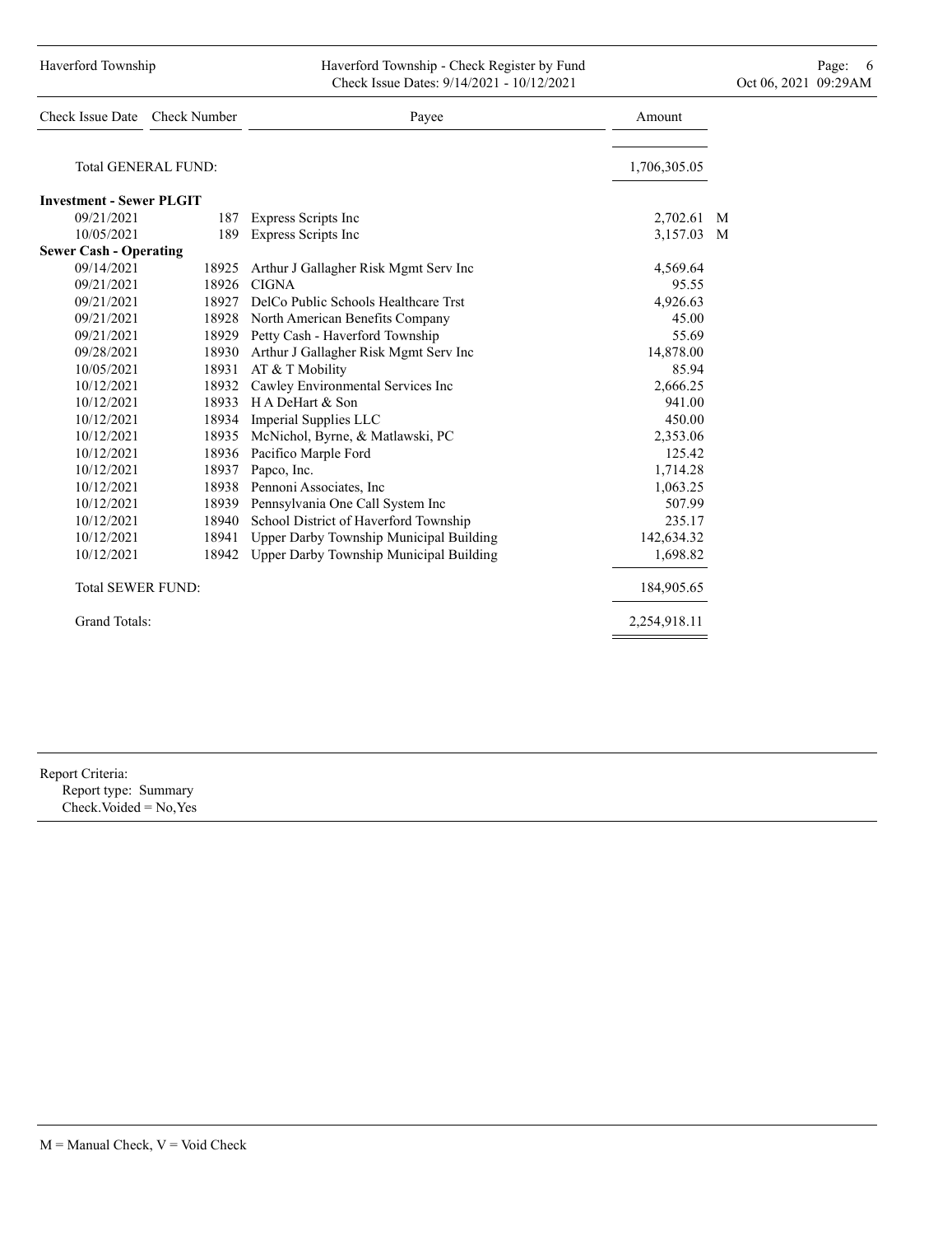| Check Issue Date | Check Number | Payee | Amount | |
|---|---|---|---|---|
| Total GENERAL FUND: | | | 1,706,305.05 | |
| **Investment - Sewer PLGIT** | | | | |
| 09/21/2021 | 187 | Express Scripts Inc | 2,702.61 | M |
| 10/05/2021 | 189 | Express Scripts Inc | 3,157.03 | M |
| **Sewer Cash - Operating** | | | | |
| 09/14/2021 | 18925 | Arthur J Gallagher Risk Mgmt Serv Inc | 4,569.64 | |
| 09/21/2021 | 18926 | CIGNA | 95.55 | |
| 09/21/2021 | 18927 | DelCo Public Schools Healthcare Trst | 4,926.63 | |
| 09/21/2021 | 18928 | North American Benefits Company | 45.00 | |
| 09/21/2021 | 18929 | Petty Cash - Haverford Township | 55.69 | |
| 09/28/2021 | 18930 | Arthur J Gallagher Risk Mgmt Serv Inc | 14,878.00 | |
| 10/05/2021 | 18931 | AT & T Mobility | 85.94 | |
| 10/12/2021 | 18932 | Cawley Environmental Services Inc | 2,666.25 | |
| 10/12/2021 | 18933 | H A DeHart & Son | 941.00 | |
| 10/12/2021 | 18934 | Imperial Supplies LLC | 450.00 | |
| 10/12/2021 | 18935 | McNichol, Byrne, & Matlawski, PC | 2,353.06 | |
| 10/12/2021 | 18936 | Pacifico Marple Ford | 125.42 | |
| 10/12/2021 | 18937 | Papco, Inc. | 1,714.28 | |
| 10/12/2021 | 18938 | Pennoni Associates, Inc | 1,063.25 | |
| 10/12/2021 | 18939 | Pennsylvania One Call System Inc | 507.99 | |
| 10/12/2021 | 18940 | School District of Haverford Township | 235.17 | |
| 10/12/2021 | 18941 | Upper Darby Township Municipal Building | 142,634.32 | |
| 10/12/2021 | 18942 | Upper Darby Township Municipal Building | 1,698.82 | |
| Total SEWER FUND: | | | 184,905.65 | |
| Grand Totals: | | | 2,254,918.11 | |

Report Criteria:
Report type: Summary
Check.Voided = No,Yes

M = Manual Check, V = Void Check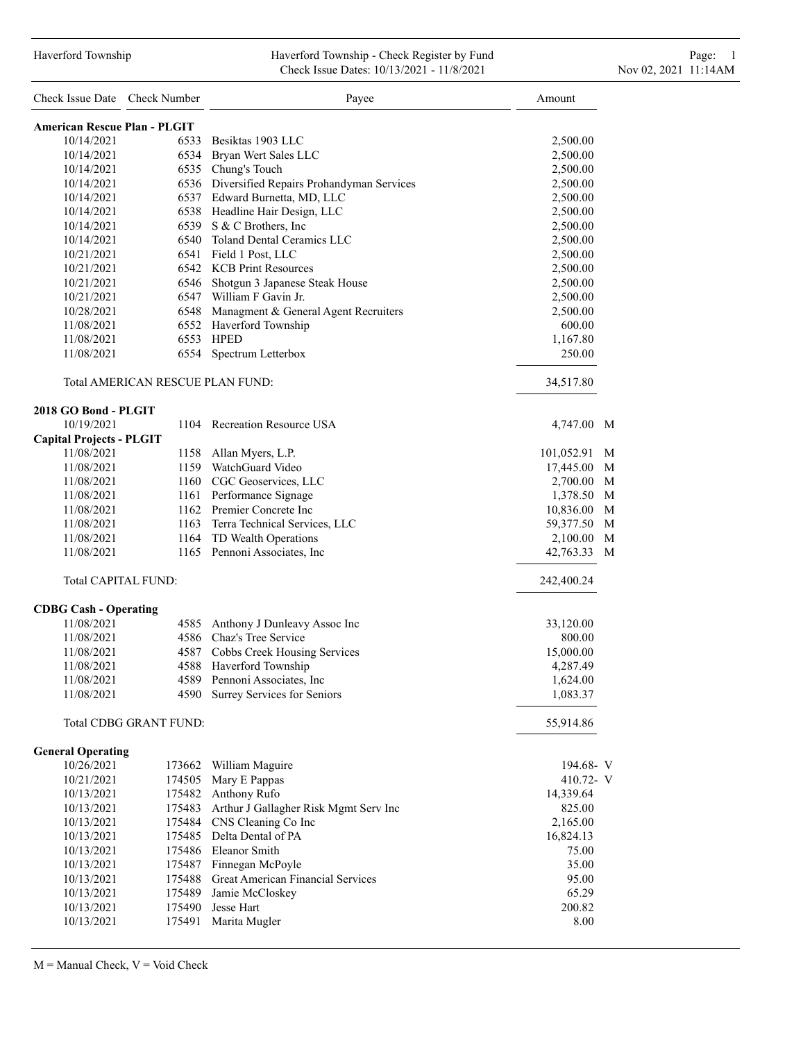# Haverford Township - Check Register by Fund

Check Issue Dates: 10/13/2021 - 11/8/2021

| Check Issue Date | Check Number | Payee | Amount | |
|---|---|---|---|---|
| **American Rescue Plan - PLGIT** | | | | |
| 10/14/2021 | 6533 | Besiktas 1903 LLC | 2,500.00 | |
| 10/14/2021 | 6534 | Bryan Wert Sales LLC | 2,500.00 | |
| 10/14/2021 | 6535 | Chung's Touch | 2,500.00 | |
| 10/14/2021 | 6536 | Diversified Repairs Prohandyman Services | 2,500.00 | |
| 10/14/2021 | 6537 | Edward Burnetta, MD, LLC | 2,500.00 | |
| 10/14/2021 | 6538 | Headline Hair Design, LLC | 2,500.00 | |
| 10/14/2021 | 6539 | S & C Brothers, Inc | 2,500.00 | |
| 10/14/2021 | 6540 | Toland Dental Ceramics LLC | 2,500.00 | |
| 10/21/2021 | 6541 | Field 1 Post, LLC | 2,500.00 | |
| 10/21/2021 | 6542 | KCB Print Resources | 2,500.00 | |
| 10/21/2021 | 6546 | Shotgun 3 Japanese Steak House | 2,500.00 | |
| 10/21/2021 | 6547 | William F Gavin Jr. | 2,500.00 | |
| 10/28/2021 | 6548 | Managment & General Agent Recruiters | 2,500.00 | |
| 11/08/2021 | 6552 | Haverford Township | 600.00 | |
| 11/08/2021 | 6553 | HPED | 1,167.80 | |
| 11/08/2021 | 6554 | Spectrum Letterbox | 250.00 | |
| Total AMERICAN RESCUE PLAN FUND: | | | 34,517.80 | |
| **2018 GO Bond - PLGIT** | | | | |
| 10/19/2021 | 1104 | Recreation Resource USA | 4,747.00 | M |
| **Capital Projects - PLGIT** | | | | |
| 11/08/2021 | 1158 | Allan Myers, L.P. | 101,052.91 | M |
| 11/08/2021 | 1159 | WatchGuard Video | 17,445.00 | M |
| 11/08/2021 | 1160 | CGC Geoservices, LLC | 2,700.00 | M |
| 11/08/2021 | 1161 | Performance Signage | 1,378.50 | M |
| 11/08/2021 | 1162 | Premier Concrete Inc | 10,836.00 | M |
| 11/08/2021 | 1163 | Terra Technical Services, LLC | 59,377.50 | M |
| 11/08/2021 | 1164 | TD Wealth Operations | 2,100.00 | M |
| 11/08/2021 | 1165 | Pennoni Associates, Inc | 42,763.33 | M |
| Total CAPITAL FUND: | | | 242,400.24 | |
| **CDBG Cash - Operating** | | | | |
| 11/08/2021 | 4585 | Anthony J Dunleavy Assoc Inc | 33,120.00 | |
| 11/08/2021 | 4586 | Chaz's Tree Service | 800.00 | |
| 11/08/2021 | 4587 | Cobbs Creek Housing Services | 15,000.00 | |
| 11/08/2021 | 4588 | Haverford Township | 4,287.49 | |
| 11/08/2021 | 4589 | Pennoni Associates, Inc | 1,624.00 | |
| 11/08/2021 | 4590 | Surrey Services for Seniors | 1,083.37 | |
| Total CDBG GRANT FUND: | | | 55,914.86 | |
| **General Operating** | | | | |
| 10/26/2021 | 173662 | William Maguire | 194.68- | V |
| 10/21/2021 | 174505 | Mary E Pappas | 410.72- | V |
| 10/13/2021 | 175482 | Anthony Rufo | 14,339.64 | |
| 10/13/2021 | 175483 | Arthur J Gallagher Risk Mgmt Serv Inc | 825.00 | |
| 10/13/2021 | 175484 | CNS Cleaning Co Inc | 2,165.00 | |
| 10/13/2021 | 175485 | Delta Dental of PA | 16,824.13 | |
| 10/13/2021 | 175486 | Eleanor Smith | 75.00 | |
| 10/13/2021 | 175487 | Finnegan McPoyle | 35.00 | |
| 10/13/2021 | 175488 | Great American Financial Services | 95.00 | |
| 10/13/2021 | 175489 | Jamie McCloskey | 65.29 | |
| 10/13/2021 | 175490 | Jesse Hart | 200.82 | |
| 10/13/2021 | 175491 | Marita Mugler | 8.00 | |

M = Manual Check, V = Void Check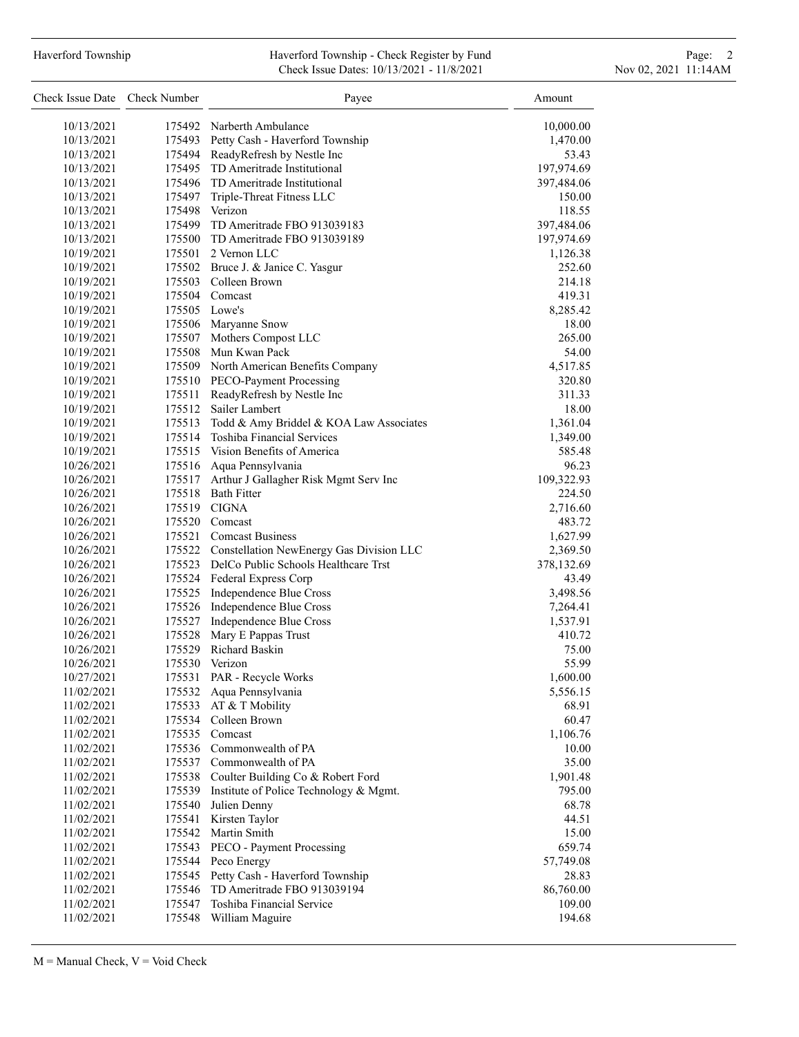Haverford Township - Check Register by Fund
Check Issue Dates: 10/13/2021 - 11/8/2021

| Check Issue Date | Check Number | Payee | Amount |
|---|---|---|---|
| 10/13/2021 | 175492 | Narberth Ambulance | 10,000.00 |
| 10/13/2021 | 175493 | Petty Cash - Haverford Township | 1,470.00 |
| 10/13/2021 | 175494 | ReadyRefresh by Nestle Inc | 53.43 |
| 10/13/2021 | 175495 | TD Ameritrade Institutional | 197,974.69 |
| 10/13/2021 | 175496 | TD Ameritrade Institutional | 397,484.06 |
| 10/13/2021 | 175497 | Triple-Threat Fitness LLC | 150.00 |
| 10/13/2021 | 175498 | Verizon | 118.55 |
| 10/13/2021 | 175499 | TD Ameritrade FBO 913039183 | 397,484.06 |
| 10/13/2021 | 175500 | TD Ameritrade FBO 913039189 | 197,974.69 |
| 10/19/2021 | 175501 | 2 Vernon LLC | 1,126.38 |
| 10/19/2021 | 175502 | Bruce J. & Janice C. Yasgur | 252.60 |
| 10/19/2021 | 175503 | Colleen Brown | 214.18 |
| 10/19/2021 | 175504 | Comcast | 419.31 |
| 10/19/2021 | 175505 | Lowe's | 8,285.42 |
| 10/19/2021 | 175506 | Maryanne Snow | 18.00 |
| 10/19/2021 | 175507 | Mothers Compost LLC | 265.00 |
| 10/19/2021 | 175508 | Mun Kwan Pack | 54.00 |
| 10/19/2021 | 175509 | North American Benefits Company | 4,517.85 |
| 10/19/2021 | 175510 | PECO-Payment Processing | 320.80 |
| 10/19/2021 | 175511 | ReadyRefresh by Nestle Inc | 311.33 |
| 10/19/2021 | 175512 | Sailer Lambert | 18.00 |
| 10/19/2021 | 175513 | Todd & Amy Briddel & KOA Law Associates | 1,361.04 |
| 10/19/2021 | 175514 | Toshiba Financial Services | 1,349.00 |
| 10/19/2021 | 175515 | Vision Benefits of America | 585.48 |
| 10/26/2021 | 175516 | Aqua Pennsylvania | 96.23 |
| 10/26/2021 | 175517 | Arthur J Gallagher Risk Mgmt Serv Inc | 109,322.93 |
| 10/26/2021 | 175518 | Bath Fitter | 224.50 |
| 10/26/2021 | 175519 | CIGNA | 2,716.60 |
| 10/26/2021 | 175520 | Comcast | 483.72 |
| 10/26/2021 | 175521 | Comcast Business | 1,627.99 |
| 10/26/2021 | 175522 | Constellation NewEnergy Gas Division LLC | 2,369.50 |
| 10/26/2021 | 175523 | DelCo Public Schools Healthcare Trst | 378,132.69 |
| 10/26/2021 | 175524 | Federal Express Corp | 43.49 |
| 10/26/2021 | 175525 | Independence Blue Cross | 3,498.56 |
| 10/26/2021 | 175526 | Independence Blue Cross | 7,264.41 |
| 10/26/2021 | 175527 | Independence Blue Cross | 1,537.91 |
| 10/26/2021 | 175528 | Mary E Pappas Trust | 410.72 |
| 10/26/2021 | 175529 | Richard Baskin | 75.00 |
| 10/26/2021 | 175530 | Verizon | 55.99 |
| 10/27/2021 | 175531 | PAR - Recycle Works | 1,600.00 |
| 11/02/2021 | 175532 | Aqua Pennsylvania | 5,556.15 |
| 11/02/2021 | 175533 | AT & T Mobility | 68.91 |
| 11/02/2021 | 175534 | Colleen Brown | 60.47 |
| 11/02/2021 | 175535 | Comcast | 1,106.76 |
| 11/02/2021 | 175536 | Commonwealth of PA | 10.00 |
| 11/02/2021 | 175537 | Commonwealth of PA | 35.00 |
| 11/02/2021 | 175538 | Coulter Building Co & Robert Ford | 1,901.48 |
| 11/02/2021 | 175539 | Institute of Police Technology & Mgmt. | 795.00 |
| 11/02/2021 | 175540 | Julien Denny | 68.78 |
| 11/02/2021 | 175541 | Kirsten Taylor | 44.51 |
| 11/02/2021 | 175542 | Martin Smith | 15.00 |
| 11/02/2021 | 175543 | PECO - Payment Processing | 659.74 |
| 11/02/2021 | 175544 | Peco Energy | 57,749.08 |
| 11/02/2021 | 175545 | Petty Cash - Haverford Township | 28.83 |
| 11/02/2021 | 175546 | TD Ameritrade FBO 913039194 | 86,760.00 |
| 11/02/2021 | 175547 | Toshiba Financial Service | 109.00 |
| 11/02/2021 | 175548 | William Maguire | 194.68 |

M = Manual Check, V = Void Check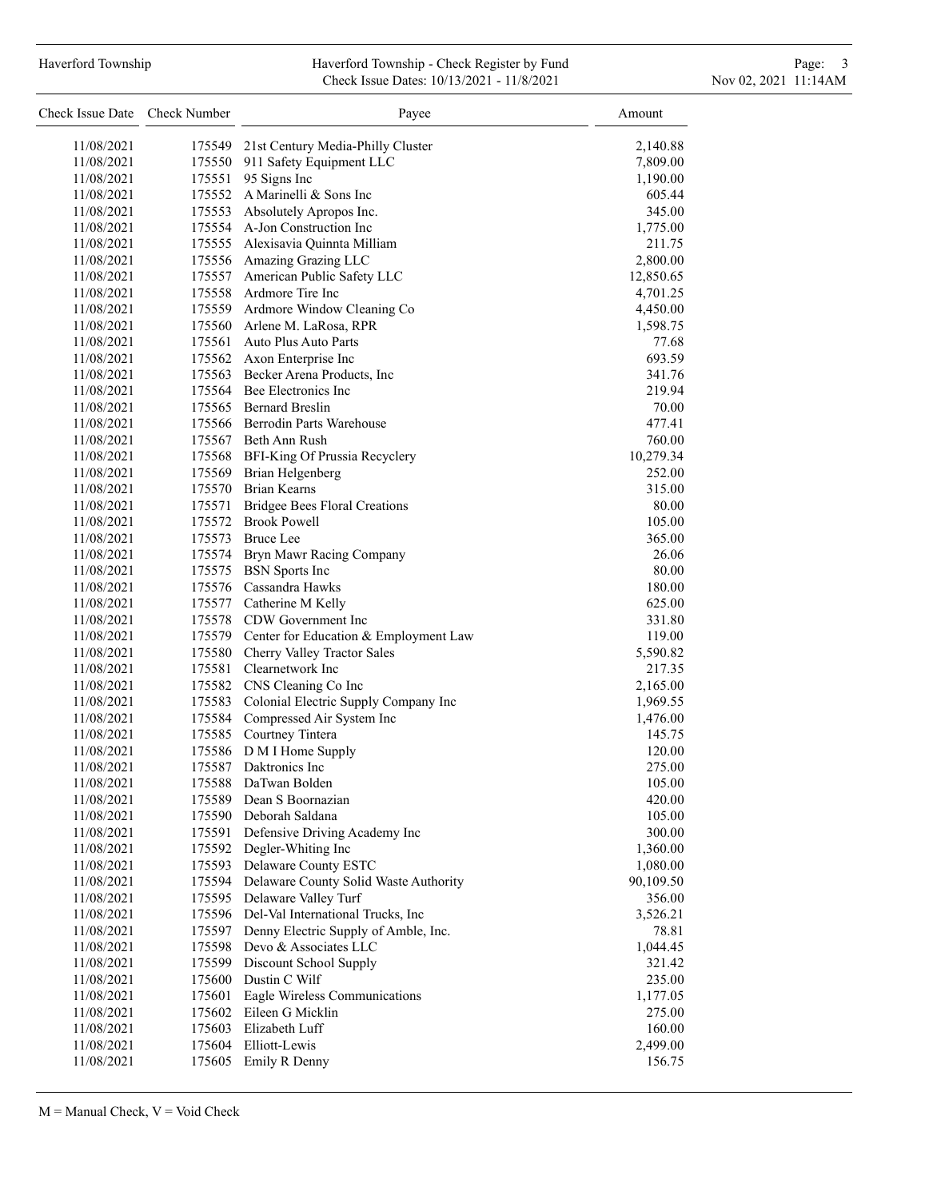| Check Issue Date | Check Number | Payee | Amount |
|---|---|---|---|
| 11/08/2021 | 175549 | 21st Century Media-Philly Cluster | 2,140.88 |
| 11/08/2021 | 175550 | 911 Safety Equipment LLC | 7,809.00 |
| 11/08/2021 | 175551 | 95 Signs Inc | 1,190.00 |
| 11/08/2021 | 175552 | A Marinelli & Sons Inc | 605.44 |
| 11/08/2021 | 175553 | Absolutely Apropos Inc. | 345.00 |
| 11/08/2021 | 175554 | A-Jon Construction Inc | 1,775.00 |
| 11/08/2021 | 175555 | Alexisavia Quinnta Milliam | 211.75 |
| 11/08/2021 | 175556 | Amazing Grazing LLC | 2,800.00 |
| 11/08/2021 | 175557 | American Public Safety LLC | 12,850.65 |
| 11/08/2021 | 175558 | Ardmore Tire Inc | 4,701.25 |
| 11/08/2021 | 175559 | Ardmore Window Cleaning Co | 4,450.00 |
| 11/08/2021 | 175560 | Arlene M. LaRosa, RPR | 1,598.75 |
| 11/08/2021 | 175561 | Auto Plus Auto Parts | 77.68 |
| 11/08/2021 | 175562 | Axon Enterprise Inc | 693.59 |
| 11/08/2021 | 175563 | Becker Arena Products, Inc | 341.76 |
| 11/08/2021 | 175564 | Bee Electronics Inc | 219.94 |
| 11/08/2021 | 175565 | Bernard Breslin | 70.00 |
| 11/08/2021 | 175566 | Berrodin Parts Warehouse | 477.41 |
| 11/08/2021 | 175567 | Beth Ann Rush | 760.00 |
| 11/08/2021 | 175568 | BFI-King Of Prussia Recyclery | 10,279.34 |
| 11/08/2021 | 175569 | Brian Helgenberg | 252.00 |
| 11/08/2021 | 175570 | Brian Kearns | 315.00 |
| 11/08/2021 | 175571 | Bridgee Bees Floral Creations | 80.00 |
| 11/08/2021 | 175572 | Brook Powell | 105.00 |
| 11/08/2021 | 175573 | Bruce Lee | 365.00 |
| 11/08/2021 | 175574 | Bryn Mawr Racing Company | 26.06 |
| 11/08/2021 | 175575 | BSN Sports Inc | 80.00 |
| 11/08/2021 | 175576 | Cassandra Hawks | 180.00 |
| 11/08/2021 | 175577 | Catherine M Kelly | 625.00 |
| 11/08/2021 | 175578 | CDW Government Inc | 331.80 |
| 11/08/2021 | 175579 | Center for Education & Employment Law | 119.00 |
| 11/08/2021 | 175580 | Cherry Valley Tractor Sales | 5,590.82 |
| 11/08/2021 | 175581 | Clearnetwork Inc | 217.35 |
| 11/08/2021 | 175582 | CNS Cleaning Co Inc | 2,165.00 |
| 11/08/2021 | 175583 | Colonial Electric Supply Company Inc | 1,969.55 |
| 11/08/2021 | 175584 | Compressed Air System Inc | 1,476.00 |
| 11/08/2021 | 175585 | Courtney Tintera | 145.75 |
| 11/08/2021 | 175586 | D M I Home Supply | 120.00 |
| 11/08/2021 | 175587 | Daktronics Inc | 275.00 |
| 11/08/2021 | 175588 | DaTwan Bolden | 105.00 |
| 11/08/2021 | 175589 | Dean S Boornazian | 420.00 |
| 11/08/2021 | 175590 | Deborah Saldana | 105.00 |
| 11/08/2021 | 175591 | Defensive Driving Academy Inc | 300.00 |
| 11/08/2021 | 175592 | Degler-Whiting Inc | 1,360.00 |
| 11/08/2021 | 175593 | Delaware County ESTC | 1,080.00 |
| 11/08/2021 | 175594 | Delaware County Solid Waste Authority | 90,109.50 |
| 11/08/2021 | 175595 | Delaware Valley Turf | 356.00 |
| 11/08/2021 | 175596 | Del-Val International Trucks, Inc | 3,526.21 |
| 11/08/2021 | 175597 | Denny Electric Supply of Amble, Inc. | 78.81 |
| 11/08/2021 | 175598 | Devo & Associates LLC | 1,044.45 |
| 11/08/2021 | 175599 | Discount School Supply | 321.42 |
| 11/08/2021 | 175600 | Dustin C Wilf | 235.00 |
| 11/08/2021 | 175601 | Eagle Wireless Communications | 1,177.05 |
| 11/08/2021 | 175602 | Eileen G Micklin | 275.00 |
| 11/08/2021 | 175603 | Elizabeth Luff | 160.00 |
| 11/08/2021 | 175604 | Elliott-Lewis | 2,499.00 |
| 11/08/2021 | 175605 | Emily R Denny | 156.75 |

M = Manual Check, V = Void Check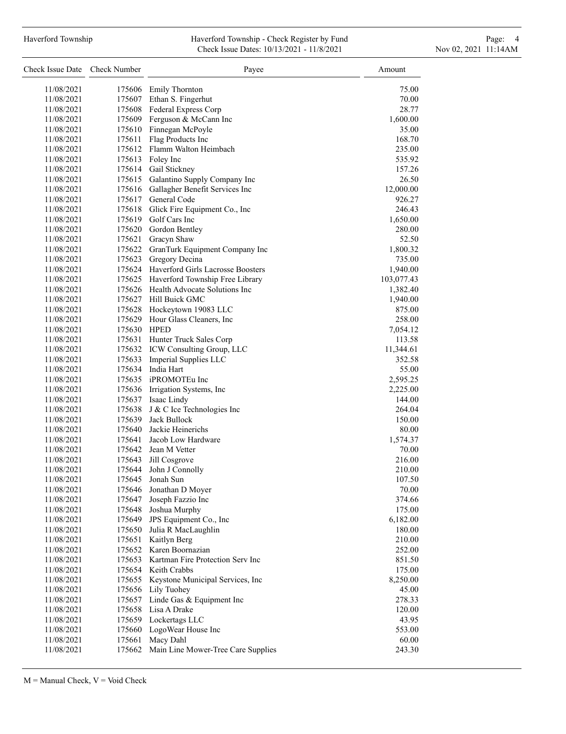| Check Issue Date | Check Number | Payee | Amount |
|---|---|---|---|
| 11/08/2021 | 175606 | Emily Thornton | 75.00 |
| 11/08/2021 | 175607 | Ethan S. Fingerhut | 70.00 |
| 11/08/2021 | 175608 | Federal Express Corp | 28.77 |
| 11/08/2021 | 175609 | Ferguson & McCann Inc | 1,600.00 |
| 11/08/2021 | 175610 | Finnegan McPoyle | 35.00 |
| 11/08/2021 | 175611 | Flag Products Inc | 168.70 |
| 11/08/2021 | 175612 | Flamm Walton Heimbach | 235.00 |
| 11/08/2021 | 175613 | Foley Inc | 535.92 |
| 11/08/2021 | 175614 | Gail Stickney | 157.26 |
| 11/08/2021 | 175615 | Galantino Supply Company Inc | 26.50 |
| 11/08/2021 | 175616 | Gallagher Benefit Services Inc | 12,000.00 |
| 11/08/2021 | 175617 | General Code | 926.27 |
| 11/08/2021 | 175618 | Glick Fire Equipment Co., Inc | 246.43 |
| 11/08/2021 | 175619 | Golf Cars Inc | 1,650.00 |
| 11/08/2021 | 175620 | Gordon Bentley | 280.00 |
| 11/08/2021 | 175621 | Gracyn Shaw | 52.50 |
| 11/08/2021 | 175622 | GranTurk Equipment Company Inc | 1,800.32 |
| 11/08/2021 | 175623 | Gregory Decina | 735.00 |
| 11/08/2021 | 175624 | Haverford Girls Lacrosse Boosters | 1,940.00 |
| 11/08/2021 | 175625 | Haverford Township Free Library | 103,077.43 |
| 11/08/2021 | 175626 | Health Advocate Solutions Inc | 1,382.40 |
| 11/08/2021 | 175627 | Hill Buick GMC | 1,940.00 |
| 11/08/2021 | 175628 | Hockeytown 19083 LLC | 875.00 |
| 11/08/2021 | 175629 | Hour Glass Cleaners, Inc | 258.00 |
| 11/08/2021 | 175630 | HPED | 7,054.12 |
| 11/08/2021 | 175631 | Hunter Truck Sales Corp | 113.58 |
| 11/08/2021 | 175632 | ICW Consulting Group, LLC | 11,344.61 |
| 11/08/2021 | 175633 | Imperial Supplies LLC | 352.58 |
| 11/08/2021 | 175634 | India Hart | 55.00 |
| 11/08/2021 | 175635 | iPROMOTEu Inc | 2,595.25 |
| 11/08/2021 | 175636 | Irrigation Systems, Inc | 2,225.00 |
| 11/08/2021 | 175637 | Isaac Lindy | 144.00 |
| 11/08/2021 | 175638 | J & C Ice Technologies Inc | 264.04 |
| 11/08/2021 | 175639 | Jack Bullock | 150.00 |
| 11/08/2021 | 175640 | Jackie Heinerichs | 80.00 |
| 11/08/2021 | 175641 | Jacob Low Hardware | 1,574.37 |
| 11/08/2021 | 175642 | Jean M Vetter | 70.00 |
| 11/08/2021 | 175643 | Jill Cosgrove | 216.00 |
| 11/08/2021 | 175644 | John J Connolly | 210.00 |
| 11/08/2021 | 175645 | Jonah Sun | 107.50 |
| 11/08/2021 | 175646 | Jonathan D Moyer | 70.00 |
| 11/08/2021 | 175647 | Joseph Fazzio Inc | 374.66 |
| 11/08/2021 | 175648 | Joshua Murphy | 175.00 |
| 11/08/2021 | 175649 | JPS Equipment Co., Inc | 6,182.00 |
| 11/08/2021 | 175650 | Julia R MacLaughlin | 180.00 |
| 11/08/2021 | 175651 | Kaitlyn Berg | 210.00 |
| 11/08/2021 | 175652 | Karen Boornazian | 252.00 |
| 11/08/2021 | 175653 | Kartman Fire Protection Serv Inc | 851.50 |
| 11/08/2021 | 175654 | Keith Crabbs | 175.00 |
| 11/08/2021 | 175655 | Keystone Municipal Services, Inc | 8,250.00 |
| 11/08/2021 | 175656 | Lily Tuohey | 45.00 |
| 11/08/2021 | 175657 | Linde Gas & Equipment Inc | 278.33 |
| 11/08/2021 | 175658 | Lisa A Drake | 120.00 |
| 11/08/2021 | 175659 | Lockertags LLC | 43.95 |
| 11/08/2021 | 175660 | LogoWear House Inc | 553.00 |
| 11/08/2021 | 175661 | Macy Dahl | 60.00 |
| 11/08/2021 | 175662 | Main Line Mower-Tree Care Supplies | 243.30 |

M = Manual Check, V = Void Check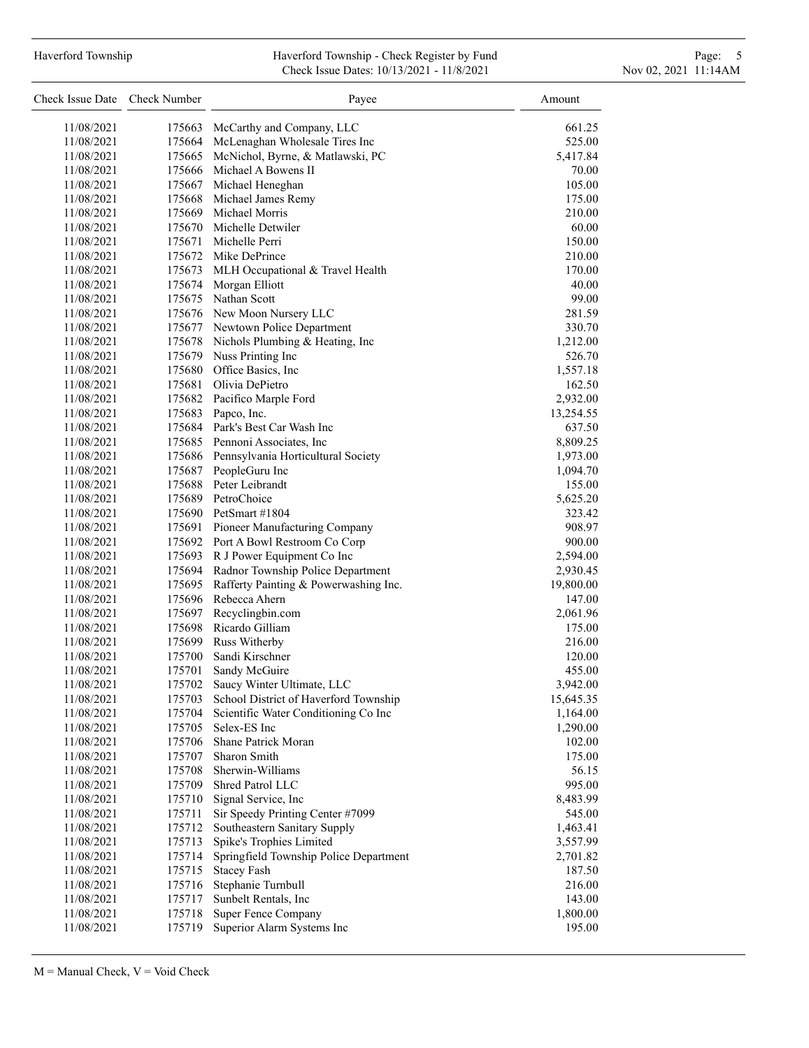| Check Issue Date | Check Number | Payee | Amount |
|---|---|---|---|
| 11/08/2021 | 175663 | McCarthy and Company, LLC | 661.25 |
| 11/08/2021 | 175664 | McLenaghan Wholesale Tires Inc | 525.00 |
| 11/08/2021 | 175665 | McNichol, Byrne, & Matlawski, PC | 5,417.84 |
| 11/08/2021 | 175666 | Michael A Bowens II | 70.00 |
| 11/08/2021 | 175667 | Michael Heneghan | 105.00 |
| 11/08/2021 | 175668 | Michael James Remy | 175.00 |
| 11/08/2021 | 175669 | Michael Morris | 210.00 |
| 11/08/2021 | 175670 | Michelle Detwiler | 60.00 |
| 11/08/2021 | 175671 | Michelle Perri | 150.00 |
| 11/08/2021 | 175672 | Mike DePrince | 210.00 |
| 11/08/2021 | 175673 | MLH Occupational & Travel Health | 170.00 |
| 11/08/2021 | 175674 | Morgan Elliott | 40.00 |
| 11/08/2021 | 175675 | Nathan Scott | 99.00 |
| 11/08/2021 | 175676 | New Moon Nursery LLC | 281.59 |
| 11/08/2021 | 175677 | Newtown Police Department | 330.70 |
| 11/08/2021 | 175678 | Nichols Plumbing & Heating, Inc | 1,212.00 |
| 11/08/2021 | 175679 | Nuss Printing Inc | 526.70 |
| 11/08/2021 | 175680 | Office Basics, Inc | 1,557.18 |
| 11/08/2021 | 175681 | Olivia DePietro | 162.50 |
| 11/08/2021 | 175682 | Pacifico Marple Ford | 2,932.00 |
| 11/08/2021 | 175683 | Papco, Inc. | 13,254.55 |
| 11/08/2021 | 175684 | Park's Best Car Wash Inc | 637.50 |
| 11/08/2021 | 175685 | Pennoni Associates, Inc | 8,809.25 |
| 11/08/2021 | 175686 | Pennsylvania Horticultural Society | 1,973.00 |
| 11/08/2021 | 175687 | PeopleGuru Inc | 1,094.70 |
| 11/08/2021 | 175688 | Peter Leibrandt | 155.00 |
| 11/08/2021 | 175689 | PetroChoice | 5,625.20 |
| 11/08/2021 | 175690 | PetSmart #1804 | 323.42 |
| 11/08/2021 | 175691 | Pioneer Manufacturing Company | 908.97 |
| 11/08/2021 | 175692 | Port A Bowl Restroom Co Corp | 900.00 |
| 11/08/2021 | 175693 | R J Power Equipment Co Inc | 2,594.00 |
| 11/08/2021 | 175694 | Radnor Township Police Department | 2,930.45 |
| 11/08/2021 | 175695 | Rafferty Painting & Powerwashing Inc. | 19,800.00 |
| 11/08/2021 | 175696 | Rebecca Ahern | 147.00 |
| 11/08/2021 | 175697 | Recyclingbin.com | 2,061.96 |
| 11/08/2021 | 175698 | Ricardo Gilliam | 175.00 |
| 11/08/2021 | 175699 | Russ Witherby | 216.00 |
| 11/08/2021 | 175700 | Sandi Kirschner | 120.00 |
| 11/08/2021 | 175701 | Sandy McGuire | 455.00 |
| 11/08/2021 | 175702 | Saucy Winter Ultimate, LLC | 3,942.00 |
| 11/08/2021 | 175703 | School District of Haverford Township | 15,645.35 |
| 11/08/2021 | 175704 | Scientific Water Conditioning Co Inc | 1,164.00 |
| 11/08/2021 | 175705 | Selex-ES Inc | 1,290.00 |
| 11/08/2021 | 175706 | Shane Patrick Moran | 102.00 |
| 11/08/2021 | 175707 | Sharon Smith | 175.00 |
| 11/08/2021 | 175708 | Sherwin-Williams | 56.15 |
| 11/08/2021 | 175709 | Shred Patrol LLC | 995.00 |
| 11/08/2021 | 175710 | Signal Service, Inc | 8,483.99 |
| 11/08/2021 | 175711 | Sir Speedy Printing Center #7099 | 545.00 |
| 11/08/2021 | 175712 | Southeastern Sanitary Supply | 1,463.41 |
| 11/08/2021 | 175713 | Spike's Trophies Limited | 3,557.99 |
| 11/08/2021 | 175714 | Springfield Township Police Department | 2,701.82 |
| 11/08/2021 | 175715 | Stacey Fash | 187.50 |
| 11/08/2021 | 175716 | Stephanie Turnbull | 216.00 |
| 11/08/2021 | 175717 | Sunbelt Rentals, Inc | 143.00 |
| 11/08/2021 | 175718 | Super Fence Company | 1,800.00 |
| 11/08/2021 | 175719 | Superior Alarm Systems Inc | 195.00 |

M = Manual Check, V = Void Check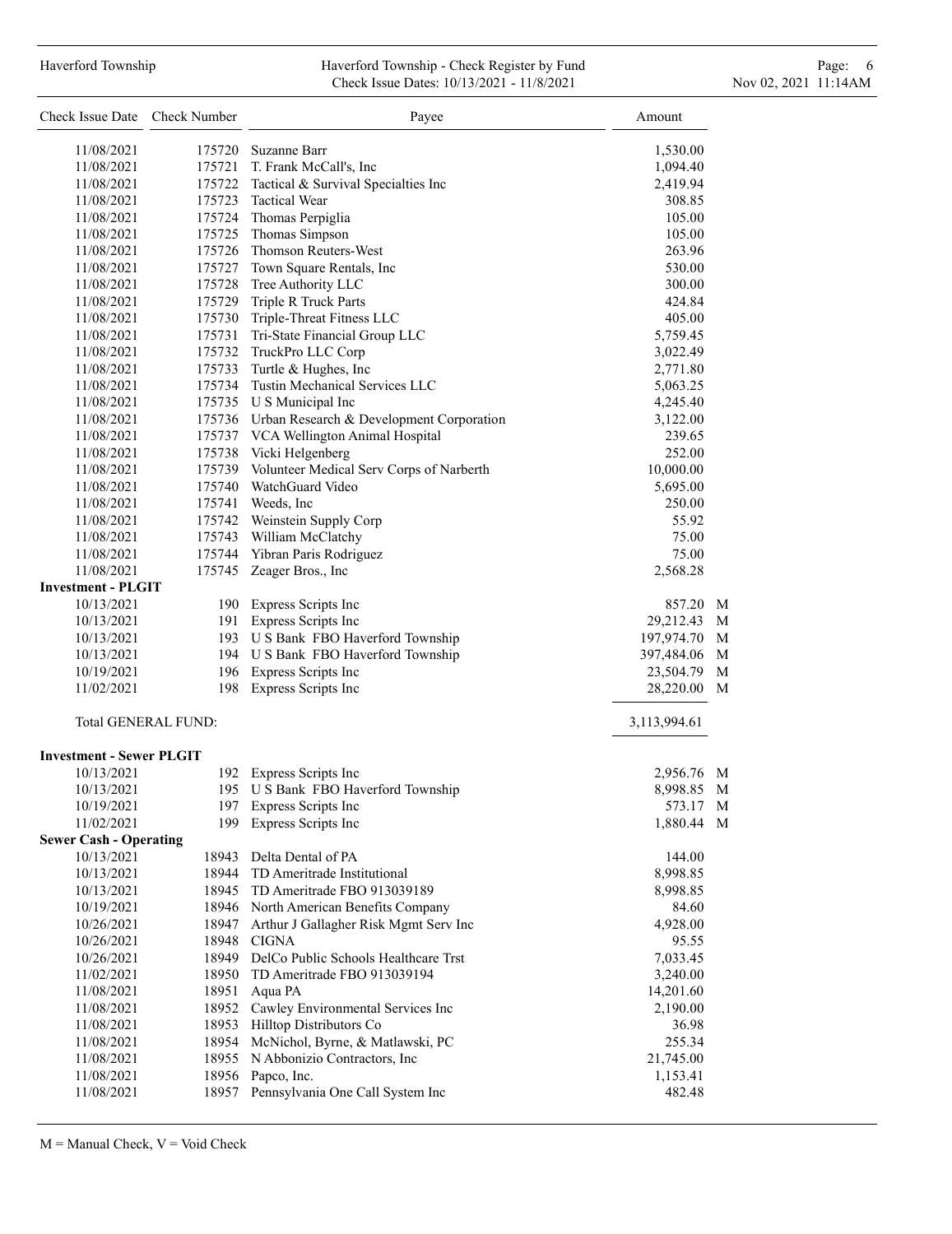| Check Issue Date | Check Number | Payee | Amount | |
|---|---|---|---|---|
| 11/08/2021 | 175720 | Suzanne Barr | 1,530.00 | |
| 11/08/2021 | 175721 | T. Frank McCall's, Inc | 1,094.40 | |
| 11/08/2021 | 175722 | Tactical & Survival Specialties Inc | 2,419.94 | |
| 11/08/2021 | 175723 | Tactical Wear | 308.85 | |
| 11/08/2021 | 175724 | Thomas Perpiglia | 105.00 | |
| 11/08/2021 | 175725 | Thomas Simpson | 105.00 | |
| 11/08/2021 | 175726 | Thomson Reuters-West | 263.96 | |
| 11/08/2021 | 175727 | Town Square Rentals, Inc | 530.00 | |
| 11/08/2021 | 175728 | Tree Authority LLC | 300.00 | |
| 11/08/2021 | 175729 | Triple R Truck Parts | 424.84 | |
| 11/08/2021 | 175730 | Triple-Threat Fitness LLC | 405.00 | |
| 11/08/2021 | 175731 | Tri-State Financial Group LLC | 5,759.45 | |
| 11/08/2021 | 175732 | TruckPro LLC Corp | 3,022.49 | |
| 11/08/2021 | 175733 | Turtle & Hughes, Inc | 2,771.80 | |
| 11/08/2021 | 175734 | Tustin Mechanical Services LLC | 5,063.25 | |
| 11/08/2021 | 175735 | U S Municipal Inc | 4,245.40 | |
| 11/08/2021 | 175736 | Urban Research & Development Corporation | 3,122.00 | |
| 11/08/2021 | 175737 | VCA Wellington Animal Hospital | 239.65 | |
| 11/08/2021 | 175738 | Vicki Helgenberg | 252.00 | |
| 11/08/2021 | 175739 | Volunteer Medical Serv Corps of Narberth | 10,000.00 | |
| 11/08/2021 | 175740 | WatchGuard Video | 5,695.00 | |
| 11/08/2021 | 175741 | Weeds, Inc | 250.00 | |
| 11/08/2021 | 175742 | Weinstein Supply Corp | 55.92 | |
| 11/08/2021 | 175743 | William McClatchy | 75.00 | |
| 11/08/2021 | 175744 | Yibran Paris Rodriguez | 75.00 | |
| 11/08/2021 | 175745 | Zeager Bros., Inc | 2,568.28 | |
| **Investment - PLGIT** | | | | |
| 10/13/2021 | 190 | Express Scripts Inc | 857.20 | M |
| 10/13/2021 | 191 | Express Scripts Inc | 29,212.43 | M |
| 10/13/2021 | 193 | U S Bank FBO Haverford Township | 197,974.70 | M |
| 10/13/2021 | 194 | U S Bank FBO Haverford Township | 397,484.06 | M |
| 10/19/2021 | 196 | Express Scripts Inc | 23,504.79 | M |
| 11/02/2021 | 198 | Express Scripts Inc | 28,220.00 | M |
| Total GENERAL FUND: | | | 3,113,994.61 | |
| **Investment - Sewer PLGIT** | | | | |
| 10/13/2021 | 192 | Express Scripts Inc | 2,956.76 | M |
| 10/13/2021 | 195 | U S Bank FBO Haverford Township | 8,998.85 | M |
| 10/19/2021 | 197 | Express Scripts Inc | 573.17 | M |
| 11/02/2021 | 199 | Express Scripts Inc | 1,880.44 | M |
| **Sewer Cash - Operating** | | | | |
| 10/13/2021 | 18943 | Delta Dental of PA | 144.00 | |
| 10/13/2021 | 18944 | TD Ameritrade Institutional | 8,998.85 | |
| 10/13/2021 | 18945 | TD Ameritrade FBO 913039189 | 8,998.85 | |
| 10/19/2021 | 18946 | North American Benefits Company | 84.60 | |
| 10/26/2021 | 18947 | Arthur J Gallagher Risk Mgmt Serv Inc | 4,928.00 | |
| 10/26/2021 | 18948 | CIGNA | 95.55 | |
| 10/26/2021 | 18949 | DelCo Public Schools Healthcare Trst | 7,033.45 | |
| 11/02/2021 | 18950 | TD Ameritrade FBO 913039194 | 3,240.00 | |
| 11/08/2021 | 18951 | Aqua PA | 14,201.60 | |
| 11/08/2021 | 18952 | Cawley Environmental Services Inc | 2,190.00 | |
| 11/08/2021 | 18953 | Hilltop Distributors Co | 36.98 | |
| 11/08/2021 | 18954 | McNichol, Byrne, & Matlawski, PC | 255.34 | |
| 11/08/2021 | 18955 | N Abbonizio Contractors, Inc | 21,745.00 | |
| 11/08/2021 | 18956 | Papco, Inc. | 1,153.41 | |
| 11/08/2021 | 18957 | Pennsylvania One Call System Inc | 482.48 | |

M = Manual Check, V = Void Check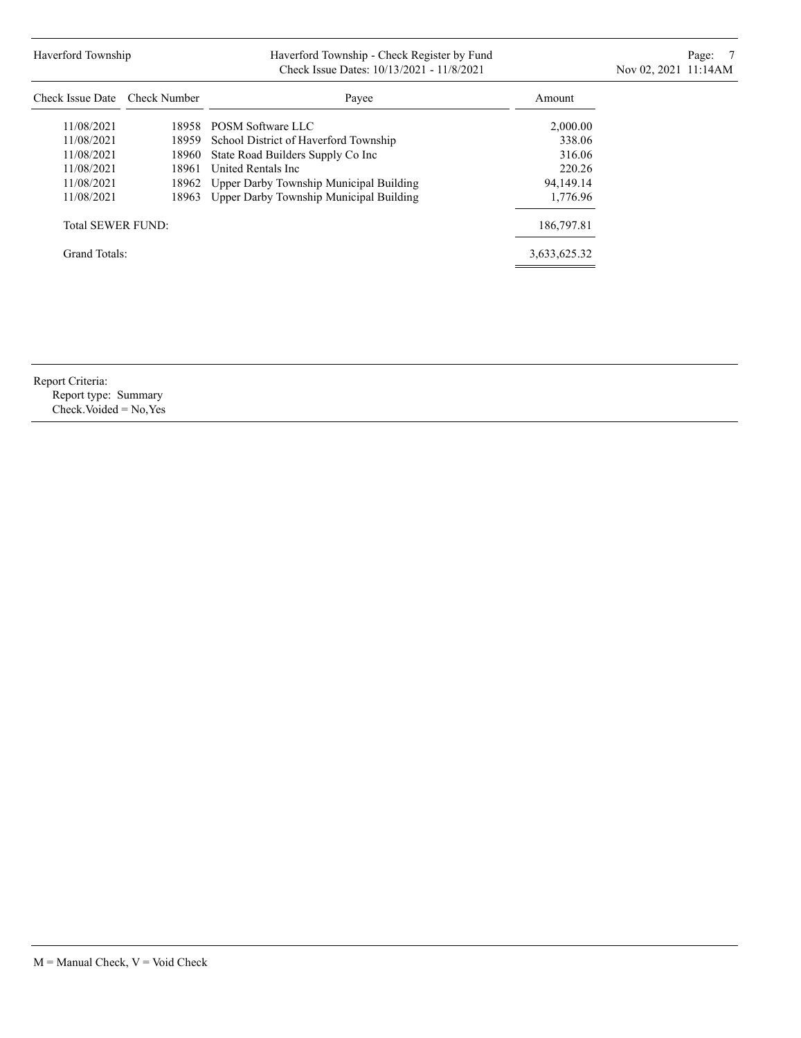| Check Issue Date | Check Number | Payee | Amount |
|---|---|---|---|
| 11/08/2021 | 18958 | POSM Software LLC | 2,000.00 |
| 11/08/2021 | 18959 | School District of Haverford Township | 338.06 |
| 11/08/2021 | 18960 | State Road Builders Supply Co Inc | 316.06 |
| 11/08/2021 | 18961 | United Rentals Inc | 220.26 |
| 11/08/2021 | 18962 | Upper Darby Township Municipal Building | 94,149.14 |
| 11/08/2021 | 18963 | Upper Darby Township Municipal Building | 1,776.96 |
| Total SEWER FUND: | | | 186,797.81 |
| Grand Totals: | | | 3,633,625.32 |

Report Criteria:
Report type: Summary
Check.Voided = No,Yes

M = Manual Check, V = Void Check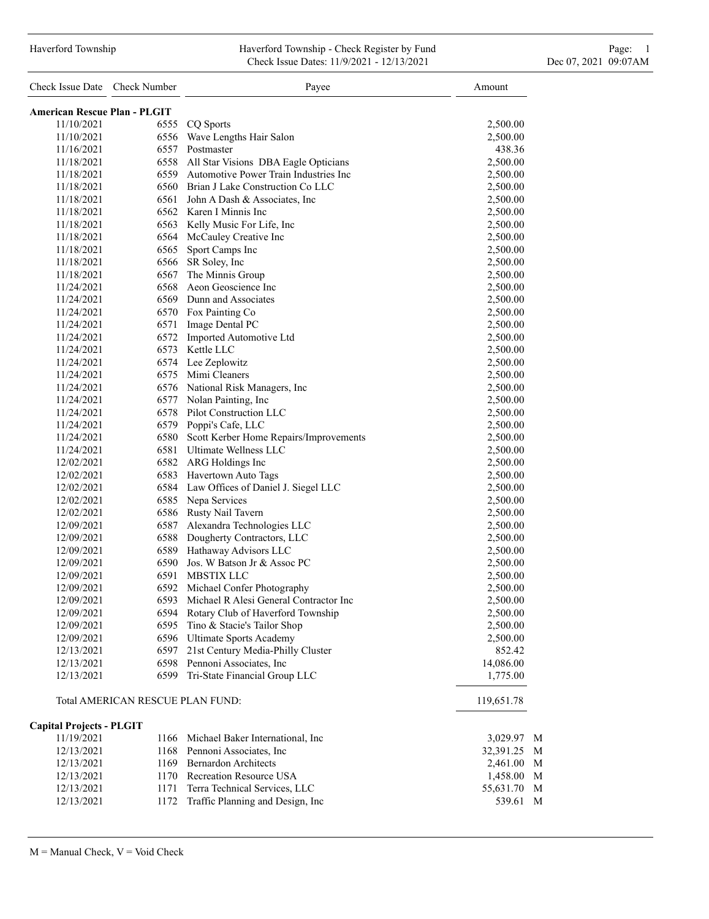Haverford Township - Check Register by Fund
Check Issue Dates: 11/9/2021 - 12/13/2021

| Check Issue Date | Check Number | Payee | Amount | |
|---|---|---|---|---|
| **American Rescue Plan - PLGIT** | | | | |
| 11/10/2021 | 6555 | CQ Sports | 2,500.00 | |
| 11/10/2021 | 6556 | Wave Lengths Hair Salon | 2,500.00 | |
| 11/16/2021 | 6557 | Postmaster | 438.36 | |
| 11/18/2021 | 6558 | All Star Visions DBA Eagle Opticians | 2,500.00 | |
| 11/18/2021 | 6559 | Automotive Power Train Industries Inc | 2,500.00 | |
| 11/18/2021 | 6560 | Brian J Lake Construction Co LLC | 2,500.00 | |
| 11/18/2021 | 6561 | John A Dash & Associates, Inc | 2,500.00 | |
| 11/18/2021 | 6562 | Karen I Minnis Inc | 2,500.00 | |
| 11/18/2021 | 6563 | Kelly Music For Life, Inc | 2,500.00 | |
| 11/18/2021 | 6564 | McCauley Creative Inc | 2,500.00 | |
| 11/18/2021 | 6565 | Sport Camps Inc | 2,500.00 | |
| 11/18/2021 | 6566 | SR Soley, Inc | 2,500.00 | |
| 11/18/2021 | 6567 | The Minnis Group | 2,500.00 | |
| 11/24/2021 | 6568 | Aeon Geoscience Inc | 2,500.00 | |
| 11/24/2021 | 6569 | Dunn and Associates | 2,500.00 | |
| 11/24/2021 | 6570 | Fox Painting Co | 2,500.00 | |
| 11/24/2021 | 6571 | Image Dental PC | 2,500.00 | |
| 11/24/2021 | 6572 | Imported Automotive Ltd | 2,500.00 | |
| 11/24/2021 | 6573 | Kettle LLC | 2,500.00 | |
| 11/24/2021 | 6574 | Lee Zeplowitz | 2,500.00 | |
| 11/24/2021 | 6575 | Mimi Cleaners | 2,500.00 | |
| 11/24/2021 | 6576 | National Risk Managers, Inc | 2,500.00 | |
| 11/24/2021 | 6577 | Nolan Painting, Inc | 2,500.00 | |
| 11/24/2021 | 6578 | Pilot Construction LLC | 2,500.00 | |
| 11/24/2021 | 6579 | Poppi's Cafe, LLC | 2,500.00 | |
| 11/24/2021 | 6580 | Scott Kerber Home Repairs/Improvements | 2,500.00 | |
| 11/24/2021 | 6581 | Ultimate Wellness LLC | 2,500.00 | |
| 12/02/2021 | 6582 | ARG Holdings Inc | 2,500.00 | |
| 12/02/2021 | 6583 | Havertown Auto Tags | 2,500.00 | |
| 12/02/2021 | 6584 | Law Offices of Daniel J. Siegel LLC | 2,500.00 | |
| 12/02/2021 | 6585 | Nepa Services | 2,500.00 | |
| 12/02/2021 | 6586 | Rusty Nail Tavern | 2,500.00 | |
| 12/09/2021 | 6587 | Alexandra Technologies LLC | 2,500.00 | |
| 12/09/2021 | 6588 | Dougherty Contractors, LLC | 2,500.00 | |
| 12/09/2021 | 6589 | Hathaway Advisors LLC | 2,500.00 | |
| 12/09/2021 | 6590 | Jos. W Batson Jr & Assoc PC | 2,500.00 | |
| 12/09/2021 | 6591 | MBSTIX LLC | 2,500.00 | |
| 12/09/2021 | 6592 | Michael Confer Photography | 2,500.00 | |
| 12/09/2021 | 6593 | Michael R Alesi General Contractor Inc | 2,500.00 | |
| 12/09/2021 | 6594 | Rotary Club of Haverford Township | 2,500.00 | |
| 12/09/2021 | 6595 | Tino & Stacie's Tailor Shop | 2,500.00 | |
| 12/09/2021 | 6596 | Ultimate Sports Academy | 2,500.00 | |
| 12/13/2021 | 6597 | 21st Century Media-Philly Cluster | 852.42 | |
| 12/13/2021 | 6598 | Pennoni Associates, Inc | 14,086.00 | |
| 12/13/2021 | 6599 | Tri-State Financial Group LLC | 1,775.00 | |
| | | Total AMERICAN RESCUE PLAN FUND: | 119,651.78 | |
| **Capital Projects - PLGIT** | | | | |
| 11/19/2021 | 1166 | Michael Baker International, Inc | 3,029.97 | M |
| 12/13/2021 | 1168 | Pennoni Associates, Inc | 32,391.25 | M |
| 12/13/2021 | 1169 | Bernardon Architects | 2,461.00 | M |
| 12/13/2021 | 1170 | Recreation Resource USA | 1,458.00 | M |
| 12/13/2021 | 1171 | Terra Technical Services, LLC | 55,631.70 | M |
| 12/13/2021 | 1172 | Traffic Planning and Design, Inc | 539.61 | M |

M = Manual Check, V = Void Check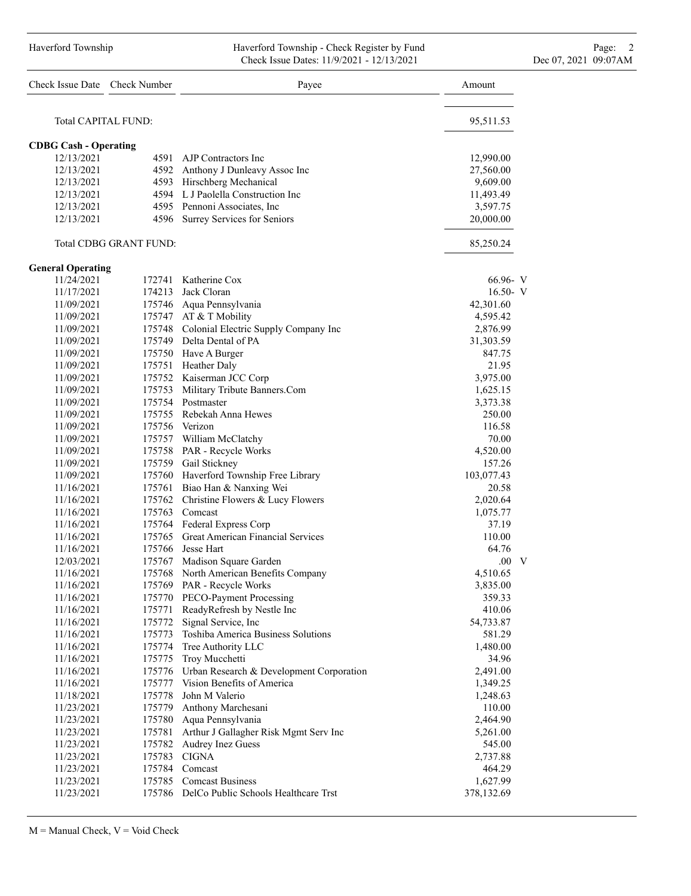| Check Issue Date | Check Number | Payee | Amount | |
|---|---|---|---|---|
| Total CAPITAL FUND: | | | 95,511.53 | |
| **CDBG Cash - Operating** | | | | |
| 12/13/2021 | 4591 | AJP Contractors Inc | 12,990.00 | |
| 12/13/2021 | 4592 | Anthony J Dunleavy Assoc Inc | 27,560.00 | |
| 12/13/2021 | 4593 | Hirschberg Mechanical | 9,609.00 | |
| 12/13/2021 | 4594 | L J Paolella Construction Inc | 11,493.49 | |
| 12/13/2021 | 4595 | Pennoni Associates, Inc | 3,597.75 | |
| 12/13/2021 | 4596 | Surrey Services for Seniors | 20,000.00 | |
| Total CDBG GRANT FUND: | | | 85,250.24 | |
| **General Operating** | | | | |
| 11/24/2021 | 172741 | Katherine Cox | 66.96- | V |
| 11/17/2021 | 174213 | Jack Cloran | 16.50- | V |
| 11/09/2021 | 175746 | Aqua Pennsylvania | 42,301.60 | |
| 11/09/2021 | 175747 | AT & T Mobility | 4,595.42 | |
| 11/09/2021 | 175748 | Colonial Electric Supply Company Inc | 2,876.99 | |
| 11/09/2021 | 175749 | Delta Dental of PA | 31,303.59 | |
| 11/09/2021 | 175750 | Have A Burger | 847.75 | |
| 11/09/2021 | 175751 | Heather Daly | 21.95 | |
| 11/09/2021 | 175752 | Kaiserman JCC Corp | 3,975.00 | |
| 11/09/2021 | 175753 | Military Tribute Banners.Com | 1,625.15 | |
| 11/09/2021 | 175754 | Postmaster | 3,373.38 | |
| 11/09/2021 | 175755 | Rebekah Anna Hewes | 250.00 | |
| 11/09/2021 | 175756 | Verizon | 116.58 | |
| 11/09/2021 | 175757 | William McClatchy | 70.00 | |
| 11/09/2021 | 175758 | PAR - Recycle Works | 4,520.00 | |
| 11/09/2021 | 175759 | Gail Stickney | 157.26 | |
| 11/09/2021 | 175760 | Haverford Township Free Library | 103,077.43 | |
| 11/16/2021 | 175761 | Biao Han & Nanxing Wei | 20.58 | |
| 11/16/2021 | 175762 | Christine Flowers & Lucy Flowers | 2,020.64 | |
| 11/16/2021 | 175763 | Comcast | 1,075.77 | |
| 11/16/2021 | 175764 | Federal Express Corp | 37.19 | |
| 11/16/2021 | 175765 | Great American Financial Services | 110.00 | |
| 11/16/2021 | 175766 | Jesse Hart | 64.76 | |
| 12/03/2021 | 175767 | Madison Square Garden | .00 | V |
| 11/16/2021 | 175768 | North American Benefits Company | 4,510.65 | |
| 11/16/2021 | 175769 | PAR - Recycle Works | 3,835.00 | |
| 11/16/2021 | 175770 | PECO-Payment Processing | 359.33 | |
| 11/16/2021 | 175771 | ReadyRefresh by Nestle Inc | 410.06 | |
| 11/16/2021 | 175772 | Signal Service, Inc | 54,733.87 | |
| 11/16/2021 | 175773 | Toshiba America Business Solutions | 581.29 | |
| 11/16/2021 | 175774 | Tree Authority LLC | 1,480.00 | |
| 11/16/2021 | 175775 | Troy Mucchetti | 34.96 | |
| 11/16/2021 | 175776 | Urban Research & Development Corporation | 2,491.00 | |
| 11/16/2021 | 175777 | Vision Benefits of America | 1,349.25 | |
| 11/18/2021 | 175778 | John M Valerio | 1,248.63 | |
| 11/23/2021 | 175779 | Anthony Marchesani | 110.00 | |
| 11/23/2021 | 175780 | Aqua Pennsylvania | 2,464.90 | |
| 11/23/2021 | 175781 | Arthur J Gallagher Risk Mgmt Serv Inc | 5,261.00 | |
| 11/23/2021 | 175782 | Audrey Inez Guess | 545.00 | |
| 11/23/2021 | 175783 | CIGNA | 2,737.88 | |
| 11/23/2021 | 175784 | Comcast | 464.29 | |
| 11/23/2021 | 175785 | Comcast Business | 1,627.99 | |
| 11/23/2021 | 175786 | DelCo Public Schools Healthcare Trst | 378,132.69 | |

M = Manual Check, V = Void Check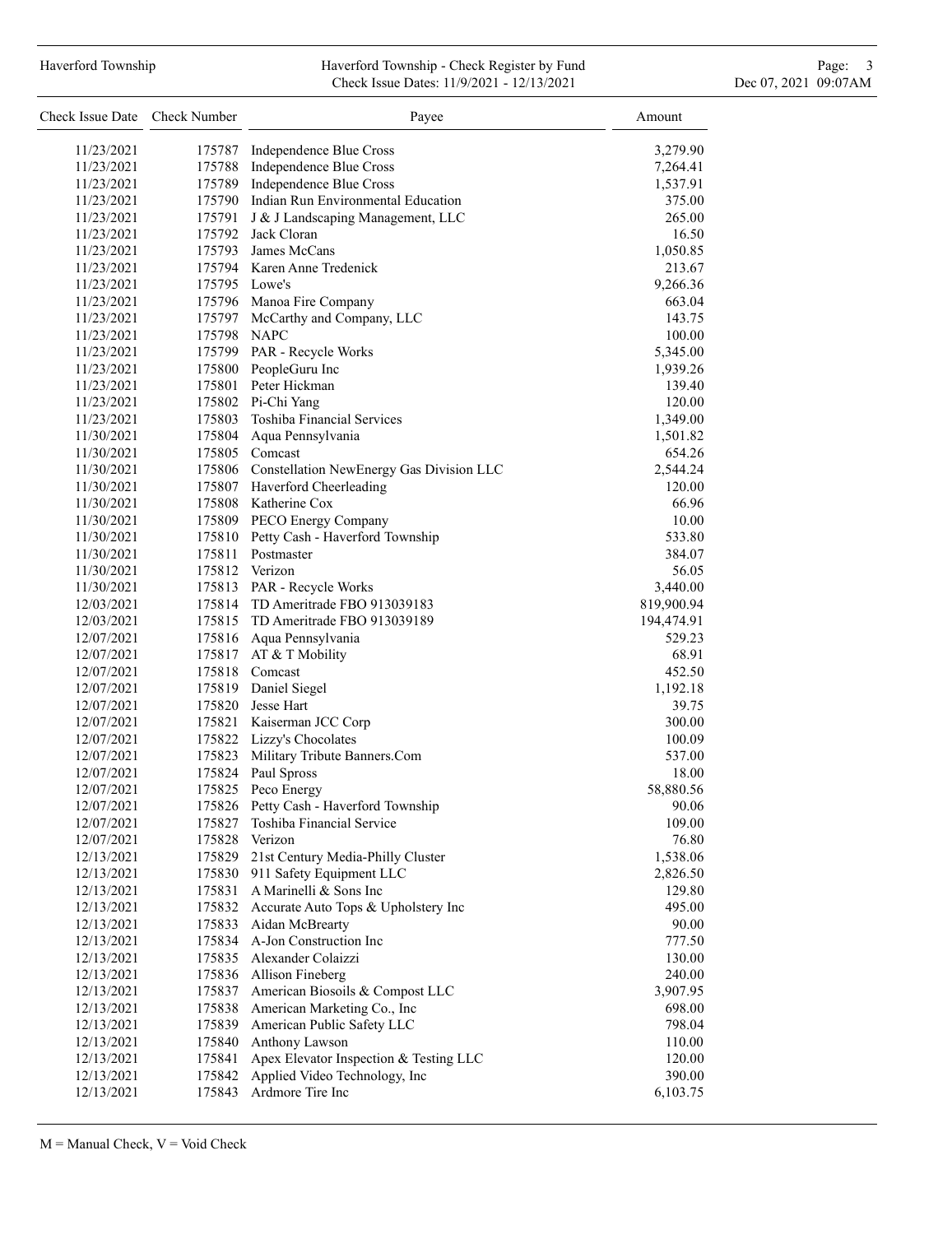| Check Issue Date | Check Number | Payee | Amount |
|---|---|---|---|
| 11/23/2021 | 175787 | Independence Blue Cross | 3,279.90 |
| 11/23/2021 | 175788 | Independence Blue Cross | 7,264.41 |
| 11/23/2021 | 175789 | Independence Blue Cross | 1,537.91 |
| 11/23/2021 | 175790 | Indian Run Environmental Education | 375.00 |
| 11/23/2021 | 175791 | J & J Landscaping Management, LLC | 265.00 |
| 11/23/2021 | 175792 | Jack Cloran | 16.50 |
| 11/23/2021 | 175793 | James McCans | 1,050.85 |
| 11/23/2021 | 175794 | Karen Anne Tredenick | 213.67 |
| 11/23/2021 | 175795 | Lowe's | 9,266.36 |
| 11/23/2021 | 175796 | Manoa Fire Company | 663.04 |
| 11/23/2021 | 175797 | McCarthy and Company, LLC | 143.75 |
| 11/23/2021 | 175798 | NAPC | 100.00 |
| 11/23/2021 | 175799 | PAR - Recycle Works | 5,345.00 |
| 11/23/2021 | 175800 | PeopleGuru Inc | 1,939.26 |
| 11/23/2021 | 175801 | Peter Hickman | 139.40 |
| 11/23/2021 | 175802 | Pi-Chi Yang | 120.00 |
| 11/23/2021 | 175803 | Toshiba Financial Services | 1,349.00 |
| 11/30/2021 | 175804 | Aqua Pennsylvania | 1,501.82 |
| 11/30/2021 | 175805 | Comcast | 654.26 |
| 11/30/2021 | 175806 | Constellation NewEnergy Gas Division LLC | 2,544.24 |
| 11/30/2021 | 175807 | Haverford Cheerleading | 120.00 |
| 11/30/2021 | 175808 | Katherine Cox | 66.96 |
| 11/30/2021 | 175809 | PECO Energy Company | 10.00 |
| 11/30/2021 | 175810 | Petty Cash - Haverford Township | 533.80 |
| 11/30/2021 | 175811 | Postmaster | 384.07 |
| 11/30/2021 | 175812 | Verizon | 56.05 |
| 11/30/2021 | 175813 | PAR - Recycle Works | 3,440.00 |
| 12/03/2021 | 175814 | TD Ameritrade FBO 913039183 | 819,900.94 |
| 12/03/2021 | 175815 | TD Ameritrade FBO 913039189 | 194,474.91 |
| 12/07/2021 | 175816 | Aqua Pennsylvania | 529.23 |
| 12/07/2021 | 175817 | AT & T Mobility | 68.91 |
| 12/07/2021 | 175818 | Comcast | 452.50 |
| 12/07/2021 | 175819 | Daniel Siegel | 1,192.18 |
| 12/07/2021 | 175820 | Jesse Hart | 39.75 |
| 12/07/2021 | 175821 | Kaiserman JCC Corp | 300.00 |
| 12/07/2021 | 175822 | Lizzy's Chocolates | 100.09 |
| 12/07/2021 | 175823 | Military Tribute Banners.Com | 537.00 |
| 12/07/2021 | 175824 | Paul Spross | 18.00 |
| 12/07/2021 | 175825 | Peco Energy | 58,880.56 |
| 12/07/2021 | 175826 | Petty Cash - Haverford Township | 90.06 |
| 12/07/2021 | 175827 | Toshiba Financial Service | 109.00 |
| 12/07/2021 | 175828 | Verizon | 76.80 |
| 12/13/2021 | 175829 | 21st Century Media-Philly Cluster | 1,538.06 |
| 12/13/2021 | 175830 | 911 Safety Equipment LLC | 2,826.50 |
| 12/13/2021 | 175831 | A Marinelli & Sons Inc | 129.80 |
| 12/13/2021 | 175832 | Accurate Auto Tops & Upholstery Inc | 495.00 |
| 12/13/2021 | 175833 | Aidan McBrearty | 90.00 |
| 12/13/2021 | 175834 | A-Jon Construction Inc | 777.50 |
| 12/13/2021 | 175835 | Alexander Colaizzi | 130.00 |
| 12/13/2021 | 175836 | Allison Fineberg | 240.00 |
| 12/13/2021 | 175837 | American Biosoils & Compost LLC | 3,907.95 |
| 12/13/2021 | 175838 | American Marketing Co., Inc | 698.00 |
| 12/13/2021 | 175839 | American Public Safety LLC | 798.04 |
| 12/13/2021 | 175840 | Anthony Lawson | 110.00 |
| 12/13/2021 | 175841 | Apex Elevator Inspection & Testing LLC | 120.00 |
| 12/13/2021 | 175842 | Applied Video Technology, Inc | 390.00 |
| 12/13/2021 | 175843 | Ardmore Tire Inc | 6,103.75 |

M = Manual Check, V = Void Check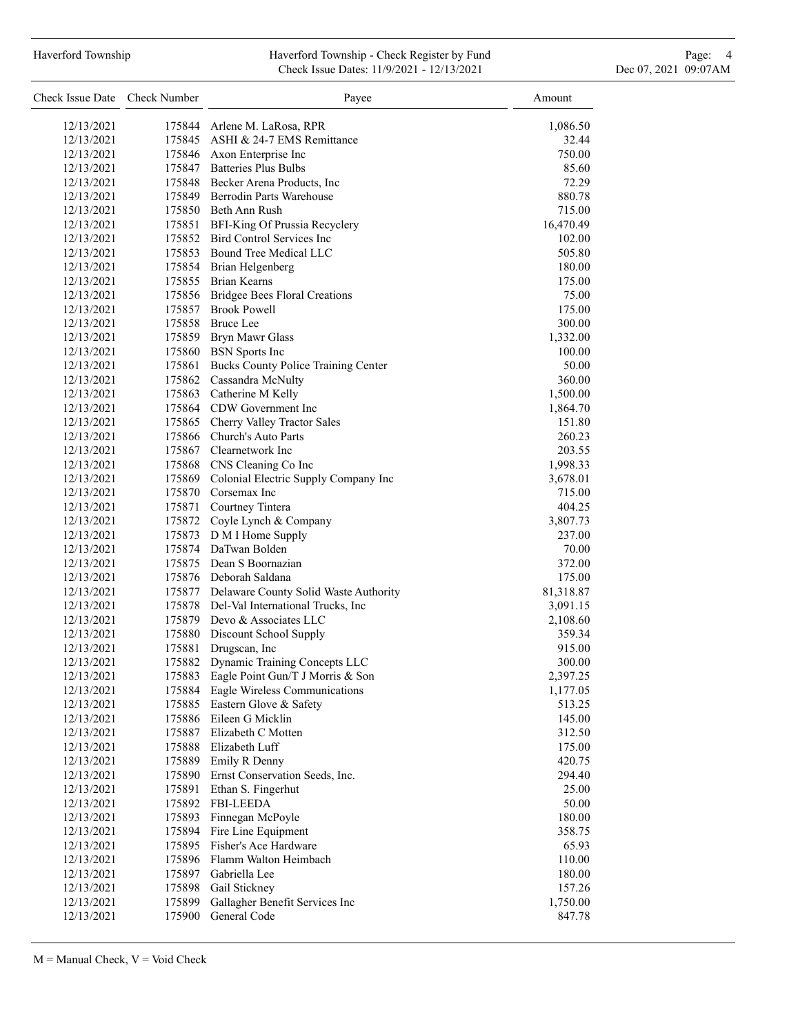| Check Issue Date | Check Number | Payee | Amount |
|---|---|---|---|
| 12/13/2021 | 175844 | Arlene M. LaRosa, RPR | 1,086.50 |
| 12/13/2021 | 175845 | ASHI & 24-7 EMS Remittance | 32.44 |
| 12/13/2021 | 175846 | Axon Enterprise Inc | 750.00 |
| 12/13/2021 | 175847 | Batteries Plus Bulbs | 85.60 |
| 12/13/2021 | 175848 | Becker Arena Products, Inc | 72.29 |
| 12/13/2021 | 175849 | Berrodin Parts Warehouse | 880.78 |
| 12/13/2021 | 175850 | Beth Ann Rush | 715.00 |
| 12/13/2021 | 175851 | BFI-King Of Prussia Recyclery | 16,470.49 |
| 12/13/2021 | 175852 | Bird Control Services Inc | 102.00 |
| 12/13/2021 | 175853 | Bound Tree Medical LLC | 505.80 |
| 12/13/2021 | 175854 | Brian Helgenberg | 180.00 |
| 12/13/2021 | 175855 | Brian Kearns | 175.00 |
| 12/13/2021 | 175856 | Bridgee Bees Floral Creations | 75.00 |
| 12/13/2021 | 175857 | Brook Powell | 175.00 |
| 12/13/2021 | 175858 | Bruce Lee | 300.00 |
| 12/13/2021 | 175859 | Bryn Mawr Glass | 1,332.00 |
| 12/13/2021 | 175860 | BSN Sports Inc | 100.00 |
| 12/13/2021 | 175861 | Bucks County Police Training Center | 50.00 |
| 12/13/2021 | 175862 | Cassandra McNulty | 360.00 |
| 12/13/2021 | 175863 | Catherine M Kelly | 1,500.00 |
| 12/13/2021 | 175864 | CDW Government Inc | 1,864.70 |
| 12/13/2021 | 175865 | Cherry Valley Tractor Sales | 151.80 |
| 12/13/2021 | 175866 | Church's Auto Parts | 260.23 |
| 12/13/2021 | 175867 | Clearnetwork Inc | 203.55 |
| 12/13/2021 | 175868 | CNS Cleaning Co Inc | 1,998.33 |
| 12/13/2021 | 175869 | Colonial Electric Supply Company Inc | 3,678.01 |
| 12/13/2021 | 175870 | Corsemax Inc | 715.00 |
| 12/13/2021 | 175871 | Courtney Tintera | 404.25 |
| 12/13/2021 | 175872 | Coyle Lynch & Company | 3,807.73 |
| 12/13/2021 | 175873 | D M I Home Supply | 237.00 |
| 12/13/2021 | 175874 | DaTwan Bolden | 70.00 |
| 12/13/2021 | 175875 | Dean S Boornazian | 372.00 |
| 12/13/2021 | 175876 | Deborah Saldana | 175.00 |
| 12/13/2021 | 175877 | Delaware County Solid Waste Authority | 81,318.87 |
| 12/13/2021 | 175878 | Del-Val International Trucks, Inc | 3,091.15 |
| 12/13/2021 | 175879 | Devo & Associates LLC | 2,108.60 |
| 12/13/2021 | 175880 | Discount School Supply | 359.34 |
| 12/13/2021 | 175881 | Drugscan, Inc | 915.00 |
| 12/13/2021 | 175882 | Dynamic Training Concepts LLC | 300.00 |
| 12/13/2021 | 175883 | Eagle Point Gun/T J Morris & Son | 2,397.25 |
| 12/13/2021 | 175884 | Eagle Wireless Communications | 1,177.05 |
| 12/13/2021 | 175885 | Eastern Glove & Safety | 513.25 |
| 12/13/2021 | 175886 | Eileen G Micklin | 145.00 |
| 12/13/2021 | 175887 | Elizabeth C Motten | 312.50 |
| 12/13/2021 | 175888 | Elizabeth Luff | 175.00 |
| 12/13/2021 | 175889 | Emily R Denny | 420.75 |
| 12/13/2021 | 175890 | Ernst Conservation Seeds, Inc. | 294.40 |
| 12/13/2021 | 175891 | Ethan S. Fingerhut | 25.00 |
| 12/13/2021 | 175892 | FBI-LEEDA | 50.00 |
| 12/13/2021 | 175893 | Finnegan McPoyle | 180.00 |
| 12/13/2021 | 175894 | Fire Line Equipment | 358.75 |
| 12/13/2021 | 175895 | Fisher's Ace Hardware | 65.93 |
| 12/13/2021 | 175896 | Flamm Walton Heimbach | 110.00 |
| 12/13/2021 | 175897 | Gabriella Lee | 180.00 |
| 12/13/2021 | 175898 | Gail Stickney | 157.26 |
| 12/13/2021 | 175899 | Gallagher Benefit Services Inc | 1,750.00 |
| 12/13/2021 | 175900 | General Code | 847.78 |

M = Manual Check, V = Void Check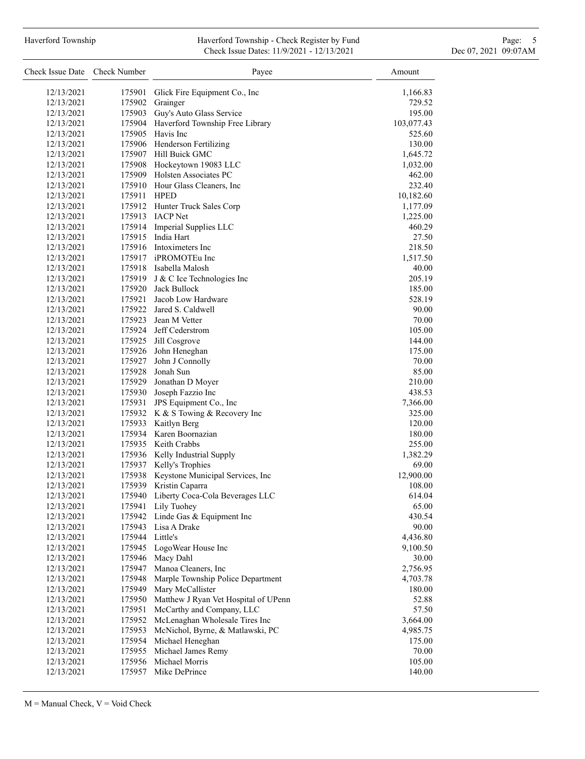| Check Issue Date | Check Number | Payee | Amount |
|---|---|---|---|
| 12/13/2021 | 175901 | Glick Fire Equipment Co., Inc | 1,166.83 |
| 12/13/2021 | 175902 | Grainger | 729.52 |
| 12/13/2021 | 175903 | Guy's Auto Glass Service | 195.00 |
| 12/13/2021 | 175904 | Haverford Township Free Library | 103,077.43 |
| 12/13/2021 | 175905 | Havis Inc | 525.60 |
| 12/13/2021 | 175906 | Henderson Fertilizing | 130.00 |
| 12/13/2021 | 175907 | Hill Buick GMC | 1,645.72 |
| 12/13/2021 | 175908 | Hockeytown 19083 LLC | 1,032.00 |
| 12/13/2021 | 175909 | Holsten Associates PC | 462.00 |
| 12/13/2021 | 175910 | Hour Glass Cleaners, Inc | 232.40 |
| 12/13/2021 | 175911 | HPED | 10,182.60 |
| 12/13/2021 | 175912 | Hunter Truck Sales Corp | 1,177.09 |
| 12/13/2021 | 175913 | IACP Net | 1,225.00 |
| 12/13/2021 | 175914 | Imperial Supplies LLC | 460.29 |
| 12/13/2021 | 175915 | India Hart | 27.50 |
| 12/13/2021 | 175916 | Intoximeters Inc | 218.50 |
| 12/13/2021 | 175917 | iPROMOTEu Inc | 1,517.50 |
| 12/13/2021 | 175918 | Isabella Malosh | 40.00 |
| 12/13/2021 | 175919 | J & C Ice Technologies Inc | 205.19 |
| 12/13/2021 | 175920 | Jack Bullock | 185.00 |
| 12/13/2021 | 175921 | Jacob Low Hardware | 528.19 |
| 12/13/2021 | 175922 | Jared S. Caldwell | 90.00 |
| 12/13/2021 | 175923 | Jean M Vetter | 70.00 |
| 12/13/2021 | 175924 | Jeff Cederstrom | 105.00 |
| 12/13/2021 | 175925 | Jill Cosgrove | 144.00 |
| 12/13/2021 | 175926 | John Heneghan | 175.00 |
| 12/13/2021 | 175927 | John J Connolly | 70.00 |
| 12/13/2021 | 175928 | Jonah Sun | 85.00 |
| 12/13/2021 | 175929 | Jonathan D Moyer | 210.00 |
| 12/13/2021 | 175930 | Joseph Fazzio Inc | 438.53 |
| 12/13/2021 | 175931 | JPS Equipment Co., Inc | 7,366.00 |
| 12/13/2021 | 175932 | K & S Towing & Recovery Inc | 325.00 |
| 12/13/2021 | 175933 | Kaitlyn Berg | 120.00 |
| 12/13/2021 | 175934 | Karen Boornazian | 180.00 |
| 12/13/2021 | 175935 | Keith Crabbs | 255.00 |
| 12/13/2021 | 175936 | Kelly Industrial Supply | 1,382.29 |
| 12/13/2021 | 175937 | Kelly's Trophies | 69.00 |
| 12/13/2021 | 175938 | Keystone Municipal Services, Inc | 12,900.00 |
| 12/13/2021 | 175939 | Kristin Caparra | 108.00 |
| 12/13/2021 | 175940 | Liberty Coca-Cola Beverages LLC | 614.04 |
| 12/13/2021 | 175941 | Lily Tuohey | 65.00 |
| 12/13/2021 | 175942 | Linde Gas & Equipment Inc | 430.54 |
| 12/13/2021 | 175943 | Lisa A Drake | 90.00 |
| 12/13/2021 | 175944 | Little's | 4,436.80 |
| 12/13/2021 | 175945 | LogoWear House Inc | 9,100.50 |
| 12/13/2021 | 175946 | Macy Dahl | 30.00 |
| 12/13/2021 | 175947 | Manoa Cleaners, Inc | 2,756.95 |
| 12/13/2021 | 175948 | Marple Township Police Department | 4,703.78 |
| 12/13/2021 | 175949 | Mary McCallister | 180.00 |
| 12/13/2021 | 175950 | Matthew J Ryan Vet Hospital of UPenn | 52.88 |
| 12/13/2021 | 175951 | McCarthy and Company, LLC | 57.50 |
| 12/13/2021 | 175952 | McLenaghan Wholesale Tires Inc | 3,664.00 |
| 12/13/2021 | 175953 | McNichol, Byrne, & Matlawski, PC | 4,985.75 |
| 12/13/2021 | 175954 | Michael Heneghan | 175.00 |
| 12/13/2021 | 175955 | Michael James Remy | 70.00 |
| 12/13/2021 | 175956 | Michael Morris | 105.00 |
| 12/13/2021 | 175957 | Mike DePrince | 140.00 |

M = Manual Check, V = Void Check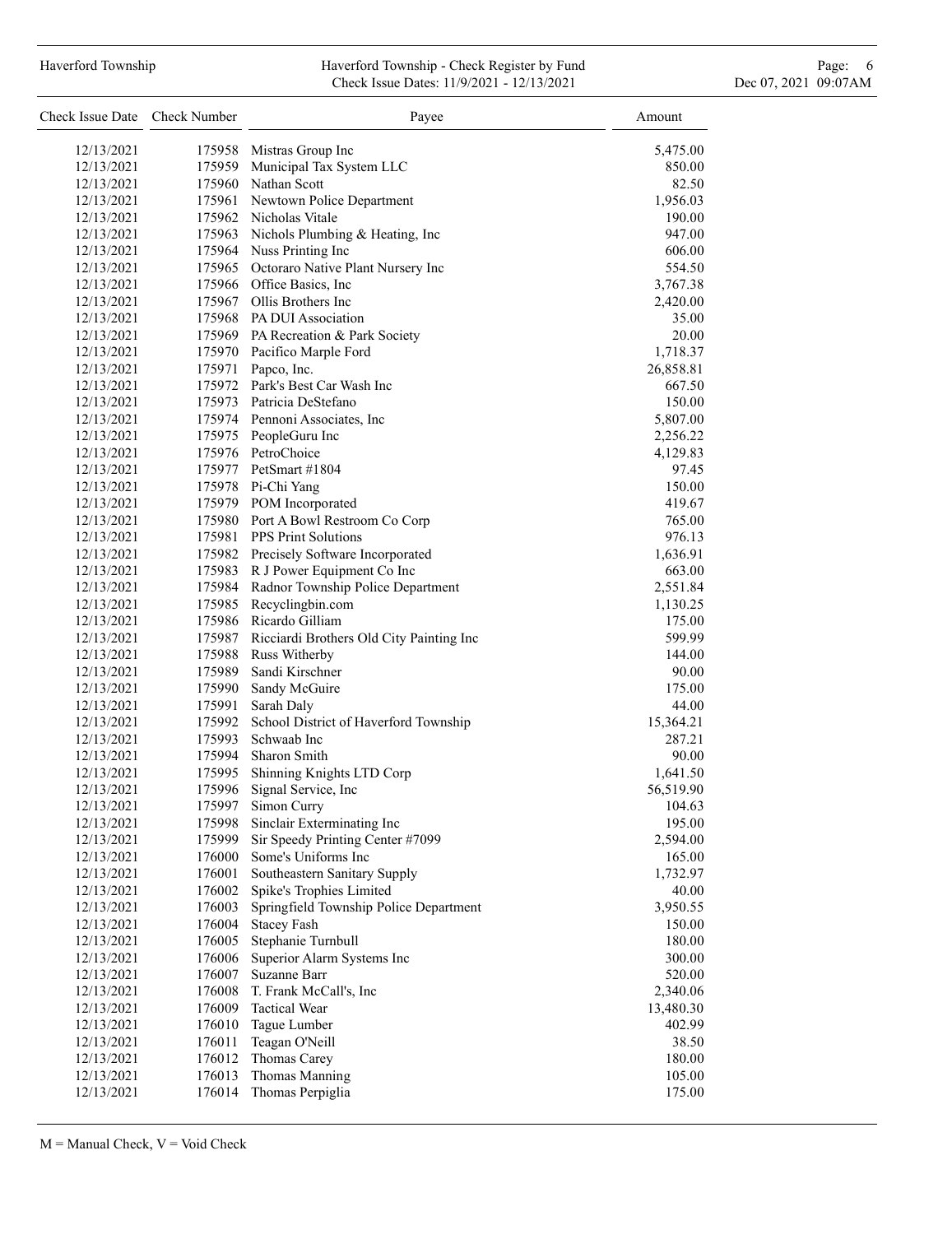| Check Issue Date | Check Number | Payee | Amount |
|---|---|---|---|
| 12/13/2021 | 175958 | Mistras Group Inc | 5,475.00 |
| 12/13/2021 | 175959 | Municipal Tax System LLC | 850.00 |
| 12/13/2021 | 175960 | Nathan Scott | 82.50 |
| 12/13/2021 | 175961 | Newtown Police Department | 1,956.03 |
| 12/13/2021 | 175962 | Nicholas Vitale | 190.00 |
| 12/13/2021 | 175963 | Nichols Plumbing & Heating, Inc | 947.00 |
| 12/13/2021 | 175964 | Nuss Printing Inc | 606.00 |
| 12/13/2021 | 175965 | Octoraro Native Plant Nursery Inc | 554.50 |
| 12/13/2021 | 175966 | Office Basics, Inc | 3,767.38 |
| 12/13/2021 | 175967 | Ollis Brothers Inc | 2,420.00 |
| 12/13/2021 | 175968 | PA DUI Association | 35.00 |
| 12/13/2021 | 175969 | PA Recreation & Park Society | 20.00 |
| 12/13/2021 | 175970 | Pacifico Marple Ford | 1,718.37 |
| 12/13/2021 | 175971 | Papco, Inc. | 26,858.81 |
| 12/13/2021 | 175972 | Park's Best Car Wash Inc | 667.50 |
| 12/13/2021 | 175973 | Patricia DeStefano | 150.00 |
| 12/13/2021 | 175974 | Pennoni Associates, Inc | 5,807.00 |
| 12/13/2021 | 175975 | PeopleGuru Inc | 2,256.22 |
| 12/13/2021 | 175976 | PetroChoice | 4,129.83 |
| 12/13/2021 | 175977 | PetSmart #1804 | 97.45 |
| 12/13/2021 | 175978 | Pi-Chi Yang | 150.00 |
| 12/13/2021 | 175979 | POM Incorporated | 419.67 |
| 12/13/2021 | 175980 | Port A Bowl Restroom Co Corp | 765.00 |
| 12/13/2021 | 175981 | PPS Print Solutions | 976.13 |
| 12/13/2021 | 175982 | Precisely Software Incorporated | 1,636.91 |
| 12/13/2021 | 175983 | R J Power Equipment Co Inc | 663.00 |
| 12/13/2021 | 175984 | Radnor Township Police Department | 2,551.84 |
| 12/13/2021 | 175985 | Recyclingbin.com | 1,130.25 |
| 12/13/2021 | 175986 | Ricardo Gilliam | 175.00 |
| 12/13/2021 | 175987 | Ricciardi Brothers Old City Painting Inc | 599.99 |
| 12/13/2021 | 175988 | Russ Witherby | 144.00 |
| 12/13/2021 | 175989 | Sandi Kirschner | 90.00 |
| 12/13/2021 | 175990 | Sandy McGuire | 175.00 |
| 12/13/2021 | 175991 | Sarah Daly | 44.00 |
| 12/13/2021 | 175992 | School District of Haverford Township | 15,364.21 |
| 12/13/2021 | 175993 | Schwaab Inc | 287.21 |
| 12/13/2021 | 175994 | Sharon Smith | 90.00 |
| 12/13/2021 | 175995 | Shinning Knights LTD Corp | 1,641.50 |
| 12/13/2021 | 175996 | Signal Service, Inc | 56,519.90 |
| 12/13/2021 | 175997 | Simon Curry | 104.63 |
| 12/13/2021 | 175998 | Sinclair Exterminating Inc | 195.00 |
| 12/13/2021 | 175999 | Sir Speedy Printing Center #7099 | 2,594.00 |
| 12/13/2021 | 176000 | Some's Uniforms Inc | 165.00 |
| 12/13/2021 | 176001 | Southeastern Sanitary Supply | 1,732.97 |
| 12/13/2021 | 176002 | Spike's Trophies Limited | 40.00 |
| 12/13/2021 | 176003 | Springfield Township Police Department | 3,950.55 |
| 12/13/2021 | 176004 | Stacey Fash | 150.00 |
| 12/13/2021 | 176005 | Stephanie Turnbull | 180.00 |
| 12/13/2021 | 176006 | Superior Alarm Systems Inc | 300.00 |
| 12/13/2021 | 176007 | Suzanne Barr | 520.00 |
| 12/13/2021 | 176008 | T. Frank McCall's, Inc | 2,340.06 |
| 12/13/2021 | 176009 | Tactical Wear | 13,480.30 |
| 12/13/2021 | 176010 | Tague Lumber | 402.99 |
| 12/13/2021 | 176011 | Teagan O'Neill | 38.50 |
| 12/13/2021 | 176012 | Thomas Carey | 180.00 |
| 12/13/2021 | 176013 | Thomas Manning | 105.00 |
| 12/13/2021 | 176014 | Thomas Perpiglia | 175.00 |

M = Manual Check, V = Void Check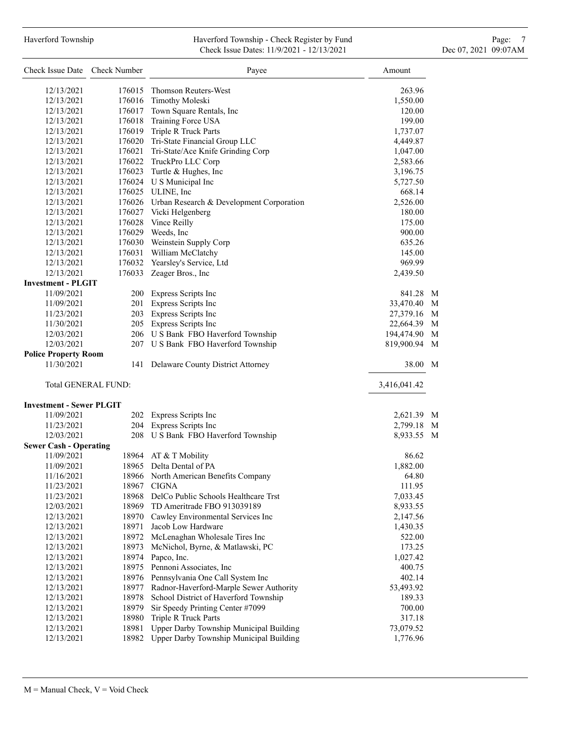| Check Issue Date | Check Number | Payee | Amount | |
|---|---|---|---|---|
| 12/13/2021 | 176015 | Thomson Reuters-West | 263.96 | |
| 12/13/2021 | 176016 | Timothy Moleski | 1,550.00 | |
| 12/13/2021 | 176017 | Town Square Rentals, Inc | 120.00 | |
| 12/13/2021 | 176018 | Training Force USA | 199.00 | |
| 12/13/2021 | 176019 | Triple R Truck Parts | 1,737.07 | |
| 12/13/2021 | 176020 | Tri-State Financial Group LLC | 4,449.87 | |
| 12/13/2021 | 176021 | Tri-State/Ace Knife Grinding Corp | 1,047.00 | |
| 12/13/2021 | 176022 | TruckPro LLC Corp | 2,583.66 | |
| 12/13/2021 | 176023 | Turtle & Hughes, Inc | 3,196.75 | |
| 12/13/2021 | 176024 | U S Municipal Inc | 5,727.50 | |
| 12/13/2021 | 176025 | ULINE, Inc | 668.14 | |
| 12/13/2021 | 176026 | Urban Research & Development Corporation | 2,526.00 | |
| 12/13/2021 | 176027 | Vicki Helgenberg | 180.00 | |
| 12/13/2021 | 176028 | Vince Reilly | 175.00 | |
| 12/13/2021 | 176029 | Weeds, Inc | 900.00 | |
| 12/13/2021 | 176030 | Weinstein Supply Corp | 635.26 | |
| 12/13/2021 | 176031 | William McClatchy | 145.00 | |
| 12/13/2021 | 176032 | Yearsley's Service, Ltd | 969.99 | |
| 12/13/2021 | 176033 | Zeager Bros., Inc | 2,439.50 | |
| **Investment - PLGIT** | | | | |
| 11/09/2021 | 200 | Express Scripts Inc | 841.28 | M |
| 11/09/2021 | 201 | Express Scripts Inc | 33,470.40 | M |
| 11/23/2021 | 203 | Express Scripts Inc | 27,379.16 | M |
| 11/30/2021 | 205 | Express Scripts Inc | 22,664.39 | M |
| 12/03/2021 | 206 | U S Bank FBO Haverford Township | 194,474.90 | M |
| 12/03/2021 | 207 | U S Bank FBO Haverford Township | 819,900.94 | M |
| **Police Property Room** | | | | |
| 11/30/2021 | 141 | Delaware County District Attorney | 38.00 | M |
| Total GENERAL FUND: | | | 3,416,041.42 | |
| **Investment - Sewer PLGIT** | | | | |
| 11/09/2021 | 202 | Express Scripts Inc | 2,621.39 | M |
| 11/23/2021 | 204 | Express Scripts Inc | 2,799.18 | M |
| 12/03/2021 | 208 | U S Bank FBO Haverford Township | 8,933.55 | M |
| **Sewer Cash - Operating** | | | | |
| 11/09/2021 | 18964 | AT & T Mobility | 86.62 | |
| 11/09/2021 | 18965 | Delta Dental of PA | 1,882.00 | |
| 11/16/2021 | 18966 | North American Benefits Company | 64.80 | |
| 11/23/2021 | 18967 | CIGNA | 111.95 | |
| 11/23/2021 | 18968 | DelCo Public Schools Healthcare Trst | 7,033.45 | |
| 12/03/2021 | 18969 | TD Ameritrade FBO 913039189 | 8,933.55 | |
| 12/13/2021 | 18970 | Cawley Environmental Services Inc | 2,147.56 | |
| 12/13/2021 | 18971 | Jacob Low Hardware | 1,430.35 | |
| 12/13/2021 | 18972 | McLenaghan Wholesale Tires Inc | 522.00 | |
| 12/13/2021 | 18973 | McNichol, Byrne, & Matlawski, PC | 173.25 | |
| 12/13/2021 | 18974 | Papco, Inc. | 1,027.42 | |
| 12/13/2021 | 18975 | Pennoni Associates, Inc | 400.75 | |
| 12/13/2021 | 18976 | Pennsylvania One Call System Inc | 402.14 | |
| 12/13/2021 | 18977 | Radnor-Haverford-Marple Sewer Authority | 53,493.92 | |
| 12/13/2021 | 18978 | School District of Haverford Township | 189.33 | |
| 12/13/2021 | 18979 | Sir Speedy Printing Center #7099 | 700.00 | |
| 12/13/2021 | 18980 | Triple R Truck Parts | 317.18 | |
| 12/13/2021 | 18981 | Upper Darby Township Municipal Building | 73,079.52 | |
| 12/13/2021 | 18982 | Upper Darby Township Municipal Building | 1,776.96 | |

M = Manual Check, V = Void Check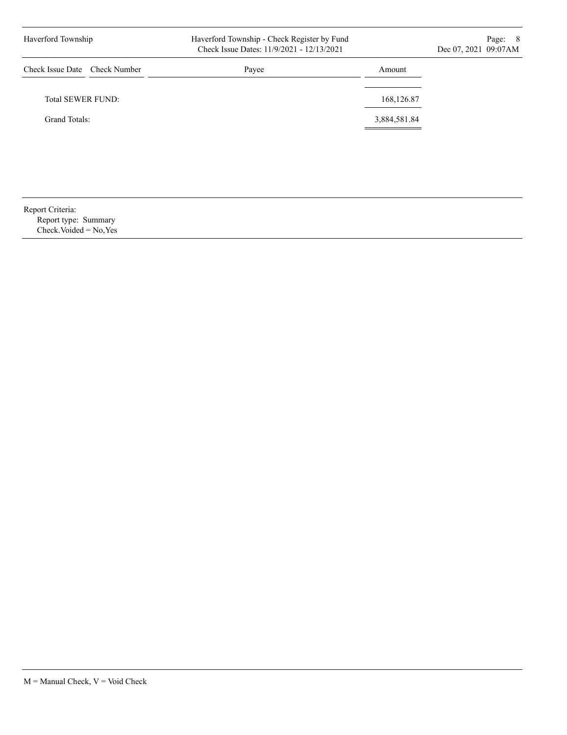| Check Issue Date | Check Number | Payee | Amount |
|---|---|---|---|
| Total SEWER FUND: | | | 168,126.87 |
| Grand Totals: | | | 3,884,581.84 |

Report Criteria:
Report type: Summary
Check.Voided = No,Yes

M = Manual Check, V = Void Check